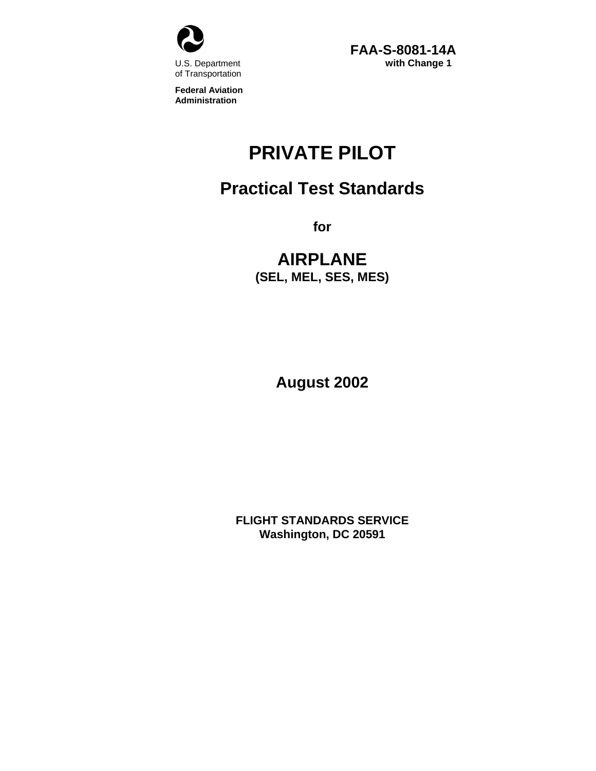U.S. Department of Transportation

**Federal Aviation Administration**

**FAA-S-8081-14A**
**with Change 1**

# PRIVATE PILOT

## Practical Test Standards

**for**

## AIRPLANE

**(SEL, MEL, SES, MES)**

**August 2002**

**FLIGHT STANDARDS SERVICE**
**Washington, DC 20591**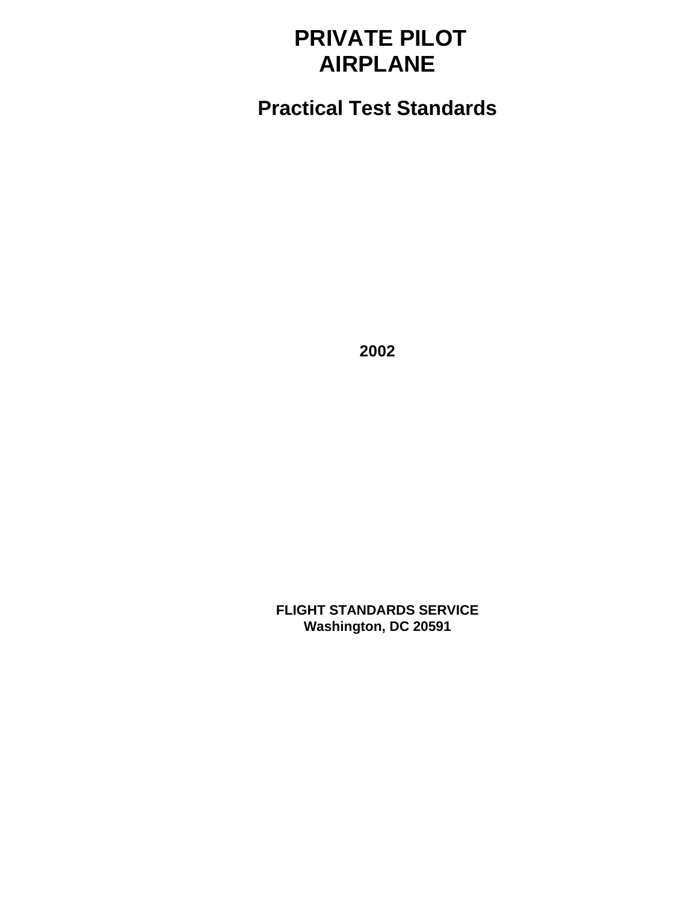# PRIVATE PILOT
# AIRPLANE

## Practical Test Standards

**2002**

**FLIGHT STANDARDS SERVICE**
**Washington, DC 20591**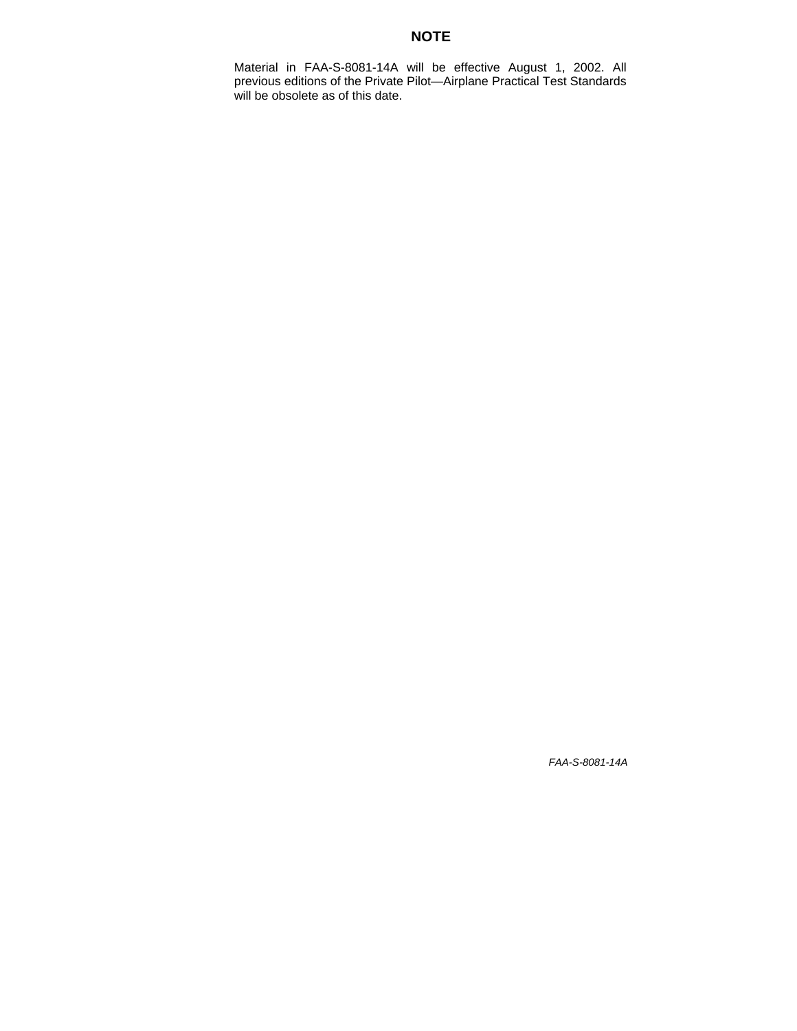## NOTE

Material in FAA-S-8081-14A will be effective August 1, 2002. All previous editions of the Private Pilot—Airplane Practical Test Standards will be obsolete as of this date.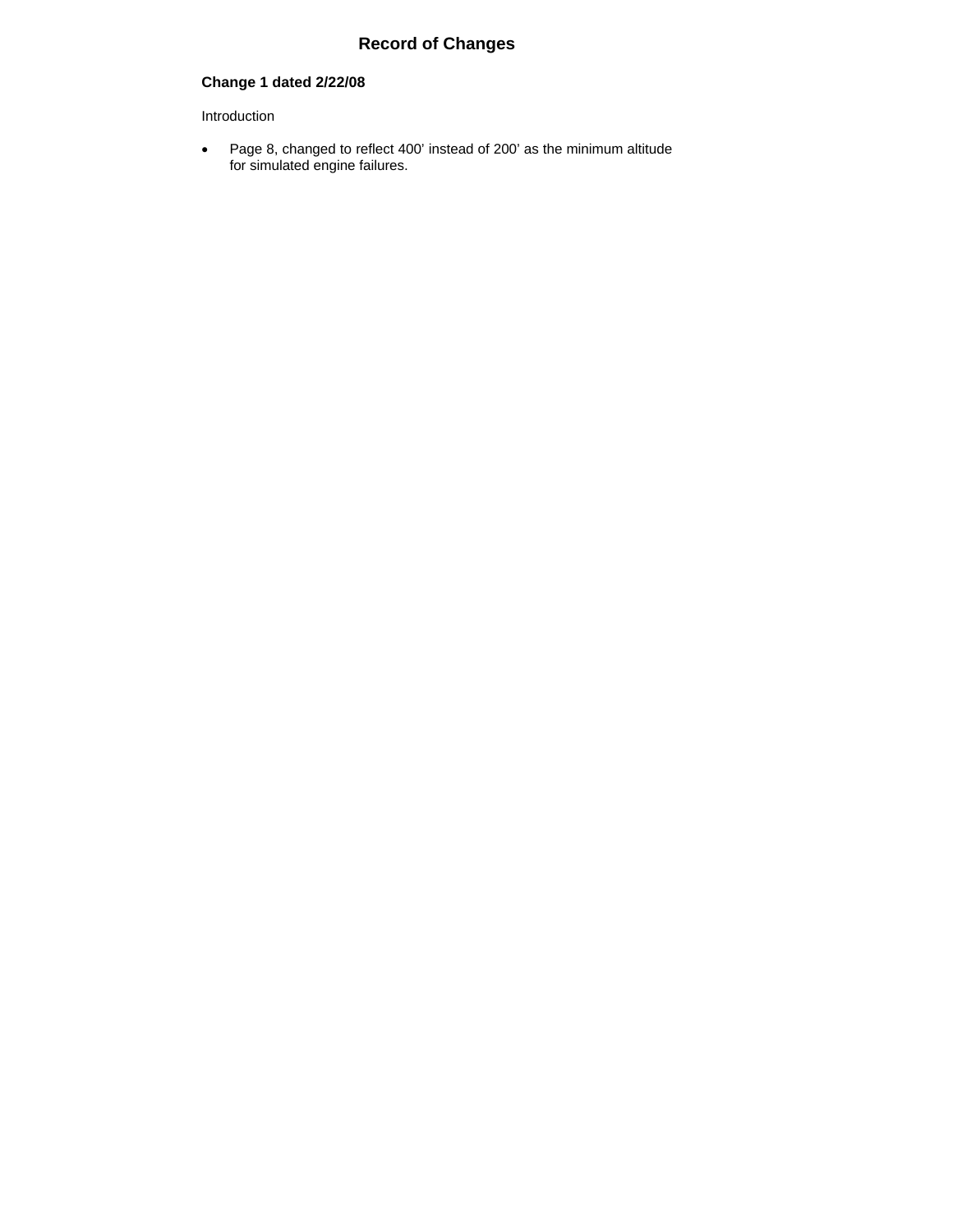# Record of Changes

**Change 1 dated 2/22/08**

Introduction

- Page 8, changed to reflect 400' instead of 200' as the minimum altitude for simulated engine failures.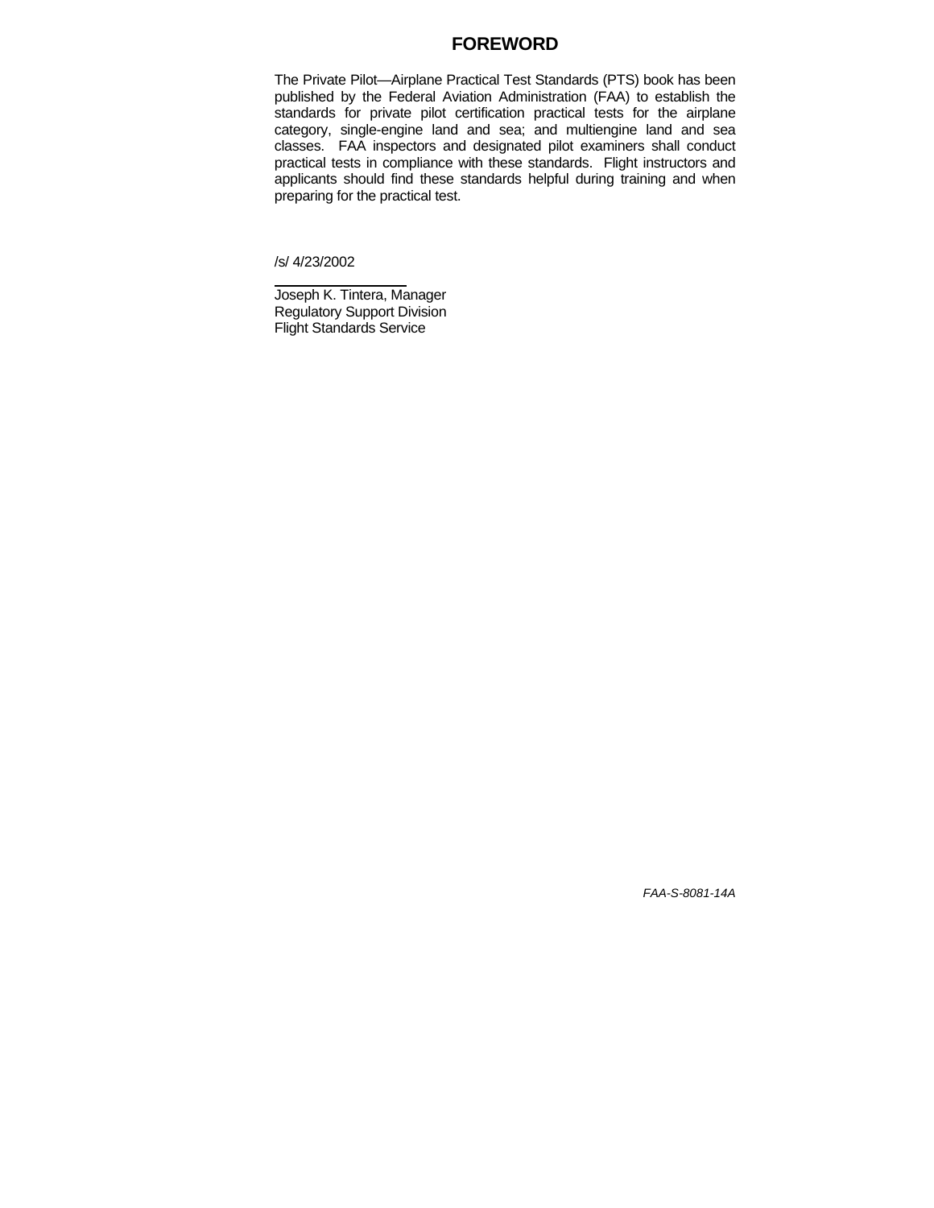# FOREWORD

The Private Pilot—Airplane Practical Test Standards (PTS) book has been published by the Federal Aviation Administration (FAA) to establish the standards for private pilot certification practical tests for the airplane category, single-engine land and sea; and multiengine land and sea classes. FAA inspectors and designated pilot examiners shall conduct practical tests in compliance with these standards. Flight instructors and applicants should find these standards helpful during training and when preparing for the practical test.

/s/ 4/23/2002

Joseph K. Tintera, Manager
Regulatory Support Division
Flight Standards Service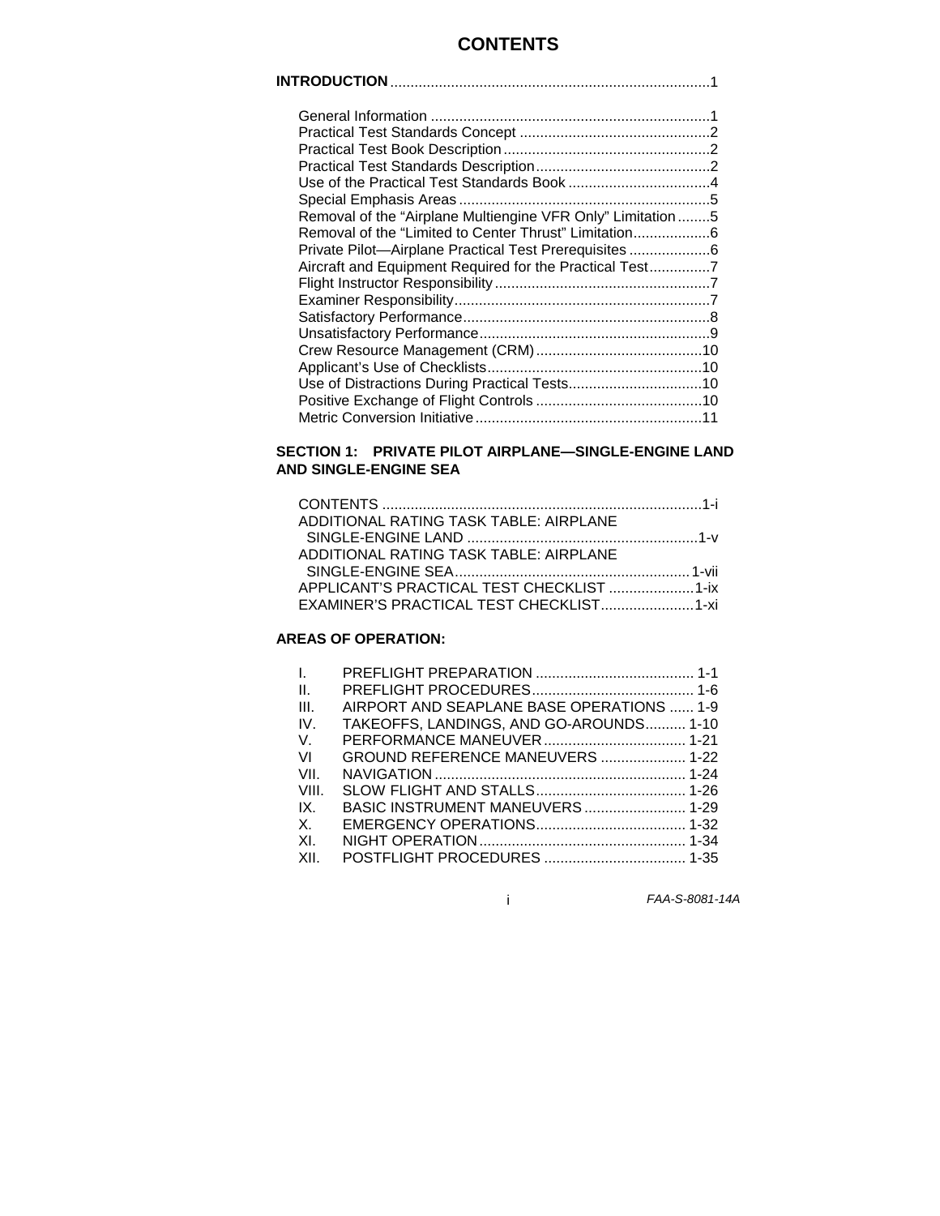# CONTENTS

**INTRODUCTION** .............................................................................1

General Information ....................................................................1
Practical Test Standards Concept ..............................................2
Practical Test Book Description..................................................2
Practical Test Standards Description...........................................2
Use of the Practical Test Standards Book ..................................4
Special Emphasis Areas .............................................................5
Removal of the "Airplane Multiengine VFR Only" Limitation ........5
Removal of the "Limited to Center Thrust" Limitation...................6
Private Pilot—Airplane Practical Test Prerequisites ...................6
Aircraft and Equipment Required for the Practical Test..............7
Flight Instructor Responsibility....................................................7
Examiner Responsibility..............................................................7
Satisfactory Performance............................................................8
Unsatisfactory Performance........................................................9
Crew Resource Management (CRM).........................................10
Applicant's Use of Checklists.....................................................10
Use of Distractions During Practical Tests.................................10
Positive Exchange of Flight Controls .........................................10
Metric Conversion Initiative.......................................................11

**SECTION 1: PRIVATE PILOT AIRPLANE—SINGLE-ENGINE LAND AND SINGLE-ENGINE SEA**

CONTENTS ..............................................................................1-i
ADDITIONAL RATING TASK TABLE: AIRPLANE SINGLE-ENGINE LAND .........................................................1-v
ADDITIONAL RATING TASK TABLE: AIRPLANE SINGLE-ENGINE SEA.........................................................1-vii
APPLICANT'S PRACTICAL TEST CHECKLIST ....................1-ix
EXAMINER'S PRACTICAL TEST CHECKLIST......................1-xi

**AREAS OF OPERATION:**

I. PREFLIGHT PREPARATION ....................................... 1-1
II. PREFLIGHT PROCEDURES........................................ 1-6
III. AIRPORT AND SEAPLANE BASE OPERATIONS ...... 1-9
IV. TAKEOFFS, LANDINGS, AND GO-AROUNDS.......... 1-10
V. PERFORMANCE MANEUVER................................... 1-21
VI GROUND REFERENCE MANEUVERS ..................... 1-22
VII. NAVIGATION............................................................. 1-24
VIII. SLOW FLIGHT AND STALLS..................................... 1-26
IX. BASIC INSTRUMENT MANEUVERS......................... 1-29
X. EMERGENCY OPERATIONS..................................... 1-32
XI. NIGHT OPERATION................................................... 1-34
XII. POSTFLIGHT PROCEDURES ................................... 1-35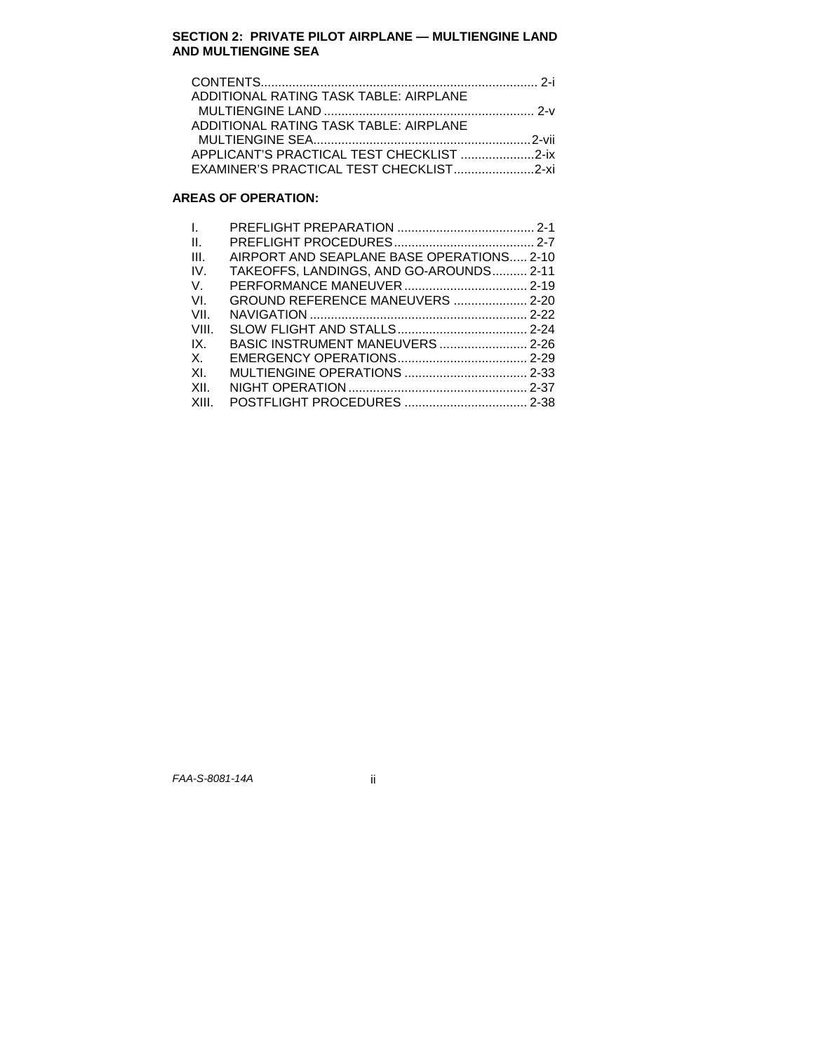## SECTION 2: PRIVATE PILOT AIRPLANE — MULTIENGINE LAND AND MULTIENGINE SEA

CONTENTS.............................................................................. 2-i
ADDITIONAL RATING TASK TABLE: AIRPLANE MULTIENGINE LAND ............................................................ 2-v
ADDITIONAL RATING TASK TABLE: AIRPLANE MULTIENGINE SEA..............................................................2-vii
APPLICANT'S PRACTICAL TEST CHECKLIST .....................2-ix
EXAMINER'S PRACTICAL TEST CHECKLIST.......................2-xi

### AREAS OF OPERATION:

| | | |
|---|---|---|
| I. | PREFLIGHT PREPARATION | 2-1 |
| II. | PREFLIGHT PROCEDURES | 2-7 |
| III. | AIRPORT AND SEAPLANE BASE OPERATIONS | 2-10 |
| IV. | TAKEOFFS, LANDINGS, AND GO-AROUNDS | 2-11 |
| V. | PERFORMANCE MANEUVER | 2-19 |
| VI. | GROUND REFERENCE MANEUVERS | 2-20 |
| VII. | NAVIGATION | 2-22 |
| VIII. | SLOW FLIGHT AND STALLS | 2-24 |
| IX. | BASIC INSTRUMENT MANEUVERS | 2-26 |
| X. | EMERGENCY OPERATIONS | 2-29 |
| XI. | MULTIENGINE OPERATIONS | 2-33 |
| XII. | NIGHT OPERATION | 2-37 |
| XIII. | POSTFLIGHT PROCEDURES | 2-38 |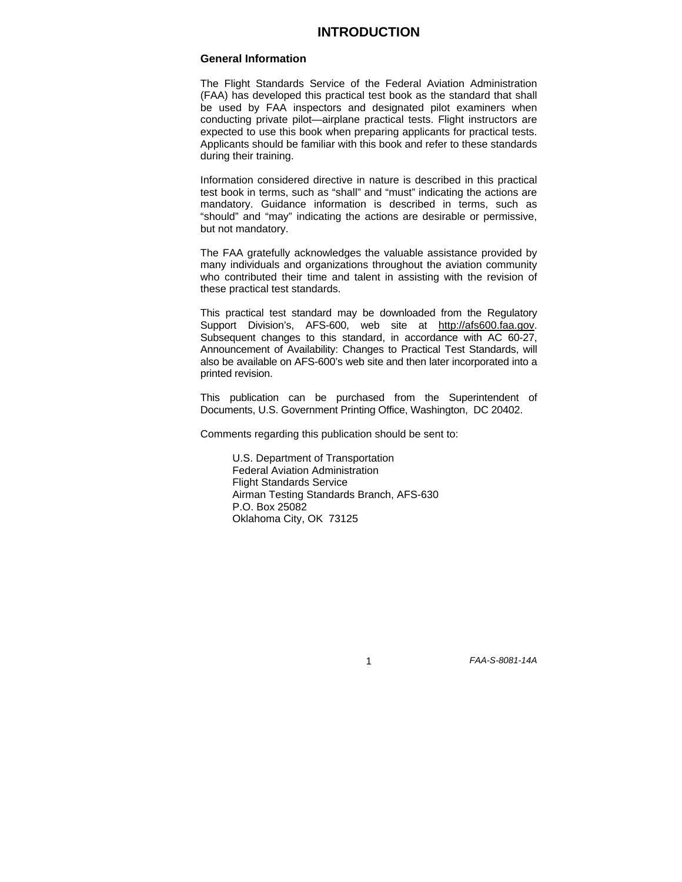# INTRODUCTION

## General Information

The Flight Standards Service of the Federal Aviation Administration (FAA) has developed this practical test book as the standard that shall be used by FAA inspectors and designated pilot examiners when conducting private pilot—airplane practical tests. Flight instructors are expected to use this book when preparing applicants for practical tests. Applicants should be familiar with this book and refer to these standards during their training.

Information considered directive in nature is described in this practical test book in terms, such as "shall" and "must" indicating the actions are mandatory. Guidance information is described in terms, such as "should" and "may" indicating the actions are desirable or permissive, but not mandatory.

The FAA gratefully acknowledges the valuable assistance provided by many individuals and organizations throughout the aviation community who contributed their time and talent in assisting with the revision of these practical test standards.

This practical test standard may be downloaded from the Regulatory Support Division's, AFS-600, web site at http://afs600.faa.gov. Subsequent changes to this standard, in accordance with AC 60-27, Announcement of Availability: Changes to Practical Test Standards, will also be available on AFS-600's web site and then later incorporated into a printed revision.

This publication can be purchased from the Superintendent of Documents, U.S. Government Printing Office, Washington, DC 20402.

Comments regarding this publication should be sent to:

U.S. Department of Transportation
Federal Aviation Administration
Flight Standards Service
Airman Testing Standards Branch, AFS-630
P.O. Box 25082
Oklahoma City, OK 73125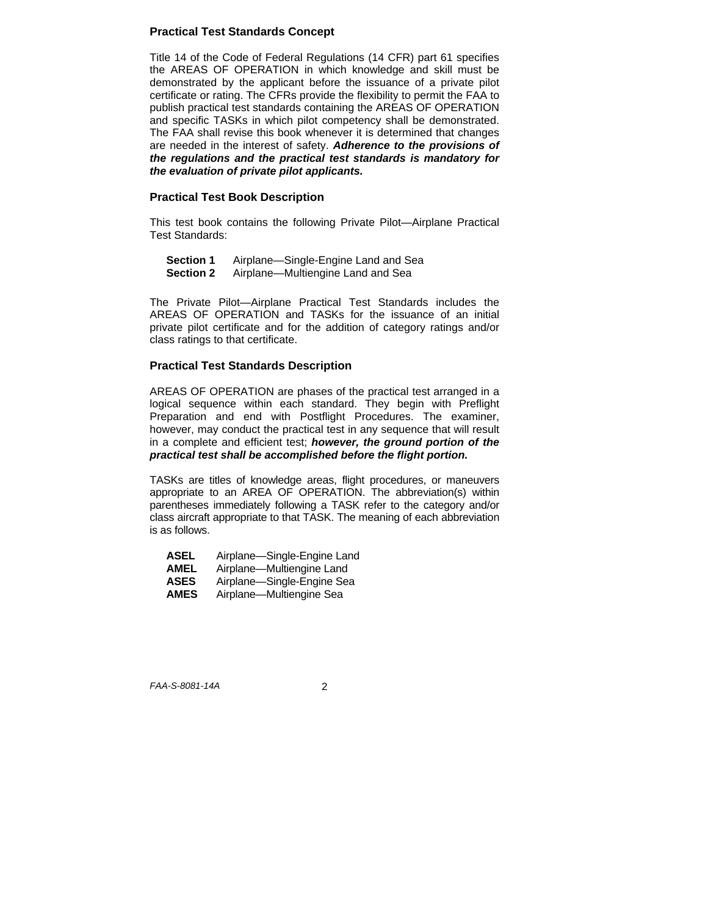## Practical Test Standards Concept

Title 14 of the Code of Federal Regulations (14 CFR) part 61 specifies the AREAS OF OPERATION in which knowledge and skill must be demonstrated by the applicant before the issuance of a private pilot certificate or rating. The CFRs provide the flexibility to permit the FAA to publish practical test standards containing the AREAS OF OPERATION and specific TASKs in which pilot competency shall be demonstrated. The FAA shall revise this book whenever it is determined that changes are needed in the interest of safety. ***Adherence to the provisions of the regulations and the practical test standards is mandatory for the evaluation of private pilot applicants.***

## Practical Test Book Description

This test book contains the following Private Pilot—Airplane Practical Test Standards:

**Section 1** Airplane—Single-Engine Land and Sea
**Section 2** Airplane—Multiengine Land and Sea

The Private Pilot—Airplane Practical Test Standards includes the AREAS OF OPERATION and TASKs for the issuance of an initial private pilot certificate and for the addition of category ratings and/or class ratings to that certificate.

## Practical Test Standards Description

AREAS OF OPERATION are phases of the practical test arranged in a logical sequence within each standard. They begin with Preflight Preparation and end with Postflight Procedures. The examiner, however, may conduct the practical test in any sequence that will result in a complete and efficient test; ***however, the ground portion of the practical test shall be accomplished before the flight portion.***

TASKs are titles of knowledge areas, flight procedures, or maneuvers appropriate to an AREA OF OPERATION. The abbreviation(s) within parentheses immediately following a TASK refer to the category and/or class aircraft appropriate to that TASK. The meaning of each abbreviation is as follows.

**ASEL** Airplane—Single-Engine Land
**AMEL** Airplane—Multiengine Land
**ASES** Airplane—Single-Engine Sea
**AMES** Airplane—Multiengine Sea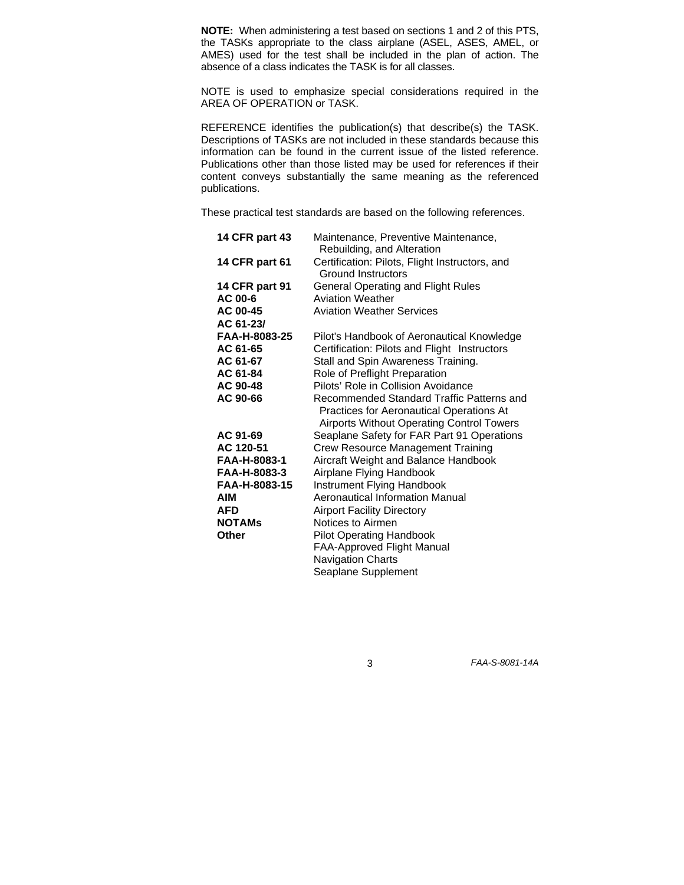**NOTE:** When administering a test based on sections 1 and 2 of this PTS, the TASKs appropriate to the class airplane (ASEL, ASES, AMEL, or AMES) used for the test shall be included in the plan of action. The absence of a class indicates the TASK is for all classes.

NOTE is used to emphasize special considerations required in the AREA OF OPERATION or TASK.

REFERENCE identifies the publication(s) that describe(s) the TASK. Descriptions of TASKs are not included in these standards because this information can be found in the current issue of the listed reference. Publications other than those listed may be used for references if their content conveys substantially the same meaning as the referenced publications.

These practical test standards are based on the following references.

| | |
|---|---|
| **14 CFR part 43** | Maintenance, Preventive Maintenance, Rebuilding, and Alteration |
| **14 CFR part 61** | Certification: Pilots, Flight Instructors, and Ground Instructors |
| **14 CFR part 91** | General Operating and Flight Rules |
| **AC 00-6** | Aviation Weather |
| **AC 00-45** | Aviation Weather Services |
| **AC 61-23/ FAA-H-8083-25** | Pilot's Handbook of Aeronautical Knowledge |
| **AC 61-65** | Certification: Pilots and Flight Instructors |
| **AC 61-67** | Stall and Spin Awareness Training. |
| **AC 61-84** | Role of Preflight Preparation |
| **AC 90-48** | Pilots' Role in Collision Avoidance |
| **AC 90-66** | Recommended Standard Traffic Patterns and Practices for Aeronautical Operations At Airports Without Operating Control Towers |
| **AC 91-69** | Seaplane Safety for FAR Part 91 Operations |
| **AC 120-51** | Crew Resource Management Training |
| **FAA-H-8083-1** | Aircraft Weight and Balance Handbook |
| **FAA-H-8083-3** | Airplane Flying Handbook |
| **FAA-H-8083-15** | Instrument Flying Handbook |
| **AIM** | Aeronautical Information Manual |
| **AFD** | Airport Facility Directory |
| **NOTAMs** | Notices to Airmen |
| **Other** | Pilot Operating Handbook<br>FAA-Approved Flight Manual<br>Navigation Charts<br>Seaplane Supplement |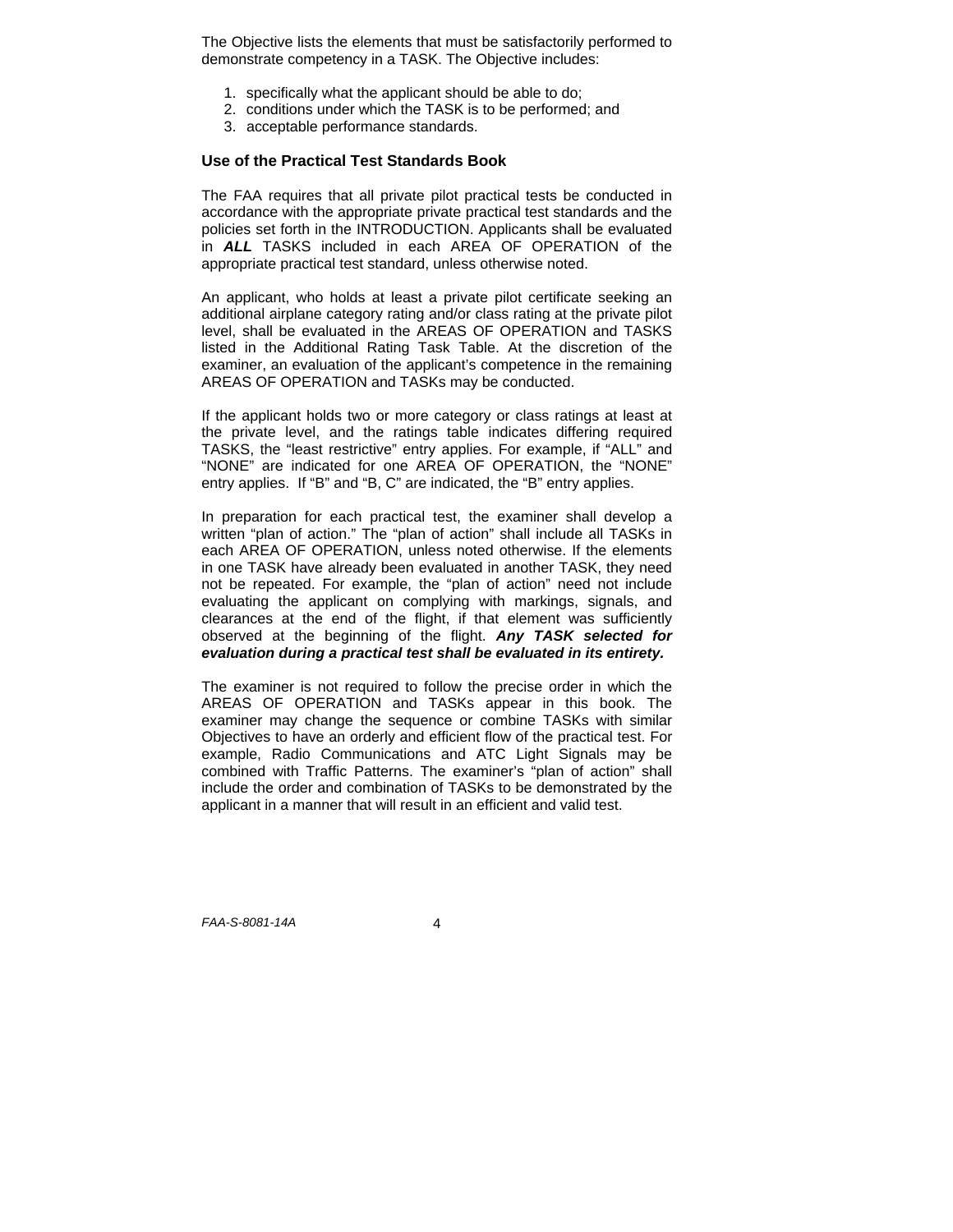The Objective lists the elements that must be satisfactorily performed to demonstrate competency in a TASK. The Objective includes:

1. specifically what the applicant should be able to do;
2. conditions under which the TASK is to be performed; and
3. acceptable performance standards.

## Use of the Practical Test Standards Book

The FAA requires that all private pilot practical tests be conducted in accordance with the appropriate private practical test standards and the policies set forth in the INTRODUCTION. Applicants shall be evaluated in ***ALL*** TASKS included in each AREA OF OPERATION of the appropriate practical test standard, unless otherwise noted.

An applicant, who holds at least a private pilot certificate seeking an additional airplane category rating and/or class rating at the private pilot level, shall be evaluated in the AREAS OF OPERATION and TASKS listed in the Additional Rating Task Table. At the discretion of the examiner, an evaluation of the applicant's competence in the remaining AREAS OF OPERATION and TASKs may be conducted.

If the applicant holds two or more category or class ratings at least at the private level, and the ratings table indicates differing required TASKS, the "least restrictive" entry applies. For example, if "ALL" and "NONE" are indicated for one AREA OF OPERATION, the "NONE" entry applies. If "B" and "B, C" are indicated, the "B" entry applies.

In preparation for each practical test, the examiner shall develop a written "plan of action." The "plan of action" shall include all TASKs in each AREA OF OPERATION, unless noted otherwise. If the elements in one TASK have already been evaluated in another TASK, they need not be repeated. For example, the "plan of action" need not include evaluating the applicant on complying with markings, signals, and clearances at the end of the flight, if that element was sufficiently observed at the beginning of the flight. ***Any TASK selected for evaluation during a practical test shall be evaluated in its entirety.***

The examiner is not required to follow the precise order in which the AREAS OF OPERATION and TASKs appear in this book. The examiner may change the sequence or combine TASKs with similar Objectives to have an orderly and efficient flow of the practical test. For example, Radio Communications and ATC Light Signals may be combined with Traffic Patterns. The examiner's "plan of action" shall include the order and combination of TASKs to be demonstrated by the applicant in a manner that will result in an efficient and valid test.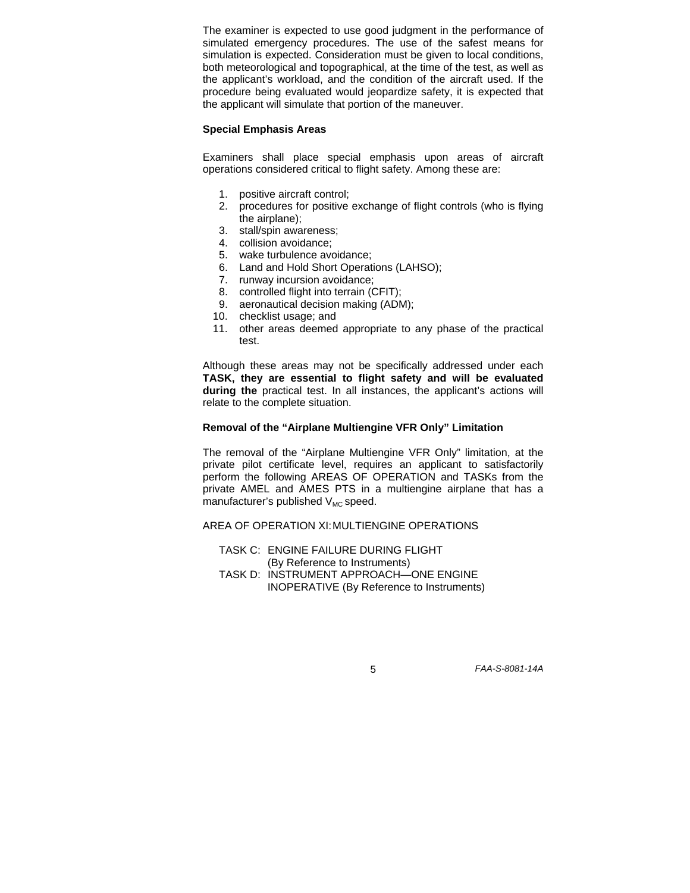The examiner is expected to use good judgment in the performance of simulated emergency procedures. The use of the safest means for simulation is expected. Consideration must be given to local conditions, both meteorological and topographical, at the time of the test, as well as the applicant's workload, and the condition of the aircraft used. If the procedure being evaluated would jeopardize safety, it is expected that the applicant will simulate that portion of the maneuver.

### Special Emphasis Areas

Examiners shall place special emphasis upon areas of aircraft operations considered critical to flight safety. Among these are:

1. positive aircraft control;
2. procedures for positive exchange of flight controls (who is flying the airplane);
3. stall/spin awareness;
4. collision avoidance;
5. wake turbulence avoidance;
6. Land and Hold Short Operations (LAHSO);
7. runway incursion avoidance;
8. controlled flight into terrain (CFIT);
9. aeronautical decision making (ADM);
10. checklist usage; and
11. other areas deemed appropriate to any phase of the practical test.

Although these areas may not be specifically addressed under each **TASK, they are essential to flight safety and will be evaluated during the** practical test. In all instances, the applicant's actions will relate to the complete situation.

### Removal of the "Airplane Multiengine VFR Only" Limitation

The removal of the "Airplane Multiengine VFR Only" limitation, at the private pilot certificate level, requires an applicant to satisfactorily perform the following AREAS OF OPERATION and TASKs from the private AMEL and AMES PTS in a multiengine airplane that has a manufacturer's published $V_{MC}$ speed.

AREA OF OPERATION XI: MULTIENGINE OPERATIONS

- TASK C: ENGINE FAILURE DURING FLIGHT (By Reference to Instruments)
- TASK D: INSTRUMENT APPROACH—ONE ENGINE INOPERATIVE (By Reference to Instruments)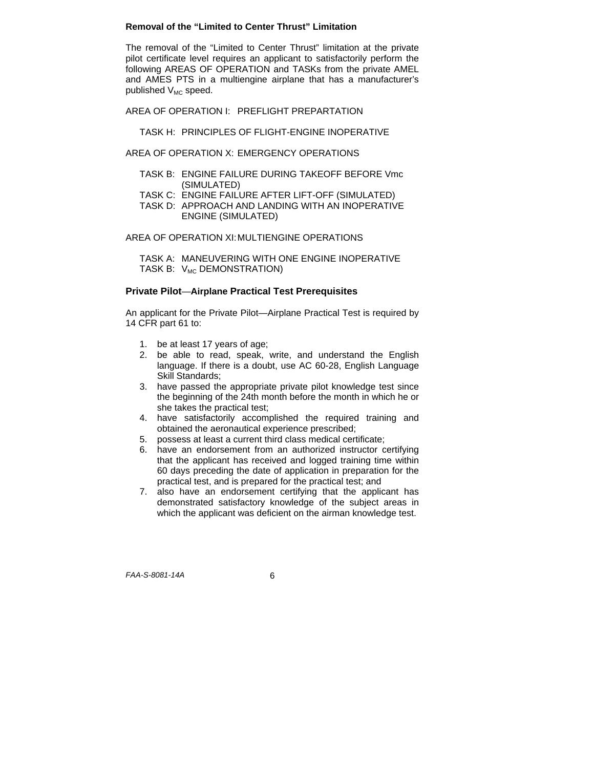### Removal of the "Limited to Center Thrust" Limitation

The removal of the "Limited to Center Thrust" limitation at the private pilot certificate level requires an applicant to satisfactorily perform the following AREAS OF OPERATION and TASKs from the private AMEL and AMES PTS in a multiengine airplane that has a manufacturer's published $V_{MC}$ speed.

AREA OF OPERATION I: PREFLIGHT PREPARTATION

- TASK H: PRINCIPLES OF FLIGHT-ENGINE INOPERATIVE

AREA OF OPERATION X: EMERGENCY OPERATIONS

- TASK B: ENGINE FAILURE DURING TAKEOFF BEFORE Vmc (SIMULATED)
- TASK C: ENGINE FAILURE AFTER LIFT-OFF (SIMULATED)
- TASK D: APPROACH AND LANDING WITH AN INOPERATIVE ENGINE (SIMULATED)

AREA OF OPERATION XI: MULTIENGINE OPERATIONS

- TASK A: MANEUVERING WITH ONE ENGINE INOPERATIVE
- TASK B: $V_{MC}$ DEMONSTRATION)

### Private Pilot—Airplane Practical Test Prerequisites

An applicant for the Private Pilot—Airplane Practical Test is required by 14 CFR part 61 to:

1. be at least 17 years of age;
2. be able to read, speak, write, and understand the English language. If there is a doubt, use AC 60-28, English Language Skill Standards;
3. have passed the appropriate private pilot knowledge test since the beginning of the 24th month before the month in which he or she takes the practical test;
4. have satisfactorily accomplished the required training and obtained the aeronautical experience prescribed;
5. possess at least a current third class medical certificate;
6. have an endorsement from an authorized instructor certifying that the applicant has received and logged training time within 60 days preceding the date of application in preparation for the practical test, and is prepared for the practical test; and
7. also have an endorsement certifying that the applicant has demonstrated satisfactory knowledge of the subject areas in which the applicant was deficient on the airman knowledge test.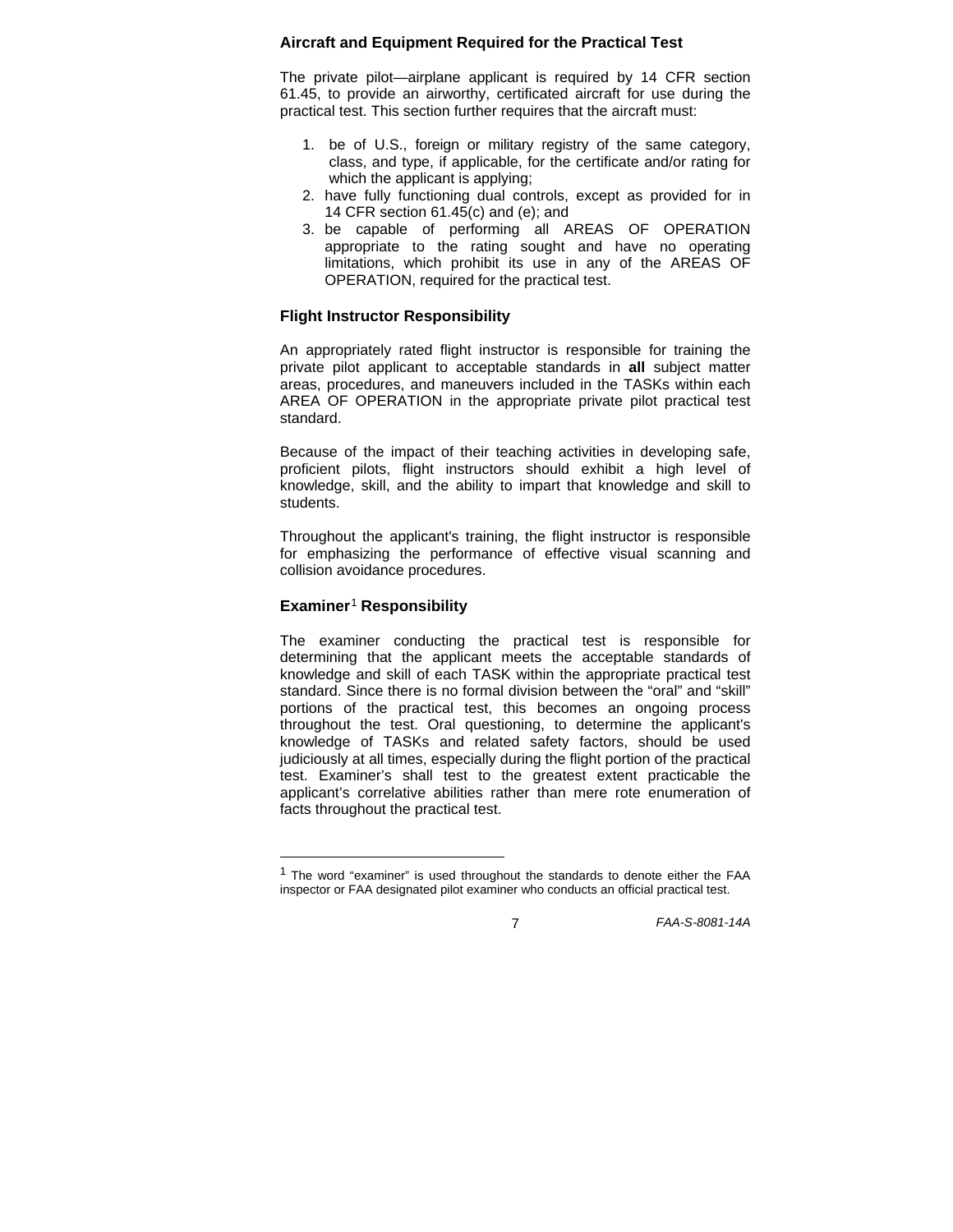### Aircraft and Equipment Required for the Practical Test

The private pilot—airplane applicant is required by 14 CFR section 61.45, to provide an airworthy, certificated aircraft for use during the practical test. This section further requires that the aircraft must:

1. be of U.S., foreign or military registry of the same category, class, and type, if applicable, for the certificate and/or rating for which the applicant is applying;
2. have fully functioning dual controls, except as provided for in 14 CFR section 61.45(c) and (e); and
3. be capable of performing all AREAS OF OPERATION appropriate to the rating sought and have no operating limitations, which prohibit its use in any of the AREAS OF OPERATION, required for the practical test.

### Flight Instructor Responsibility

An appropriately rated flight instructor is responsible for training the private pilot applicant to acceptable standards in **all** subject matter areas, procedures, and maneuvers included in the TASKs within each AREA OF OPERATION in the appropriate private pilot practical test standard.

Because of the impact of their teaching activities in developing safe, proficient pilots, flight instructors should exhibit a high level of knowledge, skill, and the ability to impart that knowledge and skill to students.

Throughout the applicant's training, the flight instructor is responsible for emphasizing the performance of effective visual scanning and collision avoidance procedures.

### Examiner[1] Responsibility

The examiner conducting the practical test is responsible for determining that the applicant meets the acceptable standards of knowledge and skill of each TASK within the appropriate practical test standard. Since there is no formal division between the "oral" and "skill" portions of the practical test, this becomes an ongoing process throughout the test. Oral questioning, to determine the applicant's knowledge of TASKs and related safety factors, should be used judiciously at all times, especially during the flight portion of the practical test. Examiner's shall test to the greatest extent practicable the applicant's correlative abilities rather than mere rote enumeration of facts throughout the practical test.

---

[1] The word "examiner" is used throughout the standards to denote either the FAA inspector or FAA designated pilot examiner who conducts an official practical test.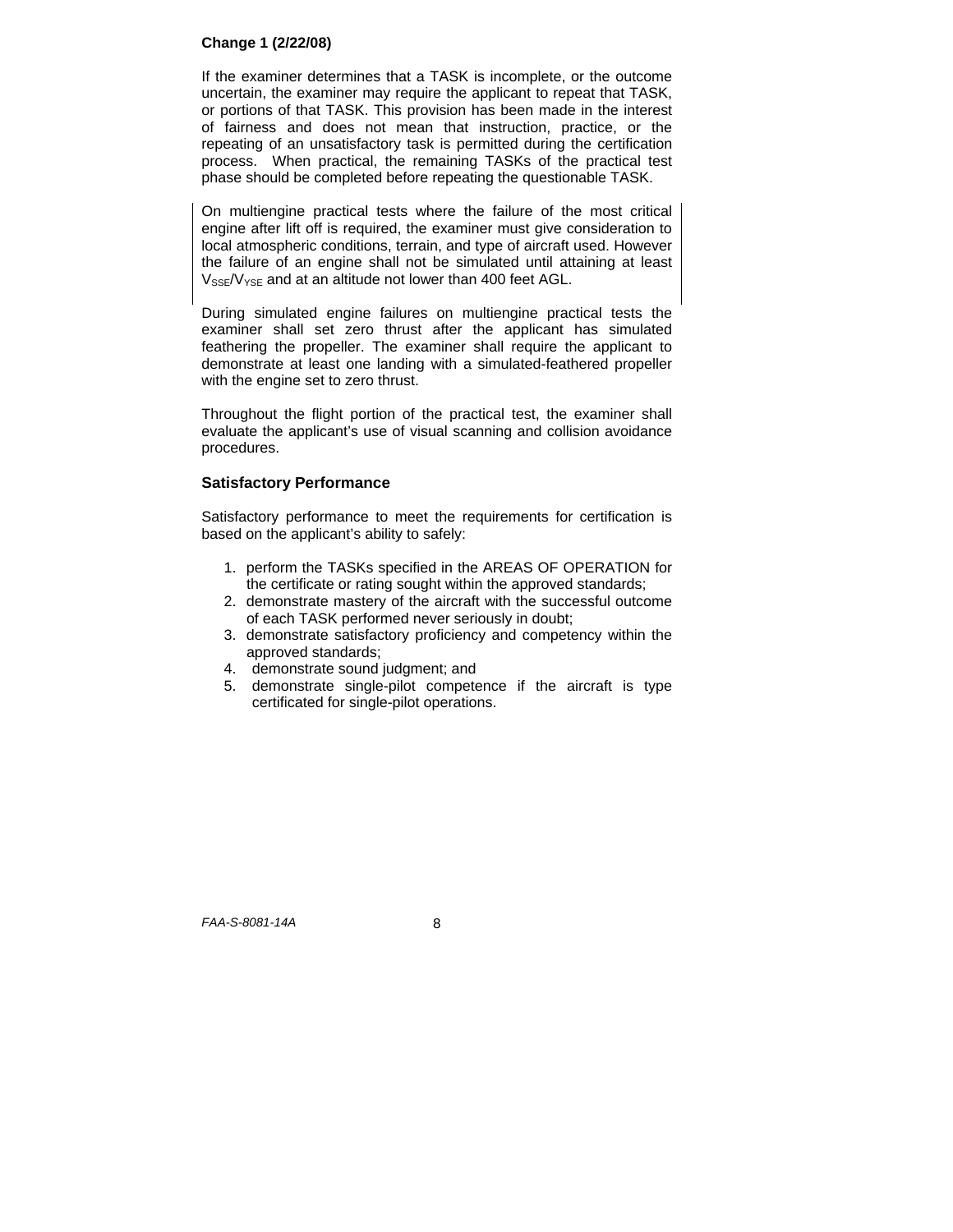Change 1 (2/22/08)

If the examiner determines that a TASK is incomplete, or the outcome uncertain, the examiner may require the applicant to repeat that TASK, or portions of that TASK. This provision has been made in the interest of fairness and does not mean that instruction, practice, or the repeating of an unsatisfactory task is permitted during the certification process. When practical, the remaining TASKs of the practical test phase should be completed before repeating the questionable TASK.

On multiengine practical tests where the failure of the most critical engine after lift off is required, the examiner must give consideration to local atmospheric conditions, terrain, and type of aircraft used. However the failure of an engine shall not be simulated until attaining at least $V_{SSE}$/$V_{YSE}$ and at an altitude not lower than 400 feet AGL.

During simulated engine failures on multiengine practical tests the examiner shall set zero thrust after the applicant has simulated feathering the propeller. The examiner shall require the applicant to demonstrate at least one landing with a simulated-feathered propeller with the engine set to zero thrust.

Throughout the flight portion of the practical test, the examiner shall evaluate the applicant's use of visual scanning and collision avoidance procedures.

### Satisfactory Performance

Satisfactory performance to meet the requirements for certification is based on the applicant's ability to safely:

1. perform the TASKs specified in the AREAS OF OPERATION for the certificate or rating sought within the approved standards;
2. demonstrate mastery of the aircraft with the successful outcome of each TASK performed never seriously in doubt;
3. demonstrate satisfactory proficiency and competency within the approved standards;
4. demonstrate sound judgment; and
5. demonstrate single-pilot competence if the aircraft is type certificated for single-pilot operations.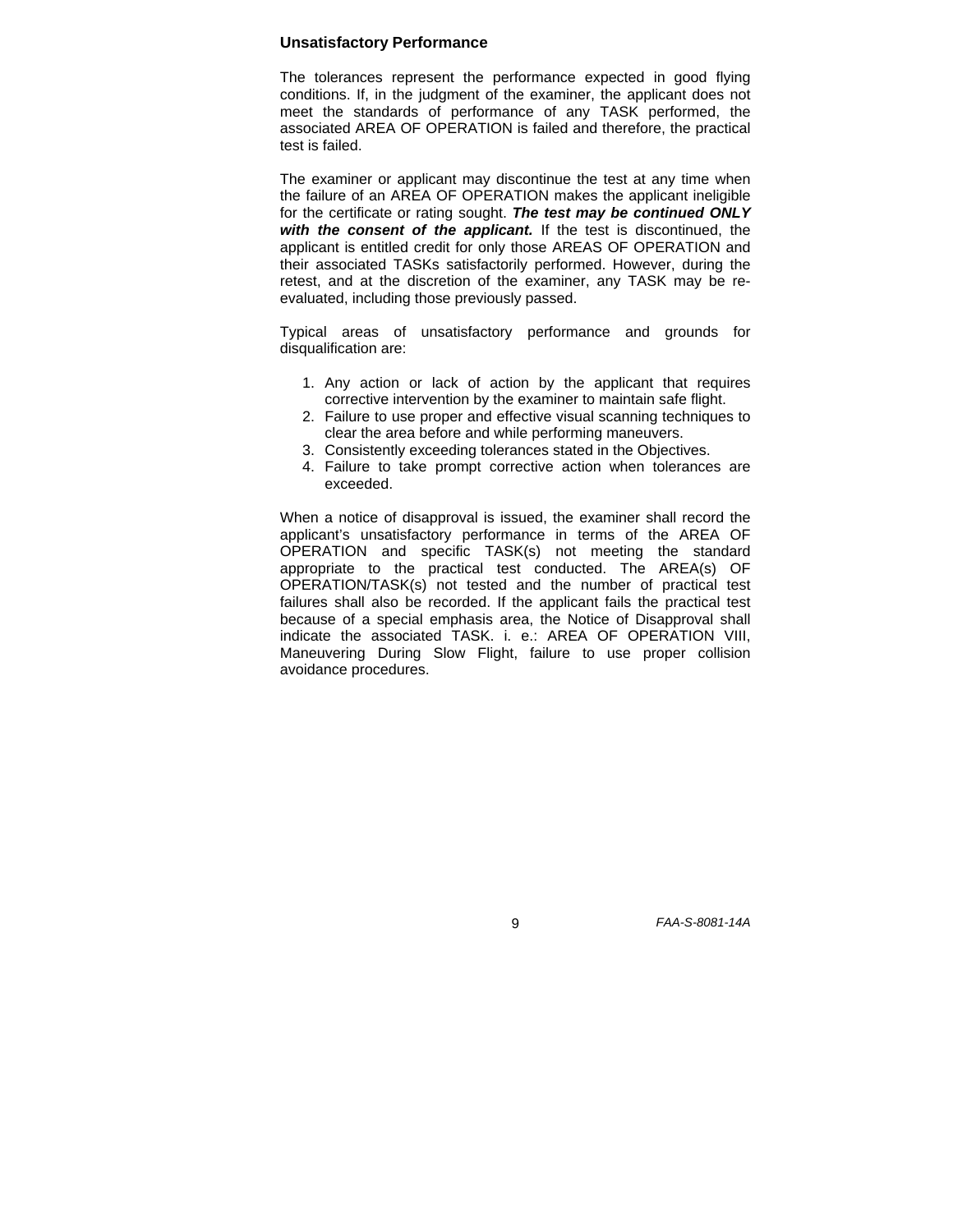### Unsatisfactory Performance

The tolerances represent the performance expected in good flying conditions. If, in the judgment of the examiner, the applicant does not meet the standards of performance of any TASK performed, the associated AREA OF OPERATION is failed and therefore, the practical test is failed.

The examiner or applicant may discontinue the test at any time when the failure of an AREA OF OPERATION makes the applicant ineligible for the certificate or rating sought. ***The test may be continued ONLY with the consent of the applicant.*** If the test is discontinued, the applicant is entitled credit for only those AREAS OF OPERATION and their associated TASKs satisfactorily performed. However, during the retest, and at the discretion of the examiner, any TASK may be re-evaluated, including those previously passed.

Typical areas of unsatisfactory performance and grounds for disqualification are:

1. Any action or lack of action by the applicant that requires corrective intervention by the examiner to maintain safe flight.
2. Failure to use proper and effective visual scanning techniques to clear the area before and while performing maneuvers.
3. Consistently exceeding tolerances stated in the Objectives.
4. Failure to take prompt corrective action when tolerances are exceeded.

When a notice of disapproval is issued, the examiner shall record the applicant's unsatisfactory performance in terms of the AREA OF OPERATION and specific TASK(s) not meeting the standard appropriate to the practical test conducted. The AREA(s) OF OPERATION/TASK(s) not tested and the number of practical test failures shall also be recorded. If the applicant fails the practical test because of a special emphasis area, the Notice of Disapproval shall indicate the associated TASK. i. e.: AREA OF OPERATION VIII, Maneuvering During Slow Flight, failure to use proper collision avoidance procedures.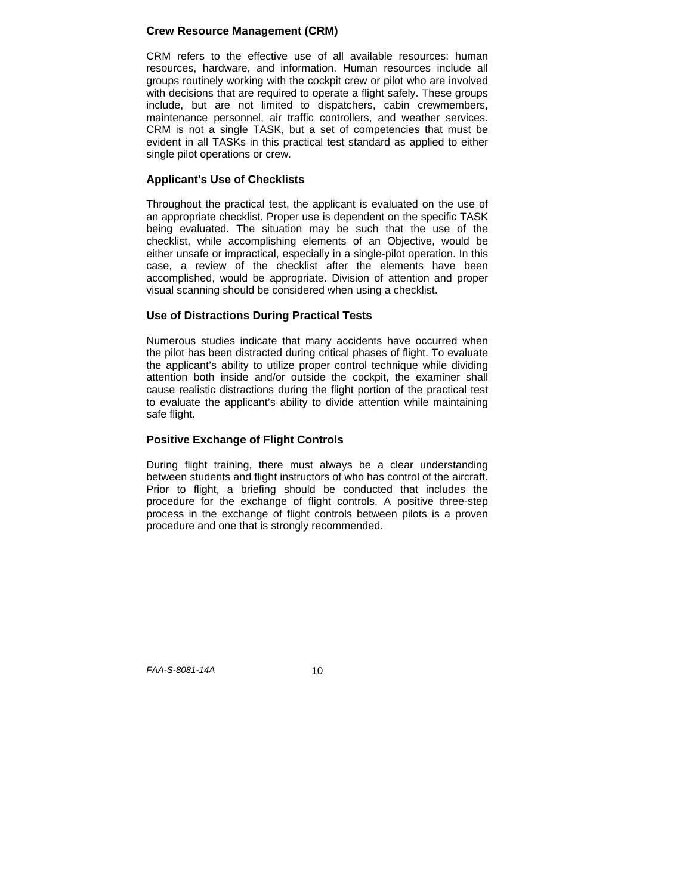### Crew Resource Management (CRM)

CRM refers to the effective use of all available resources: human resources, hardware, and information. Human resources include all groups routinely working with the cockpit crew or pilot who are involved with decisions that are required to operate a flight safely. These groups include, but are not limited to dispatchers, cabin crewmembers, maintenance personnel, air traffic controllers, and weather services. CRM is not a single TASK, but a set of competencies that must be evident in all TASKs in this practical test standard as applied to either single pilot operations or crew.

### Applicant's Use of Checklists

Throughout the practical test, the applicant is evaluated on the use of an appropriate checklist. Proper use is dependent on the specific TASK being evaluated. The situation may be such that the use of the checklist, while accomplishing elements of an Objective, would be either unsafe or impractical, especially in a single-pilot operation. In this case, a review of the checklist after the elements have been accomplished, would be appropriate. Division of attention and proper visual scanning should be considered when using a checklist.

### Use of Distractions During Practical Tests

Numerous studies indicate that many accidents have occurred when the pilot has been distracted during critical phases of flight. To evaluate the applicant's ability to utilize proper control technique while dividing attention both inside and/or outside the cockpit, the examiner shall cause realistic distractions during the flight portion of the practical test to evaluate the applicant's ability to divide attention while maintaining safe flight.

### Positive Exchange of Flight Controls

During flight training, there must always be a clear understanding between students and flight instructors of who has control of the aircraft. Prior to flight, a briefing should be conducted that includes the procedure for the exchange of flight controls. A positive three-step process in the exchange of flight controls between pilots is a proven procedure and one that is strongly recommended.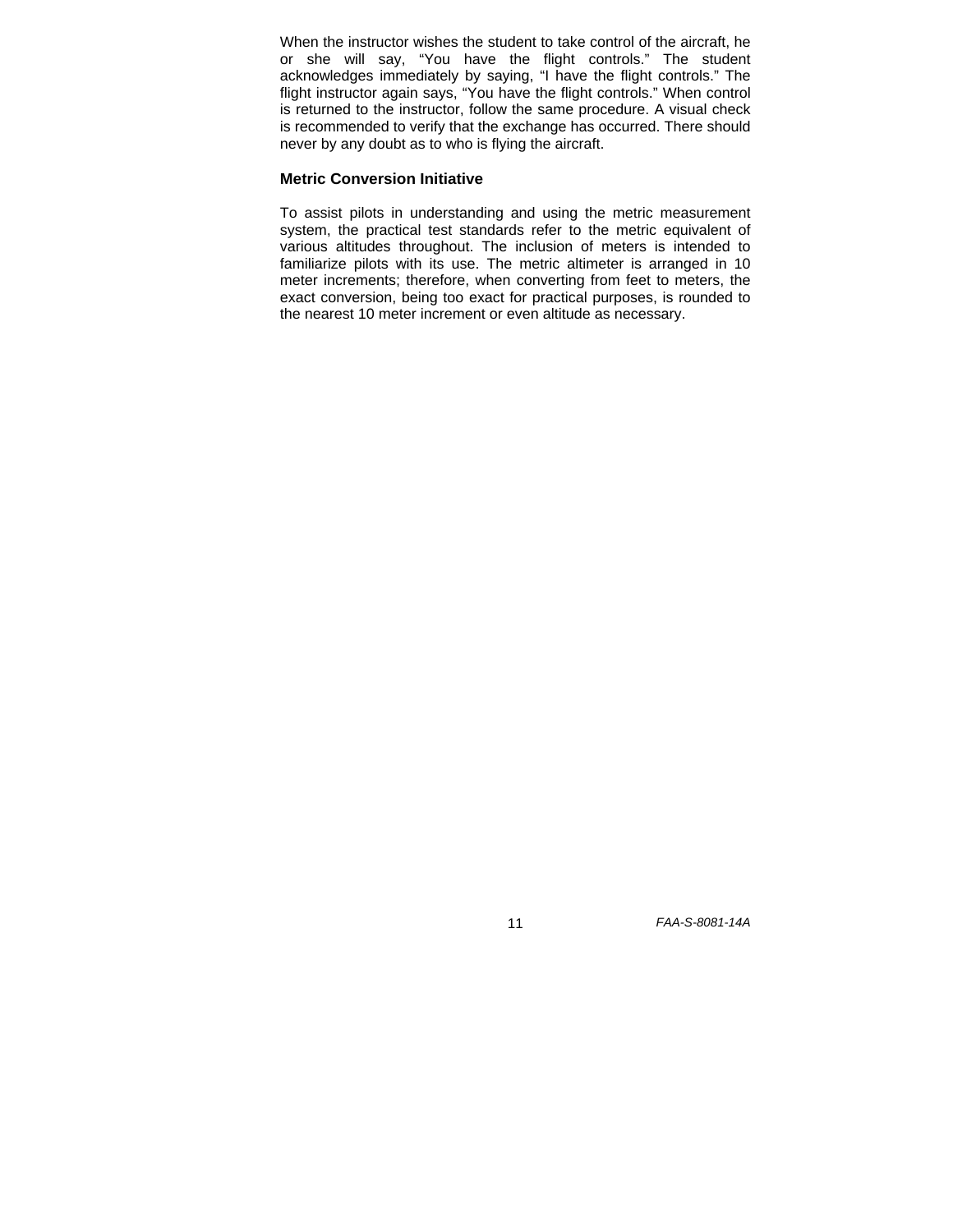When the instructor wishes the student to take control of the aircraft, he or she will say, “You have the flight controls.” The student acknowledges immediately by saying, “I have the flight controls.” The flight instructor again says, “You have the flight controls.” When control is returned to the instructor, follow the same procedure. A visual check is recommended to verify that the exchange has occurred. There should never by any doubt as to who is flying the aircraft.

### Metric Conversion Initiative

To assist pilots in understanding and using the metric measurement system, the practical test standards refer to the metric equivalent of various altitudes throughout. The inclusion of meters is intended to familiarize pilots with its use. The metric altimeter is arranged in 10 meter increments; therefore, when converting from feet to meters, the exact conversion, being too exact for practical purposes, is rounded to the nearest 10 meter increment or even altitude as necessary.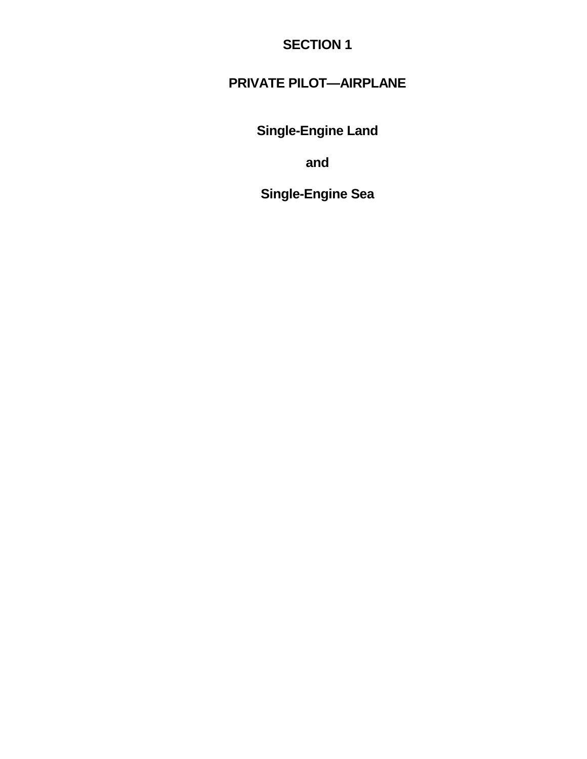# SECTION 1

## PRIVATE PILOT—AIRPLANE

### Single-Engine Land

### and

### Single-Engine Sea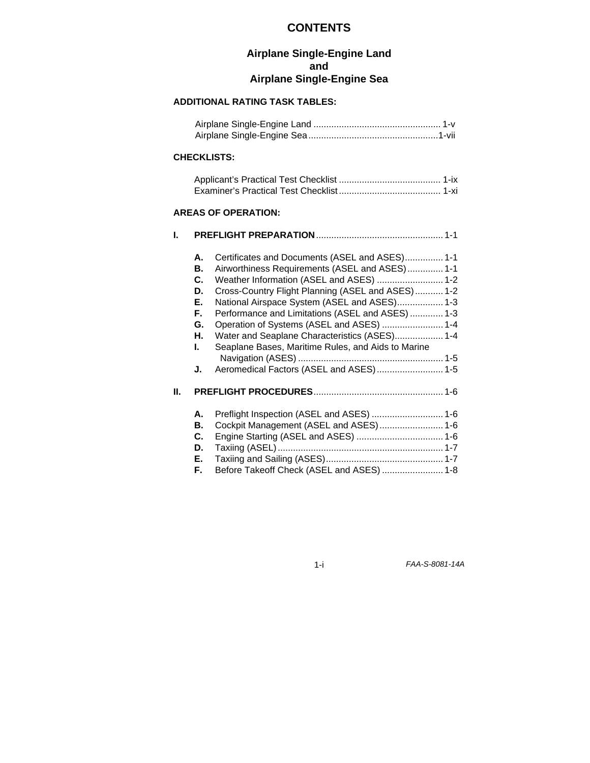# CONTENTS

## Airplane Single-Engine Land and Airplane Single-Engine Sea

**ADDITIONAL RATING TASK TABLES:**

Airplane Single-Engine Land .................................................. 1-v
Airplane Single-Engine Sea ...................................................1-vii

**CHECKLISTS:**

Applicant's Practical Test Checklist ........................................ 1-ix
Examiner's Practical Test Checklist ........................................ 1-xi

**AREAS OF OPERATION:**

**I. PREFLIGHT PREPARATION** .................................................. 1-1

- **A.** Certificates and Documents (ASEL and ASES)............... 1-1
- **B.** Airworthiness Requirements (ASEL and ASES).............. 1-1
- **C.** Weather Information (ASEL and ASES) .......................... 1-2
- **D.** Cross-Country Flight Planning (ASEL and ASES)........... 1-2
- **E.** National Airspace System (ASEL and ASES).................. 1-3
- **F.** Performance and Limitations (ASEL and ASES) ............. 1-3
- **G.** Operation of Systems (ASEL and ASES) ........................ 1-4
- **H.** Water and Seaplane Characteristics (ASES)................... 1-4
- **I.** Seaplane Bases, Maritime Rules, and Aids to Marine Navigation (ASES) ......................................................... 1-5
- **J.** Aeromedical Factors (ASEL and ASES).......................... 1-5

**II. PREFLIGHT PROCEDURES** ................................................... 1-6

- **A.** Preflight Inspection (ASEL and ASES) ............................ 1-6
- **B.** Cockpit Management (ASEL and ASES)......................... 1-6
- **C.** Engine Starting (ASEL and ASES) .................................. 1-6
- **D.** Taxiing (ASEL)................................................................. 1-7
- **E.** Taxiing and Sailing (ASES).............................................. 1-7
- **F.** Before Takeoff Check (ASEL and ASES) ........................ 1-8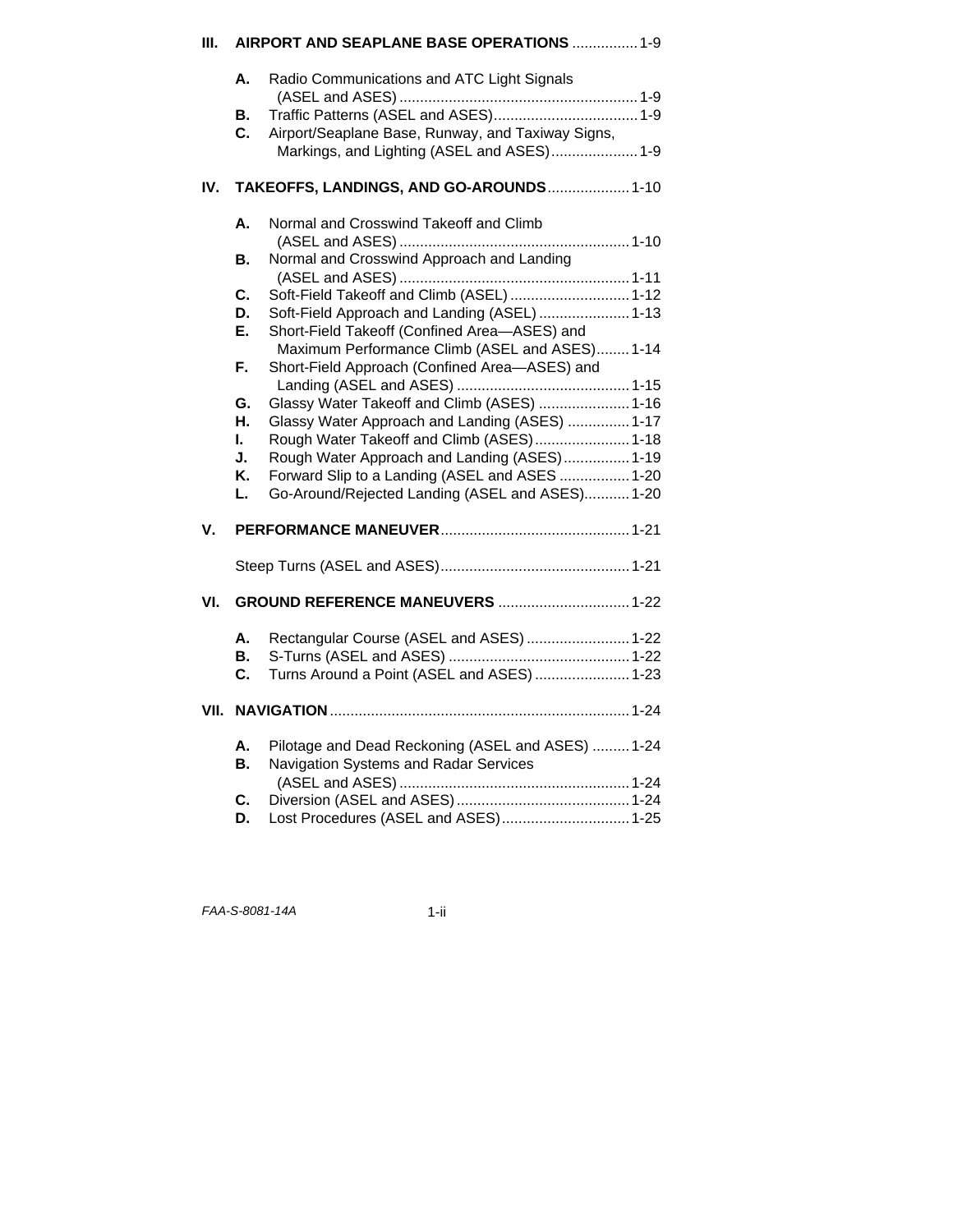**III. AIRPORT AND SEAPLANE BASE OPERATIONS** ................ 1-9

- **A.** Radio Communications and ATC Light Signals (ASEL and ASES) .......................................................... 1-9
- **B.** Traffic Patterns (ASEL and ASES)................................... 1-9
- **C.** Airport/Seaplane Base, Runway, and Taxiway Signs, Markings, and Lighting (ASEL and ASES)..................... 1-9

**IV. TAKEOFFS, LANDINGS, AND GO-AROUNDS**.................... 1-10

- **A.** Normal and Crosswind Takeoff and Climb (ASEL and ASES) ........................................................ 1-10
- **B.** Normal and Crosswind Approach and Landing (ASEL and ASES) ........................................................ 1-11
- **C.** Soft-Field Takeoff and Climb (ASEL) ............................. 1-12
- **D.** Soft-Field Approach and Landing (ASEL) ...................... 1-13
- **E.** Short-Field Takeoff (Confined Area—ASES) and Maximum Performance Climb (ASEL and ASES)........ 1-14
- **F.** Short-Field Approach (Confined Area—ASES) and Landing (ASEL and ASES) .......................................... 1-15
- **G.** Glassy Water Takeoff and Climb (ASES) ...................... 1-16
- **H.** Glassy Water Approach and Landing (ASES) ............... 1-17
- **I.** Rough Water Takeoff and Climb (ASES)....................... 1-18
- **J.** Rough Water Approach and Landing (ASES)................ 1-19
- **K.** Forward Slip to a Landing (ASEL and ASES ................. 1-20
- **L.** Go-Around/Rejected Landing (ASEL and ASES)........... 1-20

**V. PERFORMANCE MANEUVER**.............................................. 1-21

Steep Turns (ASEL and ASES).............................................. 1-21

**VI. GROUND REFERENCE MANEUVERS** ................................ 1-22

- **A.** Rectangular Course (ASEL and ASES) ......................... 1-22
- **B.** S-Turns (ASEL and ASES) ............................................ 1-22
- **C.** Turns Around a Point (ASEL and ASES) ....................... 1-23

**VII. NAVIGATION**......................................................................... 1-24

- **A.** Pilotage and Dead Reckoning (ASEL and ASES) ......... 1-24
- **B.** Navigation Systems and Radar Services (ASEL and ASES) ........................................................ 1-24
- **C.** Diversion (ASEL and ASES).......................................... 1-24
- **D.** Lost Procedures (ASEL and ASES)............................... 1-25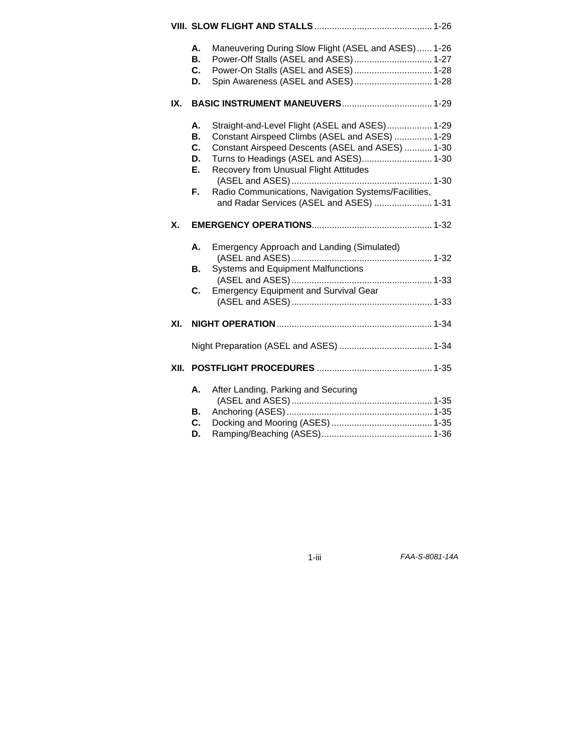**VIII. SLOW FLIGHT AND STALLS** ............................................... 1-26

- **A.** Maneuvering During Slow Flight (ASEL and ASES) ...... 1-26
- **B.** Power-Off Stalls (ASEL and ASES) ............................... 1-27
- **C.** Power-On Stalls (ASEL and ASES) ............................... 1-28
- **D.** Spin Awareness (ASEL and ASES) ............................... 1-28

**IX. BASIC INSTRUMENT MANEUVERS** .................................... 1-29

- **A.** Straight-and-Level Flight (ASEL and ASES) .................. 1-29
- **B.** Constant Airspeed Climbs (ASEL and ASES) ............... 1-29
- **C.** Constant Airspeed Descents (ASEL and ASES) ........... 1-30
- **D.** Turns to Headings (ASEL and ASES) ............................ 1-30
- **E.** Recovery from Unusual Flight Attitudes (ASEL and ASES) ........................................................ 1-30
- **F.** Radio Communications, Navigation Systems/Facilities, and Radar Services (ASEL and ASES) ....................... 1-31

**X. EMERGENCY OPERATIONS** ................................................ 1-32

- **A.** Emergency Approach and Landing (Simulated) (ASEL and ASES) ........................................................ 1-32
- **B.** Systems and Equipment Malfunctions (ASEL and ASES) ........................................................ 1-33
- **C.** Emergency Equipment and Survival Gear (ASEL and ASES) ........................................................ 1-33

**XI. NIGHT OPERATION** ............................................................. 1-34

Night Preparation (ASEL and ASES) ..................................... 1-34

**XII. POSTFLIGHT PROCEDURES** .............................................. 1-35

- **A.** After Landing, Parking and Securing (ASEL and ASES) ........................................................ 1-35
- **B.** Anchoring (ASES) .......................................................... 1-35
- **C.** Docking and Mooring (ASES) ........................................ 1-35
- **D.** Ramping/Beaching (ASES) ............................................ 1-36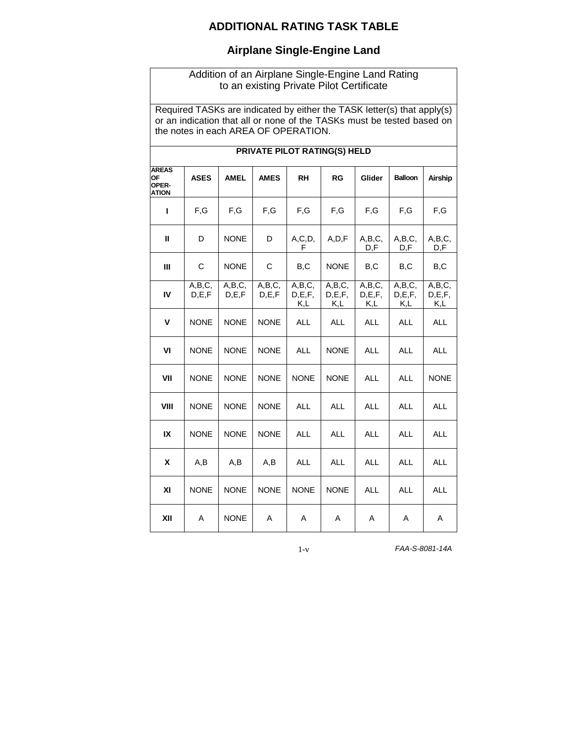# ADDITIONAL RATING TASK TABLE

## Airplane Single-Engine Land

Addition of an Airplane Single-Engine Land Rating to an existing Private Pilot Certificate

Required TASKs are indicated by either the TASK letter(s) that apply(s) or an indication that all or none of the TASKs must be tested based on the notes in each AREA OF OPERATION.

**PRIVATE PILOT RATING(S) HELD**

| AREAS OF OPER-ATION | ASES | AMEL | AMES | RH | RG | Glider | Balloon | Airship |
|---|---|---|---|---|---|---|---|---|
| I | F,G | F,G | F,G | F,G | F,G | F,G | F,G | F,G |
| II | D | NONE | D | A,C,D, F | A,D,F | A,B,C, D,F | A,B,C, D,F | A,B,C, D,F |
| III | C | NONE | C | B,C | NONE | B,C | B,C | B,C |
| IV | A,B,C, D,E,F | A,B,C, D,E,F | A,B,C, D,E,F | A,B,C, D,E,F, K,L | A,B,C, D,E,F, K,L | A,B,C, D,E,F, K,L | A,B,C, D,E,F, K,L | A,B,C, D,E,F, K,L |
| V | NONE | NONE | NONE | ALL | ALL | ALL | ALL | ALL |
| VI | NONE | NONE | NONE | ALL | NONE | ALL | ALL | ALL |
| VII | NONE | NONE | NONE | NONE | NONE | ALL | ALL | NONE |
| VIII | NONE | NONE | NONE | ALL | ALL | ALL | ALL | ALL |
| IX | NONE | NONE | NONE | ALL | ALL | ALL | ALL | ALL |
| X | A,B | A,B | A,B | ALL | ALL | ALL | ALL | ALL |
| XI | NONE | NONE | NONE | NONE | NONE | ALL | ALL | ALL |
| XII | A | NONE | A | A | A | A | A | A |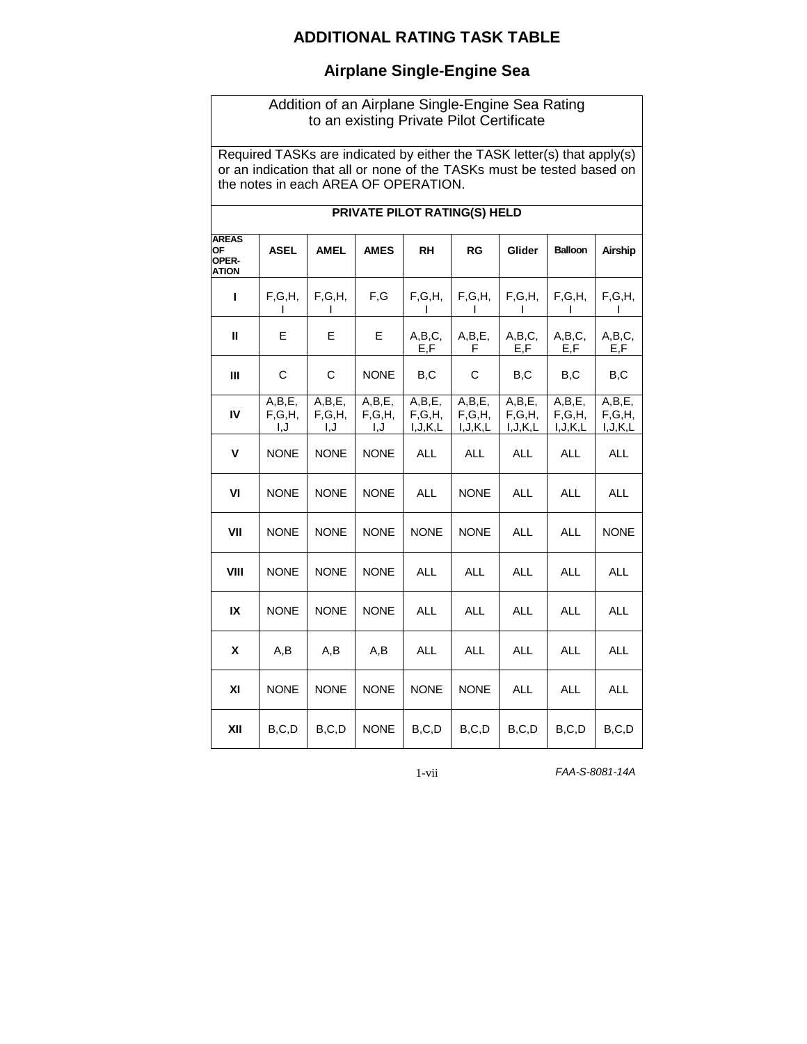# ADDITIONAL RATING TASK TABLE

## Airplane Single-Engine Sea

Addition of an Airplane Single-Engine Sea Rating to an existing Private Pilot Certificate

Required TASKs are indicated by either the TASK letter(s) that apply(s) or an indication that all or none of the TASKs must be tested based on the notes in each AREA OF OPERATION.

| | **PRIVATE PILOT RATING(S) HELD** | | | | | | | |
|---|---|---|---|---|---|---|---|---|
| **AREAS OF OPER-ATION** | **ASEL** | **AMEL** | **AMES** | **RH** | **RG** | **Glider** | **Balloon** | **Airship** |
| **I** | F,G,H,I | F,G,H,I | F,G | F,G,H,I | F,G,H,I | F,G,H,I | F,G,H,I | F,G,H,I |
| **II** | E | E | E | A,B,C,E,F | A,B,E,F | A,B,C,E,F | A,B,C,E,F | A,B,C,E,F |
| **III** | C | C | NONE | B,C | C | B,C | B,C | B,C |
| **IV** | A,B,E,F,G,H,I,J | A,B,E,F,G,H,I,J | A,B,E,F,G,H,I,J | A,B,E,F,G,H,I,J,K,L | A,B,E,F,G,H,I,J,K,L | A,B,E,F,G,H,I,J,K,L | A,B,E,F,G,H,I,J,K,L | A,B,E,F,G,H,I,J,K,L |
| **V** | NONE | NONE | NONE | ALL | ALL | ALL | ALL | ALL |
| **VI** | NONE | NONE | NONE | ALL | NONE | ALL | ALL | ALL |
| **VII** | NONE | NONE | NONE | NONE | NONE | ALL | ALL | NONE |
| **VIII** | NONE | NONE | NONE | ALL | ALL | ALL | ALL | ALL |
| **IX** | NONE | NONE | NONE | ALL | ALL | ALL | ALL | ALL |
| **X** | A,B | A,B | A,B | ALL | ALL | ALL | ALL | ALL |
| **XI** | NONE | NONE | NONE | NONE | NONE | ALL | ALL | ALL |
| **XII** | B,C,D | B,C,D | NONE | B,C,D | B,C,D | B,C,D | B,C,D | B,C,D |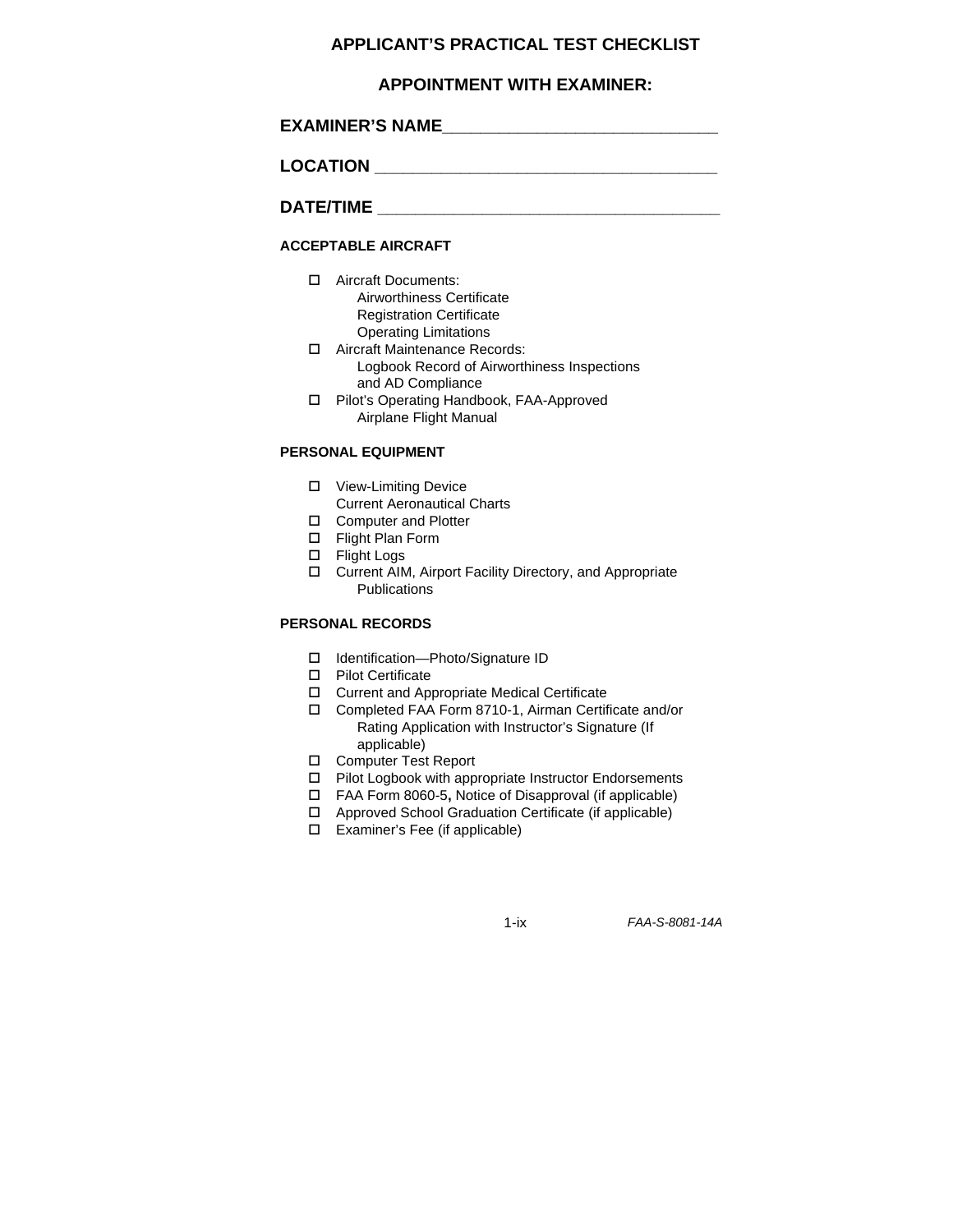# APPLICANT'S PRACTICAL TEST CHECKLIST

## APPOINTMENT WITH EXAMINER:

**EXAMINER'S NAME**______________________________

**LOCATION** ______________________________________

**DATE/TIME** _____________________________________

### ACCEPTABLE AIRCRAFT

- ☐ Aircraft Documents:
  - Airworthiness Certificate
  - Registration Certificate
  - Operating Limitations
- ☐ Aircraft Maintenance Records:
  - Logbook Record of Airworthiness Inspections and AD Compliance
- ☐ Pilot's Operating Handbook, FAA-Approved Airplane Flight Manual

### PERSONAL EQUIPMENT

- ☐ View-Limiting Device
  Current Aeronautical Charts
- ☐ Computer and Plotter
- ☐ Flight Plan Form
- ☐ Flight Logs
- ☐ Current AIM, Airport Facility Directory, and Appropriate Publications

### PERSONAL RECORDS

- ☐ Identification—Photo/Signature ID
- ☐ Pilot Certificate
- ☐ Current and Appropriate Medical Certificate
- ☐ Completed FAA Form 8710-1, Airman Certificate and/or Rating Application with Instructor's Signature (If applicable)
- ☐ Computer Test Report
- ☐ Pilot Logbook with appropriate Instructor Endorsements
- ☐ FAA Form 8060-5**,** Notice of Disapproval (if applicable)
- ☐ Approved School Graduation Certificate (if applicable)
- ☐ Examiner's Fee (if applicable)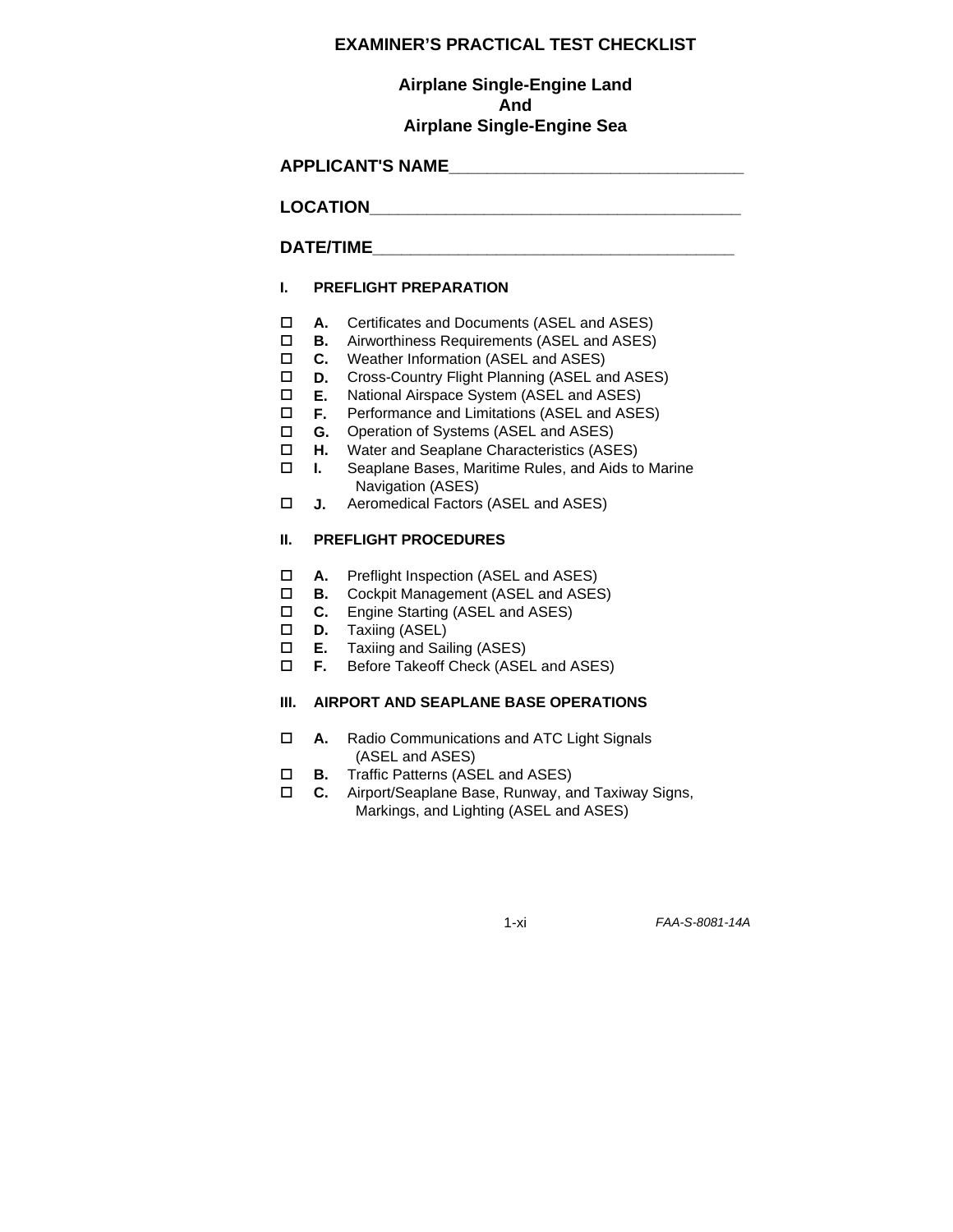# EXAMINER'S PRACTICAL TEST CHECKLIST

## Airplane Single-Engine Land
## And
## Airplane Single-Engine Sea

**APPLICANT'S NAME**_______________________________

**LOCATION**_______________________________________

**DATE/TIME**______________________________________

### I. PREFLIGHT PREPARATION

- ☐ **A.** Certificates and Documents (ASEL and ASES)
- ☐ **B.** Airworthiness Requirements (ASEL and ASES)
- ☐ **C.** Weather Information (ASEL and ASES)
- ☐ **D.** Cross-Country Flight Planning (ASEL and ASES)
- ☐ **E.** National Airspace System (ASEL and ASES)
- ☐ **F.** Performance and Limitations (ASEL and ASES)
- ☐ **G.** Operation of Systems (ASEL and ASES)
- ☐ **H.** Water and Seaplane Characteristics (ASES)
- ☐ **I.** Seaplane Bases, Maritime Rules, and Aids to Marine Navigation (ASES)
- ☐ **J.** Aeromedical Factors (ASEL and ASES)

### II. PREFLIGHT PROCEDURES

- ☐ **A.** Preflight Inspection (ASEL and ASES)
- ☐ **B.** Cockpit Management (ASEL and ASES)
- ☐ **C.** Engine Starting (ASEL and ASES)
- ☐ **D.** Taxiing (ASEL)
- ☐ **E.** Taxiing and Sailing (ASES)
- ☐ **F.** Before Takeoff Check (ASEL and ASES)

### III. AIRPORT AND SEAPLANE BASE OPERATIONS

- ☐ **A.** Radio Communications and ATC Light Signals (ASEL and ASES)
- ☐ **B.** Traffic Patterns (ASEL and ASES)
- ☐ **C.** Airport/Seaplane Base, Runway, and Taxiway Signs, Markings, and Lighting (ASEL and ASES)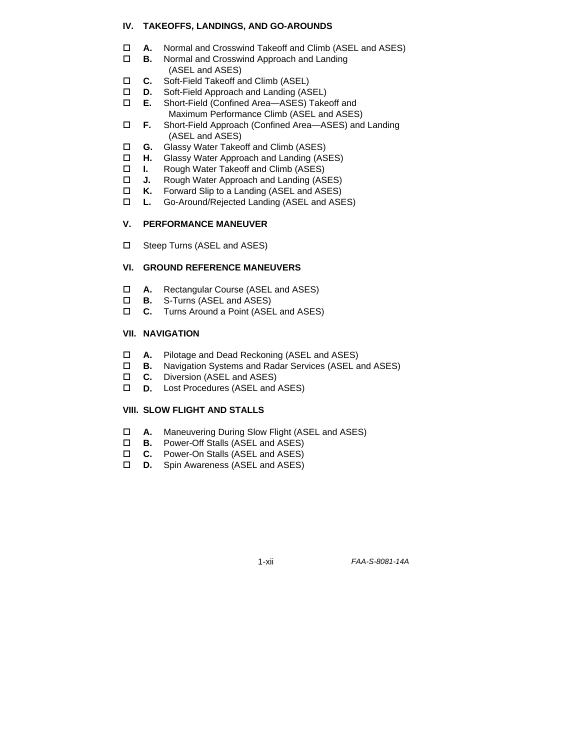## IV. TAKEOFFS, LANDINGS, AND GO-AROUNDS

- ☐ **A.** Normal and Crosswind Takeoff and Climb (ASEL and ASES)
- ☐ **B.** Normal and Crosswind Approach and Landing (ASEL and ASES)
- ☐ **C.** Soft-Field Takeoff and Climb (ASEL)
- ☐ **D.** Soft-Field Approach and Landing (ASEL)
- ☐ **E.** Short-Field (Confined Area—ASES) Takeoff and Maximum Performance Climb (ASEL and ASES)
- ☐ **F.** Short-Field Approach (Confined Area—ASES) and Landing (ASEL and ASES)
- ☐ **G.** Glassy Water Takeoff and Climb (ASES)
- ☐ **H.** Glassy Water Approach and Landing (ASES)
- ☐ **I.** Rough Water Takeoff and Climb (ASES)
- ☐ **J.** Rough Water Approach and Landing (ASES)
- ☐ **K.** Forward Slip to a Landing (ASEL and ASES)
- ☐ **L.** Go-Around/Rejected Landing (ASEL and ASES)

## V. PERFORMANCE MANEUVER

- ☐ Steep Turns (ASEL and ASES)

## VI. GROUND REFERENCE MANEUVERS

- ☐ **A.** Rectangular Course (ASEL and ASES)
- ☐ **B.** S-Turns (ASEL and ASES)
- ☐ **C.** Turns Around a Point (ASEL and ASES)

## VII. NAVIGATION

- ☐ **A.** Pilotage and Dead Reckoning (ASEL and ASES)
- ☐ **B.** Navigation Systems and Radar Services (ASEL and ASES)
- ☐ **C.** Diversion (ASEL and ASES)
- ☐ **D.** Lost Procedures (ASEL and ASES)

## VIII. SLOW FLIGHT AND STALLS

- ☐ **A.** Maneuvering During Slow Flight (ASEL and ASES)
- ☐ **B.** Power-Off Stalls (ASEL and ASES)
- ☐ **C.** Power-On Stalls (ASEL and ASES)
- ☐ **D.** Spin Awareness (ASEL and ASES)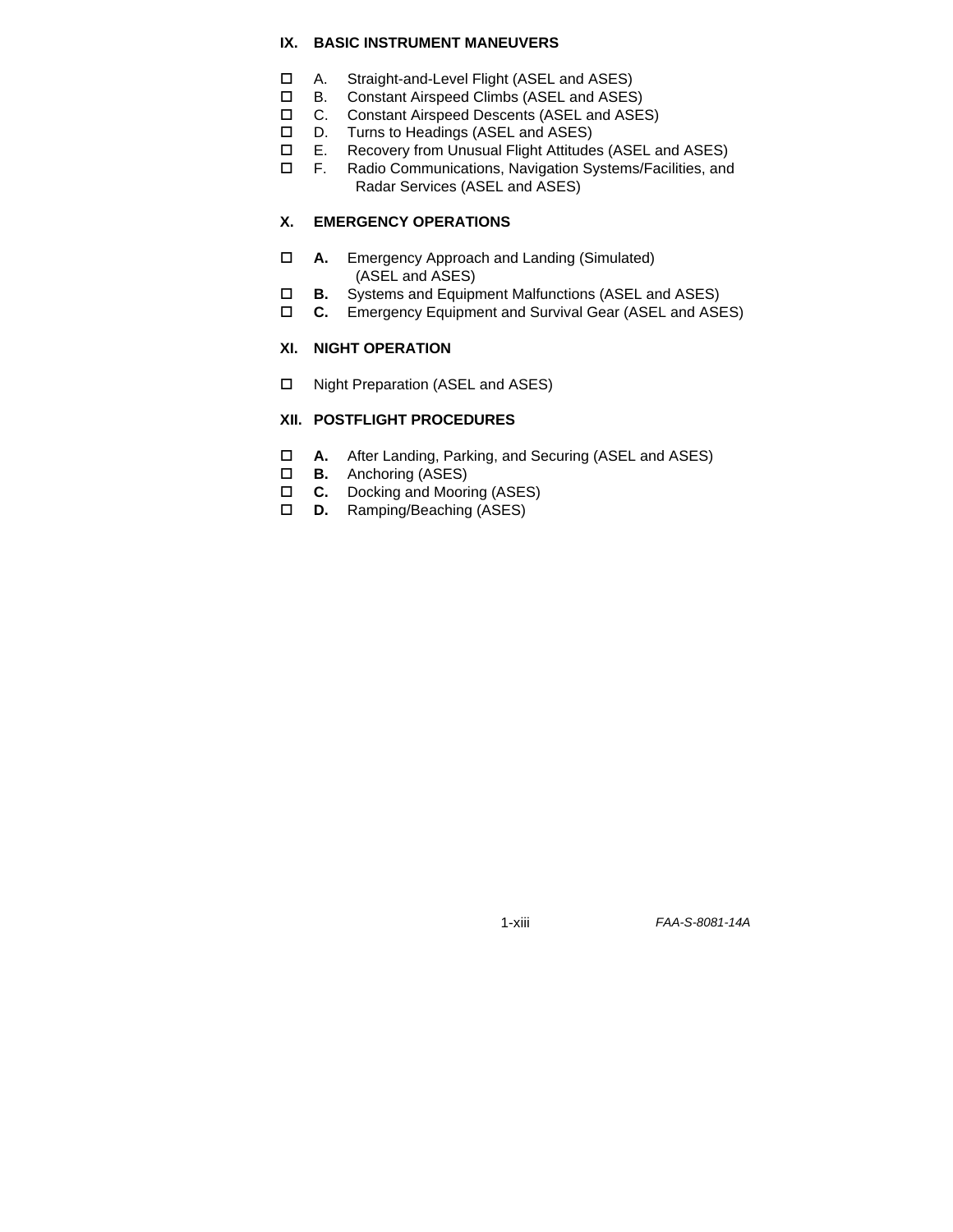**IX. BASIC INSTRUMENT MANEUVERS**

- ☐ A. Straight-and-Level Flight (ASEL and ASES)
- ☐ B. Constant Airspeed Climbs (ASEL and ASES)
- ☐ C. Constant Airspeed Descents (ASEL and ASES)
- ☐ D. Turns to Headings (ASEL and ASES)
- ☐ E. Recovery from Unusual Flight Attitudes (ASEL and ASES)
- ☐ F. Radio Communications, Navigation Systems/Facilities, and Radar Services (ASEL and ASES)

**X. EMERGENCY OPERATIONS**

- ☐ **A.** Emergency Approach and Landing (Simulated) (ASEL and ASES)
- ☐ **B.** Systems and Equipment Malfunctions (ASEL and ASES)
- ☐ **C.** Emergency Equipment and Survival Gear (ASEL and ASES)

**XI. NIGHT OPERATION**

- ☐ Night Preparation (ASEL and ASES)

**XII. POSTFLIGHT PROCEDURES**

- ☐ **A.** After Landing, Parking, and Securing (ASEL and ASES)
- ☐ **B.** Anchoring (ASES)
- ☐ **C.** Docking and Mooring (ASES)
- ☐ **D.** Ramping/Beaching (ASES)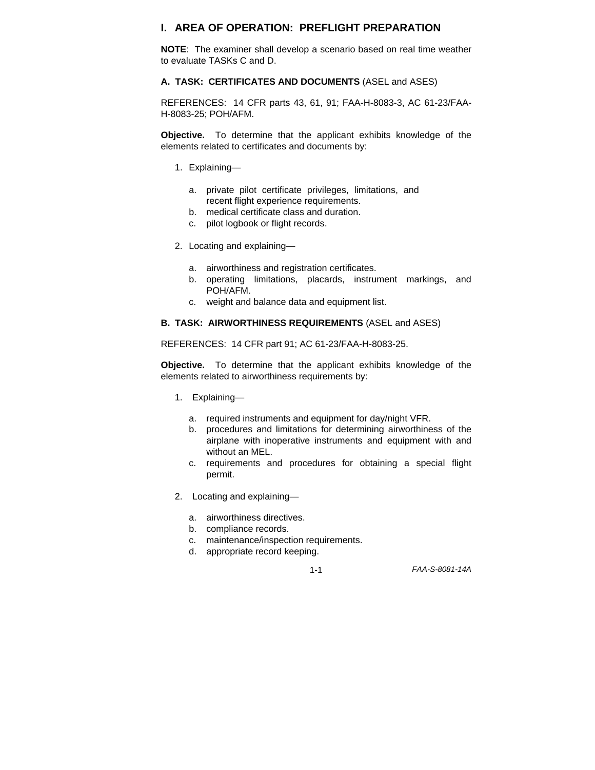## I. AREA OF OPERATION: PREFLIGHT PREPARATION

**NOTE**: The examiner shall develop a scenario based on real time weather to evaluate TASKs C and D.

### A. TASK: CERTIFICATES AND DOCUMENTS (ASEL and ASES)

REFERENCES: 14 CFR parts 43, 61, 91; FAA-H-8083-3, AC 61-23/FAA-H-8083-25; POH/AFM.

**Objective.** To determine that the applicant exhibits knowledge of the elements related to certificates and documents by:

1. Explaining—
   a. private pilot certificate privileges, limitations, and recent flight experience requirements.
   b. medical certificate class and duration.
   c. pilot logbook or flight records.

2. Locating and explaining—
   a. airworthiness and registration certificates.
   b. operating limitations, placards, instrument markings, and POH/AFM.
   c. weight and balance data and equipment list.

### B. TASK: AIRWORTHINESS REQUIREMENTS (ASEL and ASES)

REFERENCES: 14 CFR part 91; AC 61-23/FAA-H-8083-25.

**Objective.** To determine that the applicant exhibits knowledge of the elements related to airworthiness requirements by:

1. Explaining—
   a. required instruments and equipment for day/night VFR.
   b. procedures and limitations for determining airworthiness of the airplane with inoperative instruments and equipment with and without an MEL.
   c. requirements and procedures for obtaining a special flight permit.

2. Locating and explaining—
   a. airworthiness directives.
   b. compliance records.
   c. maintenance/inspection requirements.
   d. appropriate record keeping.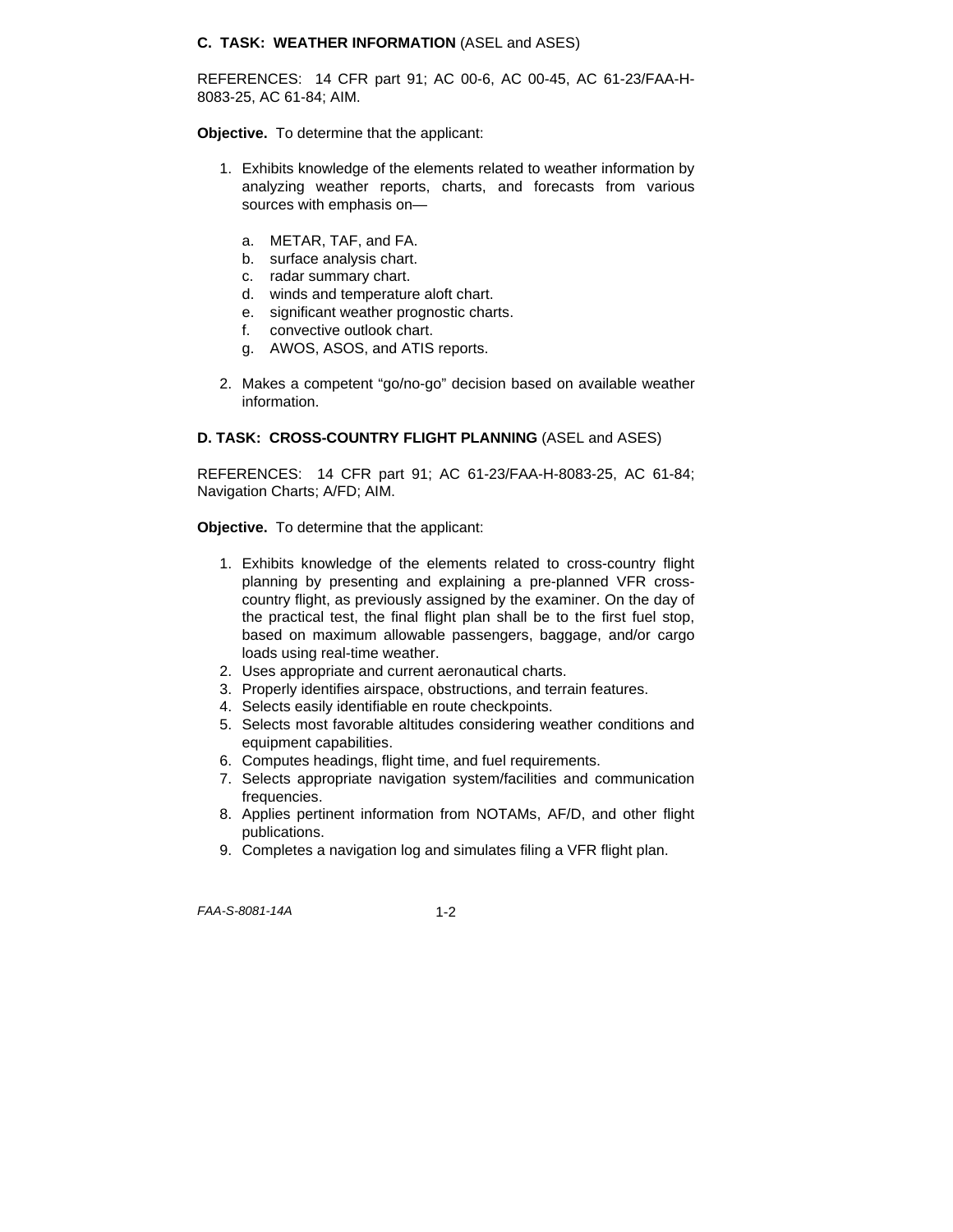**C. TASK: WEATHER INFORMATION** (ASEL and ASES)

REFERENCES: 14 CFR part 91; AC 00-6, AC 00-45, AC 61-23/FAA-H-8083-25, AC 61-84; AIM.

**Objective.** To determine that the applicant:

1. Exhibits knowledge of the elements related to weather information by analyzing weather reports, charts, and forecasts from various sources with emphasis on—

   a. METAR, TAF, and FA.
   b. surface analysis chart.
   c. radar summary chart.
   d. winds and temperature aloft chart.
   e. significant weather prognostic charts.
   f. convective outlook chart.
   g. AWOS, ASOS, and ATIS reports.

2. Makes a competent "go/no-go" decision based on available weather information.

**D. TASK: CROSS-COUNTRY FLIGHT PLANNING** (ASEL and ASES)

REFERENCES: 14 CFR part 91; AC 61-23/FAA-H-8083-25, AC 61-84; Navigation Charts; A/FD; AIM.

**Objective.** To determine that the applicant:

1. Exhibits knowledge of the elements related to cross-country flight planning by presenting and explaining a pre-planned VFR cross-country flight, as previously assigned by the examiner. On the day of the practical test, the final flight plan shall be to the first fuel stop, based on maximum allowable passengers, baggage, and/or cargo loads using real-time weather.
2. Uses appropriate and current aeronautical charts.
3. Properly identifies airspace, obstructions, and terrain features.
4. Selects easily identifiable en route checkpoints.
5. Selects most favorable altitudes considering weather conditions and equipment capabilities.
6. Computes headings, flight time, and fuel requirements.
7. Selects appropriate navigation system/facilities and communication frequencies.
8. Applies pertinent information from NOTAMs, AF/D, and other flight publications.
9. Completes a navigation log and simulates filing a VFR flight plan.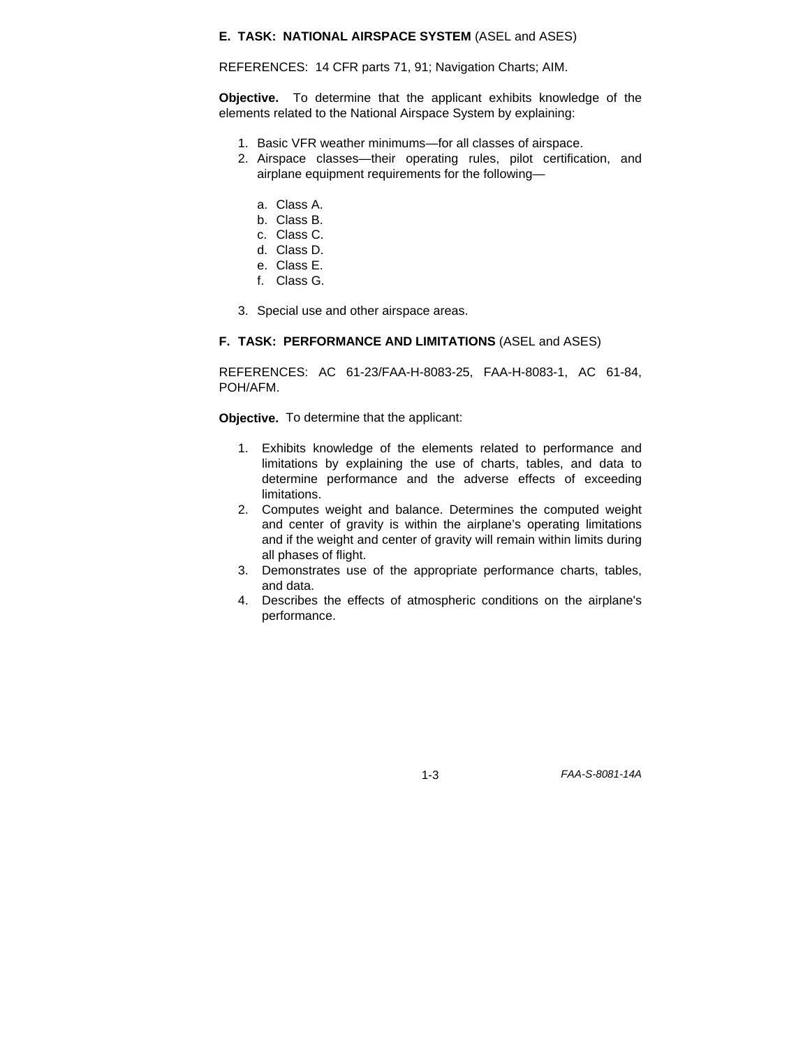**E. TASK: NATIONAL AIRSPACE SYSTEM** (ASEL and ASES)

REFERENCES: 14 CFR parts 71, 91; Navigation Charts; AIM.

**Objective.** To determine that the applicant exhibits knowledge of the elements related to the National Airspace System by explaining:

1. Basic VFR weather minimums—for all classes of airspace.
2. Airspace classes—their operating rules, pilot certification, and airplane equipment requirements for the following—

   a. Class A.
   b. Class B.
   c. Class C.
   d. Class D.
   e. Class E.
   f. Class G.

3. Special use and other airspace areas.

**F. TASK: PERFORMANCE AND LIMITATIONS** (ASEL and ASES)

REFERENCES: AC 61-23/FAA-H-8083-25, FAA-H-8083-1, AC 61-84, POH/AFM.

**Objective.** To determine that the applicant:

1. Exhibits knowledge of the elements related to performance and limitations by explaining the use of charts, tables, and data to determine performance and the adverse effects of exceeding limitations.
2. Computes weight and balance. Determines the computed weight and center of gravity is within the airplane's operating limitations and if the weight and center of gravity will remain within limits during all phases of flight.
3. Demonstrates use of the appropriate performance charts, tables, and data.
4. Describes the effects of atmospheric conditions on the airplane's performance.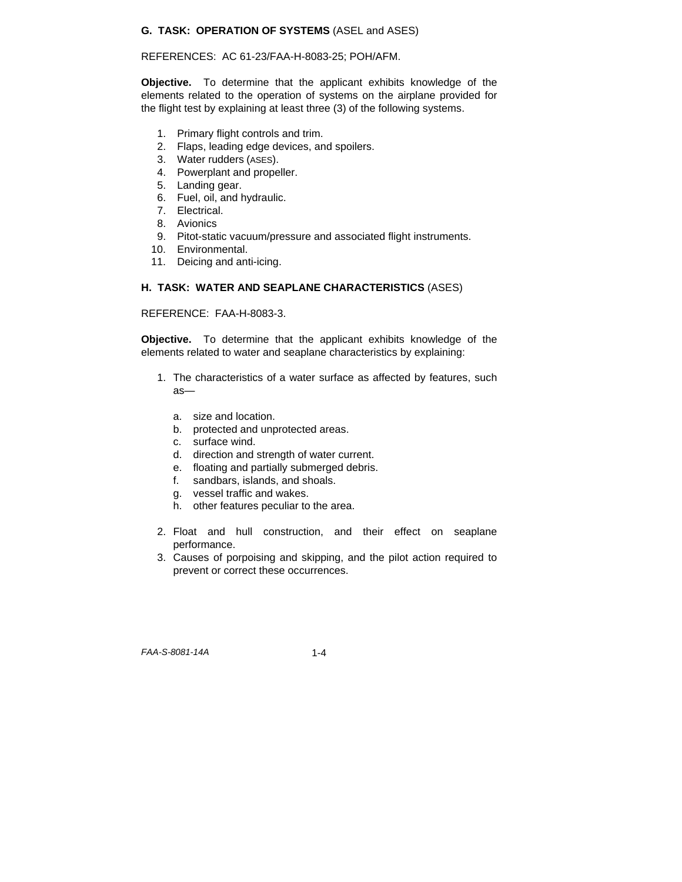### G. TASK: OPERATION OF SYSTEMS (ASEL and ASES)

REFERENCES: AC 61-23/FAA-H-8083-25; POH/AFM.

**Objective.** To determine that the applicant exhibits knowledge of the elements related to the operation of systems on the airplane provided for the flight test by explaining at least three (3) of the following systems.

1. Primary flight controls and trim.
2. Flaps, leading edge devices, and spoilers.
3. Water rudders (ASES).
4. Powerplant and propeller.
5. Landing gear.
6. Fuel, oil, and hydraulic.
7. Electrical.
8. Avionics
9. Pitot-static vacuum/pressure and associated flight instruments.
10. Environmental.
11. Deicing and anti-icing.

### H. TASK: WATER AND SEAPLANE CHARACTERISTICS (ASES)

REFERENCE: FAA-H-8083-3.

**Objective.** To determine that the applicant exhibits knowledge of the elements related to water and seaplane characteristics by explaining:

1. The characteristics of a water surface as affected by features, such as—
   a. size and location.
   b. protected and unprotected areas.
   c. surface wind.
   d. direction and strength of water current.
   e. floating and partially submerged debris.
   f. sandbars, islands, and shoals.
   g. vessel traffic and wakes.
   h. other features peculiar to the area.
2. Float and hull construction, and their effect on seaplane performance.
3. Causes of porpoising and skipping, and the pilot action required to prevent or correct these occurrences.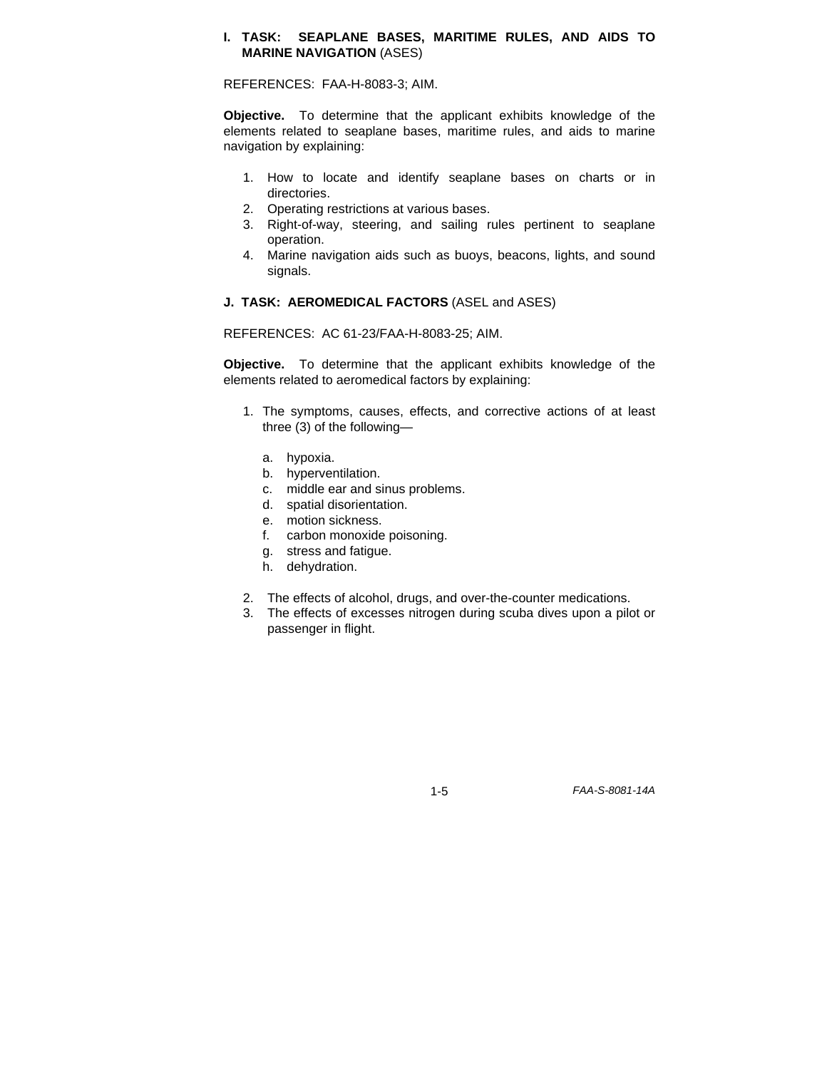**I. TASK: SEAPLANE BASES, MARITIME RULES, AND AIDS TO MARINE NAVIGATION** (ASES)

REFERENCES: FAA-H-8083-3; AIM.

**Objective.** To determine that the applicant exhibits knowledge of the elements related to seaplane bases, maritime rules, and aids to marine navigation by explaining:

1. How to locate and identify seaplane bases on charts or in directories.
2. Operating restrictions at various bases.
3. Right-of-way, steering, and sailing rules pertinent to seaplane operation.
4. Marine navigation aids such as buoys, beacons, lights, and sound signals.

**J. TASK: AEROMEDICAL FACTORS** (ASEL and ASES)

REFERENCES: AC 61-23/FAA-H-8083-25; AIM.

**Objective.** To determine that the applicant exhibits knowledge of the elements related to aeromedical factors by explaining:

1. The symptoms, causes, effects, and corrective actions of at least three (3) of the following—
   a. hypoxia.
   b. hyperventilation.
   c. middle ear and sinus problems.
   d. spatial disorientation.
   e. motion sickness.
   f. carbon monoxide poisoning.
   g. stress and fatigue.
   h. dehydration.
2. The effects of alcohol, drugs, and over-the-counter medications.
3. The effects of excesses nitrogen during scuba dives upon a pilot or passenger in flight.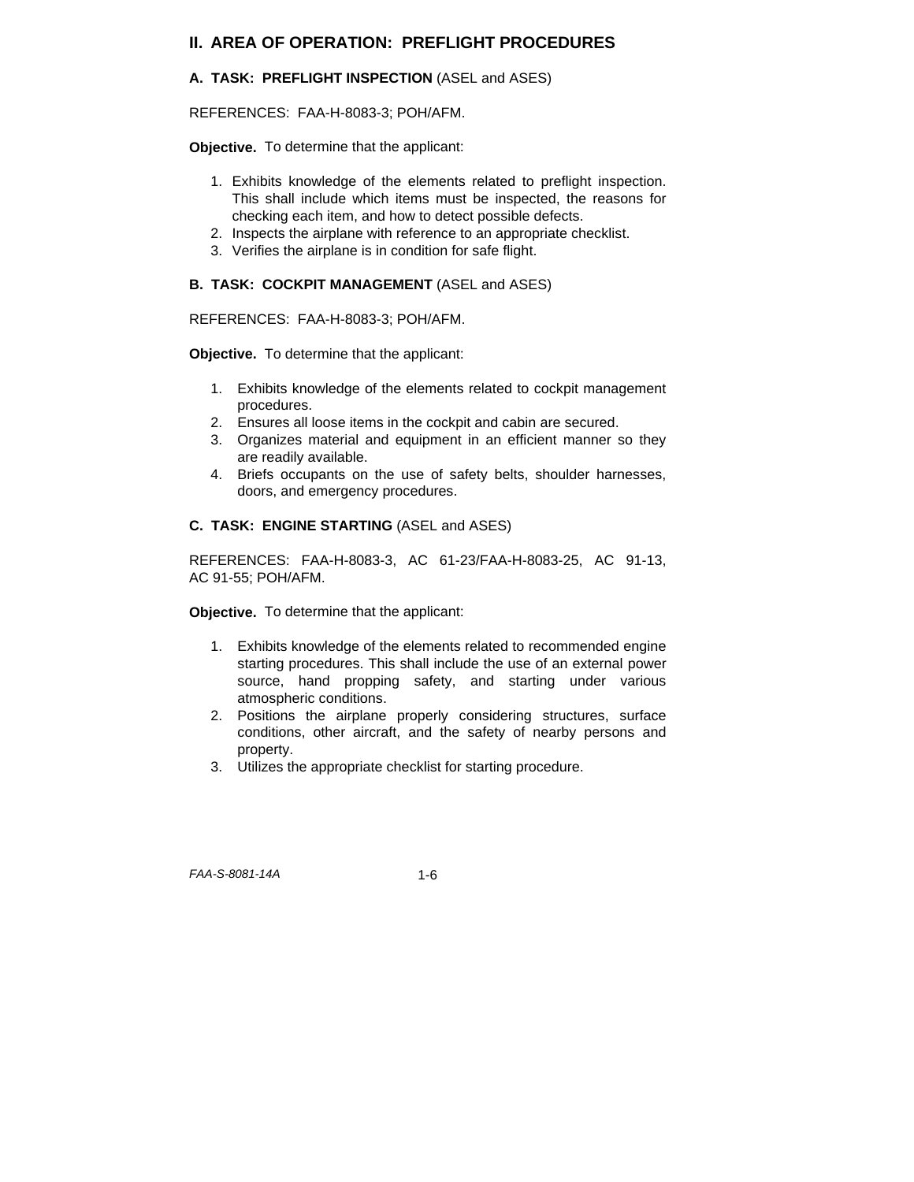## II. AREA OF OPERATION: PREFLIGHT PROCEDURES

### A. TASK: PREFLIGHT INSPECTION (ASEL and ASES)

REFERENCES: FAA-H-8083-3; POH/AFM.

**Objective.** To determine that the applicant:

1. Exhibits knowledge of the elements related to preflight inspection. This shall include which items must be inspected, the reasons for checking each item, and how to detect possible defects.
2. Inspects the airplane with reference to an appropriate checklist.
3. Verifies the airplane is in condition for safe flight.

### B. TASK: COCKPIT MANAGEMENT (ASEL and ASES)

REFERENCES: FAA-H-8083-3; POH/AFM.

**Objective.** To determine that the applicant:

1. Exhibits knowledge of the elements related to cockpit management procedures.
2. Ensures all loose items in the cockpit and cabin are secured.
3. Organizes material and equipment in an efficient manner so they are readily available.
4. Briefs occupants on the use of safety belts, shoulder harnesses, doors, and emergency procedures.

### C. TASK: ENGINE STARTING (ASEL and ASES)

REFERENCES: FAA-H-8083-3, AC 61-23/FAA-H-8083-25, AC 91-13, AC 91-55; POH/AFM.

**Objective.** To determine that the applicant:

1. Exhibits knowledge of the elements related to recommended engine starting procedures. This shall include the use of an external power source, hand propping safety, and starting under various atmospheric conditions.
2. Positions the airplane properly considering structures, surface conditions, other aircraft, and the safety of nearby persons and property.
3. Utilizes the appropriate checklist for starting procedure.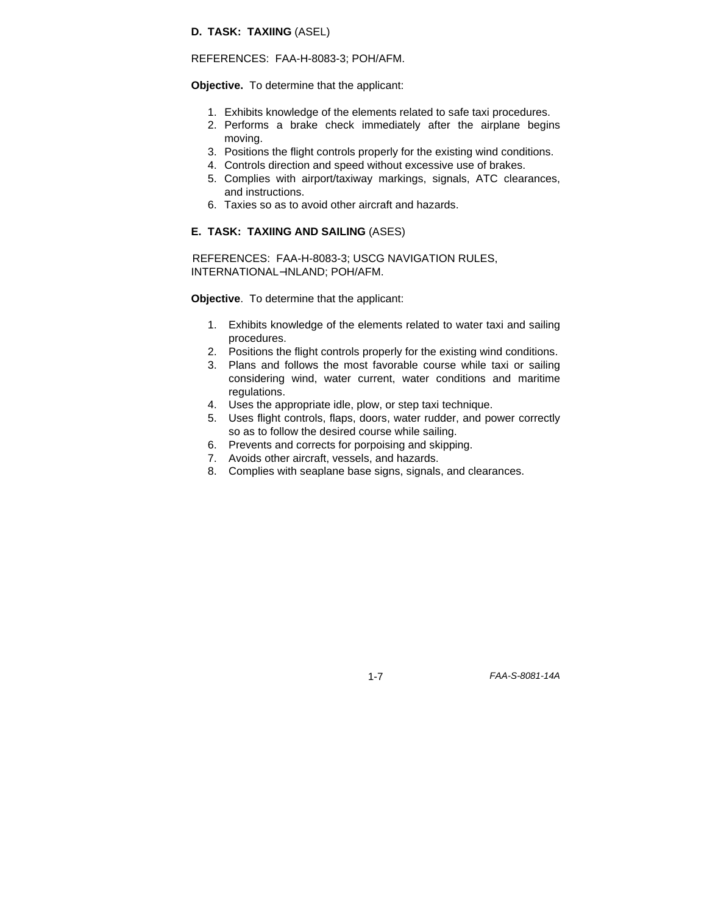**D. TASK: TAXIING** (ASEL)

REFERENCES: FAA-H-8083-3; POH/AFM.

**Objective.** To determine that the applicant:

1. Exhibits knowledge of the elements related to safe taxi procedures.
2. Performs a brake check immediately after the airplane begins moving.
3. Positions the flight controls properly for the existing wind conditions.
4. Controls direction and speed without excessive use of brakes.
5. Complies with airport/taxiway markings, signals, ATC clearances, and instructions.
6. Taxies so as to avoid other aircraft and hazards.

**E. TASK: TAXIING AND SAILING** (ASES)

REFERENCES: FAA-H-8083-3; USCG NAVIGATION RULES, INTERNATIONAL–INLAND; POH/AFM.

**Objective**. To determine that the applicant:

1. Exhibits knowledge of the elements related to water taxi and sailing procedures.
2. Positions the flight controls properly for the existing wind conditions.
3. Plans and follows the most favorable course while taxi or sailing considering wind, water current, water conditions and maritime regulations.
4. Uses the appropriate idle, plow, or step taxi technique.
5. Uses flight controls, flaps, doors, water rudder, and power correctly so as to follow the desired course while sailing.
6. Prevents and corrects for porpoising and skipping.
7. Avoids other aircraft, vessels, and hazards.
8. Complies with seaplane base signs, signals, and clearances.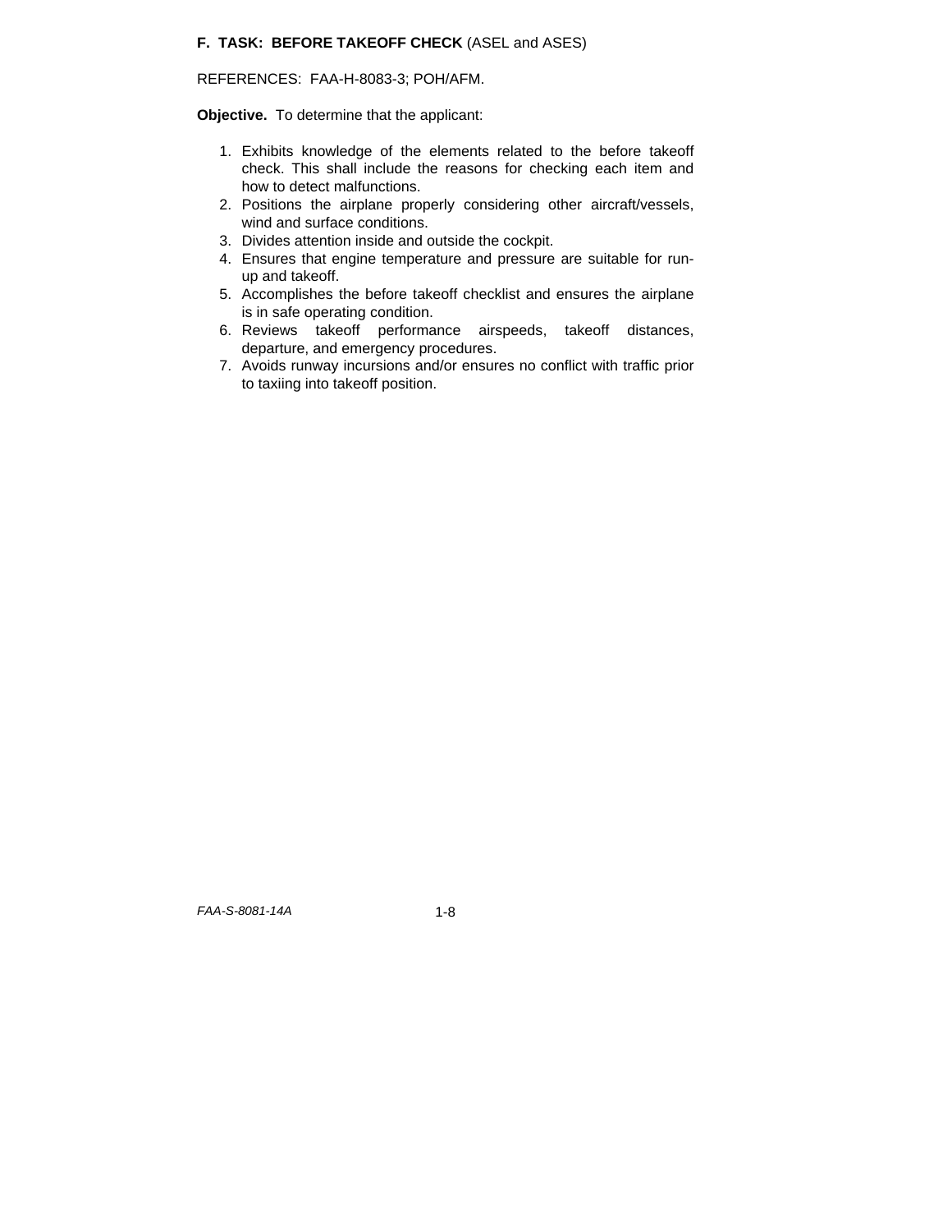### F. TASK: BEFORE TAKEOFF CHECK (ASEL and ASES)

REFERENCES: FAA-H-8083-3; POH/AFM.

**Objective.** To determine that the applicant:

1. Exhibits knowledge of the elements related to the before takeoff check. This shall include the reasons for checking each item and how to detect malfunctions.
2. Positions the airplane properly considering other aircraft/vessels, wind and surface conditions.
3. Divides attention inside and outside the cockpit.
4. Ensures that engine temperature and pressure are suitable for run-up and takeoff.
5. Accomplishes the before takeoff checklist and ensures the airplane is in safe operating condition.
6. Reviews takeoff performance airspeeds, takeoff distances, departure, and emergency procedures.
7. Avoids runway incursions and/or ensures no conflict with traffic prior to taxiing into takeoff position.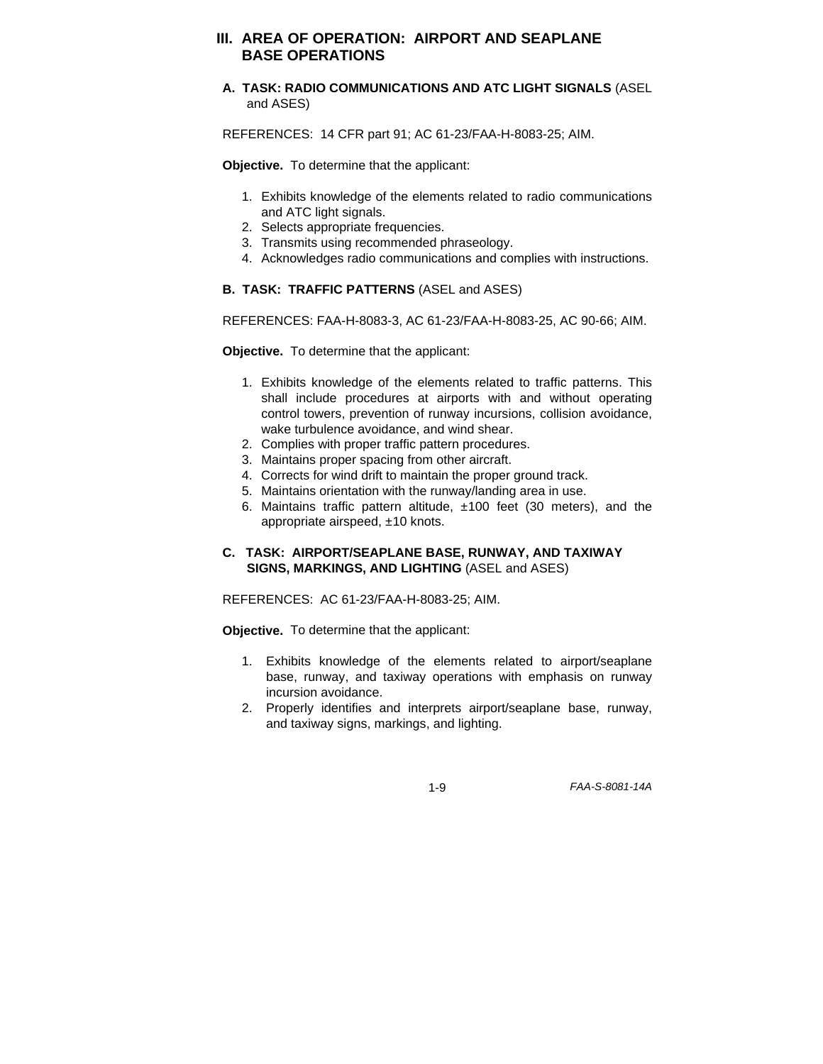# III. AREA OF OPERATION: AIRPORT AND SEAPLANE BASE OPERATIONS

## A. TASK: RADIO COMMUNICATIONS AND ATC LIGHT SIGNALS (ASEL and ASES)

REFERENCES: 14 CFR part 91; AC 61-23/FAA-H-8083-25; AIM.

**Objective.** To determine that the applicant:

1. Exhibits knowledge of the elements related to radio communications and ATC light signals.
2. Selects appropriate frequencies.
3. Transmits using recommended phraseology.
4. Acknowledges radio communications and complies with instructions.

## B. TASK: TRAFFIC PATTERNS (ASEL and ASES)

REFERENCES: FAA-H-8083-3, AC 61-23/FAA-H-8083-25, AC 90-66; AIM.

**Objective.** To determine that the applicant:

1. Exhibits knowledge of the elements related to traffic patterns. This shall include procedures at airports with and without operating control towers, prevention of runway incursions, collision avoidance, wake turbulence avoidance, and wind shear.
2. Complies with proper traffic pattern procedures.
3. Maintains proper spacing from other aircraft.
4. Corrects for wind drift to maintain the proper ground track.
5. Maintains orientation with the runway/landing area in use.
6. Maintains traffic pattern altitude, ±100 feet (30 meters), and the appropriate airspeed, ±10 knots.

## C. TASK: AIRPORT/SEAPLANE BASE, RUNWAY, AND TAXIWAY SIGNS, MARKINGS, AND LIGHTING (ASEL and ASES)

REFERENCES: AC 61-23/FAA-H-8083-25; AIM.

**Objective.** To determine that the applicant:

1. Exhibits knowledge of the elements related to airport/seaplane base, runway, and taxiway operations with emphasis on runway incursion avoidance.
2. Properly identifies and interprets airport/seaplane base, runway, and taxiway signs, markings, and lighting.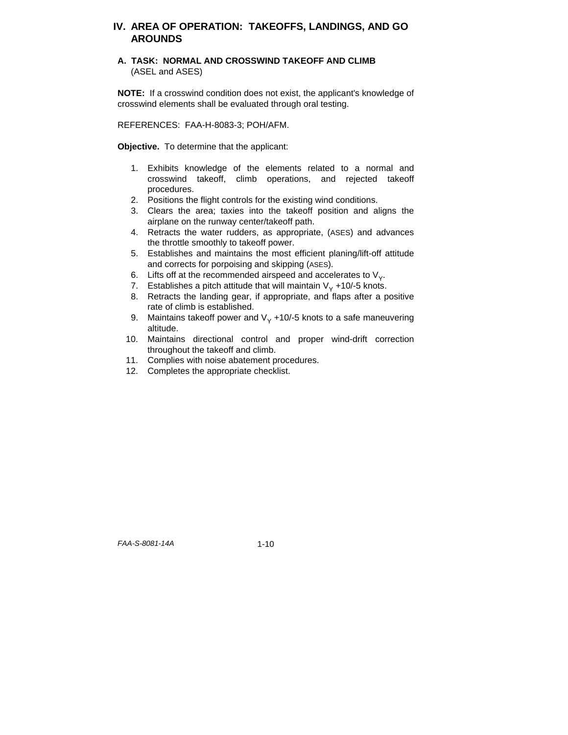## IV. AREA OF OPERATION: TAKEOFFS, LANDINGS, AND GO AROUNDS

### A. TASK: NORMAL AND CROSSWIND TAKEOFF AND CLIMB (ASEL and ASES)

**NOTE:** If a crosswind condition does not exist, the applicant's knowledge of crosswind elements shall be evaluated through oral testing.

REFERENCES: FAA-H-8083-3; POH/AFM.

**Objective.** To determine that the applicant:

1. Exhibits knowledge of the elements related to a normal and crosswind takeoff, climb operations, and rejected takeoff procedures.
2. Positions the flight controls for the existing wind conditions.
3. Clears the area; taxies into the takeoff position and aligns the airplane on the runway center/takeoff path.
4. Retracts the water rudders, as appropriate, (ASES) and advances the throttle smoothly to takeoff power.
5. Establishes and maintains the most efficient planing/lift-off attitude and corrects for porpoising and skipping (ASES).
6. Lifts off at the recommended airspeed and accelerates to $V_Y$.
7. Establishes a pitch attitude that will maintain $V_Y$ +10/-5 knots.
8. Retracts the landing gear, if appropriate, and flaps after a positive rate of climb is established.
9. Maintains takeoff power and $V_Y$ +10/-5 knots to a safe maneuvering altitude.
10. Maintains directional control and proper wind-drift correction throughout the takeoff and climb.
11. Complies with noise abatement procedures.
12. Completes the appropriate checklist.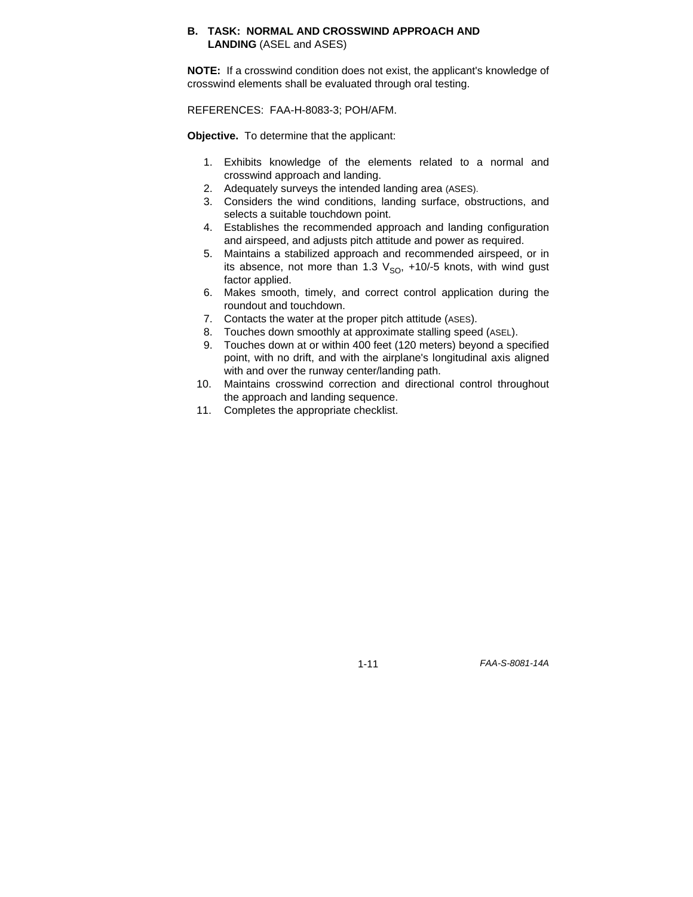### B. TASK: NORMAL AND CROSSWIND APPROACH AND LANDING (ASEL and ASES)

**NOTE:** If a crosswind condition does not exist, the applicant's knowledge of crosswind elements shall be evaluated through oral testing.

REFERENCES: FAA-H-8083-3; POH/AFM.

**Objective.** To determine that the applicant:

1. Exhibits knowledge of the elements related to a normal and crosswind approach and landing.
2. Adequately surveys the intended landing area (ASES).
3. Considers the wind conditions, landing surface, obstructions, and selects a suitable touchdown point.
4. Establishes the recommended approach and landing configuration and airspeed, and adjusts pitch attitude and power as required.
5. Maintains a stabilized approach and recommended airspeed, or in its absence, not more than 1.3 $V_{SO}$, +10/-5 knots, with wind gust factor applied.
6. Makes smooth, timely, and correct control application during the roundout and touchdown.
7. Contacts the water at the proper pitch attitude (ASES).
8. Touches down smoothly at approximate stalling speed (ASEL).
9. Touches down at or within 400 feet (120 meters) beyond a specified point, with no drift, and with the airplane's longitudinal axis aligned with and over the runway center/landing path.
10. Maintains crosswind correction and directional control throughout the approach and landing sequence.
11. Completes the appropriate checklist.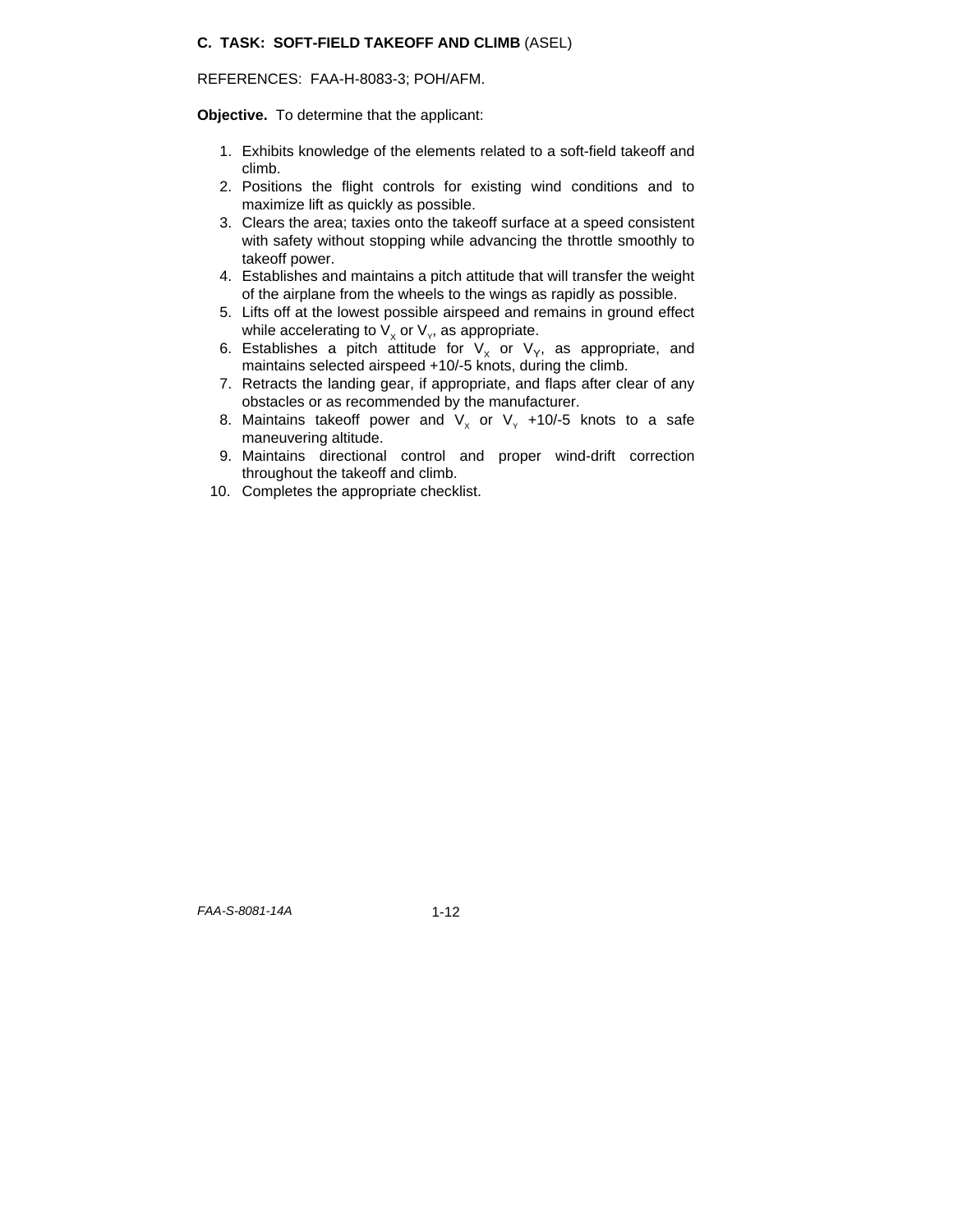### C. TASK: SOFT-FIELD TAKEOFF AND CLIMB (ASEL)

REFERENCES: FAA-H-8083-3; POH/AFM.

**Objective.** To determine that the applicant:

1. Exhibits knowledge of the elements related to a soft-field takeoff and climb.
2. Positions the flight controls for existing wind conditions and to maximize lift as quickly as possible.
3. Clears the area; taxies onto the takeoff surface at a speed consistent with safety without stopping while advancing the throttle smoothly to takeoff power.
4. Establishes and maintains a pitch attitude that will transfer the weight of the airplane from the wheels to the wings as rapidly as possible.
5. Lifts off at the lowest possible airspeed and remains in ground effect while accelerating to $V_X$ or $V_Y$, as appropriate.
6. Establishes a pitch attitude for $V_X$ or $V_Y$, as appropriate, and maintains selected airspeed +10/-5 knots, during the climb.
7. Retracts the landing gear, if appropriate, and flaps after clear of any obstacles or as recommended by the manufacturer.
8. Maintains takeoff power and $V_X$ or $V_Y$ +10/-5 knots to a safe maneuvering altitude.
9. Maintains directional control and proper wind-drift correction throughout the takeoff and climb.
10. Completes the appropriate checklist.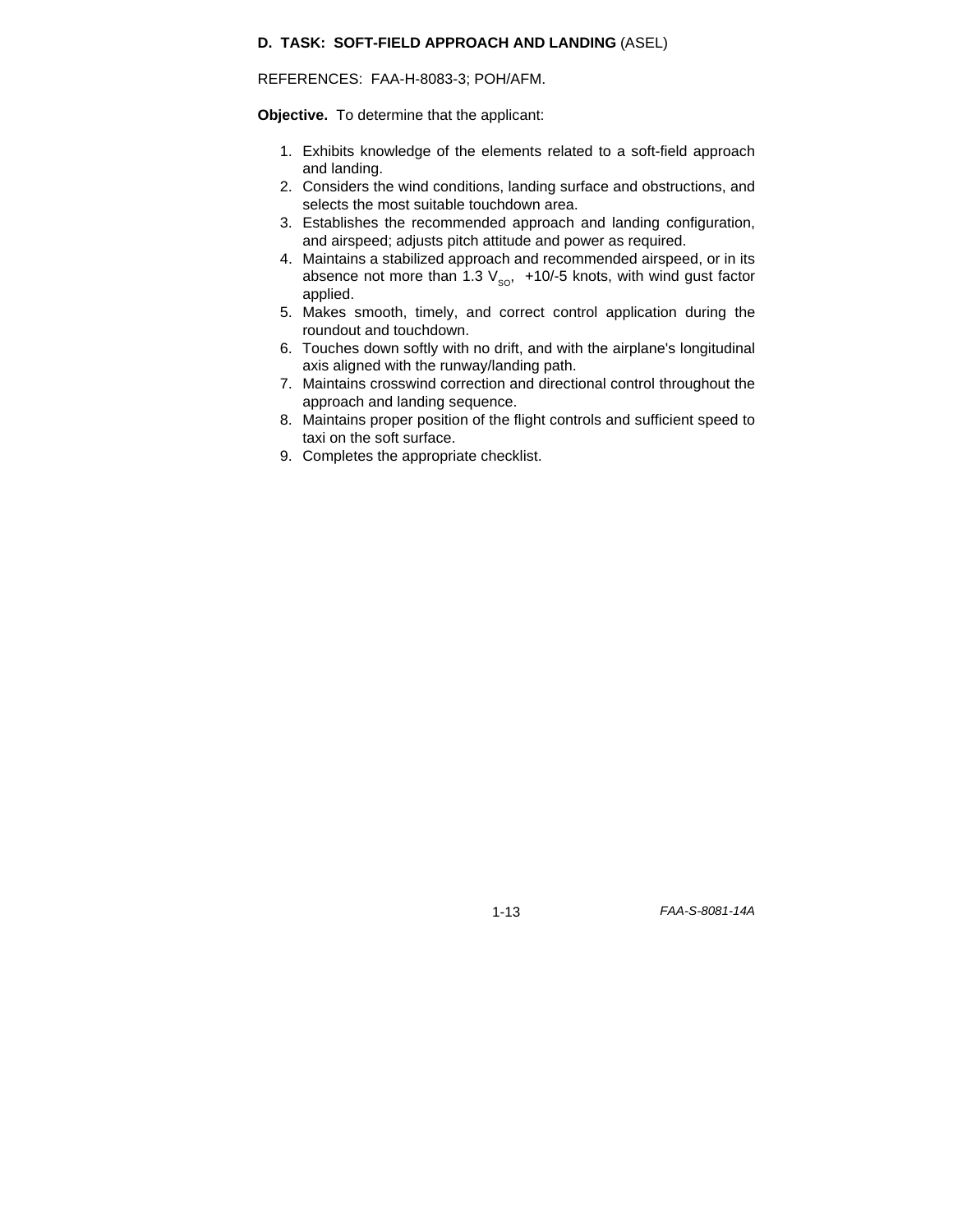**D. TASK: SOFT-FIELD APPROACH AND LANDING** (ASEL)

REFERENCES: FAA-H-8083-3; POH/AFM.

**Objective.** To determine that the applicant:

1. Exhibits knowledge of the elements related to a soft-field approach and landing.
2. Considers the wind conditions, landing surface and obstructions, and selects the most suitable touchdown area.
3. Establishes the recommended approach and landing configuration, and airspeed; adjusts pitch attitude and power as required.
4. Maintains a stabilized approach and recommended airspeed, or in its absence not more than 1.3 $V_{SO}$, +10/-5 knots, with wind gust factor applied.
5. Makes smooth, timely, and correct control application during the roundout and touchdown.
6. Touches down softly with no drift, and with the airplane's longitudinal axis aligned with the runway/landing path.
7. Maintains crosswind correction and directional control throughout the approach and landing sequence.
8. Maintains proper position of the flight controls and sufficient speed to taxi on the soft surface.
9. Completes the appropriate checklist.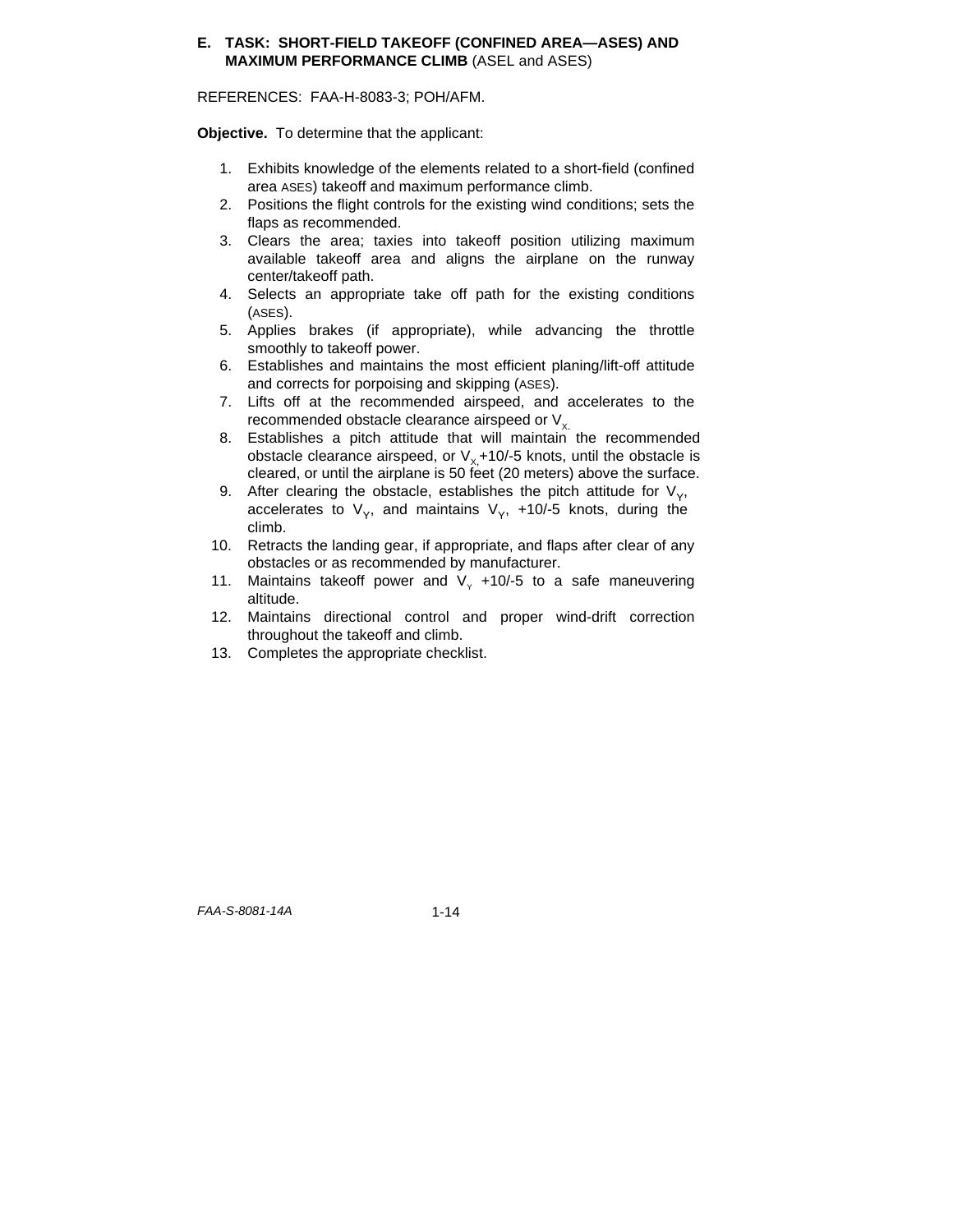### E. TASK: SHORT-FIELD TAKEOFF (CONFINED AREA—ASES) AND MAXIMUM PERFORMANCE CLIMB (ASEL and ASES)

REFERENCES: FAA-H-8083-3; POH/AFM.

**Objective.** To determine that the applicant:

1. Exhibits knowledge of the elements related to a short-field (confined area ASES) takeoff and maximum performance climb.
2. Positions the flight controls for the existing wind conditions; sets the flaps as recommended.
3. Clears the area; taxies into takeoff position utilizing maximum available takeoff area and aligns the airplane on the runway center/takeoff path.
4. Selects an appropriate take off path for the existing conditions (ASES).
5. Applies brakes (if appropriate), while advancing the throttle smoothly to takeoff power.
6. Establishes and maintains the most efficient planing/lift-off attitude and corrects for porpoising and skipping (ASES).
7. Lifts off at the recommended airspeed, and accelerates to the recommended obstacle clearance airspeed or $V_X$.
8. Establishes a pitch attitude that will maintain the recommended obstacle clearance airspeed, or $V_X$ +10/-5 knots, until the obstacle is cleared, or until the airplane is 50 feet (20 meters) above the surface.
9. After clearing the obstacle, establishes the pitch attitude for $V_Y$, accelerates to $V_Y$, and maintains $V_Y$, +10/-5 knots, during the climb.
10. Retracts the landing gear, if appropriate, and flaps after clear of any obstacles or as recommended by manufacturer.
11. Maintains takeoff power and $V_Y$ +10/-5 to a safe maneuvering altitude.
12. Maintains directional control and proper wind-drift correction throughout the takeoff and climb.
13. Completes the appropriate checklist.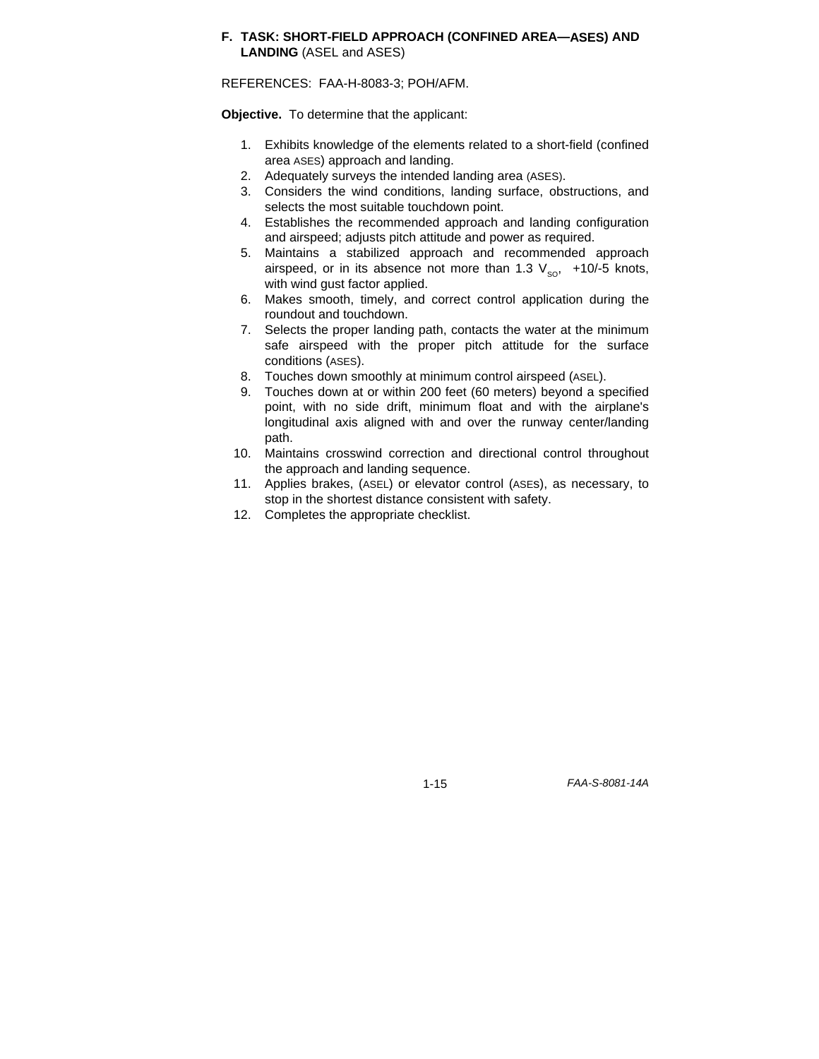### F. TASK: SHORT-FIELD APPROACH (CONFINED AREA—ASES) AND LANDING (ASEL and ASES)

REFERENCES: FAA-H-8083-3; POH/AFM.

**Objective.** To determine that the applicant:

1. Exhibits knowledge of the elements related to a short-field (confined area ASES) approach and landing.
2. Adequately surveys the intended landing area (ASES).
3. Considers the wind conditions, landing surface, obstructions, and selects the most suitable touchdown point.
4. Establishes the recommended approach and landing configuration and airspeed; adjusts pitch attitude and power as required.
5. Maintains a stabilized approach and recommended approach airspeed, or in its absence not more than 1.3 $V_{SO}$, +10/-5 knots, with wind gust factor applied.
6. Makes smooth, timely, and correct control application during the roundout and touchdown.
7. Selects the proper landing path, contacts the water at the minimum safe airspeed with the proper pitch attitude for the surface conditions (ASES).
8. Touches down smoothly at minimum control airspeed (ASEL).
9. Touches down at or within 200 feet (60 meters) beyond a specified point, with no side drift, minimum float and with the airplane's longitudinal axis aligned with and over the runway center/landing path.
10. Maintains crosswind correction and directional control throughout the approach and landing sequence.
11. Applies brakes, (ASEL) or elevator control (ASES), as necessary, to stop in the shortest distance consistent with safety.
12. Completes the appropriate checklist.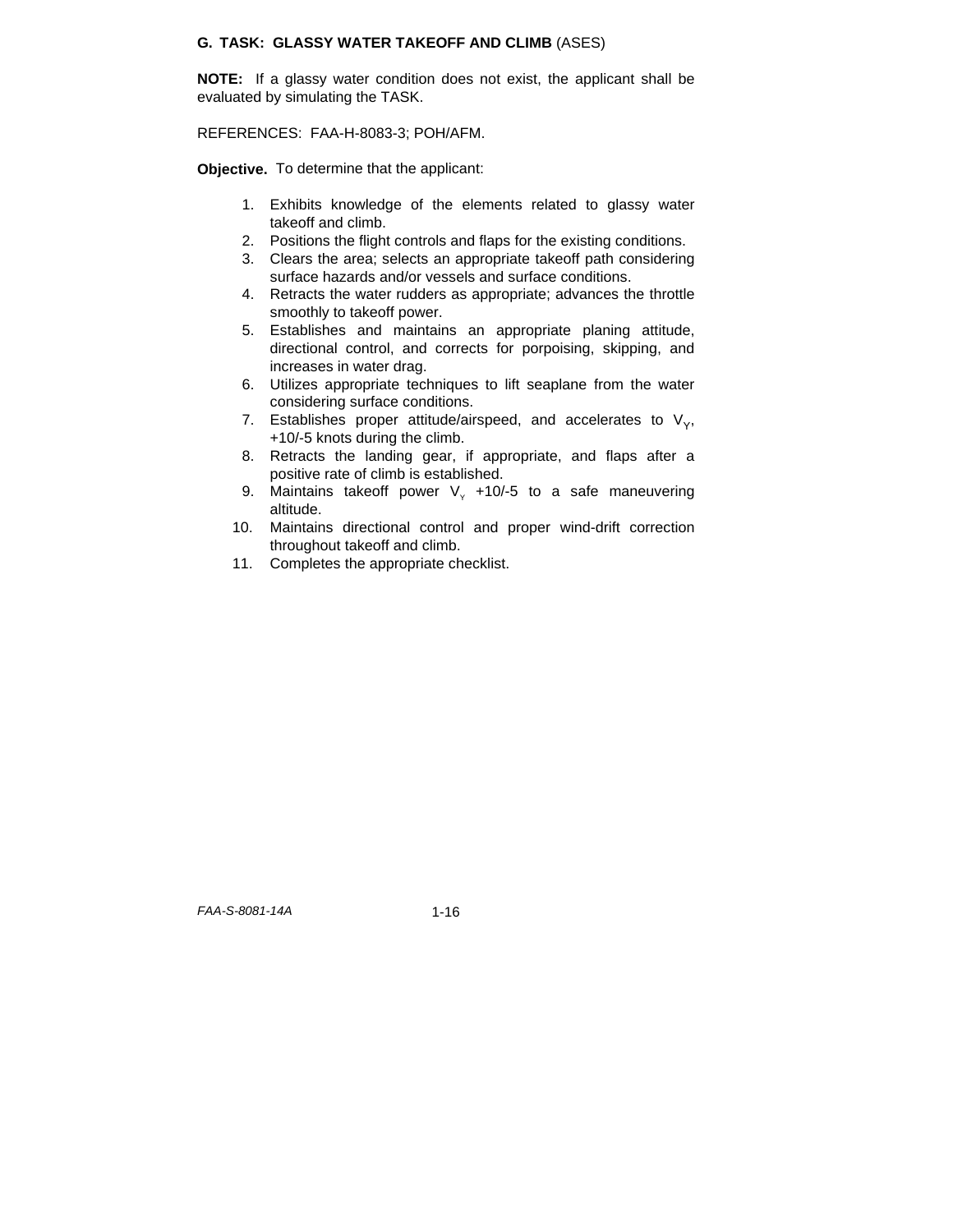### G. TASK: GLASSY WATER TAKEOFF AND CLIMB (ASES)

**NOTE:** If a glassy water condition does not exist, the applicant shall be evaluated by simulating the TASK.

REFERENCES: FAA-H-8083-3; POH/AFM.

**Objective.** To determine that the applicant:

1. Exhibits knowledge of the elements related to glassy water takeoff and climb.
2. Positions the flight controls and flaps for the existing conditions.
3. Clears the area; selects an appropriate takeoff path considering surface hazards and/or vessels and surface conditions.
4. Retracts the water rudders as appropriate; advances the throttle smoothly to takeoff power.
5. Establishes and maintains an appropriate planing attitude, directional control, and corrects for porpoising, skipping, and increases in water drag.
6. Utilizes appropriate techniques to lift seaplane from the water considering surface conditions.
7. Establishes proper attitude/airspeed, and accelerates to $V_Y$, +10/-5 knots during the climb.
8. Retracts the landing gear, if appropriate, and flaps after a positive rate of climb is established.
9. Maintains takeoff power $V_Y$ +10/-5 to a safe maneuvering altitude.
10. Maintains directional control and proper wind-drift correction throughout takeoff and climb.
11. Completes the appropriate checklist.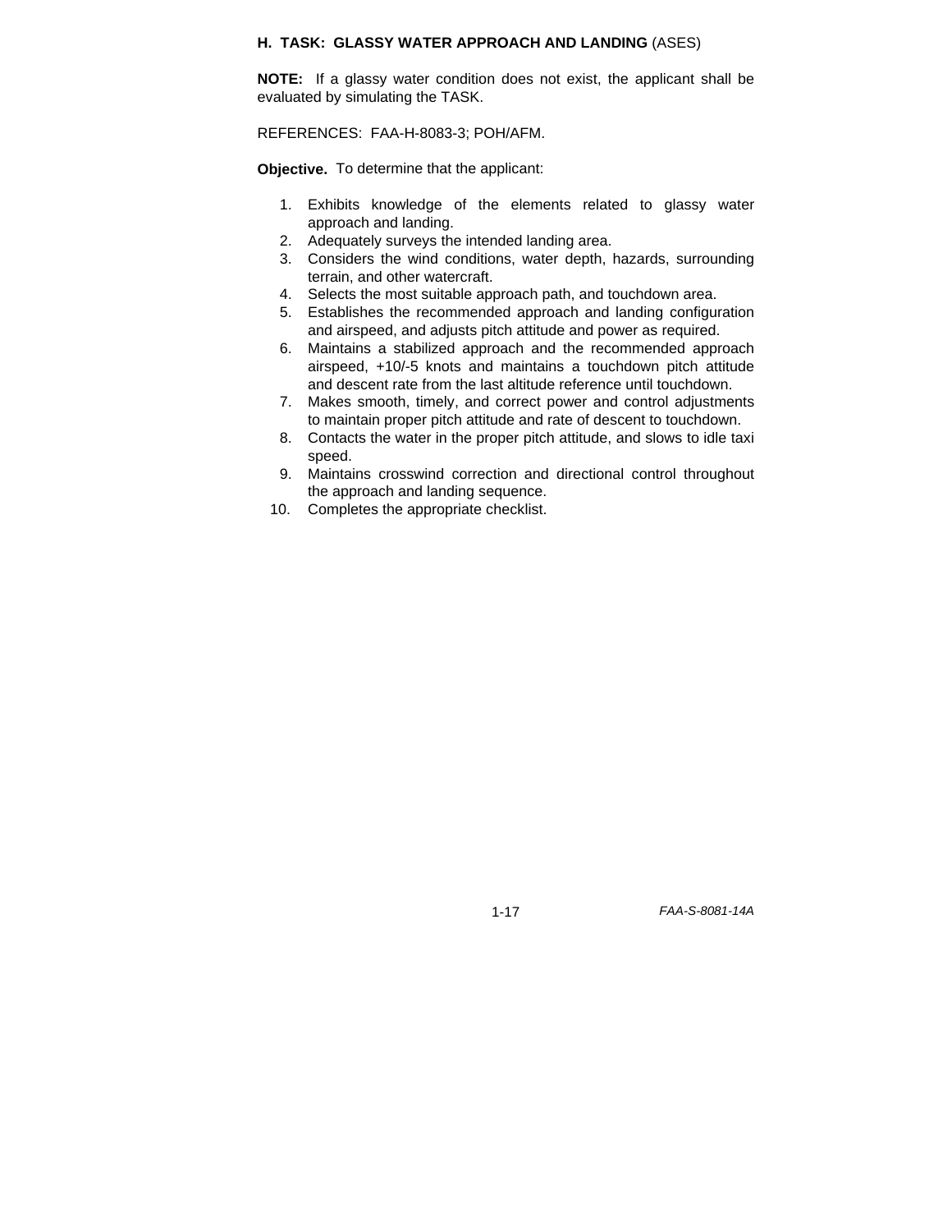### H. TASK: GLASSY WATER APPROACH AND LANDING (ASES)

**NOTE:** If a glassy water condition does not exist, the applicant shall be evaluated by simulating the TASK.

REFERENCES: FAA-H-8083-3; POH/AFM.

**Objective.** To determine that the applicant:

1. Exhibits knowledge of the elements related to glassy water approach and landing.
2. Adequately surveys the intended landing area.
3. Considers the wind conditions, water depth, hazards, surrounding terrain, and other watercraft.
4. Selects the most suitable approach path, and touchdown area.
5. Establishes the recommended approach and landing configuration and airspeed, and adjusts pitch attitude and power as required.
6. Maintains a stabilized approach and the recommended approach airspeed, +10/-5 knots and maintains a touchdown pitch attitude and descent rate from the last altitude reference until touchdown.
7. Makes smooth, timely, and correct power and control adjustments to maintain proper pitch attitude and rate of descent to touchdown.
8. Contacts the water in the proper pitch attitude, and slows to idle taxi speed.
9. Maintains crosswind correction and directional control throughout the approach and landing sequence.
10. Completes the appropriate checklist.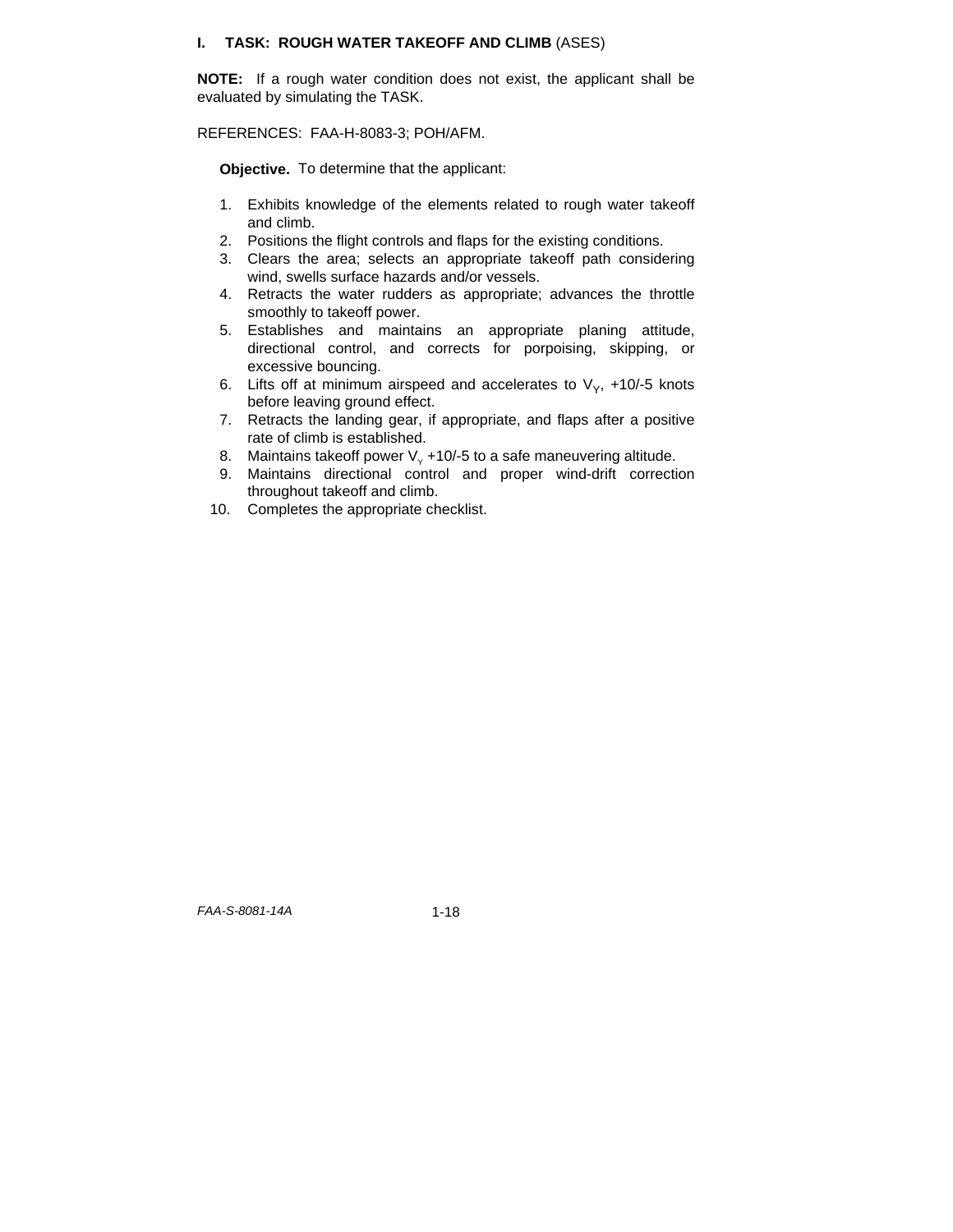## I. TASK: ROUGH WATER TAKEOFF AND CLIMB (ASES)

**NOTE:** If a rough water condition does not exist, the applicant shall be evaluated by simulating the TASK.

REFERENCES: FAA-H-8083-3; POH/AFM.

**Objective.** To determine that the applicant:

1. Exhibits knowledge of the elements related to rough water takeoff and climb.
2. Positions the flight controls and flaps for the existing conditions.
3. Clears the area; selects an appropriate takeoff path considering wind, swells surface hazards and/or vessels.
4. Retracts the water rudders as appropriate; advances the throttle smoothly to takeoff power.
5. Establishes and maintains an appropriate planing attitude, directional control, and corrects for porpoising, skipping, or excessive bouncing.
6. Lifts off at minimum airspeed and accelerates to $V_Y$, +10/-5 knots before leaving ground effect.
7. Retracts the landing gear, if appropriate, and flaps after a positive rate of climb is established.
8. Maintains takeoff power $V_Y$ +10/-5 to a safe maneuvering altitude.
9. Maintains directional control and proper wind-drift correction throughout takeoff and climb.
10. Completes the appropriate checklist.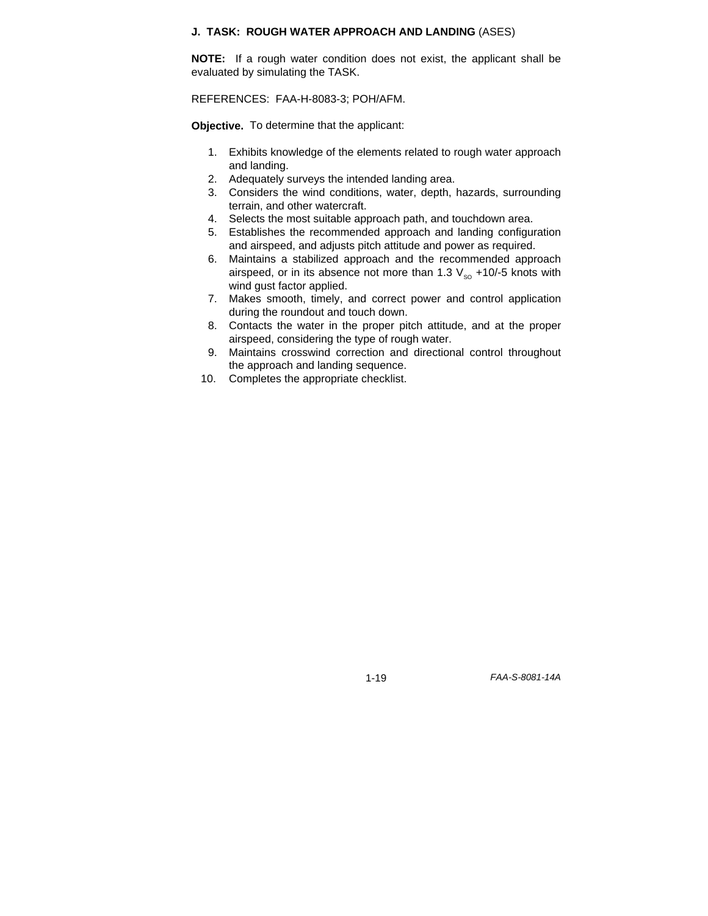**J. TASK: ROUGH WATER APPROACH AND LANDING** (ASES)

**NOTE:** If a rough water condition does not exist, the applicant shall be evaluated by simulating the TASK.

REFERENCES: FAA-H-8083-3; POH/AFM.

**Objective.** To determine that the applicant:

1. Exhibits knowledge of the elements related to rough water approach and landing.
2. Adequately surveys the intended landing area.
3. Considers the wind conditions, water, depth, hazards, surrounding terrain, and other watercraft.
4. Selects the most suitable approach path, and touchdown area.
5. Establishes the recommended approach and landing configuration and airspeed, and adjusts pitch attitude and power as required.
6. Maintains a stabilized approach and the recommended approach airspeed, or in its absence not more than 1.3 $V_{SO}$ +10/-5 knots with wind gust factor applied.
7. Makes smooth, timely, and correct power and control application during the roundout and touch down.
8. Contacts the water in the proper pitch attitude, and at the proper airspeed, considering the type of rough water.
9. Maintains crosswind correction and directional control throughout the approach and landing sequence.
10. Completes the appropriate checklist.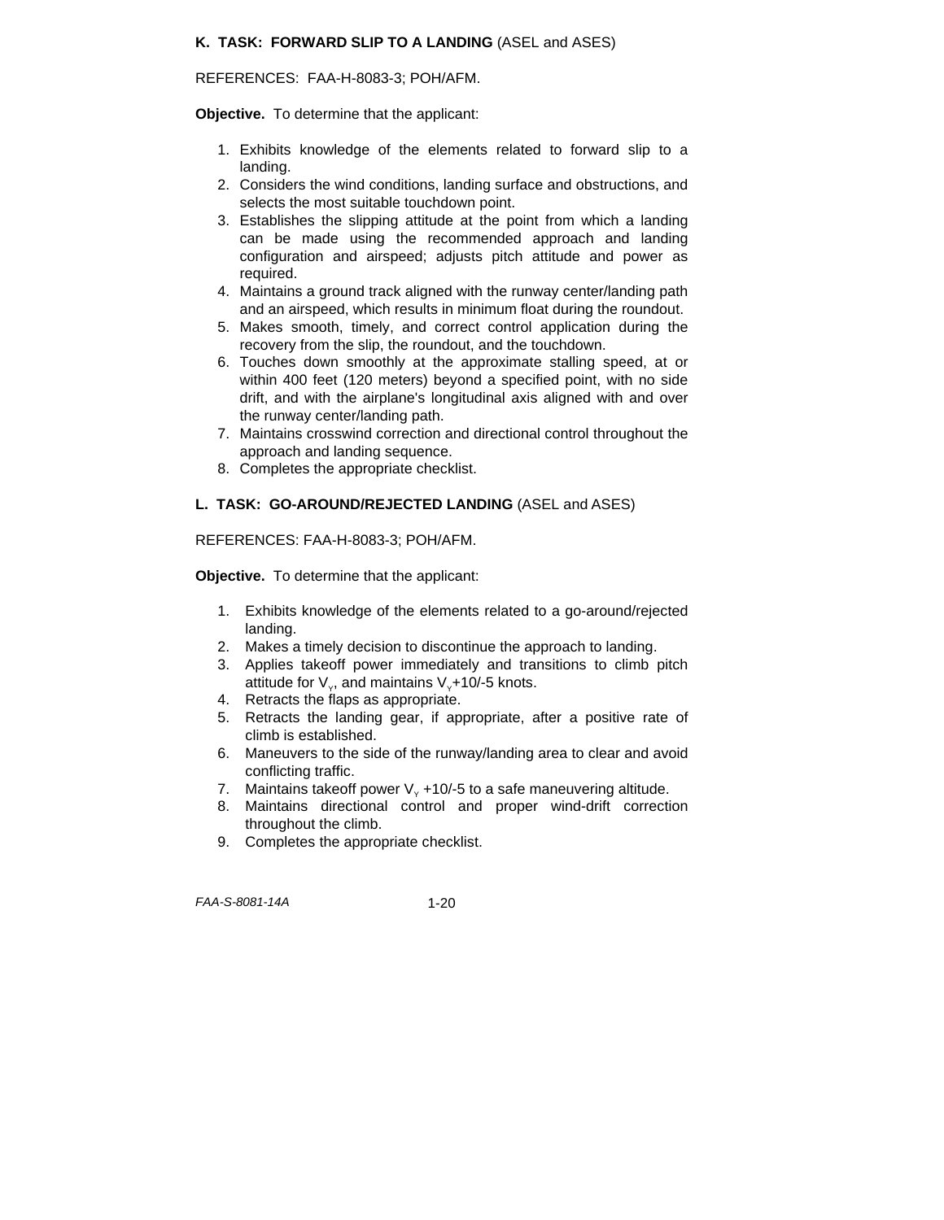**K. TASK: FORWARD SLIP TO A LANDING** (ASEL and ASES)

REFERENCES: FAA-H-8083-3; POH/AFM.

**Objective.** To determine that the applicant:

1. Exhibits knowledge of the elements related to forward slip to a landing.
2. Considers the wind conditions, landing surface and obstructions, and selects the most suitable touchdown point.
3. Establishes the slipping attitude at the point from which a landing can be made using the recommended approach and landing configuration and airspeed; adjusts pitch attitude and power as required.
4. Maintains a ground track aligned with the runway center/landing path and an airspeed, which results in minimum float during the roundout.
5. Makes smooth, timely, and correct control application during the recovery from the slip, the roundout, and the touchdown.
6. Touches down smoothly at the approximate stalling speed, at or within 400 feet (120 meters) beyond a specified point, with no side drift, and with the airplane's longitudinal axis aligned with and over the runway center/landing path.
7. Maintains crosswind correction and directional control throughout the approach and landing sequence.
8. Completes the appropriate checklist.

**L. TASK: GO-AROUND/REJECTED LANDING** (ASEL and ASES)

REFERENCES: FAA-H-8083-3; POH/AFM.

**Objective.** To determine that the applicant:

1. Exhibits knowledge of the elements related to a go-around/rejected landing.
2. Makes a timely decision to discontinue the approach to landing.
3. Applies takeoff power immediately and transitions to climb pitch attitude for $V_Y$, and maintains $V_Y$+10/-5 knots.
4. Retracts the flaps as appropriate.
5. Retracts the landing gear, if appropriate, after a positive rate of climb is established.
6. Maneuvers to the side of the runway/landing area to clear and avoid conflicting traffic.
7. Maintains takeoff power $V_Y$ +10/-5 to a safe maneuvering altitude.
8. Maintains directional control and proper wind-drift correction throughout the climb.
9. Completes the appropriate checklist.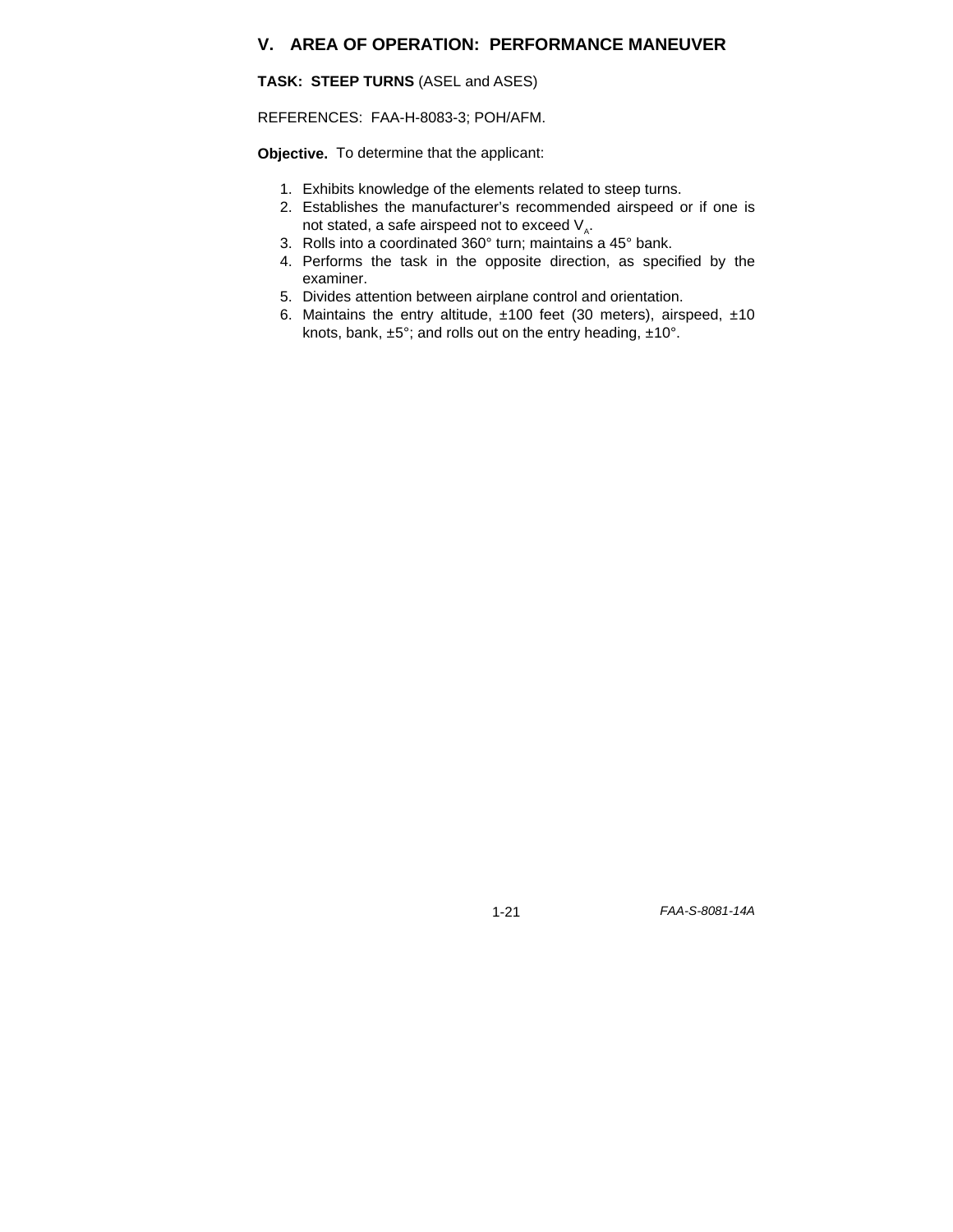## V. AREA OF OPERATION: PERFORMANCE MANEUVER

**TASK: STEEP TURNS** (ASEL and ASES)

REFERENCES: FAA-H-8083-3; POH/AFM.

**Objective.** To determine that the applicant:

1. Exhibits knowledge of the elements related to steep turns.
2. Establishes the manufacturer's recommended airspeed or if one is not stated, a safe airspeed not to exceed $V_A$.
3. Rolls into a coordinated 360° turn; maintains a 45° bank.
4. Performs the task in the opposite direction, as specified by the examiner.
5. Divides attention between airplane control and orientation.
6. Maintains the entry altitude, ±100 feet (30 meters), airspeed, ±10 knots, bank, ±5°; and rolls out on the entry heading, ±10°.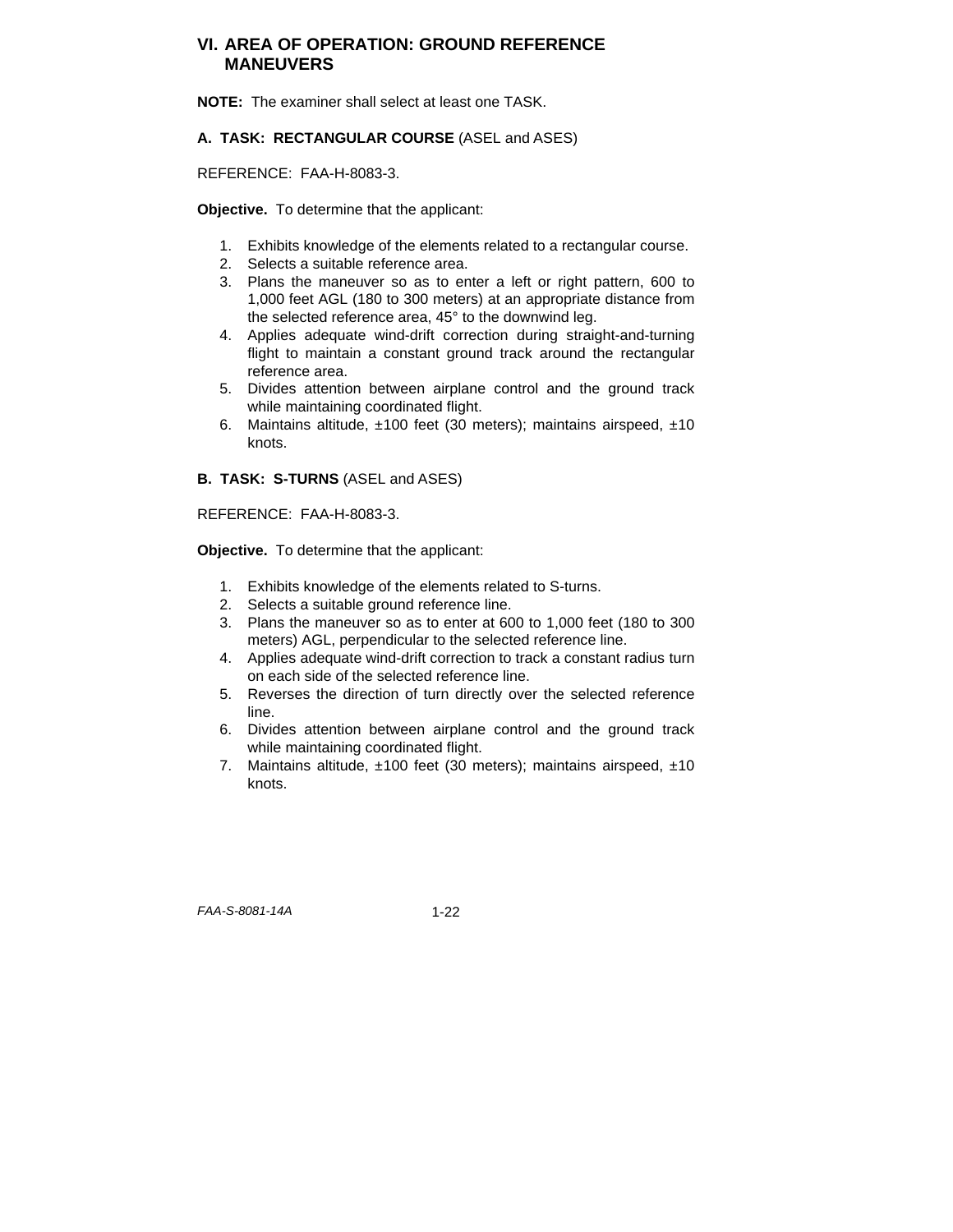## VI. AREA OF OPERATION: GROUND REFERENCE MANEUVERS

**NOTE:** The examiner shall select at least one TASK.

### A. TASK: RECTANGULAR COURSE (ASEL and ASES)

REFERENCE: FAA-H-8083-3.

**Objective.** To determine that the applicant:

1. Exhibits knowledge of the elements related to a rectangular course.
2. Selects a suitable reference area.
3. Plans the maneuver so as to enter a left or right pattern, 600 to 1,000 feet AGL (180 to 300 meters) at an appropriate distance from the selected reference area, 45° to the downwind leg.
4. Applies adequate wind-drift correction during straight-and-turning flight to maintain a constant ground track around the rectangular reference area.
5. Divides attention between airplane control and the ground track while maintaining coordinated flight.
6. Maintains altitude, ±100 feet (30 meters); maintains airspeed, ±10 knots.

### B. TASK: S-TURNS (ASEL and ASES)

REFERENCE: FAA-H-8083-3.

**Objective.** To determine that the applicant:

1. Exhibits knowledge of the elements related to S-turns.
2. Selects a suitable ground reference line.
3. Plans the maneuver so as to enter at 600 to 1,000 feet (180 to 300 meters) AGL, perpendicular to the selected reference line.
4. Applies adequate wind-drift correction to track a constant radius turn on each side of the selected reference line.
5. Reverses the direction of turn directly over the selected reference line.
6. Divides attention between airplane control and the ground track while maintaining coordinated flight.
7. Maintains altitude, ±100 feet (30 meters); maintains airspeed, ±10 knots.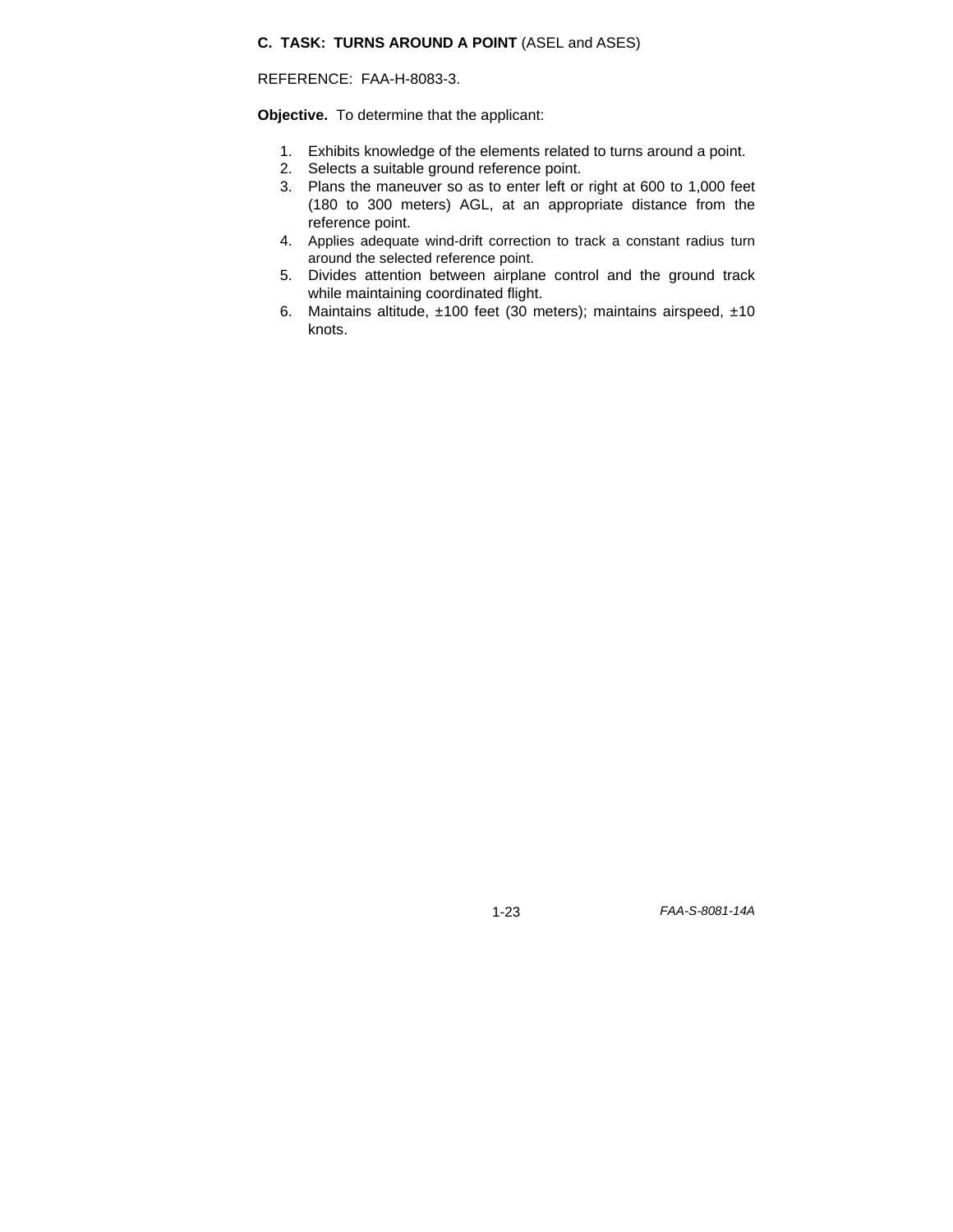**C. TASK: TURNS AROUND A POINT** (ASEL and ASES)

REFERENCE: FAA-H-8083-3.

**Objective.** To determine that the applicant:

1. Exhibits knowledge of the elements related to turns around a point.
2. Selects a suitable ground reference point.
3. Plans the maneuver so as to enter left or right at 600 to 1,000 feet (180 to 300 meters) AGL, at an appropriate distance from the reference point.
4. Applies adequate wind-drift correction to track a constant radius turn around the selected reference point.
5. Divides attention between airplane control and the ground track while maintaining coordinated flight.
6. Maintains altitude, ±100 feet (30 meters); maintains airspeed, ±10 knots.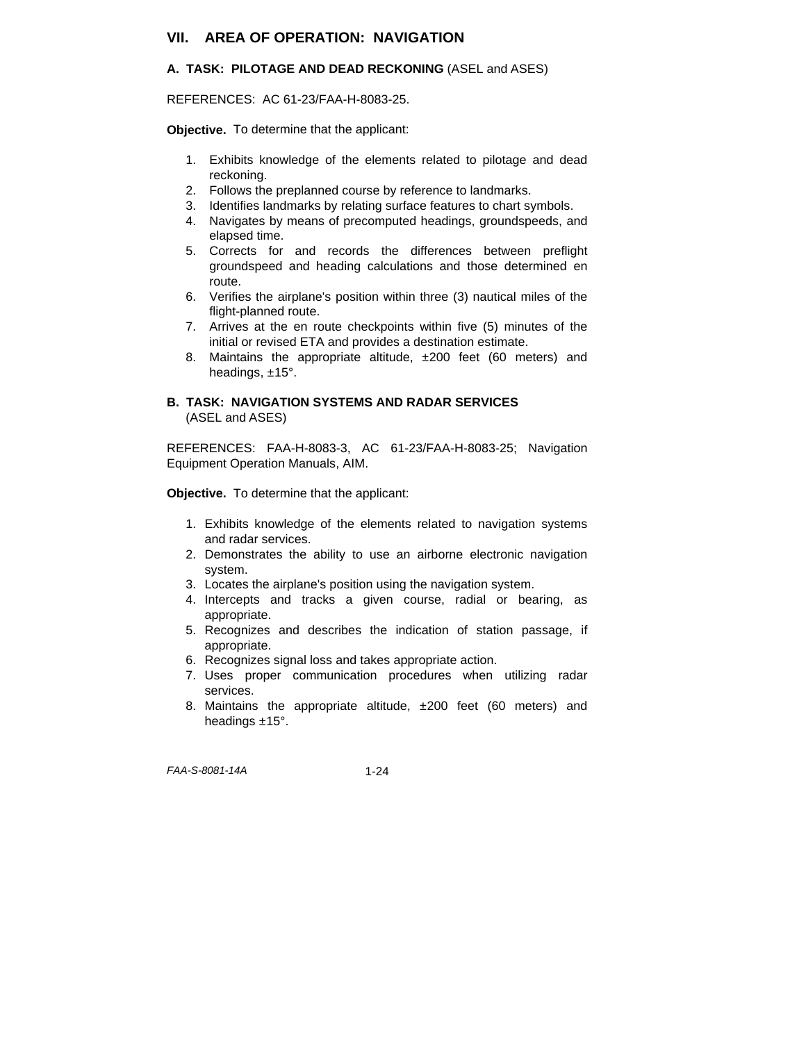## VII. AREA OF OPERATION: NAVIGATION

### A. TASK: PILOTAGE AND DEAD RECKONING (ASEL and ASES)

REFERENCES: AC 61-23/FAA-H-8083-25.

**Objective.** To determine that the applicant:

1. Exhibits knowledge of the elements related to pilotage and dead reckoning.
2. Follows the preplanned course by reference to landmarks.
3. Identifies landmarks by relating surface features to chart symbols.
4. Navigates by means of precomputed headings, groundspeeds, and elapsed time.
5. Corrects for and records the differences between preflight groundspeed and heading calculations and those determined en route.
6. Verifies the airplane's position within three (3) nautical miles of the flight-planned route.
7. Arrives at the en route checkpoints within five (5) minutes of the initial or revised ETA and provides a destination estimate.
8. Maintains the appropriate altitude, ±200 feet (60 meters) and headings, ±15°.

### B. TASK: NAVIGATION SYSTEMS AND RADAR SERVICES (ASEL and ASES)

REFERENCES: FAA-H-8083-3, AC 61-23/FAA-H-8083-25; Navigation Equipment Operation Manuals, AIM.

**Objective.** To determine that the applicant:

1. Exhibits knowledge of the elements related to navigation systems and radar services.
2. Demonstrates the ability to use an airborne electronic navigation system.
3. Locates the airplane's position using the navigation system.
4. Intercepts and tracks a given course, radial or bearing, as appropriate.
5. Recognizes and describes the indication of station passage, if appropriate.
6. Recognizes signal loss and takes appropriate action.
7. Uses proper communication procedures when utilizing radar services.
8. Maintains the appropriate altitude, ±200 feet (60 meters) and headings ±15°.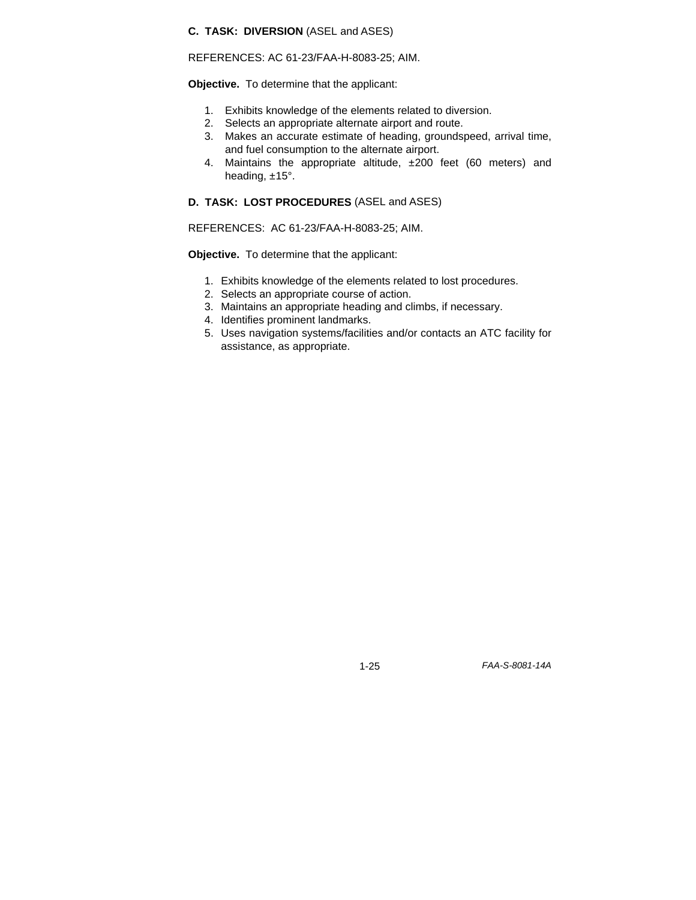**C. TASK: DIVERSION** (ASEL and ASES)

REFERENCES: AC 61-23/FAA-H-8083-25; AIM.

**Objective.** To determine that the applicant:

1. Exhibits knowledge of the elements related to diversion.
2. Selects an appropriate alternate airport and route.
3. Makes an accurate estimate of heading, groundspeed, arrival time, and fuel consumption to the alternate airport.
4. Maintains the appropriate altitude, ±200 feet (60 meters) and heading, ±15°.

**D. TASK: LOST PROCEDURES** (ASEL and ASES)

REFERENCES: AC 61-23/FAA-H-8083-25; AIM.

**Objective.** To determine that the applicant:

1. Exhibits knowledge of the elements related to lost procedures.
2. Selects an appropriate course of action.
3. Maintains an appropriate heading and climbs, if necessary.
4. Identifies prominent landmarks.
5. Uses navigation systems/facilities and/or contacts an ATC facility for assistance, as appropriate.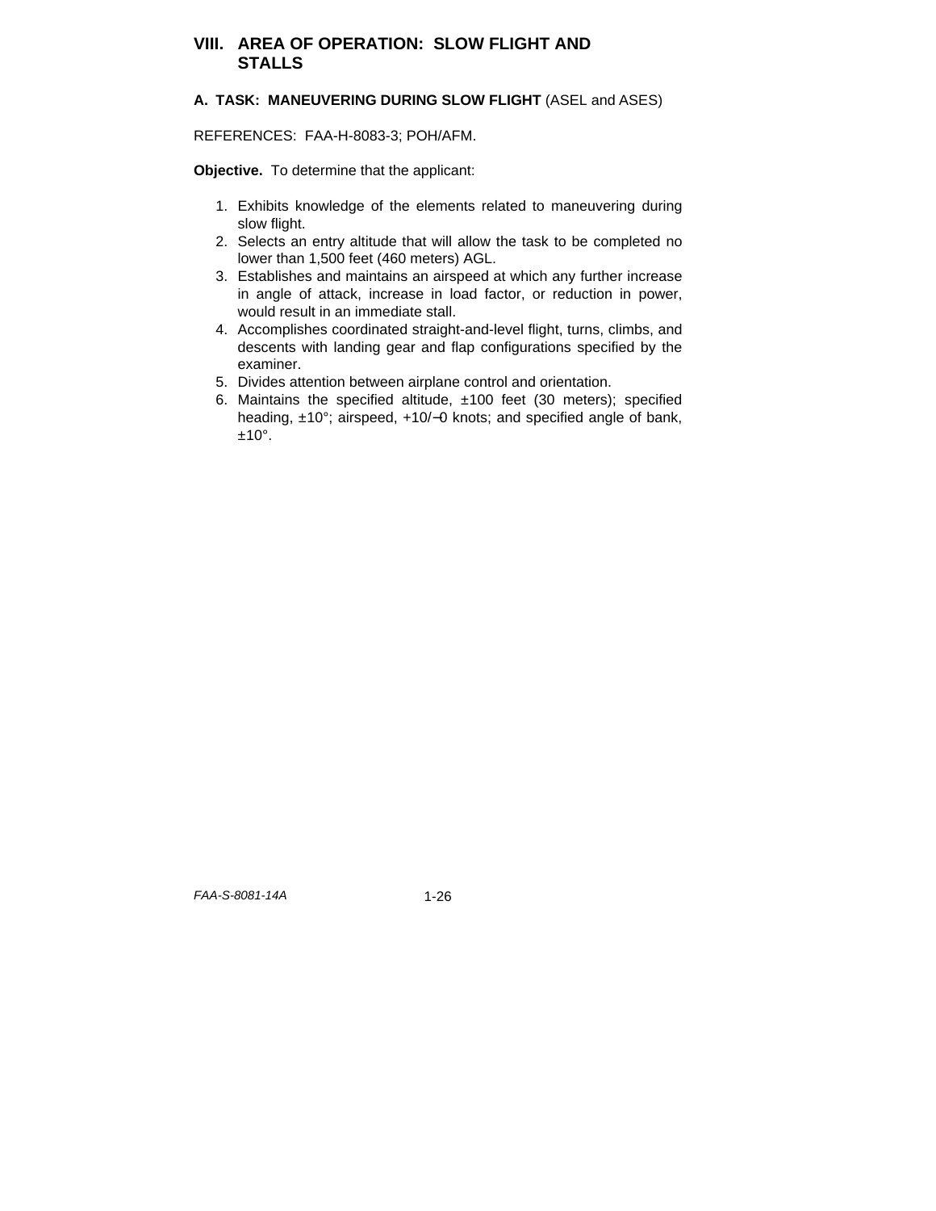# VIII. AREA OF OPERATION: SLOW FLIGHT AND STALLS

## A. TASK: MANEUVERING DURING SLOW FLIGHT (ASEL and ASES)

REFERENCES: FAA-H-8083-3; POH/AFM.

**Objective.** To determine that the applicant:

1. Exhibits knowledge of the elements related to maneuvering during slow flight.
2. Selects an entry altitude that will allow the task to be completed no lower than 1,500 feet (460 meters) AGL.
3. Establishes and maintains an airspeed at which any further increase in angle of attack, increase in load factor, or reduction in power, would result in an immediate stall.
4. Accomplishes coordinated straight-and-level flight, turns, climbs, and descents with landing gear and flap configurations specified by the examiner.
5. Divides attention between airplane control and orientation.
6. Maintains the specified altitude, ±100 feet (30 meters); specified heading, ±10°; airspeed, +10/−0 knots; and specified angle of bank, ±10°.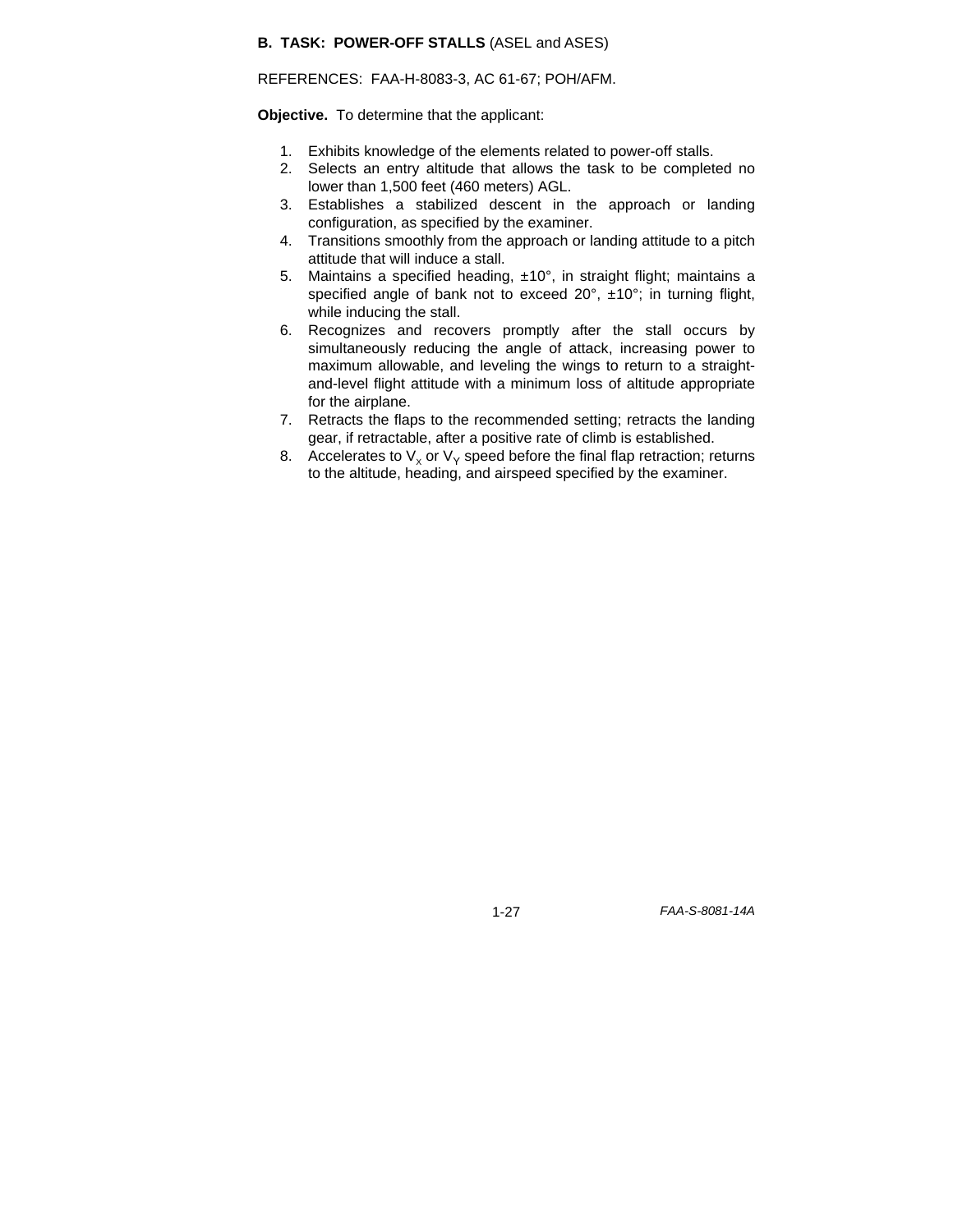**B. TASK: POWER-OFF STALLS** (ASEL and ASES)

REFERENCES: FAA-H-8083-3, AC 61-67; POH/AFM.

**Objective.** To determine that the applicant:

1. Exhibits knowledge of the elements related to power-off stalls.
2. Selects an entry altitude that allows the task to be completed no lower than 1,500 feet (460 meters) AGL.
3. Establishes a stabilized descent in the approach or landing configuration, as specified by the examiner.
4. Transitions smoothly from the approach or landing attitude to a pitch attitude that will induce a stall.
5. Maintains a specified heading, ±10°, in straight flight; maintains a specified angle of bank not to exceed 20°, ±10°; in turning flight, while inducing the stall.
6. Recognizes and recovers promptly after the stall occurs by simultaneously reducing the angle of attack, increasing power to maximum allowable, and leveling the wings to return to a straight-and-level flight attitude with a minimum loss of altitude appropriate for the airplane.
7. Retracts the flaps to the recommended setting; retracts the landing gear, if retractable, after a positive rate of climb is established.
8. Accelerates to $V_X$ or $V_Y$ speed before the final flap retraction; returns to the altitude, heading, and airspeed specified by the examiner.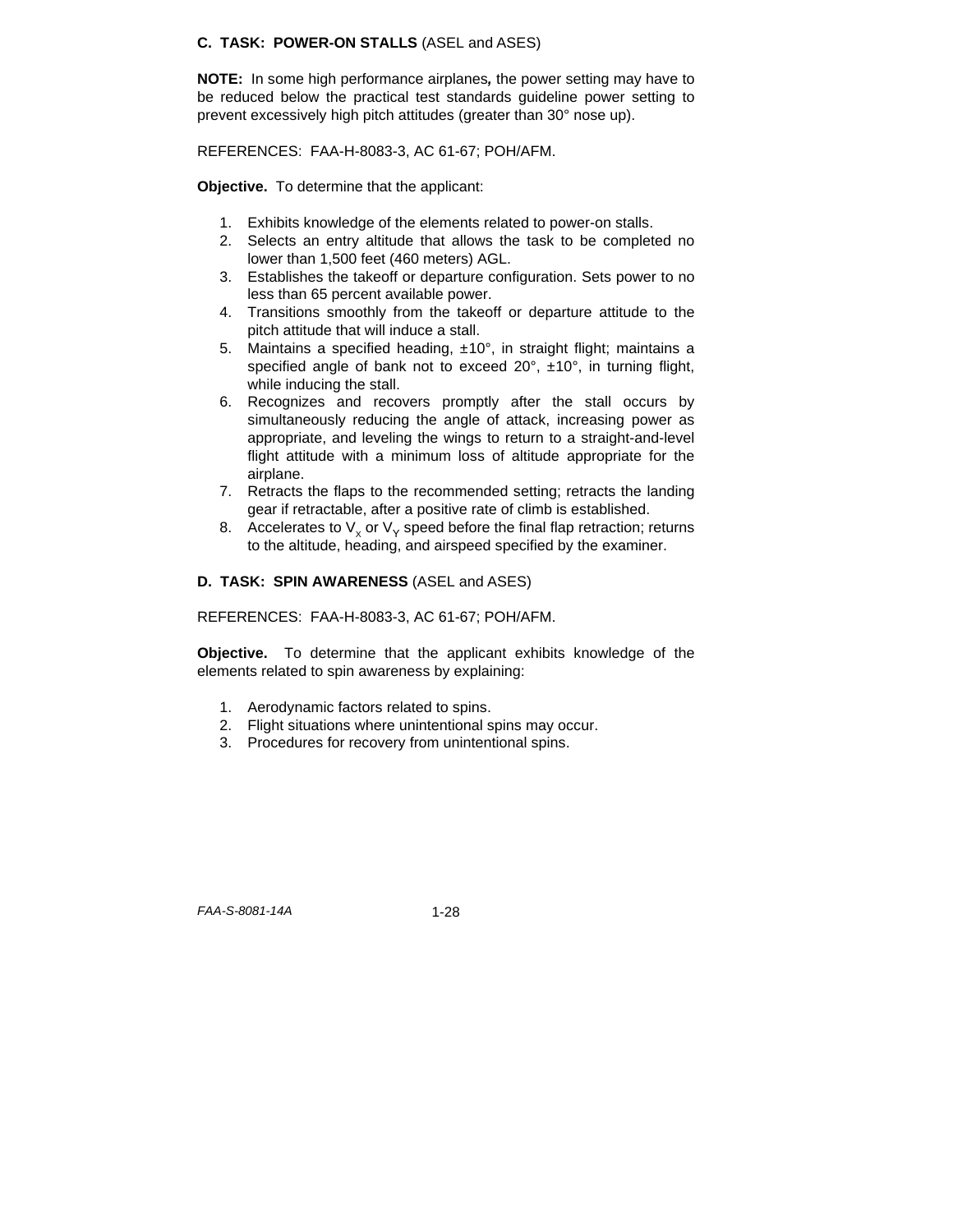### C. TASK: POWER-ON STALLS (ASEL and ASES)

**NOTE:** In some high performance airplanes**,** the power setting may have to be reduced below the practical test standards guideline power setting to prevent excessively high pitch attitudes (greater than 30° nose up).

REFERENCES: FAA-H-8083-3, AC 61-67; POH/AFM.

**Objective.** To determine that the applicant:

1. Exhibits knowledge of the elements related to power-on stalls.
2. Selects an entry altitude that allows the task to be completed no lower than 1,500 feet (460 meters) AGL.
3. Establishes the takeoff or departure configuration. Sets power to no less than 65 percent available power.
4. Transitions smoothly from the takeoff or departure attitude to the pitch attitude that will induce a stall.
5. Maintains a specified heading, ±10°, in straight flight; maintains a specified angle of bank not to exceed 20°, ±10°, in turning flight, while inducing the stall.
6. Recognizes and recovers promptly after the stall occurs by simultaneously reducing the angle of attack, increasing power as appropriate, and leveling the wings to return to a straight-and-level flight attitude with a minimum loss of altitude appropriate for the airplane.
7. Retracts the flaps to the recommended setting; retracts the landing gear if retractable, after a positive rate of climb is established.
8. Accelerates to $V_x$ or $V_Y$ speed before the final flap retraction; returns to the altitude, heading, and airspeed specified by the examiner.

### D. TASK: SPIN AWARENESS (ASEL and ASES)

REFERENCES: FAA-H-8083-3, AC 61-67; POH/AFM.

**Objective.** To determine that the applicant exhibits knowledge of the elements related to spin awareness by explaining:

1. Aerodynamic factors related to spins.
2. Flight situations where unintentional spins may occur.
3. Procedures for recovery from unintentional spins.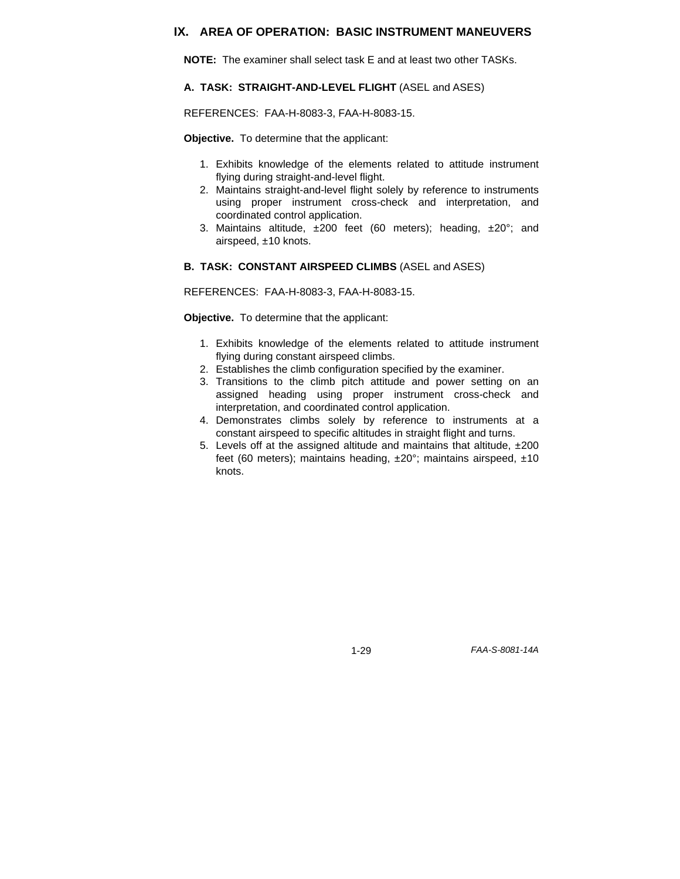## IX. AREA OF OPERATION: BASIC INSTRUMENT MANEUVERS

**NOTE:** The examiner shall select task E and at least two other TASKs.

### A. TASK: STRAIGHT-AND-LEVEL FLIGHT (ASEL and ASES)

REFERENCES: FAA-H-8083-3, FAA-H-8083-15.

**Objective.** To determine that the applicant:

1. Exhibits knowledge of the elements related to attitude instrument flying during straight-and-level flight.
2. Maintains straight-and-level flight solely by reference to instruments using proper instrument cross-check and interpretation, and coordinated control application.
3. Maintains altitude, ±200 feet (60 meters); heading, ±20°; and airspeed, ±10 knots.

### B. TASK: CONSTANT AIRSPEED CLIMBS (ASEL and ASES)

REFERENCES: FAA-H-8083-3, FAA-H-8083-15.

**Objective.** To determine that the applicant:

1. Exhibits knowledge of the elements related to attitude instrument flying during constant airspeed climbs.
2. Establishes the climb configuration specified by the examiner.
3. Transitions to the climb pitch attitude and power setting on an assigned heading using proper instrument cross-check and interpretation, and coordinated control application.
4. Demonstrates climbs solely by reference to instruments at a constant airspeed to specific altitudes in straight flight and turns.
5. Levels off at the assigned altitude and maintains that altitude, ±200 feet (60 meters); maintains heading, ±20°; maintains airspeed, ±10 knots.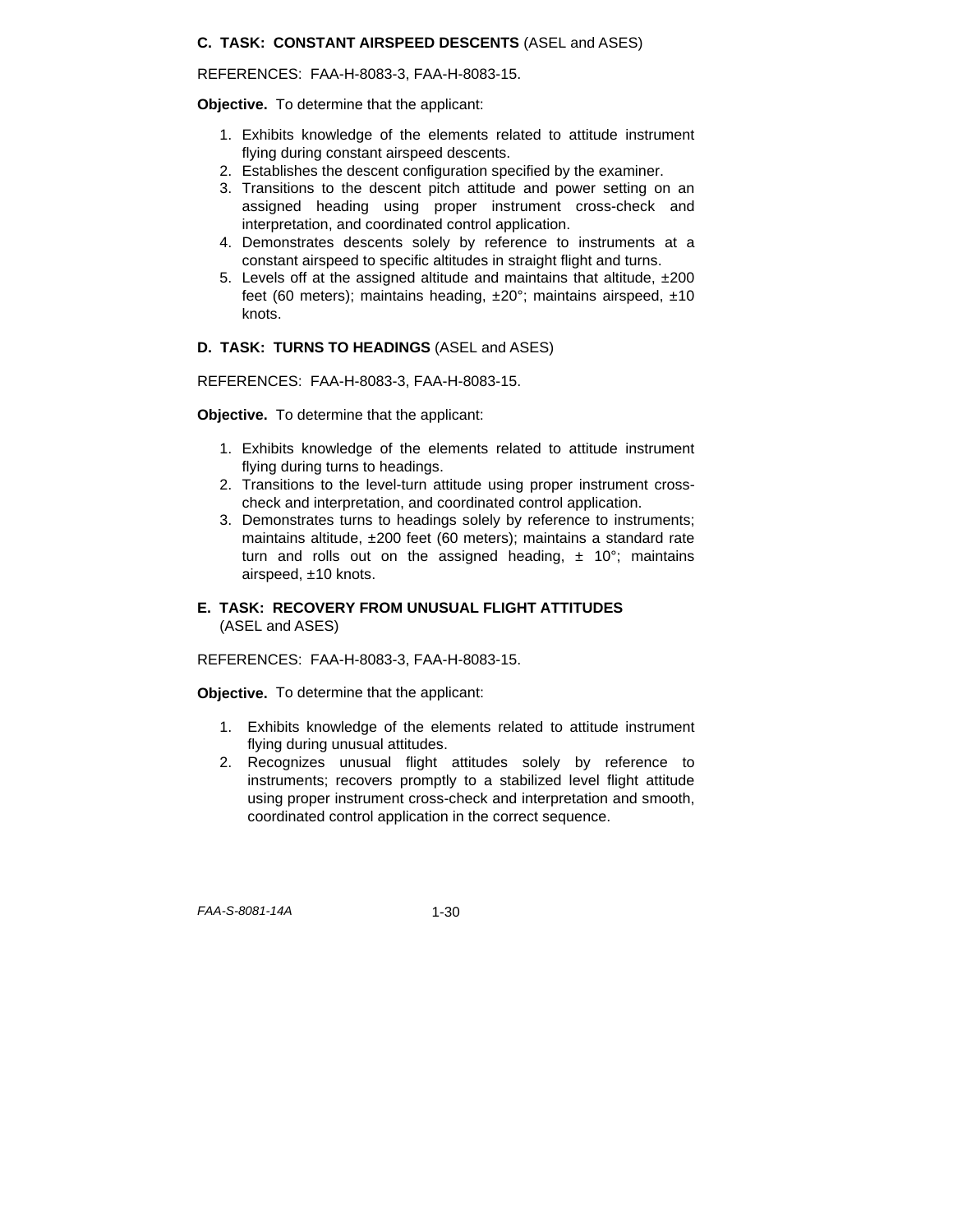### C. TASK: CONSTANT AIRSPEED DESCENTS (ASEL and ASES)

REFERENCES: FAA-H-8083-3, FAA-H-8083-15.

**Objective.** To determine that the applicant:

1. Exhibits knowledge of the elements related to attitude instrument flying during constant airspeed descents.
2. Establishes the descent configuration specified by the examiner.
3. Transitions to the descent pitch attitude and power setting on an assigned heading using proper instrument cross-check and interpretation, and coordinated control application.
4. Demonstrates descents solely by reference to instruments at a constant airspeed to specific altitudes in straight flight and turns.
5. Levels off at the assigned altitude and maintains that altitude, ±200 feet (60 meters); maintains heading, ±20°; maintains airspeed, ±10 knots.

### D. TASK: TURNS TO HEADINGS (ASEL and ASES)

REFERENCES: FAA-H-8083-3, FAA-H-8083-15.

**Objective.** To determine that the applicant:

1. Exhibits knowledge of the elements related to attitude instrument flying during turns to headings.
2. Transitions to the level-turn attitude using proper instrument cross-check and interpretation, and coordinated control application.
3. Demonstrates turns to headings solely by reference to instruments; maintains altitude, ±200 feet (60 meters); maintains a standard rate turn and rolls out on the assigned heading, ± 10°; maintains airspeed, ±10 knots.

### E. TASK: RECOVERY FROM UNUSUAL FLIGHT ATTITUDES (ASEL and ASES)

REFERENCES: FAA-H-8083-3, FAA-H-8083-15.

**Objective.** To determine that the applicant:

1. Exhibits knowledge of the elements related to attitude instrument flying during unusual attitudes.
2. Recognizes unusual flight attitudes solely by reference to instruments; recovers promptly to a stabilized level flight attitude using proper instrument cross-check and interpretation and smooth, coordinated control application in the correct sequence.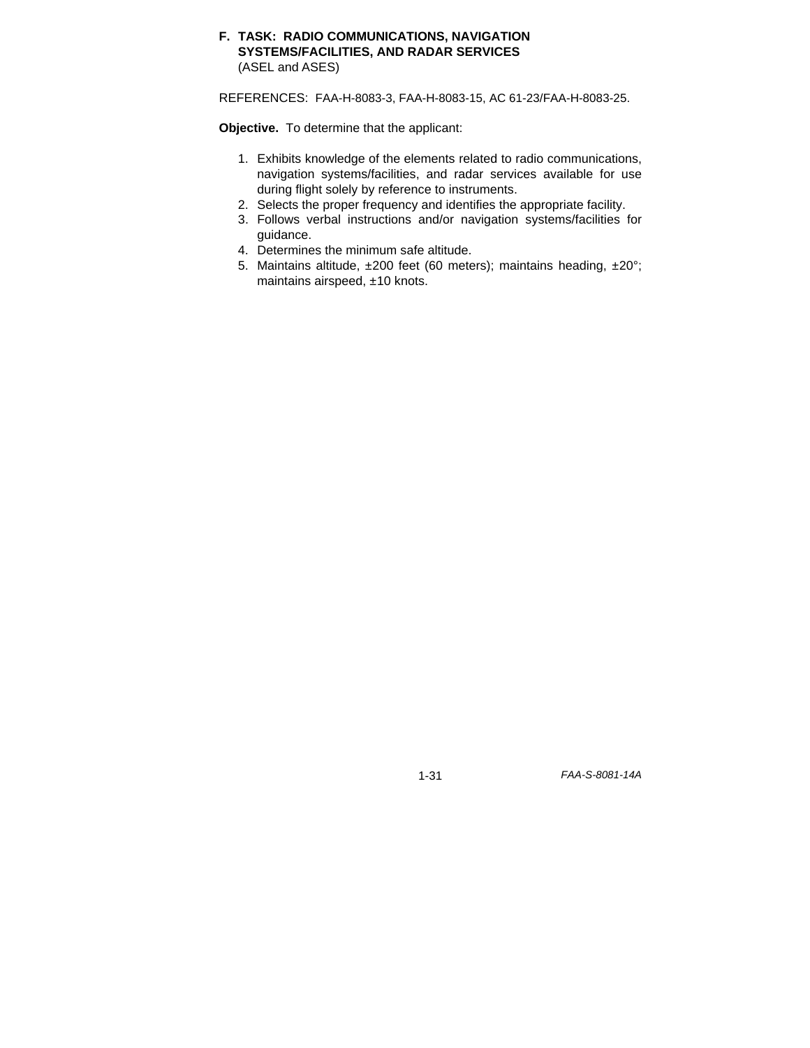## F. TASK: RADIO COMMUNICATIONS, NAVIGATION SYSTEMS/FACILITIES, AND RADAR SERVICES

(ASEL and ASES)

REFERENCES: FAA-H-8083-3, FAA-H-8083-15, AC 61-23/FAA-H-8083-25.

**Objective.** To determine that the applicant:

1. Exhibits knowledge of the elements related to radio communications, navigation systems/facilities, and radar services available for use during flight solely by reference to instruments.
2. Selects the proper frequency and identifies the appropriate facility.
3. Follows verbal instructions and/or navigation systems/facilities for guidance.
4. Determines the minimum safe altitude.
5. Maintains altitude, ±200 feet (60 meters); maintains heading, ±20°; maintains airspeed, ±10 knots.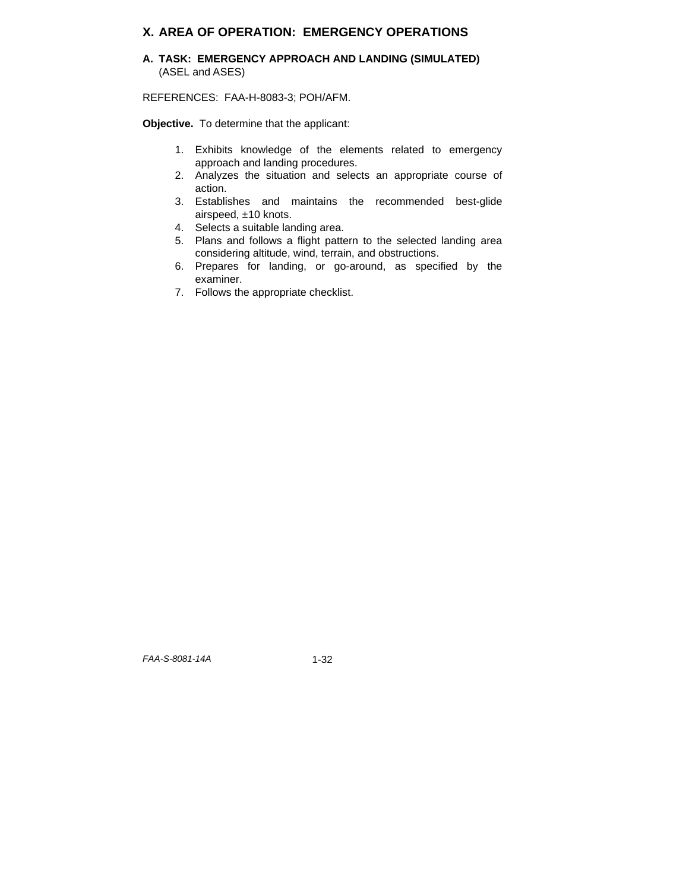## X. AREA OF OPERATION: EMERGENCY OPERATIONS

### A. TASK: EMERGENCY APPROACH AND LANDING (SIMULATED)
(ASEL and ASES)

REFERENCES: FAA-H-8083-3; POH/AFM.

**Objective.** To determine that the applicant:

1. Exhibits knowledge of the elements related to emergency approach and landing procedures.
2. Analyzes the situation and selects an appropriate course of action.
3. Establishes and maintains the recommended best-glide airspeed, ±10 knots.
4. Selects a suitable landing area.
5. Plans and follows a flight pattern to the selected landing area considering altitude, wind, terrain, and obstructions.
6. Prepares for landing, or go-around, as specified by the examiner.
7. Follows the appropriate checklist.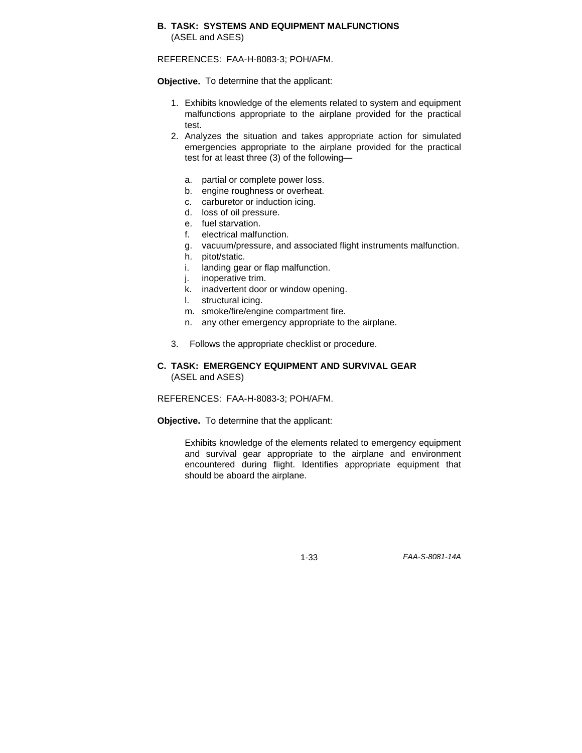**B. TASK: SYSTEMS AND EQUIPMENT MALFUNCTIONS**
(ASEL and ASES)

REFERENCES: FAA-H-8083-3; POH/AFM.

**Objective.** To determine that the applicant:

1. Exhibits knowledge of the elements related to system and equipment malfunctions appropriate to the airplane provided for the practical test.
2. Analyzes the situation and takes appropriate action for simulated emergencies appropriate to the airplane provided for the practical test for at least three (3) of the following—

   a. partial or complete power loss.
   b. engine roughness or overheat.
   c. carburetor or induction icing.
   d. loss of oil pressure.
   e. fuel starvation.
   f. electrical malfunction.
   g. vacuum/pressure, and associated flight instruments malfunction.
   h. pitot/static.
   i. landing gear or flap malfunction.
   j. inoperative trim.
   k. inadvertent door or window opening.
   l. structural icing.
   m. smoke/fire/engine compartment fire.
   n. any other emergency appropriate to the airplane.

3. Follows the appropriate checklist or procedure.

**C. TASK: EMERGENCY EQUIPMENT AND SURVIVAL GEAR**
(ASEL and ASES)

REFERENCES: FAA-H-8083-3; POH/AFM.

**Objective.** To determine that the applicant:

Exhibits knowledge of the elements related to emergency equipment and survival gear appropriate to the airplane and environment encountered during flight. Identifies appropriate equipment that should be aboard the airplane.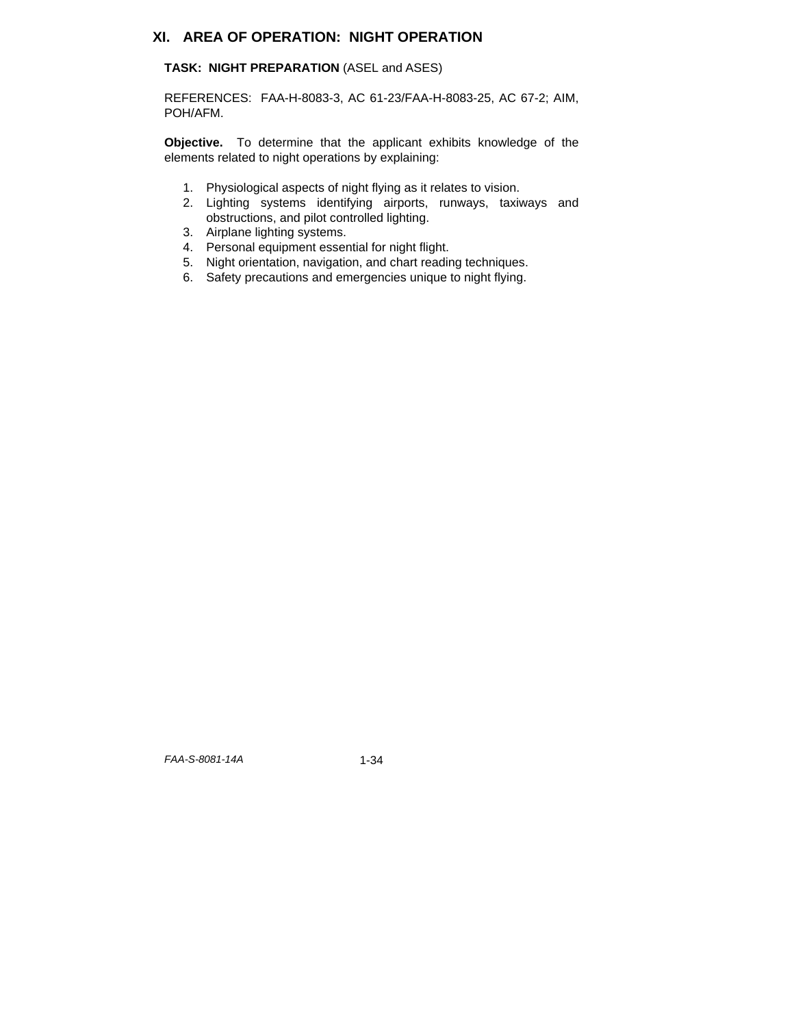## XI. AREA OF OPERATION: NIGHT OPERATION

**TASK: NIGHT PREPARATION** (ASEL and ASES)

REFERENCES: FAA-H-8083-3, AC 61-23/FAA-H-8083-25, AC 67-2; AIM, POH/AFM.

**Objective.** To determine that the applicant exhibits knowledge of the elements related to night operations by explaining:

1. Physiological aspects of night flying as it relates to vision.
2. Lighting systems identifying airports, runways, taxiways and obstructions, and pilot controlled lighting.
3. Airplane lighting systems.
4. Personal equipment essential for night flight.
5. Night orientation, navigation, and chart reading techniques.
6. Safety precautions and emergencies unique to night flying.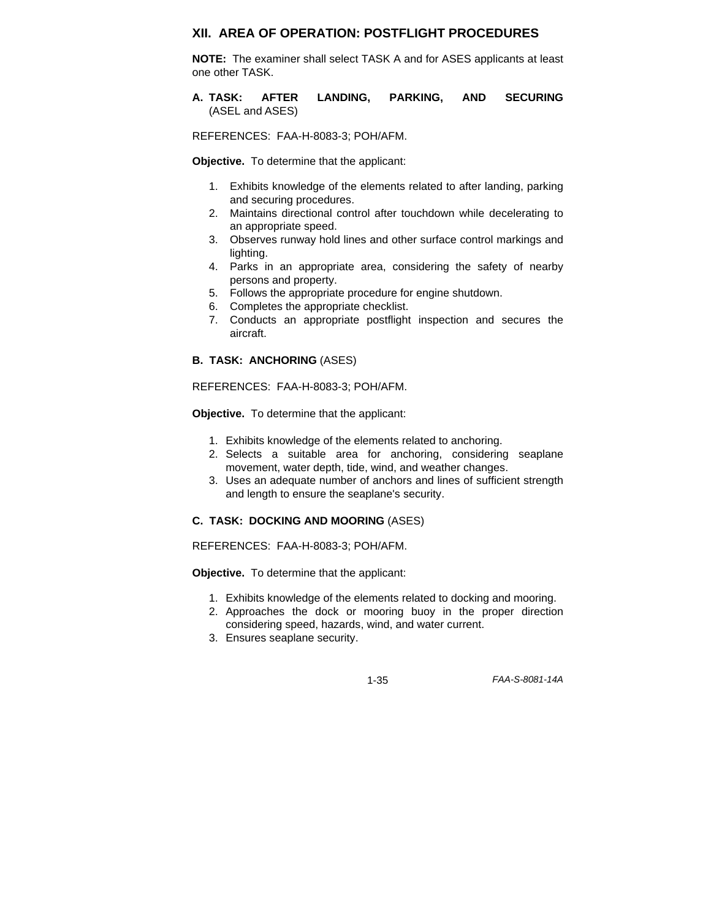## XII. AREA OF OPERATION: POSTFLIGHT PROCEDURES

**NOTE:** The examiner shall select TASK A and for ASES applicants at least one other TASK.

### A. TASK: AFTER LANDING, PARKING, AND SECURING (ASEL and ASES)

REFERENCES: FAA-H-8083-3; POH/AFM.

**Objective.** To determine that the applicant:

1. Exhibits knowledge of the elements related to after landing, parking and securing procedures.
2. Maintains directional control after touchdown while decelerating to an appropriate speed.
3. Observes runway hold lines and other surface control markings and lighting.
4. Parks in an appropriate area, considering the safety of nearby persons and property.
5. Follows the appropriate procedure for engine shutdown.
6. Completes the appropriate checklist.
7. Conducts an appropriate postflight inspection and secures the aircraft.

### B. TASK: ANCHORING (ASES)

REFERENCES: FAA-H-8083-3; POH/AFM.

**Objective.** To determine that the applicant:

1. Exhibits knowledge of the elements related to anchoring.
2. Selects a suitable area for anchoring, considering seaplane movement, water depth, tide, wind, and weather changes.
3. Uses an adequate number of anchors and lines of sufficient strength and length to ensure the seaplane's security.

### C. TASK: DOCKING AND MOORING (ASES)

REFERENCES: FAA-H-8083-3; POH/AFM.

**Objective.** To determine that the applicant:

1. Exhibits knowledge of the elements related to docking and mooring.
2. Approaches the dock or mooring buoy in the proper direction considering speed, hazards, wind, and water current.
3. Ensures seaplane security.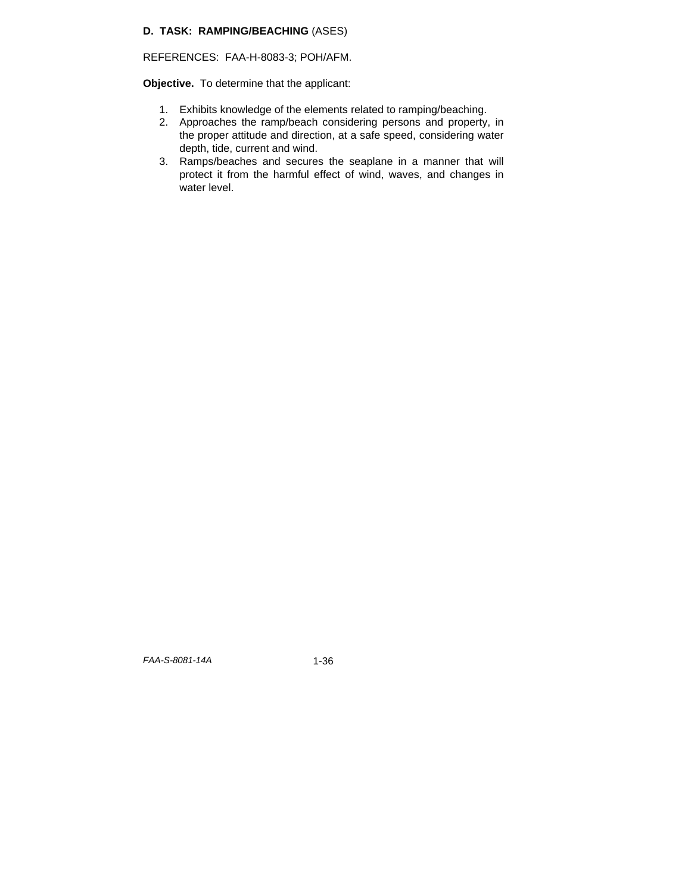**D. TASK: RAMPING/BEACHING** (ASES)

REFERENCES: FAA-H-8083-3; POH/AFM.

**Objective.** To determine that the applicant:

1. Exhibits knowledge of the elements related to ramping/beaching.
2. Approaches the ramp/beach considering persons and property, in the proper attitude and direction, at a safe speed, considering water depth, tide, current and wind.
3. Ramps/beaches and secures the seaplane in a manner that will protect it from the harmful effect of wind, waves, and changes in water level.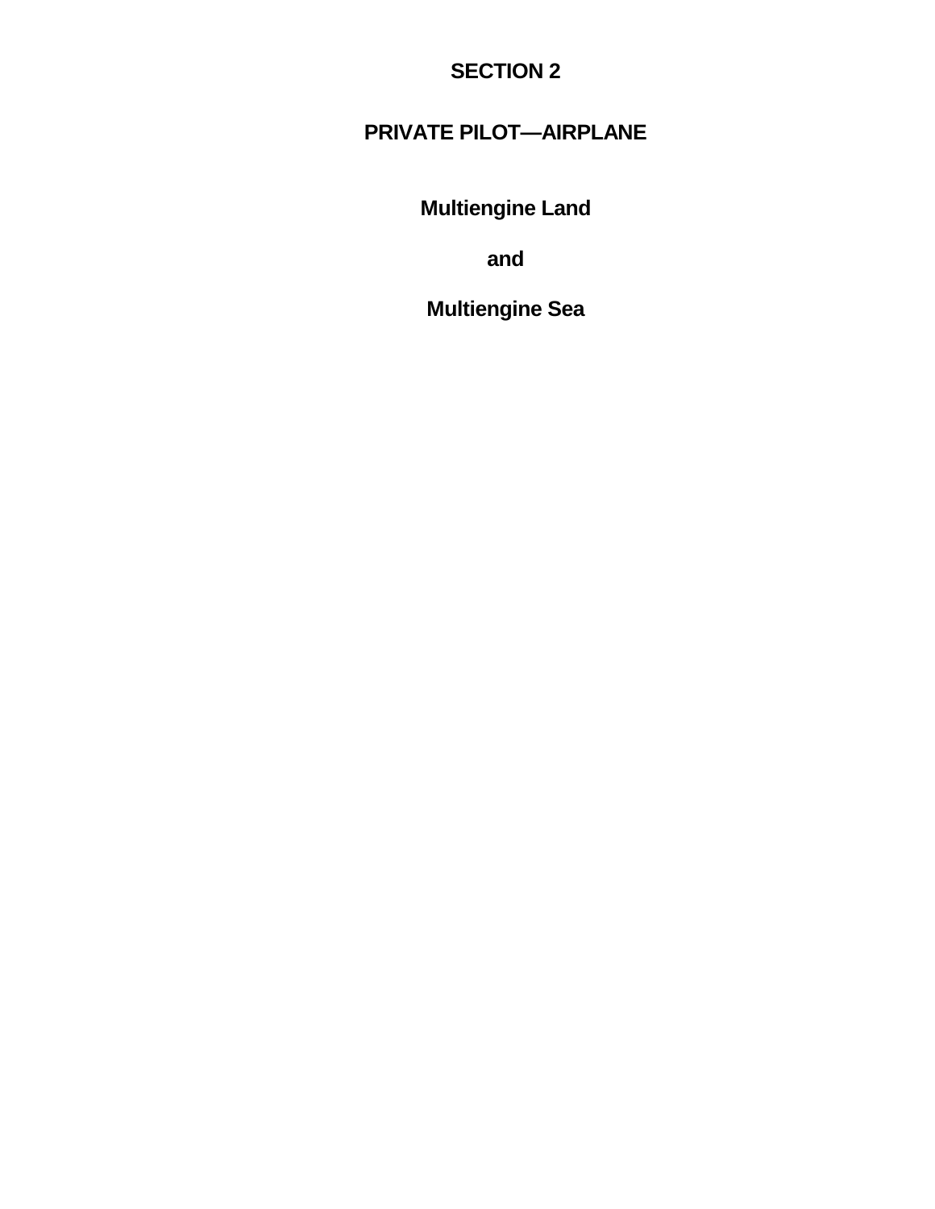# SECTION 2

# PRIVATE PILOT—AIRPLANE

## Multiengine Land

## and

## Multiengine Sea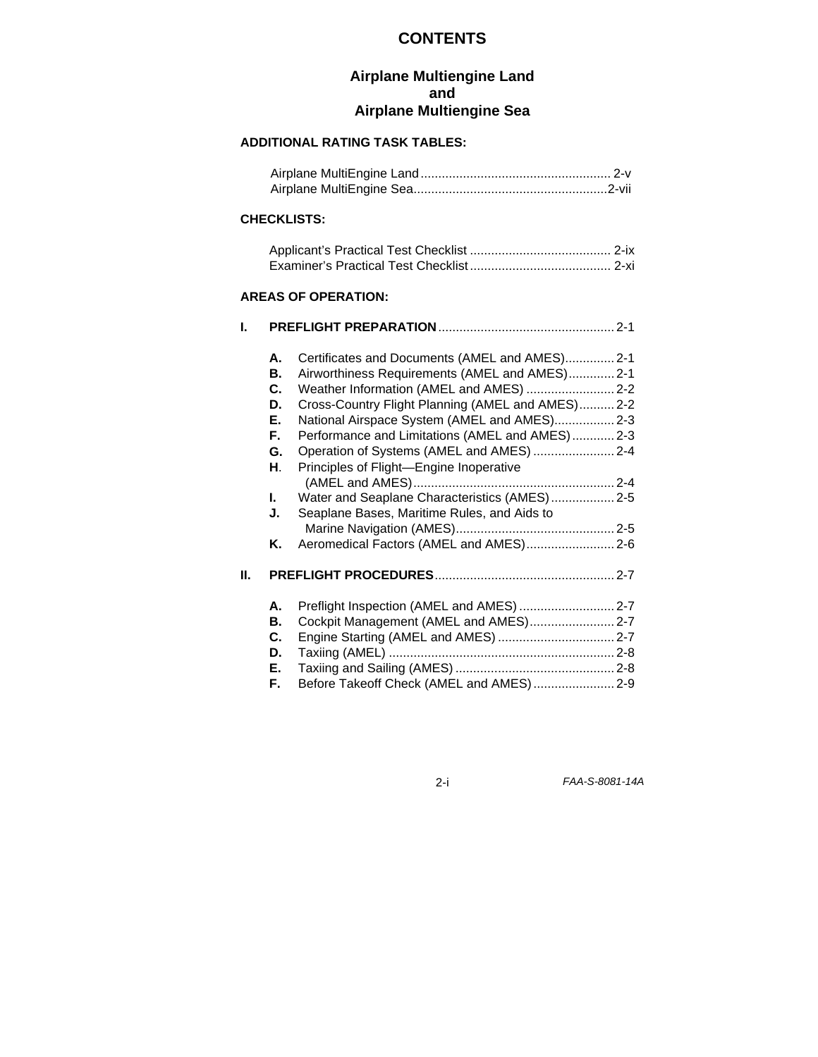# CONTENTS

## Airplane Multiengine Land and Airplane Multiengine Sea

**ADDITIONAL RATING TASK TABLES:**

Airplane MultiEngine Land ...................................................... 2-v
Airplane MultiEngine Sea....................................................... 2-vii

**CHECKLISTS:**

Applicant's Practical Test Checklist ........................................ 2-ix
Examiner's Practical Test Checklist ........................................ 2-xi

**AREAS OF OPERATION:**

**I. PREFLIGHT PREPARATION** .................................................. 2-1

- **A.** Certificates and Documents (AMEL and AMES).............. 2-1
- **B.** Airworthiness Requirements (AMEL and AMES)............. 2-1
- **C.** Weather Information (AMEL and AMES) ......................... 2-2
- **D.** Cross-Country Flight Planning (AMEL and AMES).......... 2-2
- **E.** National Airspace System (AMEL and AMES)................. 2-3
- **F.** Performance and Limitations (AMEL and AMES)............ 2-3
- **G.** Operation of Systems (AMEL and AMES) ....................... 2-4
- **H**. Principles of Flight—Engine Inoperative (AMEL and AMES)......................................................... 2-4
- **I.** Water and Seaplane Characteristics (AMES) .................. 2-5
- **J.** Seaplane Bases, Maritime Rules, and Aids to Marine Navigation (AMES)............................................ 2-5
- **K.** Aeromedical Factors (AMEL and AMES)......................... 2-6

**II. PREFLIGHT PROCEDURES**................................................... 2-7

- **A.** Preflight Inspection (AMEL and AMES) ........................... 2-7
- **B.** Cockpit Management (AMEL and AMES)........................ 2-7
- **C.** Engine Starting (AMEL and AMES) ................................. 2-7
- **D.** Taxiing (AMEL) ................................................................ 2-8
- **E.** Taxiing and Sailing (AMES) ............................................. 2-8
- **F.** Before Takeoff Check (AMEL and AMES)....................... 2-9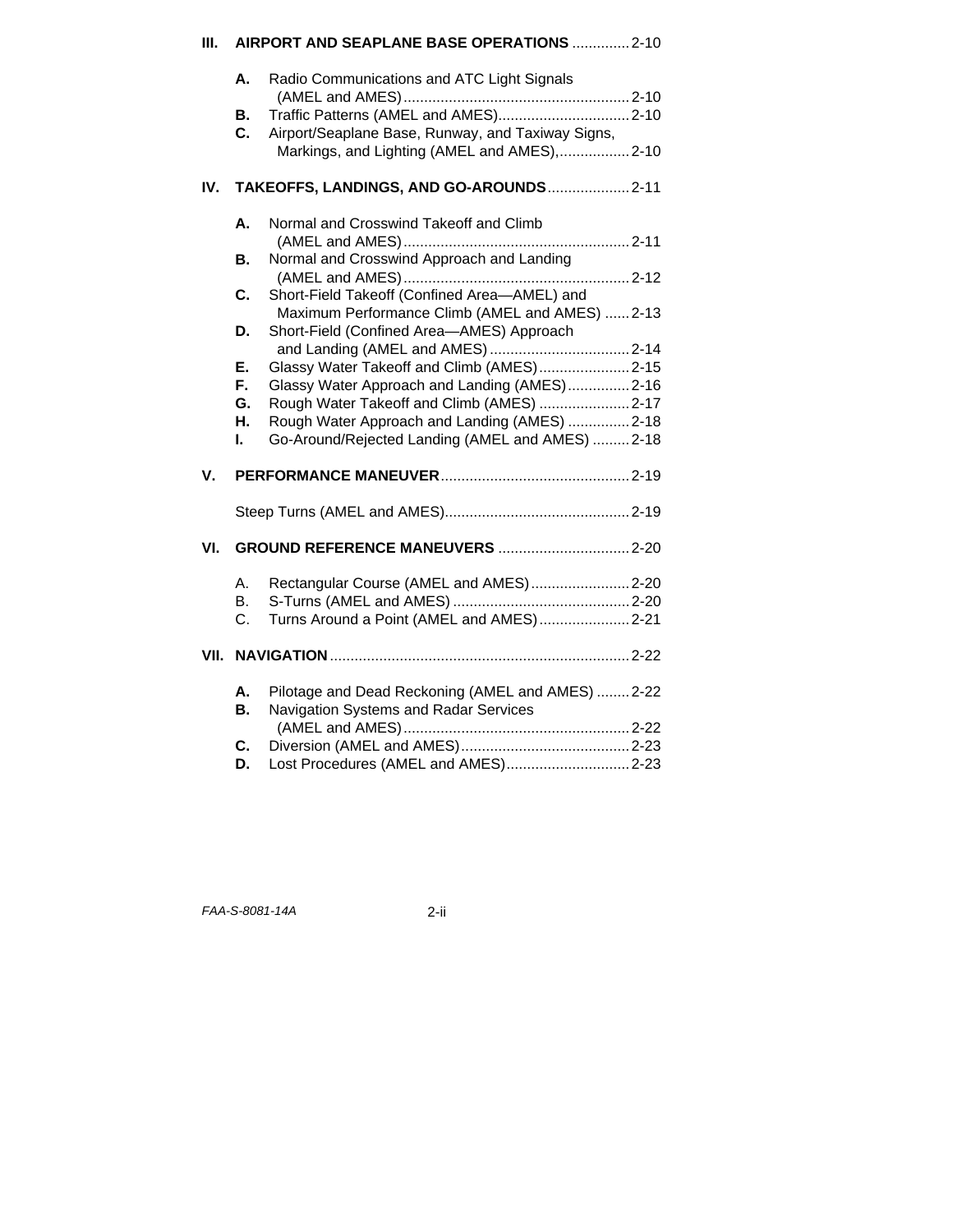**III. AIRPORT AND SEAPLANE BASE OPERATIONS** .............. 2-10

- **A.** Radio Communications and ATC Light Signals (AMEL and AMES) ........................................................ 2-10
- **B.** Traffic Patterns (AMEL and AMES)................................ 2-10
- **C.** Airport/Seaplane Base, Runway, and Taxiway Signs, Markings, and Lighting (AMEL and AMES),................. 2-10

**IV. TAKEOFFS, LANDINGS, AND GO-AROUNDS**.................... 2-11

- **A.** Normal and Crosswind Takeoff and Climb (AMEL and AMES)........................................................ 2-11
- **B.** Normal and Crosswind Approach and Landing (AMEL and AMES)........................................................ 2-12
- **C.** Short-Field Takeoff (Confined Area—AMEL) and Maximum Performance Climb (AMEL and AMES) ...... 2-13
- **D.** Short-Field (Confined Area—AMES) Approach and Landing (AMEL and AMES) .................................. 2-14
- **E.** Glassy Water Takeoff and Climb (AMES)...................... 2-15
- **F.** Glassy Water Approach and Landing (AMES)............... 2-16
- **G.** Rough Water Takeoff and Climb (AMES) ...................... 2-17
- **H.** Rough Water Approach and Landing (AMES) ............... 2-18
- **I.** Go-Around/Rejected Landing (AMEL and AMES) ......... 2-18

**V. PERFORMANCE MANEUVER**.............................................. 2-19

Steep Turns (AMEL and AMES)............................................. 2-19

**VI. GROUND REFERENCE MANEUVERS** ................................ 2-20

- A. Rectangular Course (AMEL and AMES)........................ 2-20
- B. S-Turns (AMEL and AMES) ........................................... 2-20
- C. Turns Around a Point (AMEL and AMES)...................... 2-21

**VII. NAVIGATION**......................................................................... 2-22

- **A.** Pilotage and Dead Reckoning (AMEL and AMES) ........ 2-22
- **B.** Navigation Systems and Radar Services (AMEL and AMES)........................................................ 2-22
- **C.** Diversion (AMEL and AMES)......................................... 2-23
- **D.** Lost Procedures (AMEL and AMES).............................. 2-23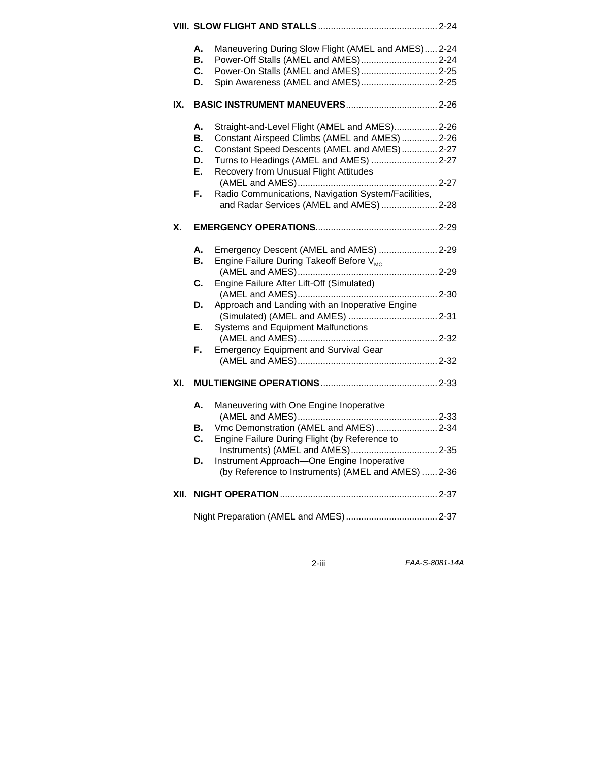**VIII. SLOW FLIGHT AND STALLS** ............................................... 2-24

- **A.** Maneuvering During Slow Flight (AMEL and AMES)..... 2-24
- **B.** Power-Off Stalls (AMEL and AMES).............................. 2-24
- **C.** Power-On Stalls (AMEL and AMES).............................. 2-25
- **D.** Spin Awareness (AMEL and AMES).............................. 2-25

**IX. BASIC INSTRUMENT MANEUVERS**.................................... 2-26

- **A.** Straight-and-Level Flight (AMEL and AMES)................. 2-26
- **B.** Constant Airspeed Climbs (AMEL and AMES) .............. 2-26
- **C.** Constant Speed Descents (AMEL and AMES).............. 2-27
- **D.** Turns to Headings (AMEL and AMES) .......................... 2-27
- **E.** Recovery from Unusual Flight Attitudes (AMEL and AMES)....................................................... 2-27
- **F.** Radio Communications, Navigation System/Facilities, and Radar Services (AMEL and AMES) ...................... 2-28

**X. EMERGENCY OPERATIONS**................................................ 2-29

- **A.** Emergency Descent (AMEL and AMES) ....................... 2-29
- **B.** Engine Failure During Takeoff Before $V_{MC}$ (AMEL and AMES)....................................................... 2-29
- **C.** Engine Failure After Lift-Off (Simulated) (AMEL and AMES)....................................................... 2-30
- **D.** Approach and Landing with an Inoperative Engine (Simulated) (AMEL and AMES) ................................... 2-31
- **E.** Systems and Equipment Malfunctions (AMEL and AMES)....................................................... 2-32
- **F.** Emergency Equipment and Survival Gear (AMEL and AMES)....................................................... 2-32

**XI. MULTIENGINE OPERATIONS**.............................................. 2-33

- **A.** Maneuvering with One Engine Inoperative (AMEL and AMES)....................................................... 2-33
- **B.** Vmc Demonstration (AMEL and AMES) ........................ 2-34
- **C.** Engine Failure During Flight (by Reference to Instruments) (AMEL and AMES).................................. 2-35
- **D.** Instrument Approach—One Engine Inoperative (by Reference to Instruments) (AMEL and AMES) ...... 2-36

**XII. NIGHT OPERATION**.............................................................. 2-37

Night Preparation (AMEL and AMES) .................................... 2-37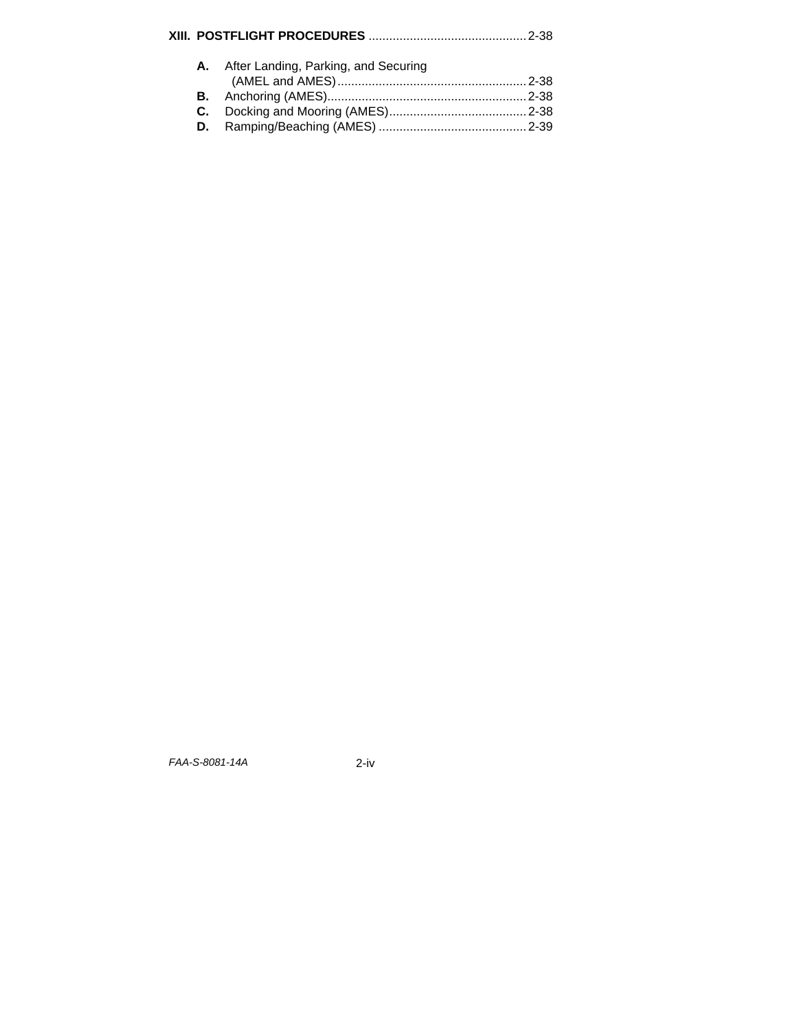**XIII. POSTFLIGHT PROCEDURES** .............................................2-38

- **A.** After Landing, Parking, and Securing (AMEL and AMES).......................................................2-38
- **B.** Anchoring (AMES).........................................................2-38
- **C.** Docking and Mooring (AMES)........................................2-38
- **D.** Ramping/Beaching (AMES) ...........................................2-39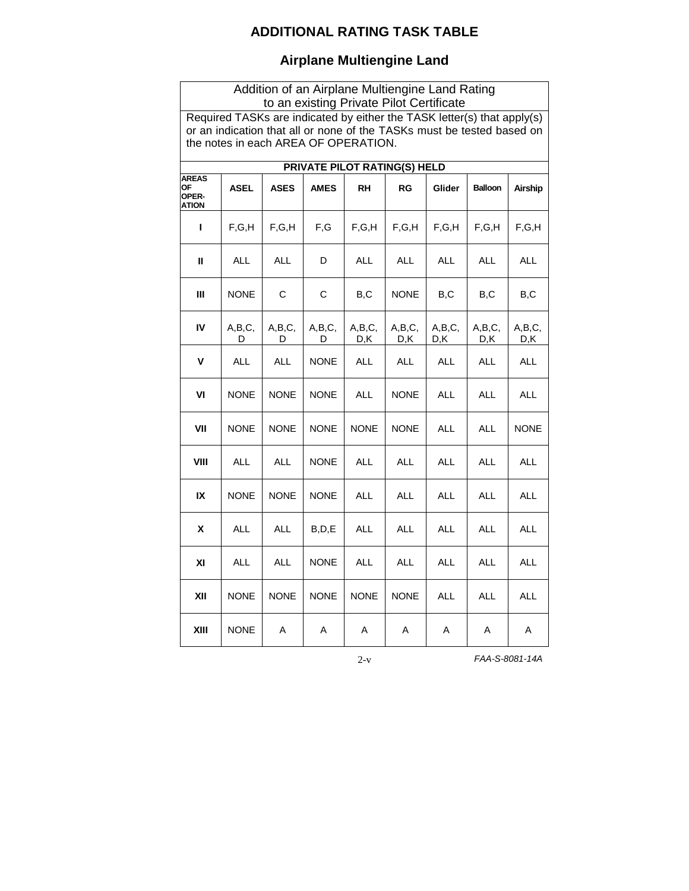# ADDITIONAL RATING TASK TABLE

## Airplane Multiengine Land

| Addition of an Airplane Multiengine Land Rating to an existing Private Pilot Certificate | | | | | | | | |
|---|---|---|---|---|---|---|---|---|
| Required TASKs are indicated by either the TASK letter(s) that apply(s) or an indication that all or none of the TASKs must be tested based on the notes in each AREA OF OPERATION. | | | | | | | | |
| | **PRIVATE PILOT RATING(S) HELD** | | | | | | | |
| **AREAS OF OPER-ATION** | **ASEL** | **ASES** | **AMES** | **RH** | **RG** | **Glider** | **Balloon** | **Airship** |
| **I** | F,G,H | F,G,H | F,G | F,G,H | F,G,H | F,G,H | F,G,H | F,G,H |
| **II** | ALL | ALL | D | ALL | ALL | ALL | ALL | ALL |
| **III** | NONE | C | C | B,C | NONE | B,C | B,C | B,C |
| **IV** | A,B,C, D | A,B,C, D | A,B,C, D | A,B,C, D,K | A,B,C, D,K | A,B,C, D,K | A,B,C, D,K | A,B,C, D,K |
| **V** | ALL | ALL | NONE | ALL | ALL | ALL | ALL | ALL |
| **VI** | NONE | NONE | NONE | ALL | NONE | ALL | ALL | ALL |
| **VII** | NONE | NONE | NONE | NONE | NONE | ALL | ALL | NONE |
| **VIII** | ALL | ALL | NONE | ALL | ALL | ALL | ALL | ALL |
| **IX** | NONE | NONE | NONE | ALL | ALL | ALL | ALL | ALL |
| **X** | ALL | ALL | B,D,E | ALL | ALL | ALL | ALL | ALL |
| **XI** | ALL | ALL | NONE | ALL | ALL | ALL | ALL | ALL |
| **XII** | NONE | NONE | NONE | NONE | NONE | ALL | ALL | ALL |
| **XIII** | NONE | A | A | A | A | A | A | A |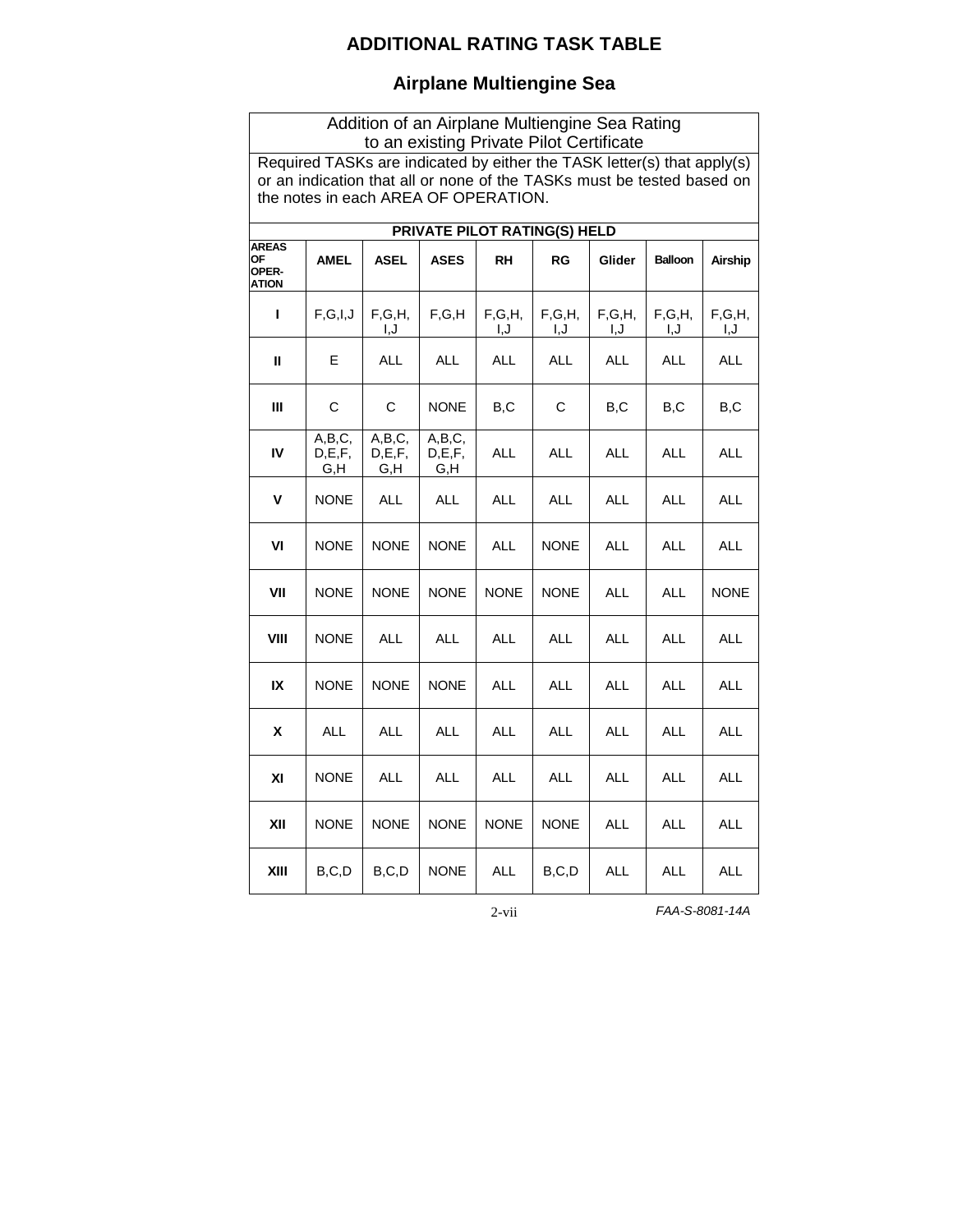# ADDITIONAL RATING TASK TABLE

## Airplane Multiengine Sea

| Addition of an Airplane Multiengine Sea Rating to an existing Private Pilot Certificate | | | | | | | | |
|---|---|---|---|---|---|---|---|---|
| Required TASKs are indicated by either the TASK letter(s) that apply(s) or an indication that all or none of the TASKs must be tested based on the notes in each AREA OF OPERATION. | | | | | | | | |
| | **PRIVATE PILOT RATING(S) HELD** | | | | | | | |
| **AREAS OF OPERATION** | **AMEL** | **ASEL** | **ASES** | **RH** | **RG** | **Glider** | **Balloon** | **Airship** |
| **I** | F,G,I,J | F,G,H,I,J | F,G,H | F,G,H,I,J | F,G,H,I,J | F,G,H,I,J | F,G,H,I,J | F,G,H,I,J |
| **II** | E | ALL | ALL | ALL | ALL | ALL | ALL | ALL |
| **III** | C | C | NONE | B,C | C | B,C | B,C | B,C |
| **IV** | A,B,C,D,E,F,G,H | A,B,C,D,E,F,G,H | A,B,C,D,E,F,G,H | ALL | ALL | ALL | ALL | ALL |
| **V** | NONE | ALL | ALL | ALL | ALL | ALL | ALL | ALL |
| **VI** | NONE | NONE | NONE | ALL | NONE | ALL | ALL | ALL |
| **VII** | NONE | NONE | NONE | NONE | NONE | ALL | ALL | NONE |
| **VIII** | NONE | ALL | ALL | ALL | ALL | ALL | ALL | ALL |
| **IX** | NONE | NONE | NONE | ALL | ALL | ALL | ALL | ALL |
| **X** | ALL | ALL | ALL | ALL | ALL | ALL | ALL | ALL |
| **XI** | NONE | ALL | ALL | ALL | ALL | ALL | ALL | ALL |
| **XII** | NONE | NONE | NONE | NONE | NONE | ALL | ALL | ALL |
| **XIII** | B,C,D | B,C,D | NONE | ALL | B,C,D | ALL | ALL | ALL |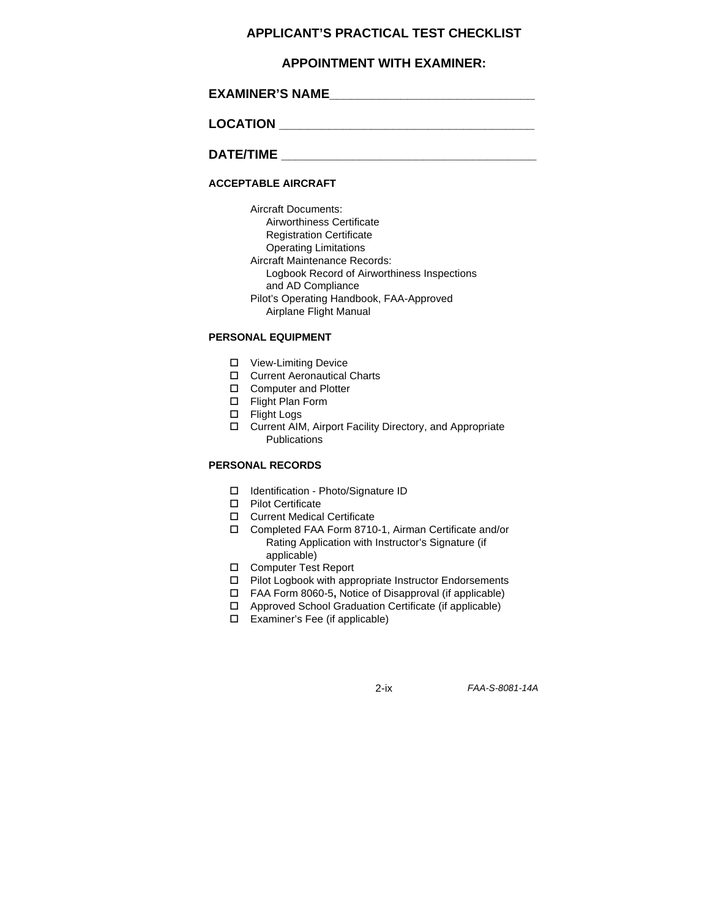# APPLICANT'S PRACTICAL TEST CHECKLIST

## APPOINTMENT WITH EXAMINER:

**EXAMINER'S NAME**_____________________________

**LOCATION** ____________________________________

**DATE/TIME** ___________________________________

### ACCEPTABLE AIRCRAFT

- Aircraft Documents:
  - Airworthiness Certificate
  - Registration Certificate
  - Operating Limitations
- Aircraft Maintenance Records:
  - Logbook Record of Airworthiness Inspections and AD Compliance
- Pilot's Operating Handbook, FAA-Approved Airplane Flight Manual

### PERSONAL EQUIPMENT

- ☐ View-Limiting Device
- ☐ Current Aeronautical Charts
- ☐ Computer and Plotter
- ☐ Flight Plan Form
- ☐ Flight Logs
- ☐ Current AIM, Airport Facility Directory, and Appropriate Publications

### PERSONAL RECORDS

- ☐ Identification - Photo/Signature ID
- ☐ Pilot Certificate
- ☐ Current Medical Certificate
- ☐ Completed FAA Form 8710-1, Airman Certificate and/or Rating Application with Instructor's Signature (if applicable)
- ☐ Computer Test Report
- ☐ Pilot Logbook with appropriate Instructor Endorsements
- ☐ FAA Form 8060-5**,** Notice of Disapproval (if applicable)
- ☐ Approved School Graduation Certificate (if applicable)
- ☐ Examiner's Fee (if applicable)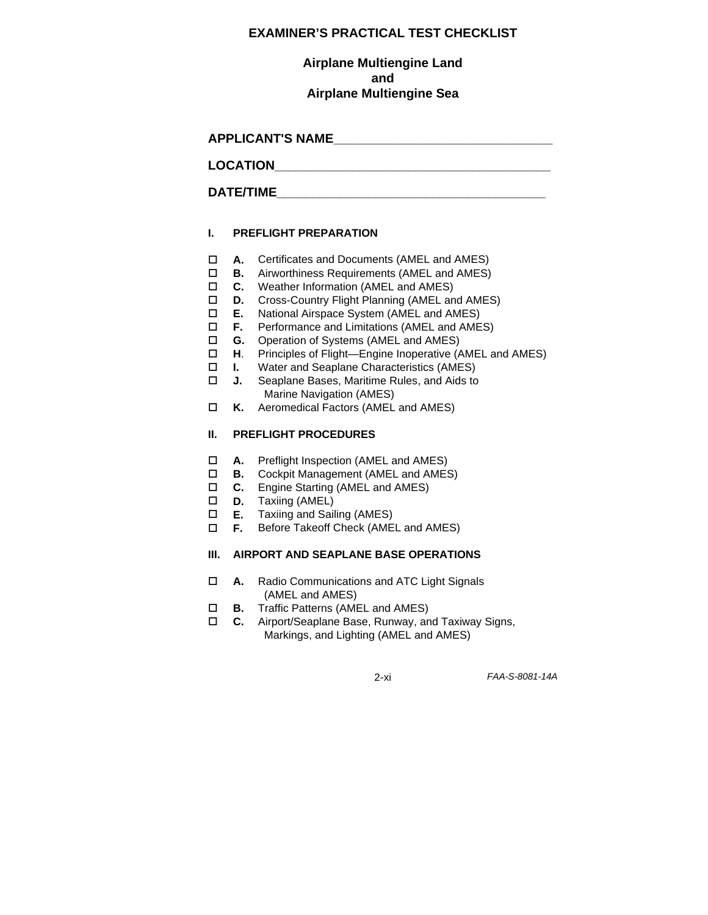# EXAMINER'S PRACTICAL TEST CHECKLIST

## Airplane Multiengine Land
## and
## Airplane Multiengine Sea

**APPLICANT'S NAME**_______________________________

**LOCATION**_______________________________________

**DATE/TIME**______________________________________

### I. PREFLIGHT PREPARATION

- ☐ **A.** Certificates and Documents (AMEL and AMES)
- ☐ **B.** Airworthiness Requirements (AMEL and AMES)
- ☐ **C.** Weather Information (AMEL and AMES)
- ☐ **D.** Cross-Country Flight Planning (AMEL and AMES)
- ☐ **E.** National Airspace System (AMEL and AMES)
- ☐ **F.** Performance and Limitations (AMEL and AMES)
- ☐ **G.** Operation of Systems (AMEL and AMES)
- ☐ **H**. Principles of Flight—Engine Inoperative (AMEL and AMES)
- ☐ **I.** Water and Seaplane Characteristics (AMES)
- ☐ **J.** Seaplane Bases, Maritime Rules, and Aids to Marine Navigation (AMES)
- ☐ **K.** Aeromedical Factors (AMEL and AMES)

### II. PREFLIGHT PROCEDURES

- ☐ **A.** Preflight Inspection (AMEL and AMES)
- ☐ **B.** Cockpit Management (AMEL and AMES)
- ☐ **C.** Engine Starting (AMEL and AMES)
- ☐ **D.** Taxiing (AMEL)
- ☐ **E.** Taxiing and Sailing (AMES)
- ☐ **F.** Before Takeoff Check (AMEL and AMES)

### III. AIRPORT AND SEAPLANE BASE OPERATIONS

- ☐ **A.** Radio Communications and ATC Light Signals (AMEL and AMES)
- ☐ **B.** Traffic Patterns (AMEL and AMES)
- ☐ **C.** Airport/Seaplane Base, Runway, and Taxiway Signs, Markings, and Lighting (AMEL and AMES)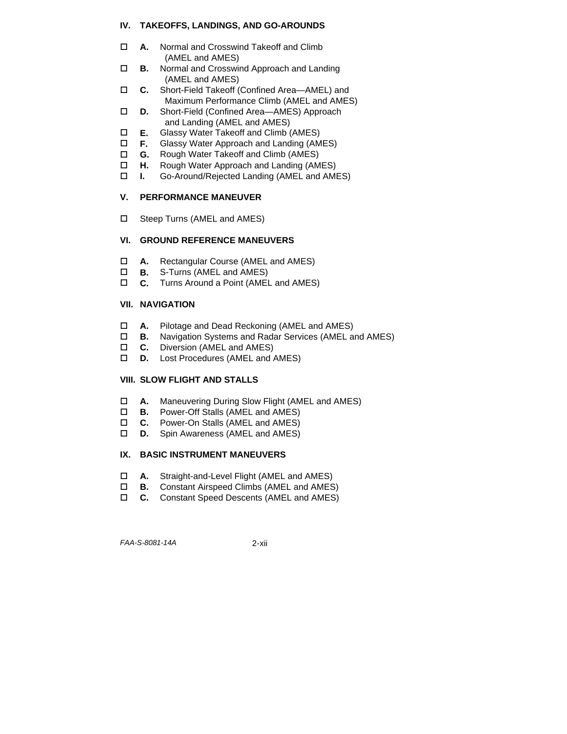## IV. TAKEOFFS, LANDINGS, AND GO-AROUNDS

- ☐ **A.** Normal and Crosswind Takeoff and Climb (AMEL and AMES)
- ☐ **B.** Normal and Crosswind Approach and Landing (AMEL and AMES)
- ☐ **C.** Short-Field Takeoff (Confined Area—AMEL) and Maximum Performance Climb (AMEL and AMES)
- ☐ **D.** Short-Field (Confined Area—AMES) Approach and Landing (AMEL and AMES)
- ☐ **E.** Glassy Water Takeoff and Climb (AMES)
- ☐ **F.** Glassy Water Approach and Landing (AMES)
- ☐ **G.** Rough Water Takeoff and Climb (AMES)
- ☐ **H.** Rough Water Approach and Landing (AMES)
- ☐ **I.** Go-Around/Rejected Landing (AMEL and AMES)

## V. PERFORMANCE MANEUVER

- ☐ Steep Turns (AMEL and AMES)

## VI. GROUND REFERENCE MANEUVERS

- ☐ **A.** Rectangular Course (AMEL and AMES)
- ☐ **B.** S-Turns (AMEL and AMES)
- ☐ **C.** Turns Around a Point (AMEL and AMES)

## VII. NAVIGATION

- ☐ **A.** Pilotage and Dead Reckoning (AMEL and AMES)
- ☐ **B.** Navigation Systems and Radar Services (AMEL and AMES)
- ☐ **C.** Diversion (AMEL and AMES)
- ☐ **D.** Lost Procedures (AMEL and AMES)

## VIII. SLOW FLIGHT AND STALLS

- ☐ **A.** Maneuvering During Slow Flight (AMEL and AMES)
- ☐ **B.** Power-Off Stalls (AMEL and AMES)
- ☐ **C.** Power-On Stalls (AMEL and AMES)
- ☐ **D.** Spin Awareness (AMEL and AMES)

## IX. BASIC INSTRUMENT MANEUVERS

- ☐ **A.** Straight-and-Level Flight (AMEL and AMES)
- ☐ **B.** Constant Airspeed Climbs (AMEL and AMES)
- ☐ **C.** Constant Speed Descents (AMEL and AMES)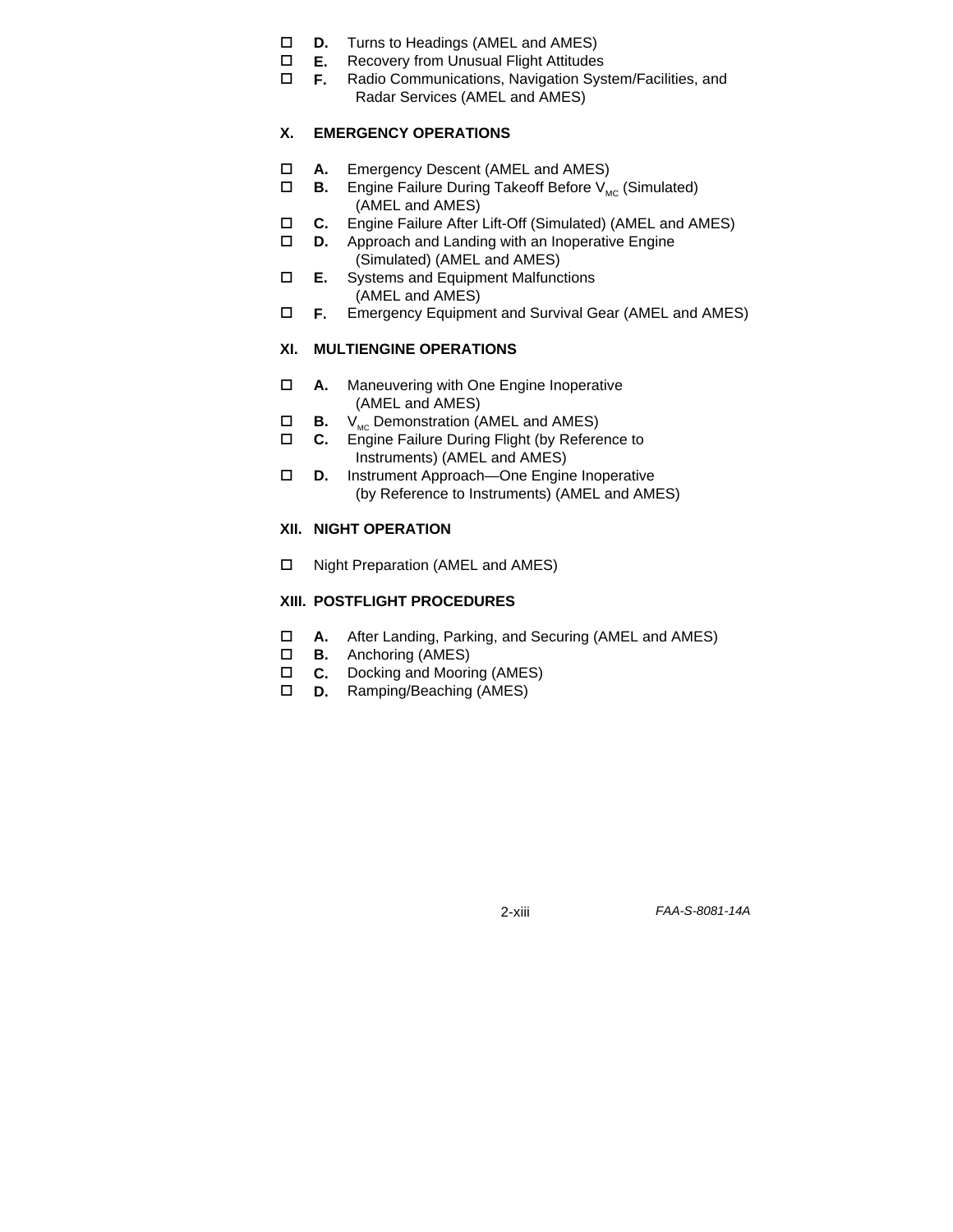- ☐ **D.** Turns to Headings (AMEL and AMES)
- ☐ **E.** Recovery from Unusual Flight Attitudes
- ☐ **F.** Radio Communications, Navigation System/Facilities, and Radar Services (AMEL and AMES)

**X. EMERGENCY OPERATIONS**

- ☐ **A.** Emergency Descent (AMEL and AMES)
- ☐ **B.** Engine Failure During Takeoff Before $V_{MC}$ (Simulated) (AMEL and AMES)
- ☐ **C.** Engine Failure After Lift-Off (Simulated) (AMEL and AMES)
- ☐ **D.** Approach and Landing with an Inoperative Engine (Simulated) (AMEL and AMES)
- ☐ **E.** Systems and Equipment Malfunctions (AMEL and AMES)
- ☐ **F.** Emergency Equipment and Survival Gear (AMEL and AMES)

**XI. MULTIENGINE OPERATIONS**

- ☐ **A.** Maneuvering with One Engine Inoperative (AMEL and AMES)
- ☐ **B.** $V_{MC}$ Demonstration (AMEL and AMES)
- ☐ **C.** Engine Failure During Flight (by Reference to Instruments) (AMEL and AMES)
- ☐ **D.** Instrument Approach—One Engine Inoperative (by Reference to Instruments) (AMEL and AMES)

**XII. NIGHT OPERATION**

- ☐ Night Preparation (AMEL and AMES)

**XIII. POSTFLIGHT PROCEDURES**

- ☐ **A.** After Landing, Parking, and Securing (AMEL and AMES)
- ☐ **B.** Anchoring (AMES)
- ☐ **C.** Docking and Mooring (AMES)
- ☐ **D.** Ramping/Beaching (AMES)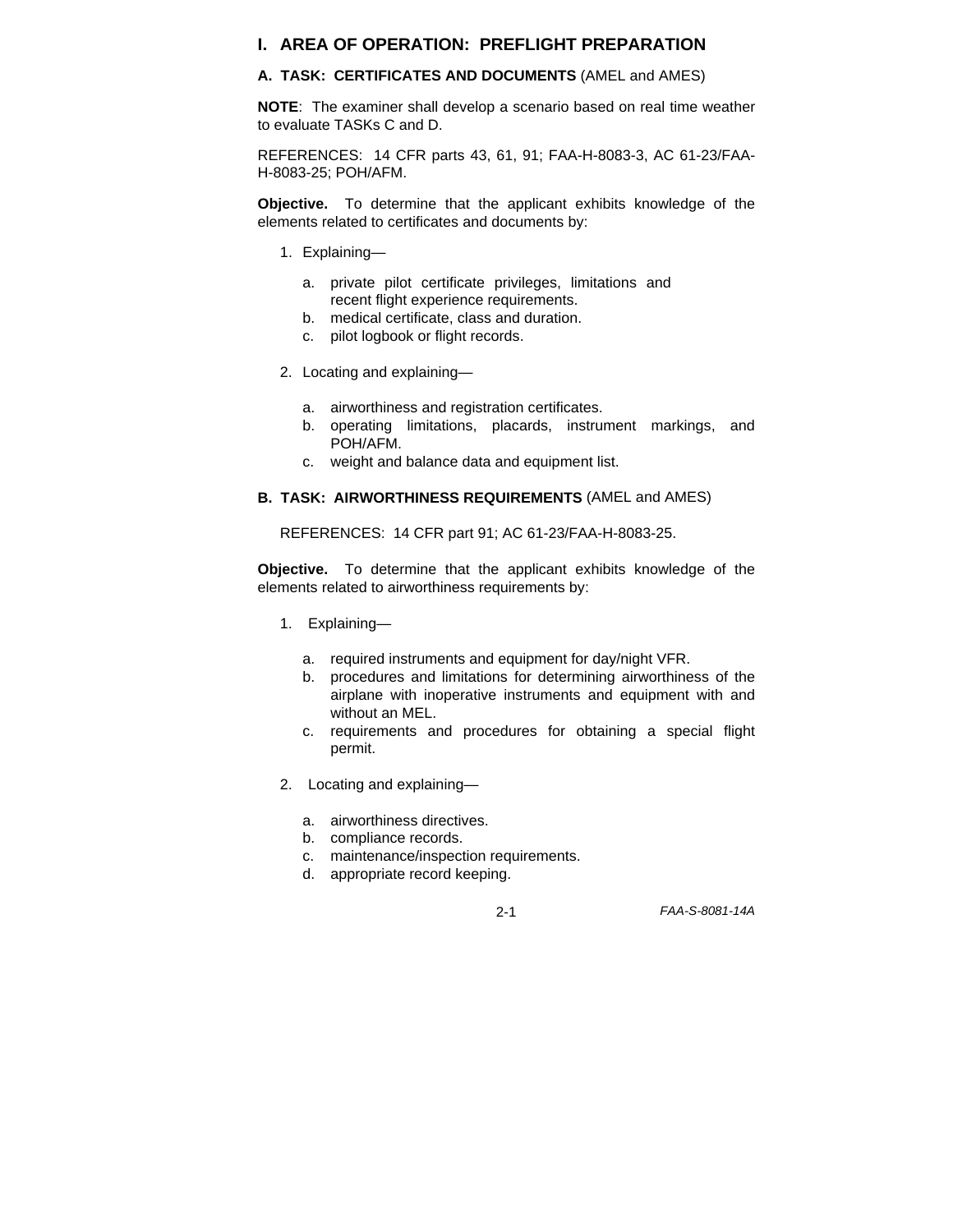# I. AREA OF OPERATION: PREFLIGHT PREPARATION

## A. TASK: CERTIFICATES AND DOCUMENTS (AMEL and AMES)

**NOTE**: The examiner shall develop a scenario based on real time weather to evaluate TASKs C and D.

REFERENCES: 14 CFR parts 43, 61, 91; FAA-H-8083-3, AC 61-23/FAA-H-8083-25; POH/AFM.

**Objective.** To determine that the applicant exhibits knowledge of the elements related to certificates and documents by:

1. Explaining—
   - a. private pilot certificate privileges, limitations and recent flight experience requirements.
   - b. medical certificate, class and duration.
   - c. pilot logbook or flight records.

2. Locating and explaining—
   - a. airworthiness and registration certificates.
   - b. operating limitations, placards, instrument markings, and POH/AFM.
   - c. weight and balance data and equipment list.

## B. TASK: AIRWORTHINESS REQUIREMENTS (AMEL and AMES)

REFERENCES: 14 CFR part 91; AC 61-23/FAA-H-8083-25.

**Objective.** To determine that the applicant exhibits knowledge of the elements related to airworthiness requirements by:

1. Explaining—
   - a. required instruments and equipment for day/night VFR.
   - b. procedures and limitations for determining airworthiness of the airplane with inoperative instruments and equipment with and without an MEL.
   - c. requirements and procedures for obtaining a special flight permit.

2. Locating and explaining—
   - a. airworthiness directives.
   - b. compliance records.
   - c. maintenance/inspection requirements.
   - d. appropriate record keeping.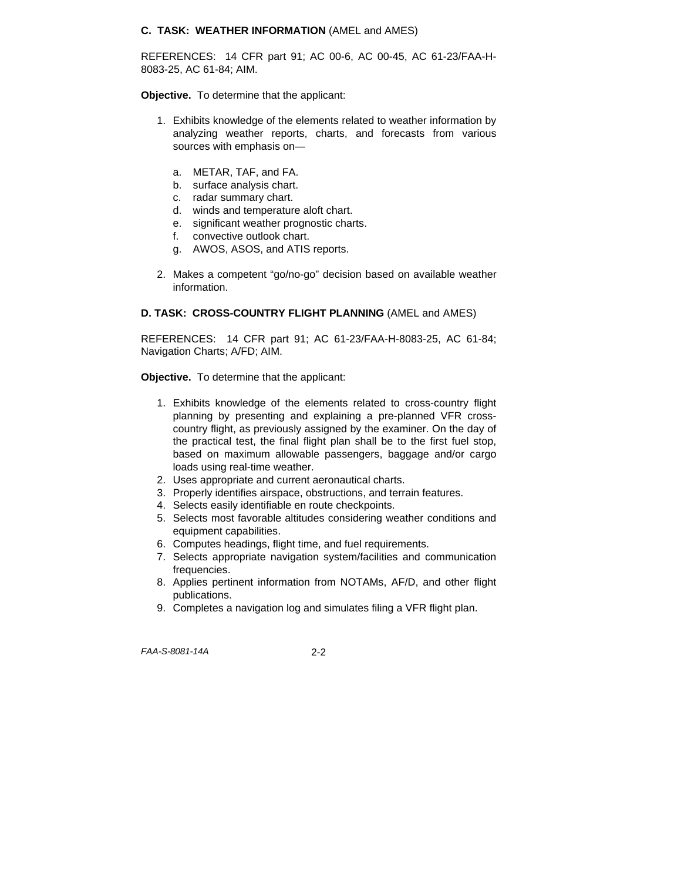### C. TASK: WEATHER INFORMATION (AMEL and AMES)

REFERENCES: 14 CFR part 91; AC 00-6, AC 00-45, AC 61-23/FAA-H-8083-25, AC 61-84; AIM.

**Objective.** To determine that the applicant:

1. Exhibits knowledge of the elements related to weather information by analyzing weather reports, charts, and forecasts from various sources with emphasis on—

   a. METAR, TAF, and FA.
   b. surface analysis chart.
   c. radar summary chart.
   d. winds and temperature aloft chart.
   e. significant weather prognostic charts.
   f. convective outlook chart.
   g. AWOS, ASOS, and ATIS reports.

2. Makes a competent "go/no-go" decision based on available weather information.

### D. TASK: CROSS-COUNTRY FLIGHT PLANNING (AMEL and AMES)

REFERENCES: 14 CFR part 91; AC 61-23/FAA-H-8083-25, AC 61-84; Navigation Charts; A/FD; AIM.

**Objective.** To determine that the applicant:

1. Exhibits knowledge of the elements related to cross-country flight planning by presenting and explaining a pre-planned VFR cross-country flight, as previously assigned by the examiner. On the day of the practical test, the final flight plan shall be to the first fuel stop, based on maximum allowable passengers, baggage and/or cargo loads using real-time weather.
2. Uses appropriate and current aeronautical charts.
3. Properly identifies airspace, obstructions, and terrain features.
4. Selects easily identifiable en route checkpoints.
5. Selects most favorable altitudes considering weather conditions and equipment capabilities.
6. Computes headings, flight time, and fuel requirements.
7. Selects appropriate navigation system/facilities and communication frequencies.
8. Applies pertinent information from NOTAMs, AF/D, and other flight publications.
9. Completes a navigation log and simulates filing a VFR flight plan.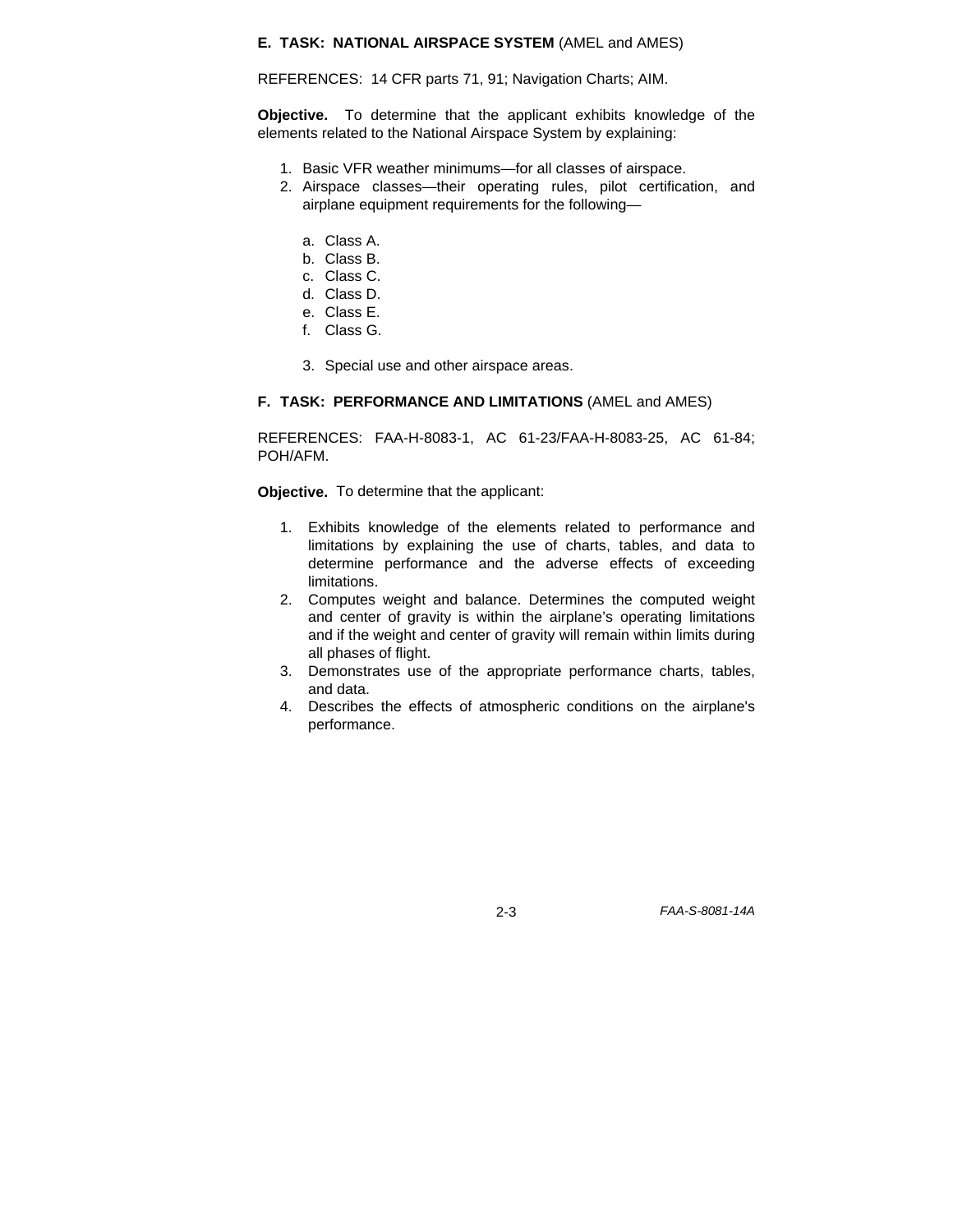**E. TASK: NATIONAL AIRSPACE SYSTEM** (AMEL and AMES)

REFERENCES: 14 CFR parts 71, 91; Navigation Charts; AIM.

**Objective.** To determine that the applicant exhibits knowledge of the elements related to the National Airspace System by explaining:

1. Basic VFR weather minimums—for all classes of airspace.
2. Airspace classes—their operating rules, pilot certification, and airplane equipment requirements for the following—

    a. Class A.
    b. Class B.
    c. Class C.
    d. Class D.
    e. Class E.
    f. Class G.

3. Special use and other airspace areas.

**F. TASK: PERFORMANCE AND LIMITATIONS** (AMEL and AMES)

REFERENCES: FAA-H-8083-1, AC 61-23/FAA-H-8083-25, AC 61-84; POH/AFM.

**Objective.** To determine that the applicant:

1. Exhibits knowledge of the elements related to performance and limitations by explaining the use of charts, tables, and data to determine performance and the adverse effects of exceeding limitations.
2. Computes weight and balance. Determines the computed weight and center of gravity is within the airplane's operating limitations and if the weight and center of gravity will remain within limits during all phases of flight.
3. Demonstrates use of the appropriate performance charts, tables, and data.
4. Describes the effects of atmospheric conditions on the airplane's performance.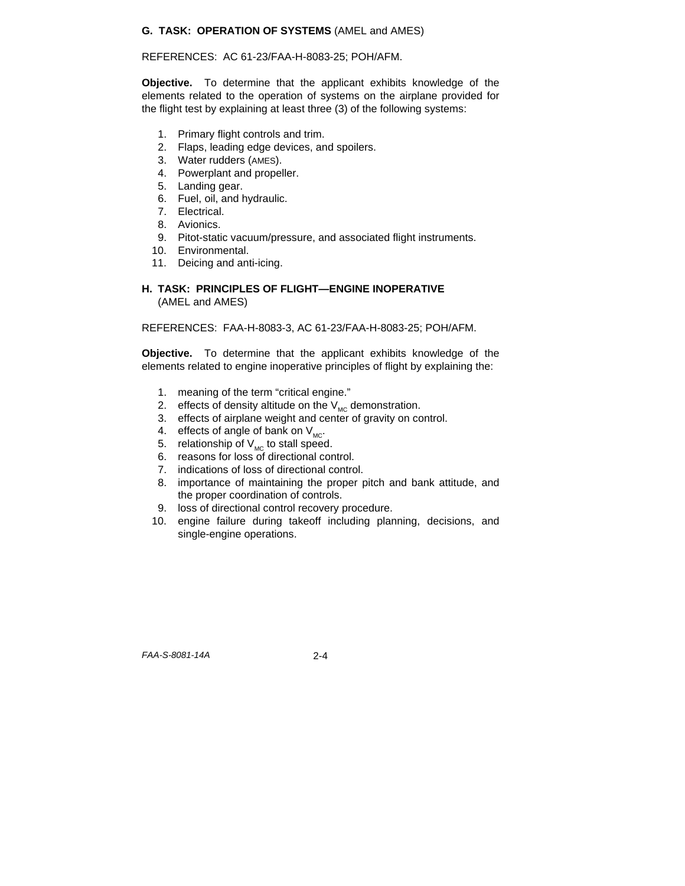**G. TASK: OPERATION OF SYSTEMS** (AMEL and AMES)

REFERENCES: AC 61-23/FAA-H-8083-25; POH/AFM.

**Objective.** To determine that the applicant exhibits knowledge of the elements related to the operation of systems on the airplane provided for the flight test by explaining at least three (3) of the following systems:

1. Primary flight controls and trim.
2. Flaps, leading edge devices, and spoilers.
3. Water rudders (AMES).
4. Powerplant and propeller.
5. Landing gear.
6. Fuel, oil, and hydraulic.
7. Electrical.
8. Avionics.
9. Pitot-static vacuum/pressure, and associated flight instruments.
10. Environmental.
11. Deicing and anti-icing.

**H. TASK: PRINCIPLES OF FLIGHT—ENGINE INOPERATIVE** (AMEL and AMES)

REFERENCES: FAA-H-8083-3, AC 61-23/FAA-H-8083-25; POH/AFM.

**Objective.** To determine that the applicant exhibits knowledge of the elements related to engine inoperative principles of flight by explaining the:

1. meaning of the term "critical engine."
2. effects of density altitude on the $V_{MC}$ demonstration.
3. effects of airplane weight and center of gravity on control.
4. effects of angle of bank on $V_{MC}$.
5. relationship of $V_{MC}$ to stall speed.
6. reasons for loss of directional control.
7. indications of loss of directional control.
8. importance of maintaining the proper pitch and bank attitude, and the proper coordination of controls.
9. loss of directional control recovery procedure.
10. engine failure during takeoff including planning, decisions, and single-engine operations.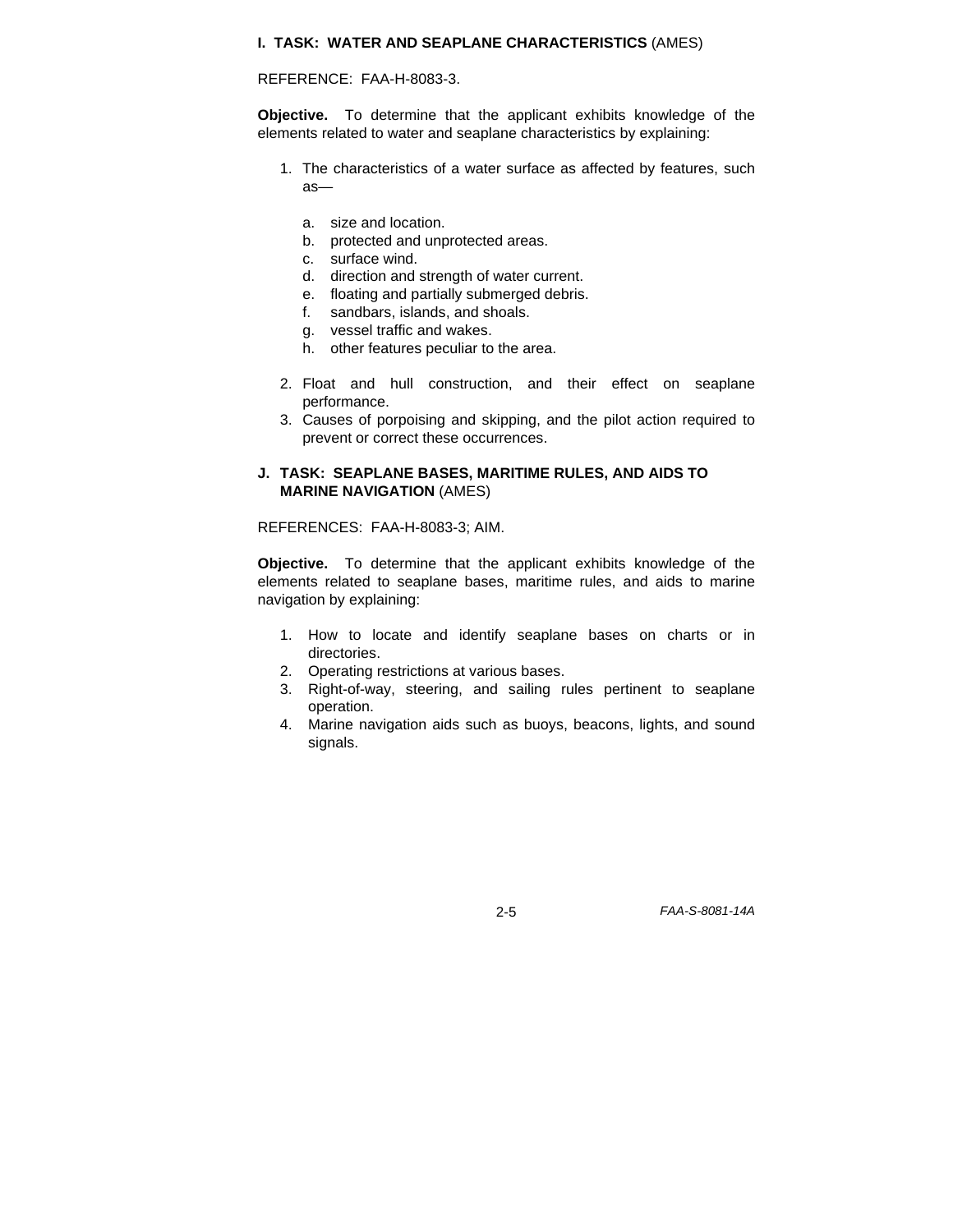### I. TASK: WATER AND SEAPLANE CHARACTERISTICS (AMES)

REFERENCE: FAA-H-8083-3.

**Objective.** To determine that the applicant exhibits knowledge of the elements related to water and seaplane characteristics by explaining:

1. The characteristics of a water surface as affected by features, such as—

   a. size and location.
   b. protected and unprotected areas.
   c. surface wind.
   d. direction and strength of water current.
   e. floating and partially submerged debris.
   f. sandbars, islands, and shoals.
   g. vessel traffic and wakes.
   h. other features peculiar to the area.

2. Float and hull construction, and their effect on seaplane performance.
3. Causes of porpoising and skipping, and the pilot action required to prevent or correct these occurrences.

### J. TASK: SEAPLANE BASES, MARITIME RULES, AND AIDS TO MARINE NAVIGATION (AMES)

REFERENCES: FAA-H-8083-3; AIM.

**Objective.** To determine that the applicant exhibits knowledge of the elements related to seaplane bases, maritime rules, and aids to marine navigation by explaining:

1. How to locate and identify seaplane bases on charts or in directories.
2. Operating restrictions at various bases.
3. Right-of-way, steering, and sailing rules pertinent to seaplane operation.
4. Marine navigation aids such as buoys, beacons, lights, and sound signals.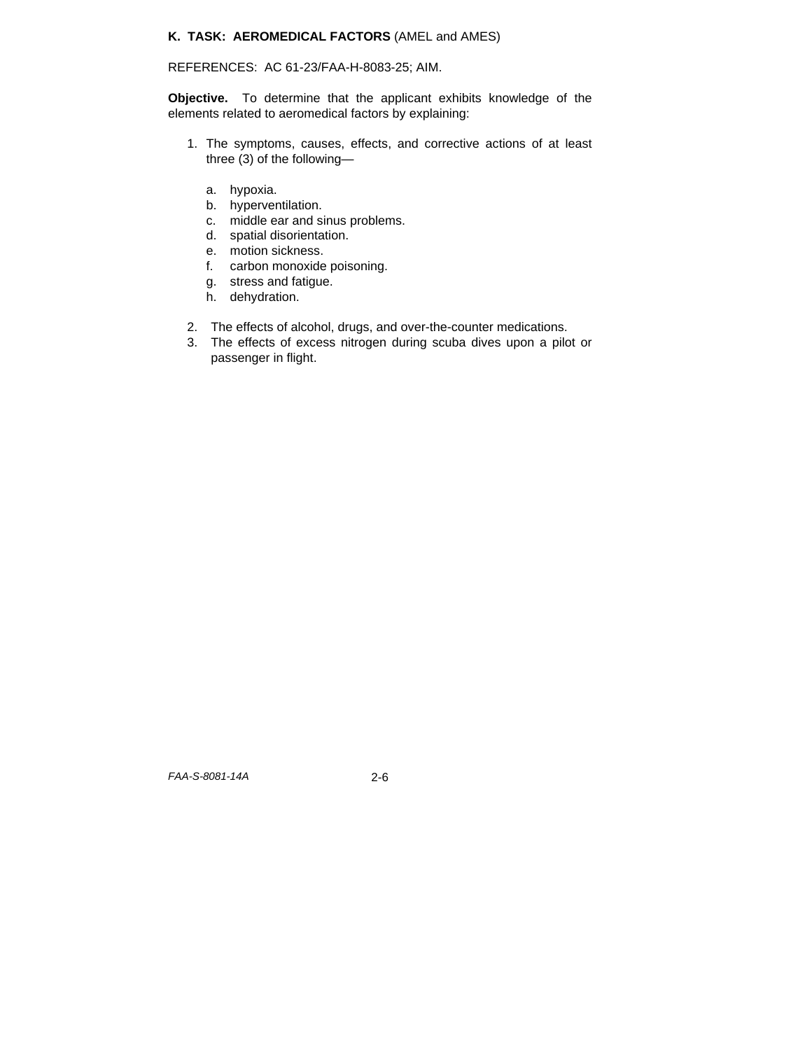**K. TASK: AEROMEDICAL FACTORS** (AMEL and AMES)

REFERENCES: AC 61-23/FAA-H-8083-25; AIM.

**Objective.** To determine that the applicant exhibits knowledge of the elements related to aeromedical factors by explaining:

1. The symptoms, causes, effects, and corrective actions of at least three (3) of the following—

    a. hypoxia.
    b. hyperventilation.
    c. middle ear and sinus problems.
    d. spatial disorientation.
    e. motion sickness.
    f. carbon monoxide poisoning.
    g. stress and fatigue.
    h. dehydration.

2. The effects of alcohol, drugs, and over-the-counter medications.
3. The effects of excess nitrogen during scuba dives upon a pilot or passenger in flight.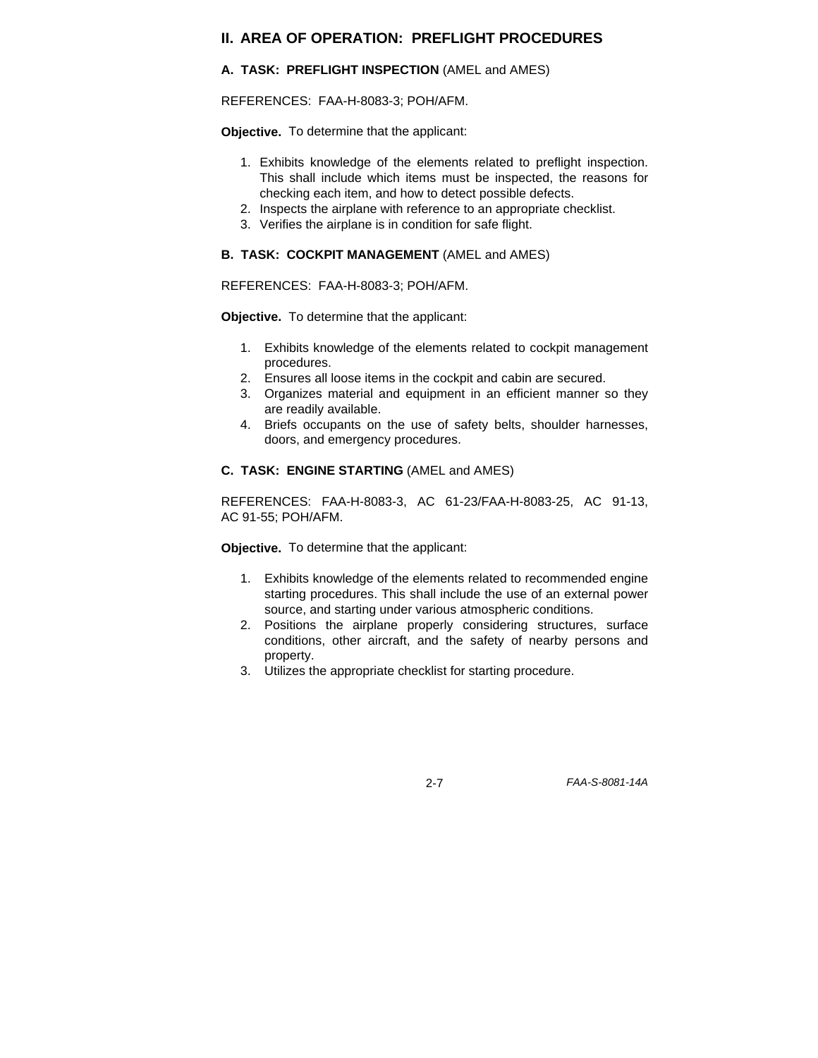## II. AREA OF OPERATION: PREFLIGHT PROCEDURES

### A. TASK: PREFLIGHT INSPECTION (AMEL and AMES)

REFERENCES: FAA-H-8083-3; POH/AFM.

**Objective.** To determine that the applicant:

1. Exhibits knowledge of the elements related to preflight inspection. This shall include which items must be inspected, the reasons for checking each item, and how to detect possible defects.
2. Inspects the airplane with reference to an appropriate checklist.
3. Verifies the airplane is in condition for safe flight.

### B. TASK: COCKPIT MANAGEMENT (AMEL and AMES)

REFERENCES: FAA-H-8083-3; POH/AFM.

**Objective.** To determine that the applicant:

1. Exhibits knowledge of the elements related to cockpit management procedures.
2. Ensures all loose items in the cockpit and cabin are secured.
3. Organizes material and equipment in an efficient manner so they are readily available.
4. Briefs occupants on the use of safety belts, shoulder harnesses, doors, and emergency procedures.

### C. TASK: ENGINE STARTING (AMEL and AMES)

REFERENCES: FAA-H-8083-3, AC 61-23/FAA-H-8083-25, AC 91-13, AC 91-55; POH/AFM.

**Objective.** To determine that the applicant:

1. Exhibits knowledge of the elements related to recommended engine starting procedures. This shall include the use of an external power source, and starting under various atmospheric conditions.
2. Positions the airplane properly considering structures, surface conditions, other aircraft, and the safety of nearby persons and property.
3. Utilizes the appropriate checklist for starting procedure.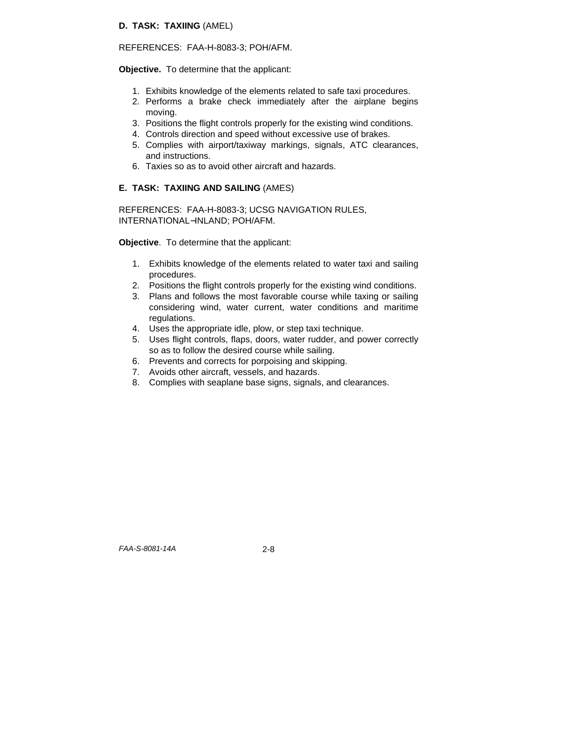**D. TASK: TAXIING** (AMEL)

REFERENCES: FAA-H-8083-3; POH/AFM.

**Objective.** To determine that the applicant:

1. Exhibits knowledge of the elements related to safe taxi procedures.
2. Performs a brake check immediately after the airplane begins moving.
3. Positions the flight controls properly for the existing wind conditions.
4. Controls direction and speed without excessive use of brakes.
5. Complies with airport/taxiway markings, signals, ATC clearances, and instructions.
6. Taxies so as to avoid other aircraft and hazards.

**E. TASK: TAXIING AND SAILING** (AMES)

REFERENCES: FAA-H-8083-3; UCSG NAVIGATION RULES, INTERNATIONAL¬INLAND; POH/AFM.

**Objective**. To determine that the applicant:

1. Exhibits knowledge of the elements related to water taxi and sailing procedures.
2. Positions the flight controls properly for the existing wind conditions.
3. Plans and follows the most favorable course while taxing or sailing considering wind, water current, water conditions and maritime regulations.
4. Uses the appropriate idle, plow, or step taxi technique.
5. Uses flight controls, flaps, doors, water rudder, and power correctly so as to follow the desired course while sailing.
6. Prevents and corrects for porpoising and skipping.
7. Avoids other aircraft, vessels, and hazards.
8. Complies with seaplane base signs, signals, and clearances.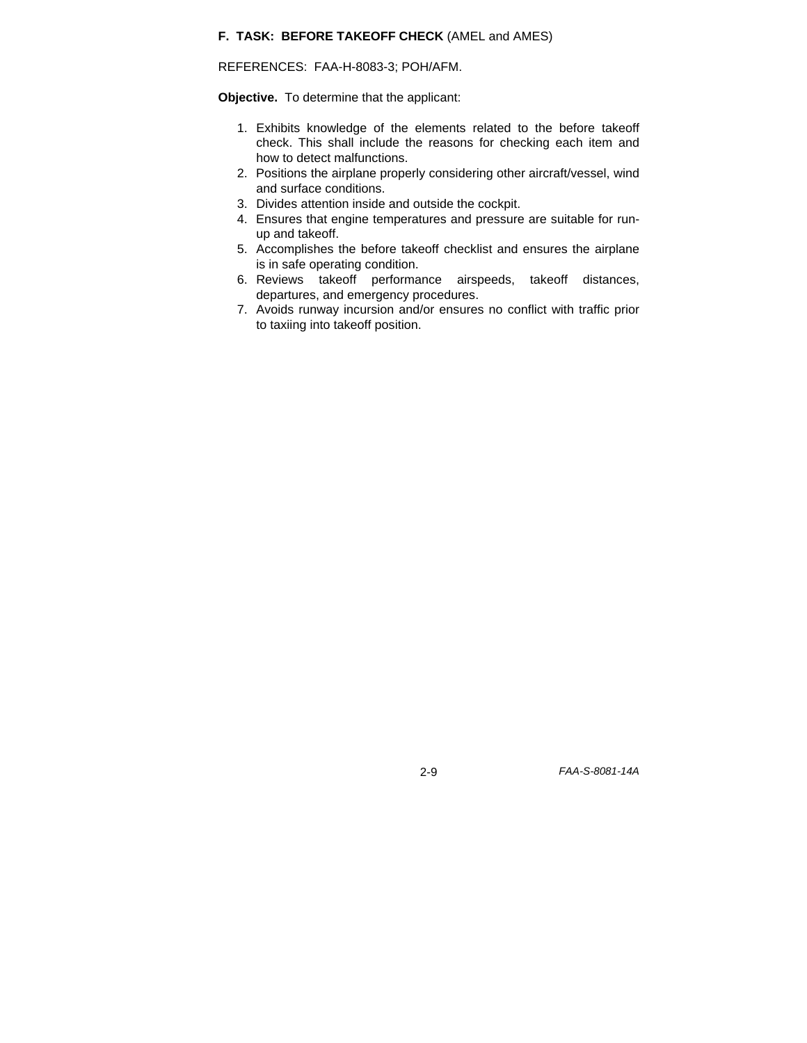**F. TASK: BEFORE TAKEOFF CHECK** (AMEL and AMES)

REFERENCES: FAA-H-8083-3; POH/AFM.

**Objective.** To determine that the applicant:

1. Exhibits knowledge of the elements related to the before takeoff check. This shall include the reasons for checking each item and how to detect malfunctions.
2. Positions the airplane properly considering other aircraft/vessel, wind and surface conditions.
3. Divides attention inside and outside the cockpit.
4. Ensures that engine temperatures and pressure are suitable for run-up and takeoff.
5. Accomplishes the before takeoff checklist and ensures the airplane is in safe operating condition.
6. Reviews takeoff performance airspeeds, takeoff distances, departures, and emergency procedures.
7. Avoids runway incursion and/or ensures no conflict with traffic prior to taxiing into takeoff position.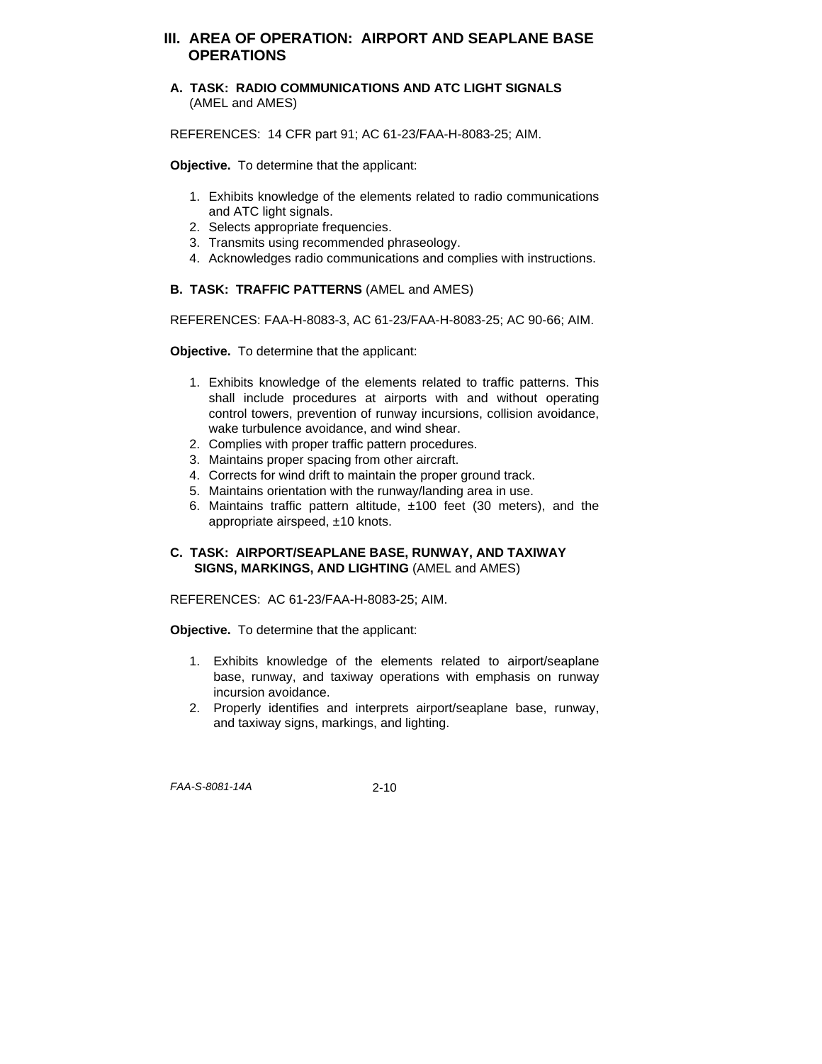## III. AREA OF OPERATION: AIRPORT AND SEAPLANE BASE OPERATIONS

### A. TASK: RADIO COMMUNICATIONS AND ATC LIGHT SIGNALS (AMEL and AMES)

REFERENCES: 14 CFR part 91; AC 61-23/FAA-H-8083-25; AIM.

**Objective.** To determine that the applicant:

1. Exhibits knowledge of the elements related to radio communications and ATC light signals.
2. Selects appropriate frequencies.
3. Transmits using recommended phraseology.
4. Acknowledges radio communications and complies with instructions.

### B. TASK: TRAFFIC PATTERNS (AMEL and AMES)

REFERENCES: FAA-H-8083-3, AC 61-23/FAA-H-8083-25; AC 90-66; AIM.

**Objective.** To determine that the applicant:

1. Exhibits knowledge of the elements related to traffic patterns. This shall include procedures at airports with and without operating control towers, prevention of runway incursions, collision avoidance, wake turbulence avoidance, and wind shear.
2. Complies with proper traffic pattern procedures.
3. Maintains proper spacing from other aircraft.
4. Corrects for wind drift to maintain the proper ground track.
5. Maintains orientation with the runway/landing area in use.
6. Maintains traffic pattern altitude, ±100 feet (30 meters), and the appropriate airspeed, ±10 knots.

### C. TASK: AIRPORT/SEAPLANE BASE, RUNWAY, AND TAXIWAY SIGNS, MARKINGS, AND LIGHTING (AMEL and AMES)

REFERENCES: AC 61-23/FAA-H-8083-25; AIM.

**Objective.** To determine that the applicant:

1. Exhibits knowledge of the elements related to airport/seaplane base, runway, and taxiway operations with emphasis on runway incursion avoidance.
2. Properly identifies and interprets airport/seaplane base, runway, and taxiway signs, markings, and lighting.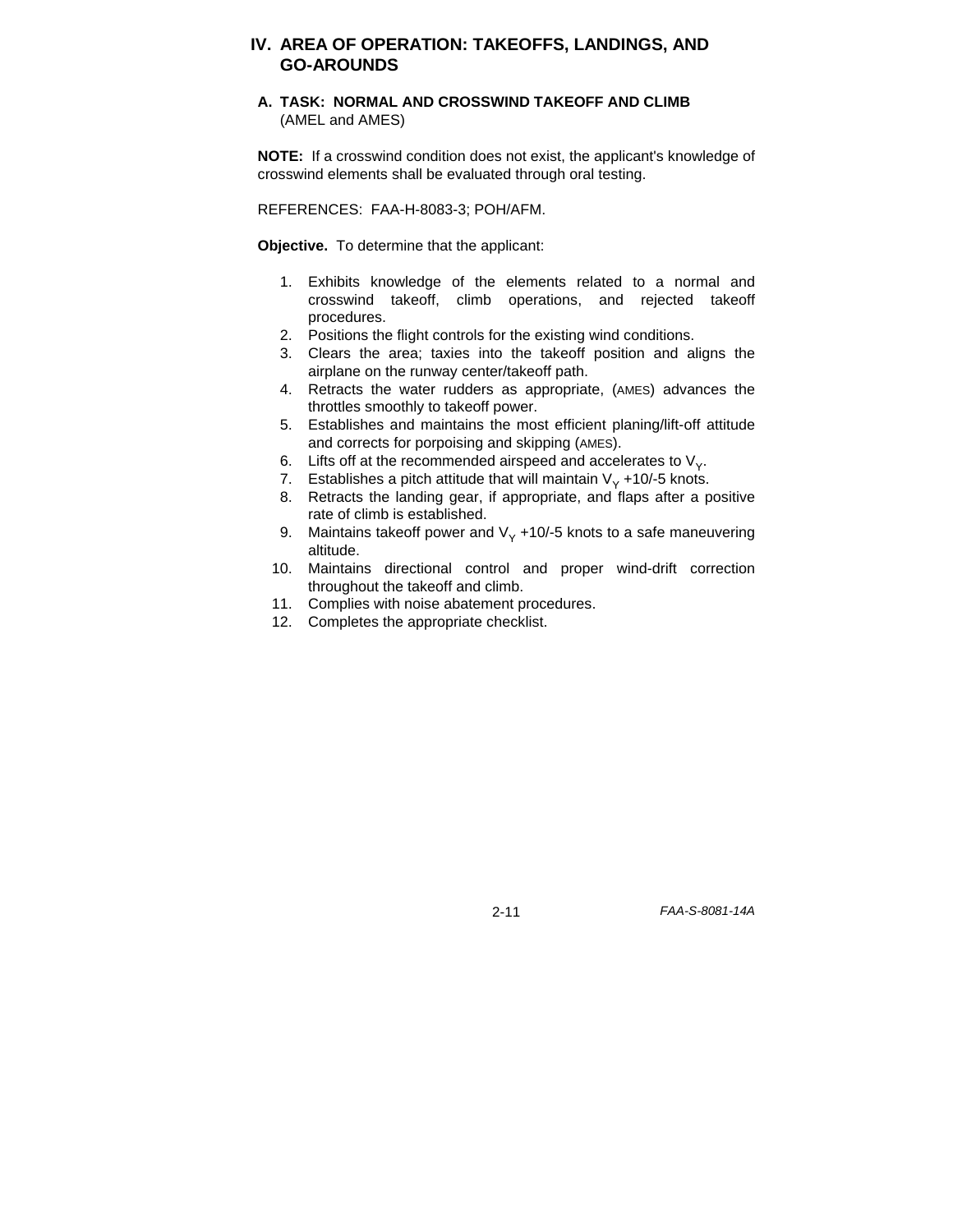# IV. AREA OF OPERATION: TAKEOFFS, LANDINGS, AND GO-AROUNDS

## A. TASK: NORMAL AND CROSSWIND TAKEOFF AND CLIMB (AMEL and AMES)

**NOTE:** If a crosswind condition does not exist, the applicant's knowledge of crosswind elements shall be evaluated through oral testing.

REFERENCES: FAA-H-8083-3; POH/AFM.

**Objective.** To determine that the applicant:

1. Exhibits knowledge of the elements related to a normal and crosswind takeoff, climb operations, and rejected takeoff procedures.
2. Positions the flight controls for the existing wind conditions.
3. Clears the area; taxies into the takeoff position and aligns the airplane on the runway center/takeoff path.
4. Retracts the water rudders as appropriate, (AMES) advances the throttles smoothly to takeoff power.
5. Establishes and maintains the most efficient planing/lift-off attitude and corrects for porpoising and skipping (AMES).
6. Lifts off at the recommended airspeed and accelerates to $V_Y$.
7. Establishes a pitch attitude that will maintain $V_Y$ +10/-5 knots.
8. Retracts the landing gear, if appropriate, and flaps after a positive rate of climb is established.
9. Maintains takeoff power and $V_Y$ +10/-5 knots to a safe maneuvering altitude.
10. Maintains directional control and proper wind-drift correction throughout the takeoff and climb.
11. Complies with noise abatement procedures.
12. Completes the appropriate checklist.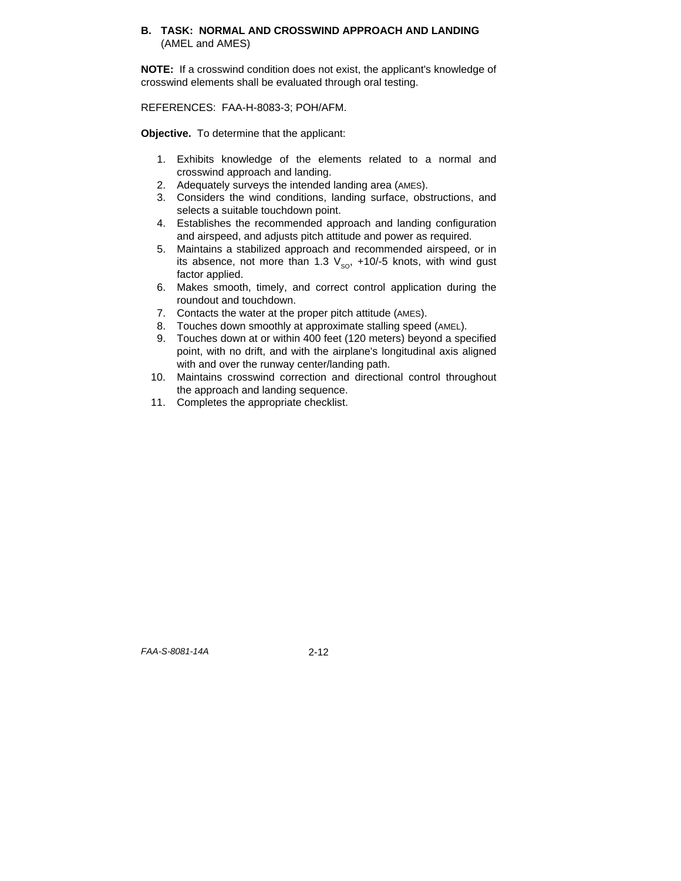### B. TASK: NORMAL AND CROSSWIND APPROACH AND LANDING (AMEL and AMES)

**NOTE:** If a crosswind condition does not exist, the applicant's knowledge of crosswind elements shall be evaluated through oral testing.

REFERENCES: FAA-H-8083-3; POH/AFM.

**Objective.** To determine that the applicant:

1. Exhibits knowledge of the elements related to a normal and crosswind approach and landing.
2. Adequately surveys the intended landing area (AMES).
3. Considers the wind conditions, landing surface, obstructions, and selects a suitable touchdown point.
4. Establishes the recommended approach and landing configuration and airspeed, and adjusts pitch attitude and power as required.
5. Maintains a stabilized approach and recommended airspeed, or in its absence, not more than 1.3 $V_{SO}$, +10/-5 knots, with wind gust factor applied.
6. Makes smooth, timely, and correct control application during the roundout and touchdown.
7. Contacts the water at the proper pitch attitude (AMES).
8. Touches down smoothly at approximate stalling speed (AMEL).
9. Touches down at or within 400 feet (120 meters) beyond a specified point, with no drift, and with the airplane's longitudinal axis aligned with and over the runway center/landing path.
10. Maintains crosswind correction and directional control throughout the approach and landing sequence.
11. Completes the appropriate checklist.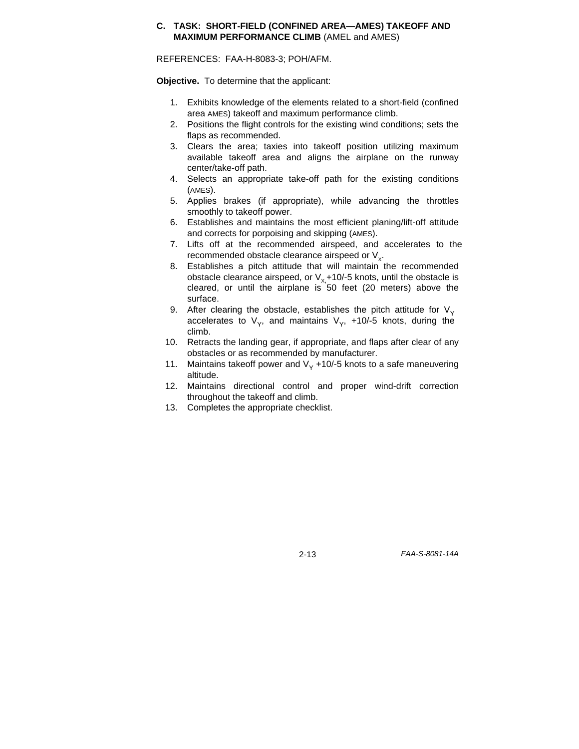### C. TASK: SHORT-FIELD (CONFINED AREA—AMES) TAKEOFF AND MAXIMUM PERFORMANCE CLIMB (AMEL and AMES)

REFERENCES: FAA-H-8083-3; POH/AFM.

**Objective.** To determine that the applicant:

1. Exhibits knowledge of the elements related to a short-field (confined area AMES) takeoff and maximum performance climb.
2. Positions the flight controls for the existing wind conditions; sets the flaps as recommended.
3. Clears the area; taxies into takeoff position utilizing maximum available takeoff area and aligns the airplane on the runway center/take-off path.
4. Selects an appropriate take-off path for the existing conditions (AMES).
5. Applies brakes (if appropriate), while advancing the throttles smoothly to takeoff power.
6. Establishes and maintains the most efficient planing/lift-off attitude and corrects for porpoising and skipping (AMES).
7. Lifts off at the recommended airspeed, and accelerates to the recommended obstacle clearance airspeed or $V_X$.
8. Establishes a pitch attitude that will maintain the recommended obstacle clearance airspeed, or $V_X$ +10/-5 knots, until the obstacle is cleared, or until the airplane is 50 feet (20 meters) above the surface.
9. After clearing the obstacle, establishes the pitch attitude for $V_Y$ accelerates to $V_Y$, and maintains $V_Y$, +10/-5 knots, during the climb.
10. Retracts the landing gear, if appropriate, and flaps after clear of any obstacles or as recommended by manufacturer.
11. Maintains takeoff power and $V_Y$ +10/-5 knots to a safe maneuvering altitude.
12. Maintains directional control and proper wind-drift correction throughout the takeoff and climb.
13. Completes the appropriate checklist.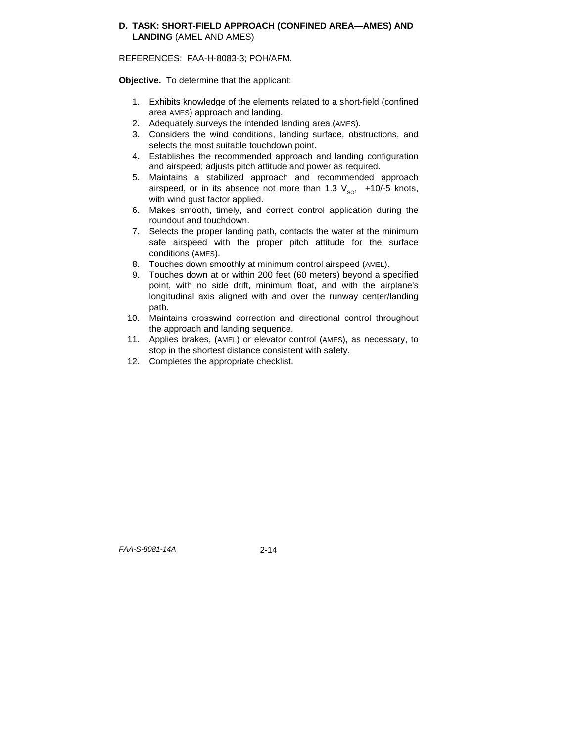**D. TASK: SHORT-FIELD APPROACH (CONFINED AREA—AMES) AND LANDING** (AMEL AND AMES)

REFERENCES: FAA-H-8083-3; POH/AFM.

**Objective.** To determine that the applicant:

1. Exhibits knowledge of the elements related to a short-field (confined area AMES) approach and landing.
2. Adequately surveys the intended landing area (AMES).
3. Considers the wind conditions, landing surface, obstructions, and selects the most suitable touchdown point.
4. Establishes the recommended approach and landing configuration and airspeed; adjusts pitch attitude and power as required.
5. Maintains a stabilized approach and recommended approach airspeed, or in its absence not more than 1.3 $V_{SO}$, +10/-5 knots, with wind gust factor applied.
6. Makes smooth, timely, and correct control application during the roundout and touchdown.
7. Selects the proper landing path, contacts the water at the minimum safe airspeed with the proper pitch attitude for the surface conditions (AMES).
8. Touches down smoothly at minimum control airspeed (AMEL).
9. Touches down at or within 200 feet (60 meters) beyond a specified point, with no side drift, minimum float, and with the airplane's longitudinal axis aligned with and over the runway center/landing path.
10. Maintains crosswind correction and directional control throughout the approach and landing sequence.
11. Applies brakes, (AMEL) or elevator control (AMES), as necessary, to stop in the shortest distance consistent with safety.
12. Completes the appropriate checklist.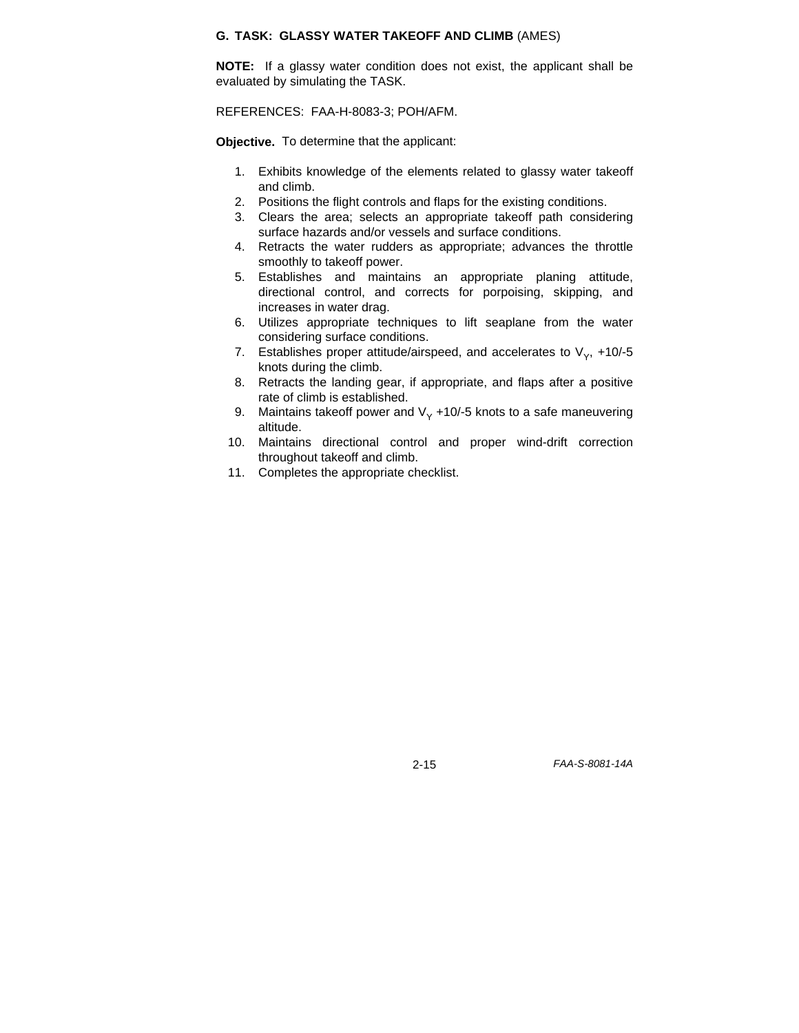**G. TASK: GLASSY WATER TAKEOFF AND CLIMB** (AMES)

**NOTE:** If a glassy water condition does not exist, the applicant shall be evaluated by simulating the TASK.

REFERENCES: FAA-H-8083-3; POH/AFM.

**Objective.** To determine that the applicant:

1. Exhibits knowledge of the elements related to glassy water takeoff and climb.
2. Positions the flight controls and flaps for the existing conditions.
3. Clears the area; selects an appropriate takeoff path considering surface hazards and/or vessels and surface conditions.
4. Retracts the water rudders as appropriate; advances the throttle smoothly to takeoff power.
5. Establishes and maintains an appropriate planing attitude, directional control, and corrects for porpoising, skipping, and increases in water drag.
6. Utilizes appropriate techniques to lift seaplane from the water considering surface conditions.
7. Establishes proper attitude/airspeed, and accelerates to $V_Y$, +10/-5 knots during the climb.
8. Retracts the landing gear, if appropriate, and flaps after a positive rate of climb is established.
9. Maintains takeoff power and $V_Y$ +10/-5 knots to a safe maneuvering altitude.
10. Maintains directional control and proper wind-drift correction throughout takeoff and climb.
11. Completes the appropriate checklist.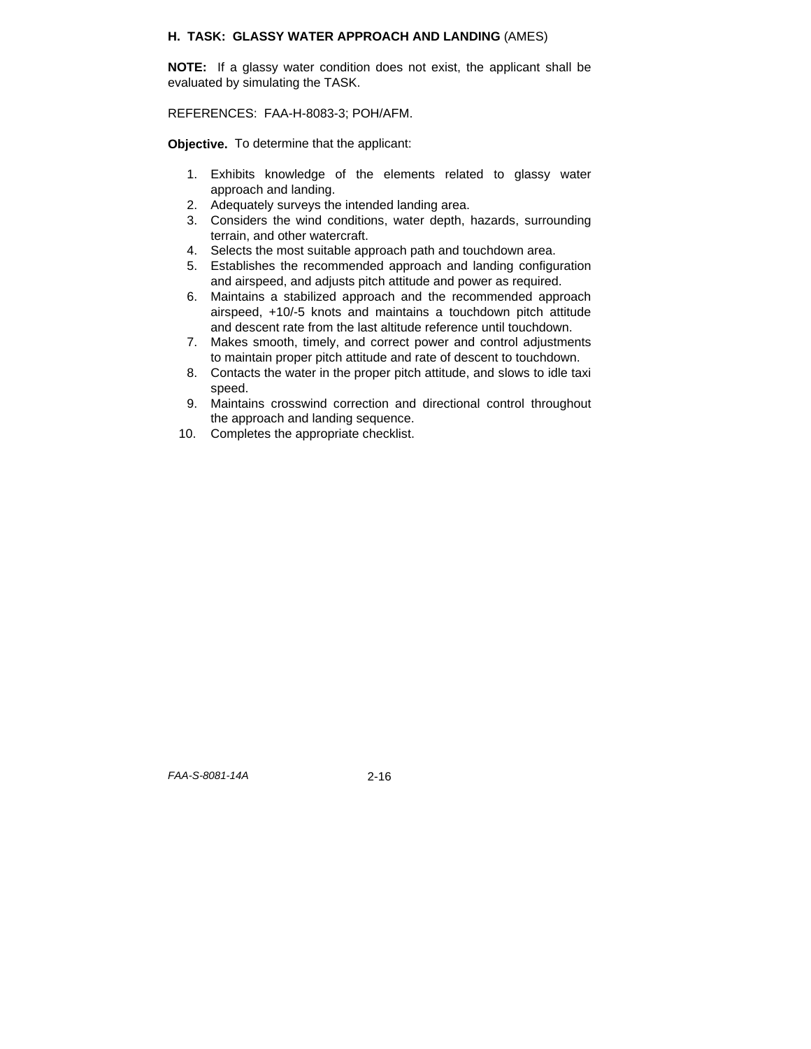### H. TASK: GLASSY WATER APPROACH AND LANDING (AMES)

**NOTE:** If a glassy water condition does not exist, the applicant shall be evaluated by simulating the TASK.

REFERENCES: FAA-H-8083-3; POH/AFM.

**Objective.** To determine that the applicant:

1. Exhibits knowledge of the elements related to glassy water approach and landing.
2. Adequately surveys the intended landing area.
3. Considers the wind conditions, water depth, hazards, surrounding terrain, and other watercraft.
4. Selects the most suitable approach path and touchdown area.
5. Establishes the recommended approach and landing configuration and airspeed, and adjusts pitch attitude and power as required.
6. Maintains a stabilized approach and the recommended approach airspeed, +10/-5 knots and maintains a touchdown pitch attitude and descent rate from the last altitude reference until touchdown.
7. Makes smooth, timely, and correct power and control adjustments to maintain proper pitch attitude and rate of descent to touchdown.
8. Contacts the water in the proper pitch attitude, and slows to idle taxi speed.
9. Maintains crosswind correction and directional control throughout the approach and landing sequence.
10. Completes the appropriate checklist.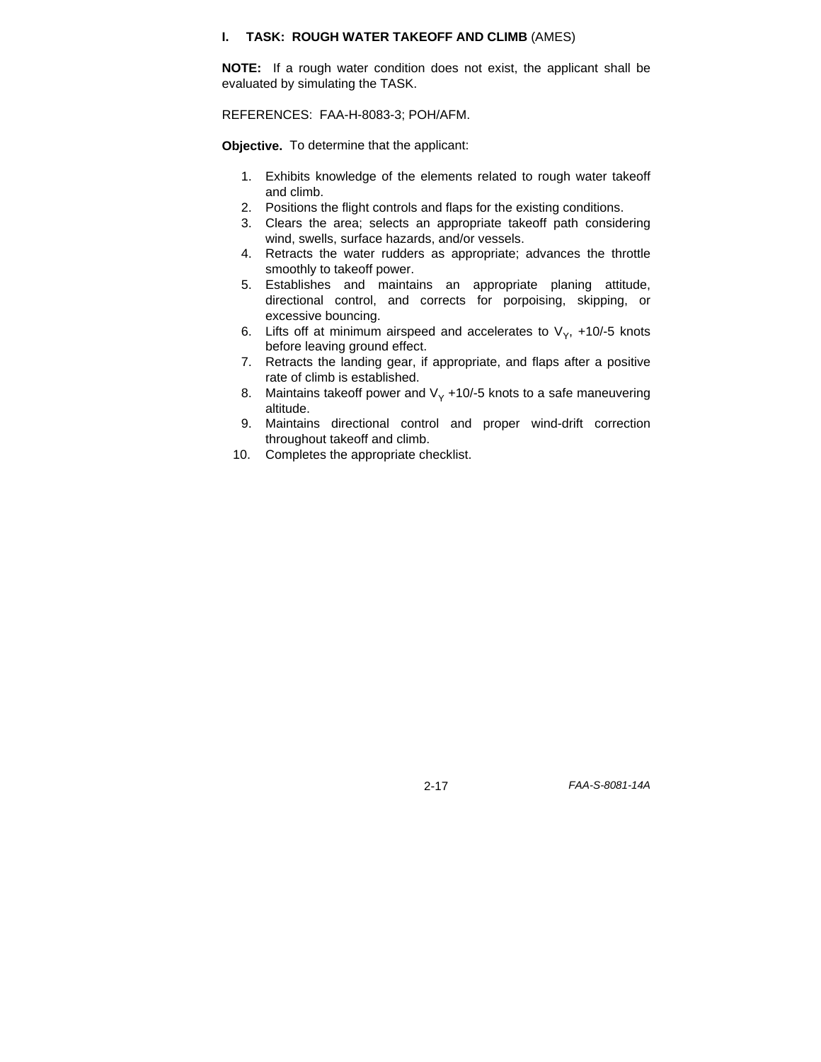### I. TASK: ROUGH WATER TAKEOFF AND CLIMB (AMES)

**NOTE:** If a rough water condition does not exist, the applicant shall be evaluated by simulating the TASK.

REFERENCES: FAA-H-8083-3; POH/AFM.

**Objective.** To determine that the applicant:

1. Exhibits knowledge of the elements related to rough water takeoff and climb.
2. Positions the flight controls and flaps for the existing conditions.
3. Clears the area; selects an appropriate takeoff path considering wind, swells, surface hazards, and/or vessels.
4. Retracts the water rudders as appropriate; advances the throttle smoothly to takeoff power.
5. Establishes and maintains an appropriate planing attitude, directional control, and corrects for porpoising, skipping, or excessive bouncing.
6. Lifts off at minimum airspeed and accelerates to $V_Y$, +10/-5 knots before leaving ground effect.
7. Retracts the landing gear, if appropriate, and flaps after a positive rate of climb is established.
8. Maintains takeoff power and $V_Y$ +10/-5 knots to a safe maneuvering altitude.
9. Maintains directional control and proper wind-drift correction throughout takeoff and climb.
10. Completes the appropriate checklist.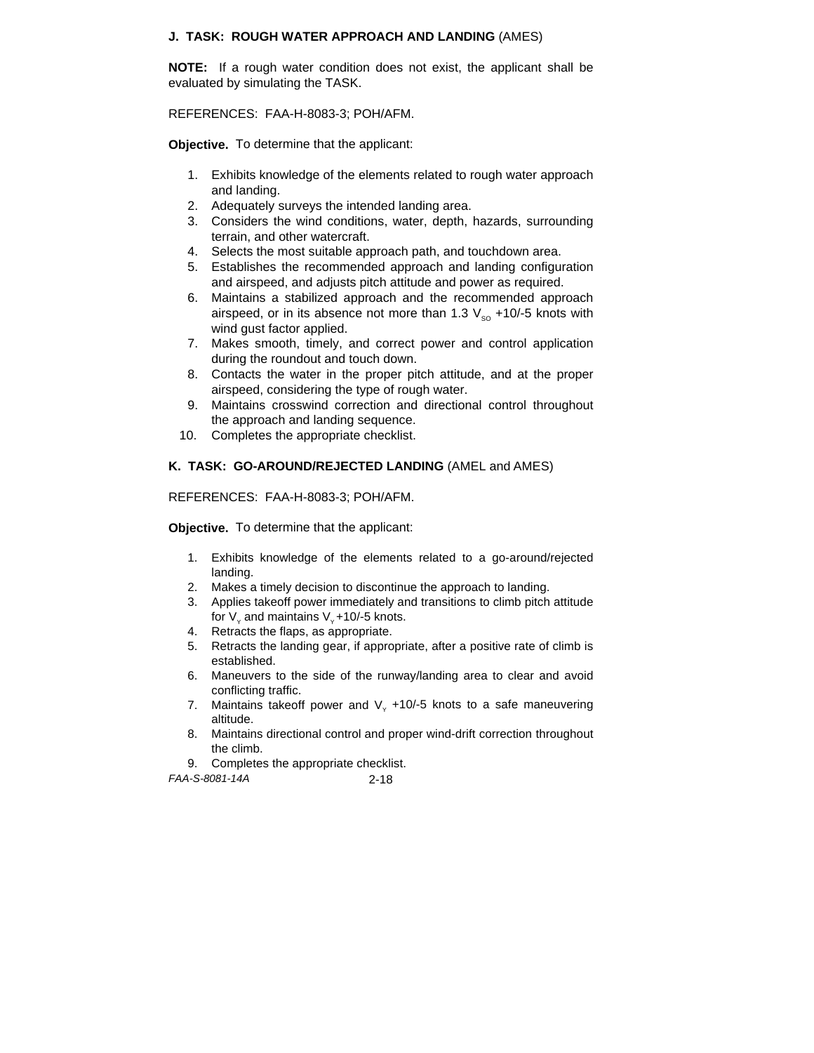### J. TASK: ROUGH WATER APPROACH AND LANDING (AMES)

**NOTE:** If a rough water condition does not exist, the applicant shall be evaluated by simulating the TASK.

REFERENCES: FAA-H-8083-3; POH/AFM.

**Objective.** To determine that the applicant:

1. Exhibits knowledge of the elements related to rough water approach and landing.
2. Adequately surveys the intended landing area.
3. Considers the wind conditions, water, depth, hazards, surrounding terrain, and other watercraft.
4. Selects the most suitable approach path, and touchdown area.
5. Establishes the recommended approach and landing configuration and airspeed, and adjusts pitch attitude and power as required.
6. Maintains a stabilized approach and the recommended approach airspeed, or in its absence not more than 1.3 $V_{SO}$ +10/-5 knots with wind gust factor applied.
7. Makes smooth, timely, and correct power and control application during the roundout and touch down.
8. Contacts the water in the proper pitch attitude, and at the proper airspeed, considering the type of rough water.
9. Maintains crosswind correction and directional control throughout the approach and landing sequence.
10. Completes the appropriate checklist.

### K. TASK: GO-AROUND/REJECTED LANDING (AMEL and AMES)

REFERENCES: FAA-H-8083-3; POH/AFM.

**Objective.** To determine that the applicant:

1. Exhibits knowledge of the elements related to a go-around/rejected landing.
2. Makes a timely decision to discontinue the approach to landing.
3. Applies takeoff power immediately and transitions to climb pitch attitude for $V_Y$ and maintains $V_Y$ +10/-5 knots.
4. Retracts the flaps, as appropriate.
5. Retracts the landing gear, if appropriate, after a positive rate of climb is established.
6. Maneuvers to the side of the runway/landing area to clear and avoid conflicting traffic.
7. Maintains takeoff power and $V_Y$ +10/-5 knots to a safe maneuvering altitude.
8. Maintains directional control and proper wind-drift correction throughout the climb.
9. Completes the appropriate checklist.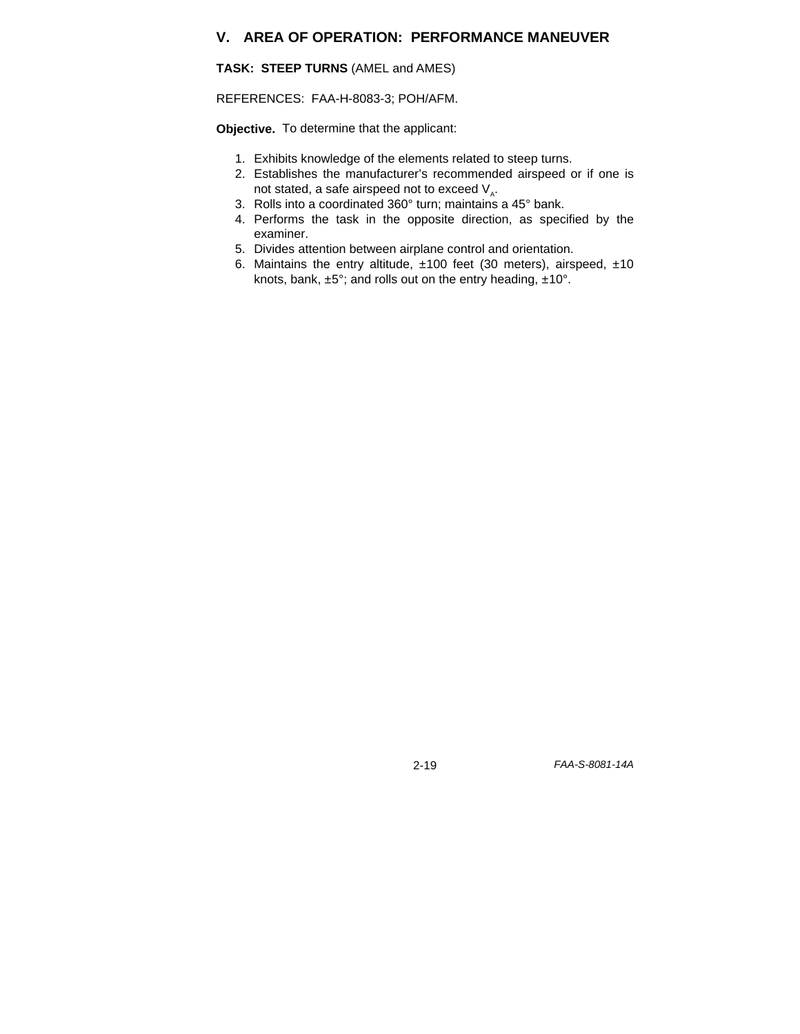## V. AREA OF OPERATION: PERFORMANCE MANEUVER

**TASK: STEEP TURNS** (AMEL and AMES)

REFERENCES: FAA-H-8083-3; POH/AFM.

**Objective.** To determine that the applicant:

1. Exhibits knowledge of the elements related to steep turns.
2. Establishes the manufacturer's recommended airspeed or if one is not stated, a safe airspeed not to exceed $V_A$.
3. Rolls into a coordinated 360° turn; maintains a 45° bank.
4. Performs the task in the opposite direction, as specified by the examiner.
5. Divides attention between airplane control and orientation.
6. Maintains the entry altitude, ±100 feet (30 meters), airspeed, ±10 knots, bank, ±5°; and rolls out on the entry heading, ±10°.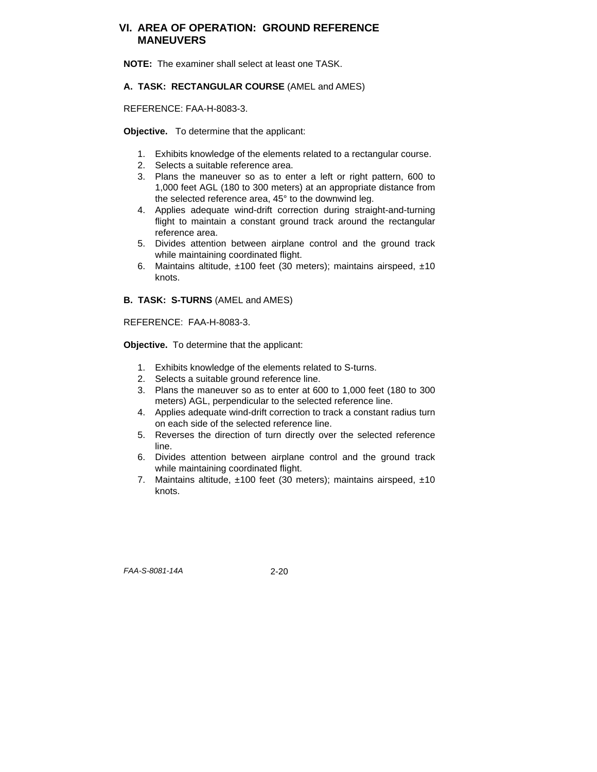## VI. AREA OF OPERATION: GROUND REFERENCE MANEUVERS

**NOTE:** The examiner shall select at least one TASK.

### A. TASK: RECTANGULAR COURSE (AMEL and AMES)

REFERENCE: FAA-H-8083-3.

**Objective.** To determine that the applicant:

1. Exhibits knowledge of the elements related to a rectangular course.
2. Selects a suitable reference area.
3. Plans the maneuver so as to enter a left or right pattern, 600 to 1,000 feet AGL (180 to 300 meters) at an appropriate distance from the selected reference area, 45° to the downwind leg.
4. Applies adequate wind-drift correction during straight-and-turning flight to maintain a constant ground track around the rectangular reference area.
5. Divides attention between airplane control and the ground track while maintaining coordinated flight.
6. Maintains altitude, ±100 feet (30 meters); maintains airspeed, ±10 knots.

### B. TASK: S-TURNS (AMEL and AMES)

REFERENCE: FAA-H-8083-3.

**Objective.** To determine that the applicant:

1. Exhibits knowledge of the elements related to S-turns.
2. Selects a suitable ground reference line.
3. Plans the maneuver so as to enter at 600 to 1,000 feet (180 to 300 meters) AGL, perpendicular to the selected reference line.
4. Applies adequate wind-drift correction to track a constant radius turn on each side of the selected reference line.
5. Reverses the direction of turn directly over the selected reference line.
6. Divides attention between airplane control and the ground track while maintaining coordinated flight.
7. Maintains altitude, ±100 feet (30 meters); maintains airspeed, ±10 knots.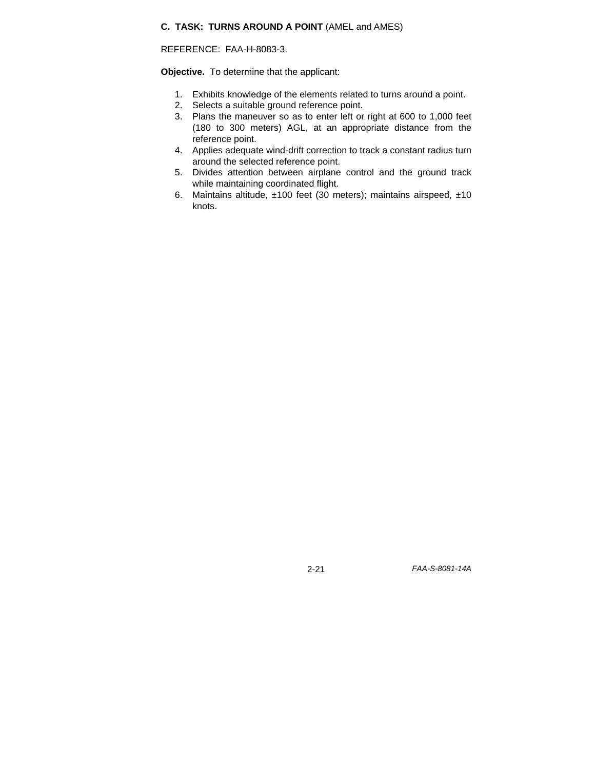**C. TASK: TURNS AROUND A POINT** (AMEL and AMES)

REFERENCE: FAA-H-8083-3.

**Objective.** To determine that the applicant:

1. Exhibits knowledge of the elements related to turns around a point.
2. Selects a suitable ground reference point.
3. Plans the maneuver so as to enter left or right at 600 to 1,000 feet (180 to 300 meters) AGL, at an appropriate distance from the reference point.
4. Applies adequate wind-drift correction to track a constant radius turn around the selected reference point.
5. Divides attention between airplane control and the ground track while maintaining coordinated flight.
6. Maintains altitude, ±100 feet (30 meters); maintains airspeed, ±10 knots.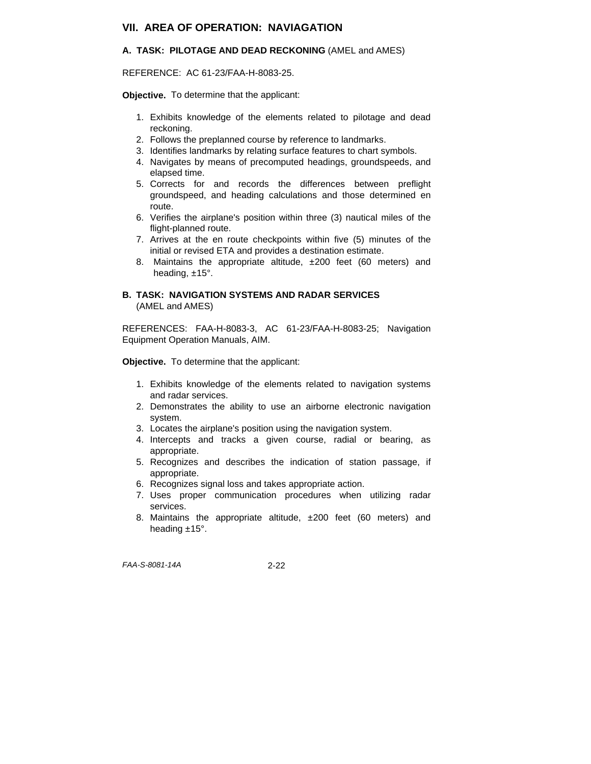## VII. AREA OF OPERATION: NAVIAGATION

### A. TASK: PILOTAGE AND DEAD RECKONING (AMEL and AMES)

REFERENCE: AC 61-23/FAA-H-8083-25.

**Objective.** To determine that the applicant:

1. Exhibits knowledge of the elements related to pilotage and dead reckoning.
2. Follows the preplanned course by reference to landmarks.
3. Identifies landmarks by relating surface features to chart symbols.
4. Navigates by means of precomputed headings, groundspeeds, and elapsed time.
5. Corrects for and records the differences between preflight groundspeed, and heading calculations and those determined en route.
6. Verifies the airplane's position within three (3) nautical miles of the flight-planned route.
7. Arrives at the en route checkpoints within five (5) minutes of the initial or revised ETA and provides a destination estimate.
8. Maintains the appropriate altitude, ±200 feet (60 meters) and heading, ±15°.

### B. TASK: NAVIGATION SYSTEMS AND RADAR SERVICES (AMEL and AMES)

REFERENCES: FAA-H-8083-3, AC 61-23/FAA-H-8083-25; Navigation Equipment Operation Manuals, AIM.

**Objective.** To determine that the applicant:

1. Exhibits knowledge of the elements related to navigation systems and radar services.
2. Demonstrates the ability to use an airborne electronic navigation system.
3. Locates the airplane's position using the navigation system.
4. Intercepts and tracks a given course, radial or bearing, as appropriate.
5. Recognizes and describes the indication of station passage, if appropriate.
6. Recognizes signal loss and takes appropriate action.
7. Uses proper communication procedures when utilizing radar services.
8. Maintains the appropriate altitude, ±200 feet (60 meters) and heading ±15°.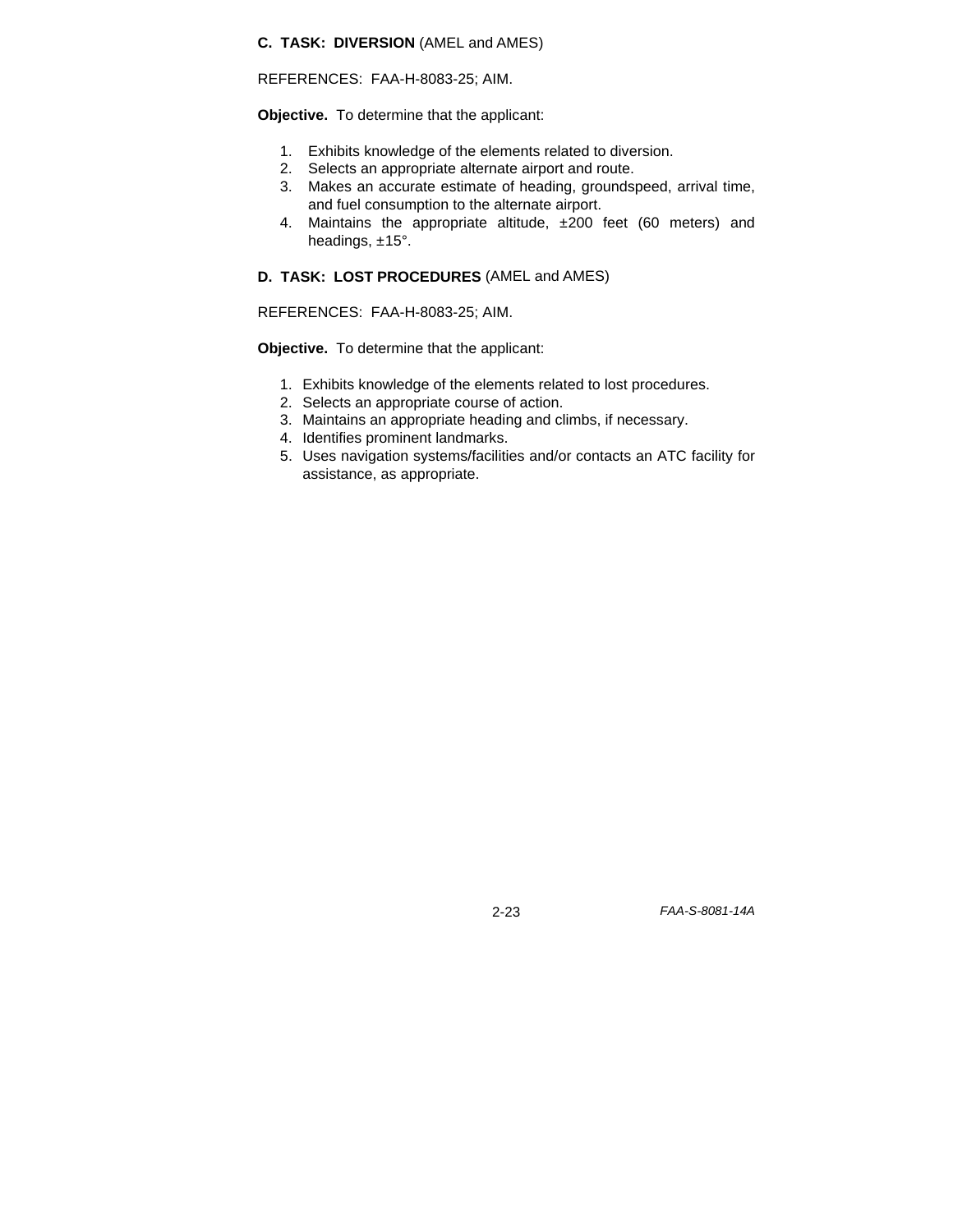### C. TASK: DIVERSION (AMEL and AMES)

REFERENCES: FAA-H-8083-25; AIM.

**Objective.** To determine that the applicant:

1. Exhibits knowledge of the elements related to diversion.
2. Selects an appropriate alternate airport and route.
3. Makes an accurate estimate of heading, groundspeed, arrival time, and fuel consumption to the alternate airport.
4. Maintains the appropriate altitude, ±200 feet (60 meters) and headings, ±15°.

### D. TASK: LOST PROCEDURES (AMEL and AMES)

REFERENCES: FAA-H-8083-25; AIM.

**Objective.** To determine that the applicant:

1. Exhibits knowledge of the elements related to lost procedures.
2. Selects an appropriate course of action.
3. Maintains an appropriate heading and climbs, if necessary.
4. Identifies prominent landmarks.
5. Uses navigation systems/facilities and/or contacts an ATC facility for assistance, as appropriate.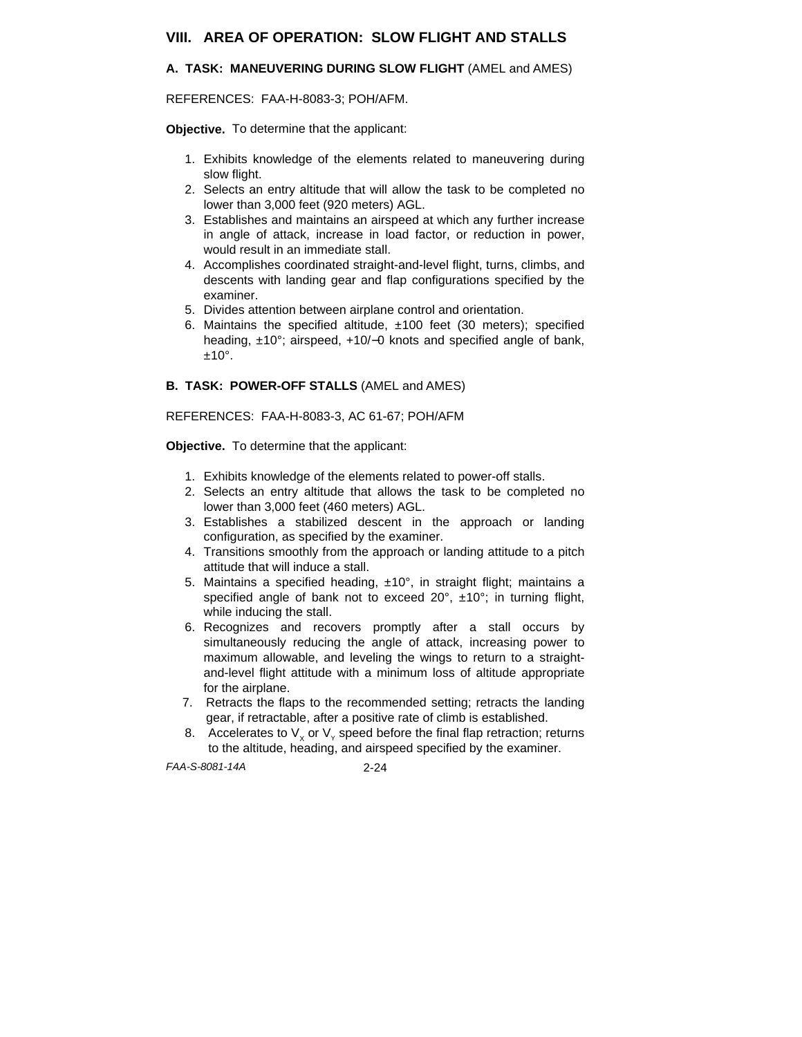## VIII. AREA OF OPERATION: SLOW FLIGHT AND STALLS

### A. TASK: MANEUVERING DURING SLOW FLIGHT (AMEL and AMES)

REFERENCES: FAA-H-8083-3; POH/AFM.

**Objective.** To determine that the applicant:

1. Exhibits knowledge of the elements related to maneuvering during slow flight.
2. Selects an entry altitude that will allow the task to be completed no lower than 3,000 feet (920 meters) AGL.
3. Establishes and maintains an airspeed at which any further increase in angle of attack, increase in load factor, or reduction in power, would result in an immediate stall.
4. Accomplishes coordinated straight-and-level flight, turns, climbs, and descents with landing gear and flap configurations specified by the examiner.
5. Divides attention between airplane control and orientation.
6. Maintains the specified altitude, ±100 feet (30 meters); specified heading, ±10°; airspeed, +10/−0 knots and specified angle of bank, ±10°.

### B. TASK: POWER-OFF STALLS (AMEL and AMES)

REFERENCES: FAA-H-8083-3, AC 61-67; POH/AFM

**Objective.** To determine that the applicant:

1. Exhibits knowledge of the elements related to power-off stalls.
2. Selects an entry altitude that allows the task to be completed no lower than 3,000 feet (460 meters) AGL.
3. Establishes a stabilized descent in the approach or landing configuration, as specified by the examiner.
4. Transitions smoothly from the approach or landing attitude to a pitch attitude that will induce a stall.
5. Maintains a specified heading, ±10°, in straight flight; maintains a specified angle of bank not to exceed 20°, ±10°; in turning flight, while inducing the stall.
6. Recognizes and recovers promptly after a stall occurs by simultaneously reducing the angle of attack, increasing power to maximum allowable, and leveling the wings to return to a straight-and-level flight attitude with a minimum loss of altitude appropriate for the airplane.
7. Retracts the flaps to the recommended setting; retracts the landing gear, if retractable, after a positive rate of climb is established.
8. Accelerates to $V_X$ or $V_Y$ speed before the final flap retraction; returns to the altitude, heading, and airspeed specified by the examiner.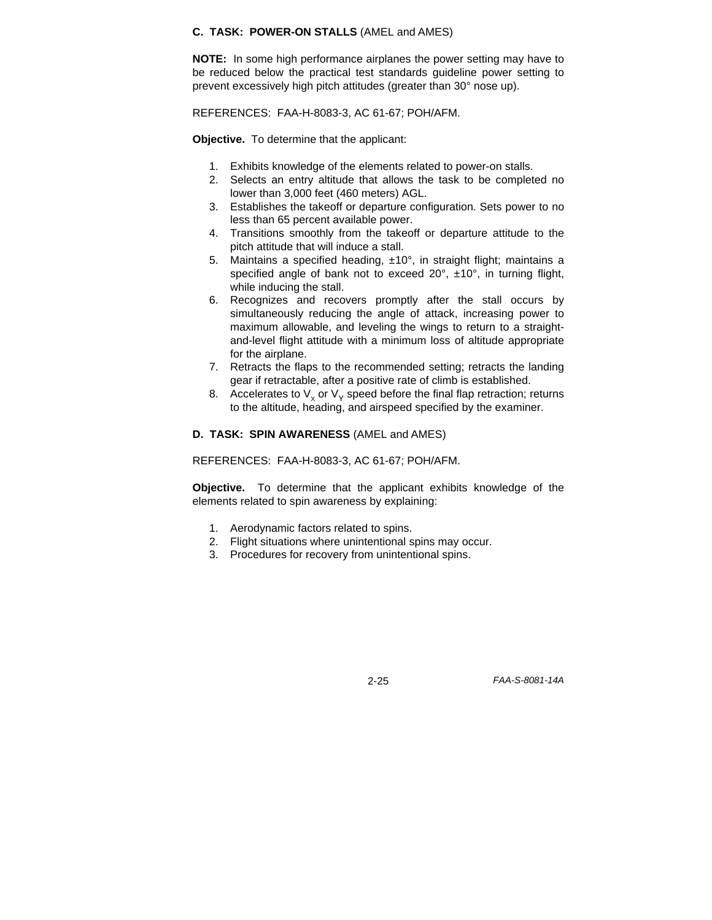### C. TASK: POWER-ON STALLS (AMEL and AMES)

**NOTE:** In some high performance airplanes the power setting may have to be reduced below the practical test standards guideline power setting to prevent excessively high pitch attitudes (greater than 30° nose up).

REFERENCES: FAA-H-8083-3, AC 61-67; POH/AFM.

**Objective.** To determine that the applicant:

1. Exhibits knowledge of the elements related to power-on stalls.
2. Selects an entry altitude that allows the task to be completed no lower than 3,000 feet (460 meters) AGL.
3. Establishes the takeoff or departure configuration. Sets power to no less than 65 percent available power.
4. Transitions smoothly from the takeoff or departure attitude to the pitch attitude that will induce a stall.
5. Maintains a specified heading, ±10°, in straight flight; maintains a specified angle of bank not to exceed 20°, ±10°, in turning flight, while inducing the stall.
6. Recognizes and recovers promptly after the stall occurs by simultaneously reducing the angle of attack, increasing power to maximum allowable, and leveling the wings to return to a straight-and-level flight attitude with a minimum loss of altitude appropriate for the airplane.
7. Retracts the flaps to the recommended setting; retracts the landing gear if retractable, after a positive rate of climb is established.
8. Accelerates to $V_x$ or $V_Y$ speed before the final flap retraction; returns to the altitude, heading, and airspeed specified by the examiner.

### D. TASK: SPIN AWARENESS (AMEL and AMES)

REFERENCES: FAA-H-8083-3, AC 61-67; POH/AFM.

**Objective.** To determine that the applicant exhibits knowledge of the elements related to spin awareness by explaining:

1. Aerodynamic factors related to spins.
2. Flight situations where unintentional spins may occur.
3. Procedures for recovery from unintentional spins.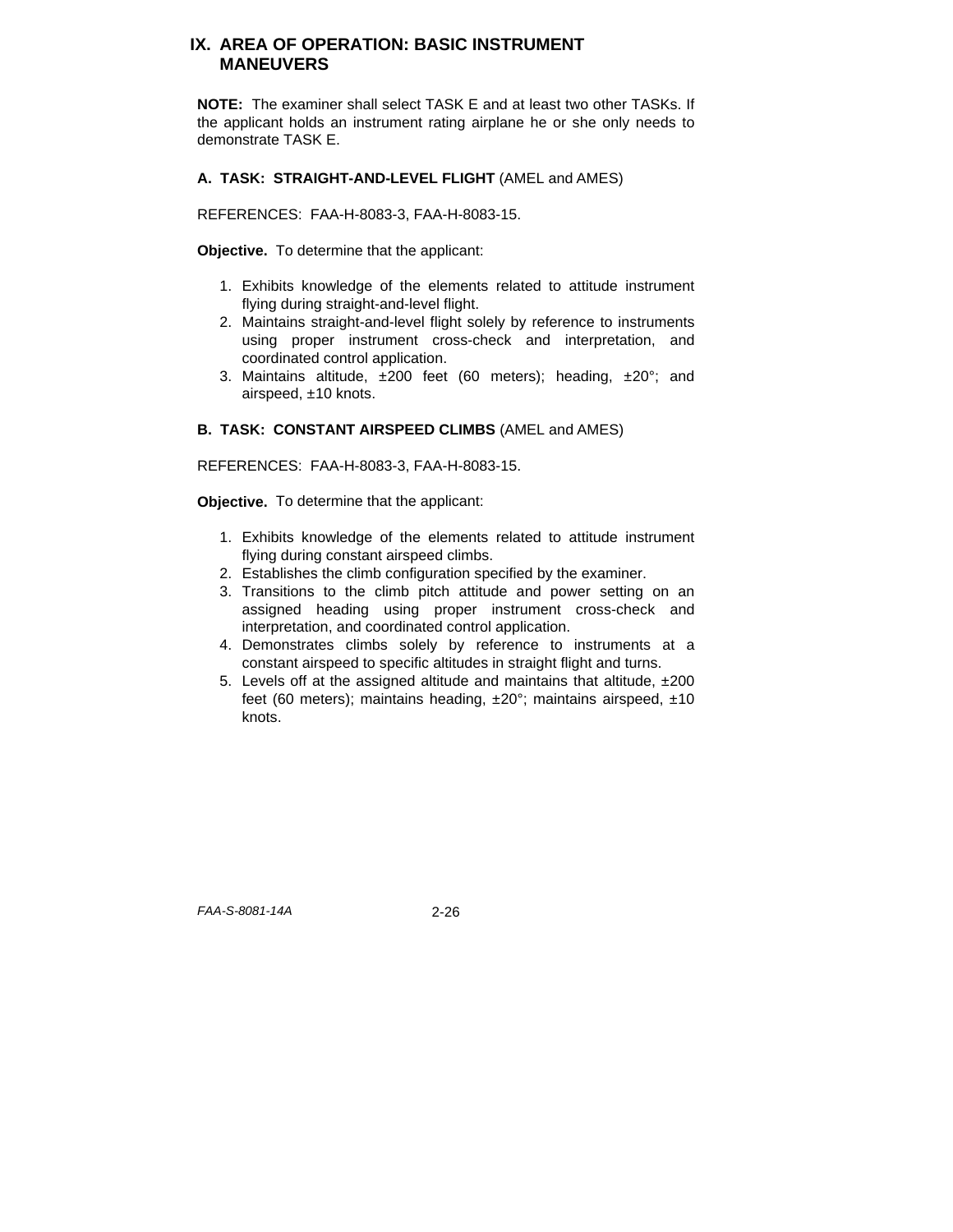## IX. AREA OF OPERATION: BASIC INSTRUMENT MANEUVERS

**NOTE:** The examiner shall select TASK E and at least two other TASKs. If the applicant holds an instrument rating airplane he or she only needs to demonstrate TASK E.

### A. TASK: STRAIGHT-AND-LEVEL FLIGHT (AMEL and AMES)

REFERENCES: FAA-H-8083-3, FAA-H-8083-15.

**Objective.** To determine that the applicant:

1. Exhibits knowledge of the elements related to attitude instrument flying during straight-and-level flight.
2. Maintains straight-and-level flight solely by reference to instruments using proper instrument cross-check and interpretation, and coordinated control application.
3. Maintains altitude, ±200 feet (60 meters); heading, ±20°; and airspeed, ±10 knots.

### B. TASK: CONSTANT AIRSPEED CLIMBS (AMEL and AMES)

REFERENCES: FAA-H-8083-3, FAA-H-8083-15.

**Objective.** To determine that the applicant:

1. Exhibits knowledge of the elements related to attitude instrument flying during constant airspeed climbs.
2. Establishes the climb configuration specified by the examiner.
3. Transitions to the climb pitch attitude and power setting on an assigned heading using proper instrument cross-check and interpretation, and coordinated control application.
4. Demonstrates climbs solely by reference to instruments at a constant airspeed to specific altitudes in straight flight and turns.
5. Levels off at the assigned altitude and maintains that altitude, ±200 feet (60 meters); maintains heading, ±20°; maintains airspeed, ±10 knots.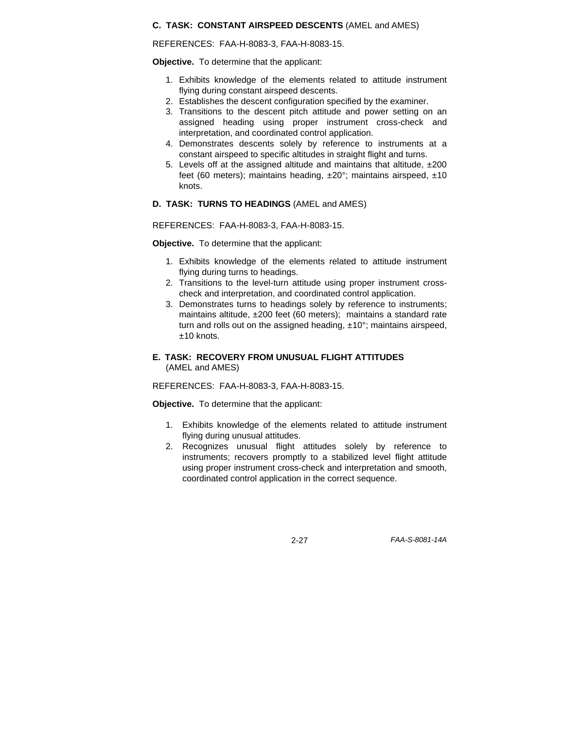**C. TASK: CONSTANT AIRSPEED DESCENTS** (AMEL and AMES)

REFERENCES: FAA-H-8083-3, FAA-H-8083-15.

**Objective.** To determine that the applicant:

1. Exhibits knowledge of the elements related to attitude instrument flying during constant airspeed descents.
2. Establishes the descent configuration specified by the examiner.
3. Transitions to the descent pitch attitude and power setting on an assigned heading using proper instrument cross-check and interpretation, and coordinated control application.
4. Demonstrates descents solely by reference to instruments at a constant airspeed to specific altitudes in straight flight and turns.
5. Levels off at the assigned altitude and maintains that altitude, ±200 feet (60 meters); maintains heading, ±20°; maintains airspeed, ±10 knots.

**D. TASK: TURNS TO HEADINGS** (AMEL and AMES)

REFERENCES: FAA-H-8083-3, FAA-H-8083-15.

**Objective.** To determine that the applicant:

1. Exhibits knowledge of the elements related to attitude instrument flying during turns to headings.
2. Transitions to the level-turn attitude using proper instrument cross-check and interpretation, and coordinated control application.
3. Demonstrates turns to headings solely by reference to instruments; maintains altitude, ±200 feet (60 meters); maintains a standard rate turn and rolls out on the assigned heading, ±10°; maintains airspeed, ±10 knots.

**E. TASK: RECOVERY FROM UNUSUAL FLIGHT ATTITUDES** (AMEL and AMES)

REFERENCES: FAA-H-8083-3, FAA-H-8083-15.

**Objective.** To determine that the applicant:

1. Exhibits knowledge of the elements related to attitude instrument flying during unusual attitudes.
2. Recognizes unusual flight attitudes solely by reference to instruments; recovers promptly to a stabilized level flight attitude using proper instrument cross-check and interpretation and smooth, coordinated control application in the correct sequence.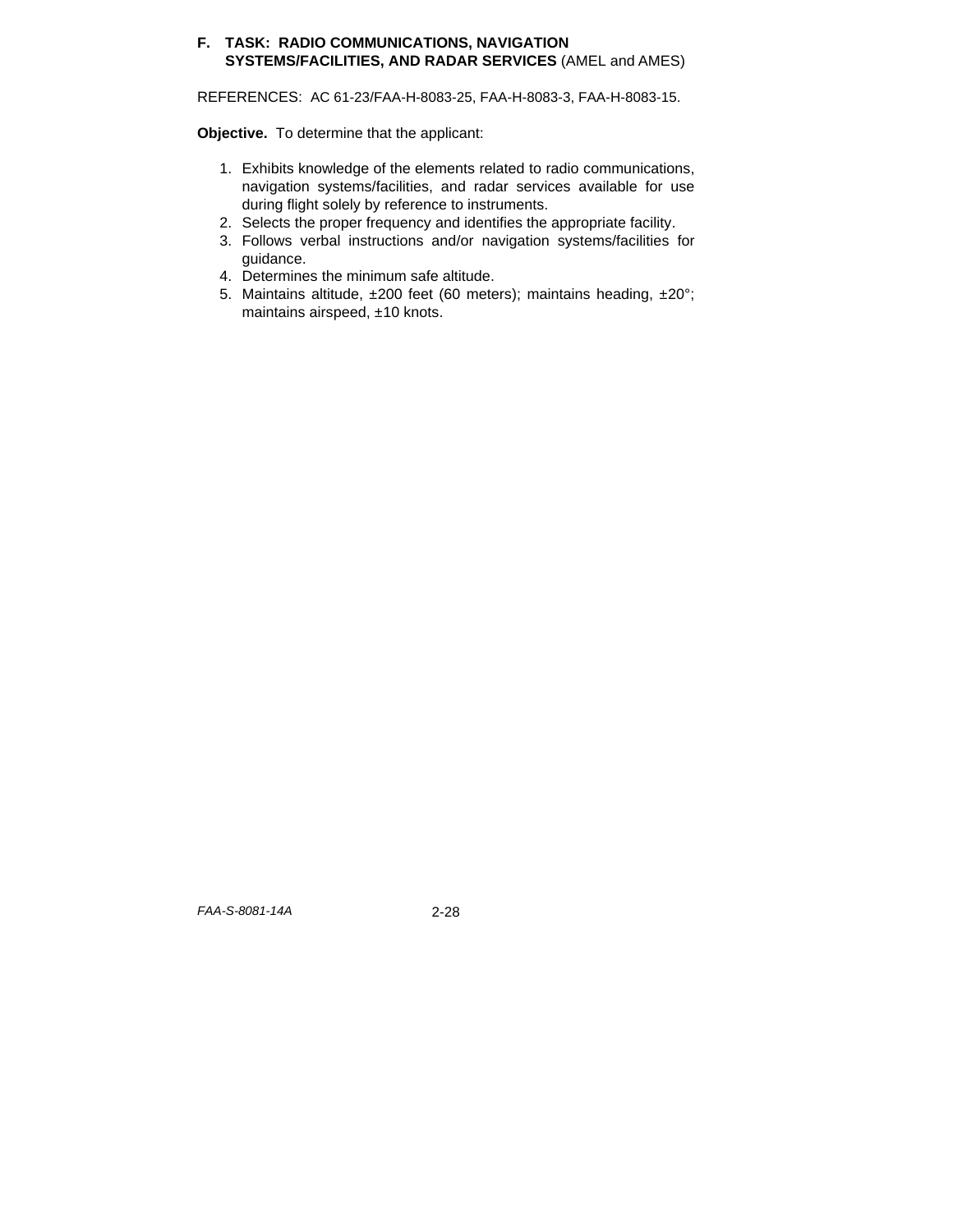### F. TASK: RADIO COMMUNICATIONS, NAVIGATION SYSTEMS/FACILITIES, AND RADAR SERVICES (AMEL and AMES)

REFERENCES: AC 61-23/FAA-H-8083-25, FAA-H-8083-3, FAA-H-8083-15.

**Objective.** To determine that the applicant:

1. Exhibits knowledge of the elements related to radio communications, navigation systems/facilities, and radar services available for use during flight solely by reference to instruments.
2. Selects the proper frequency and identifies the appropriate facility.
3. Follows verbal instructions and/or navigation systems/facilities for guidance.
4. Determines the minimum safe altitude.
5. Maintains altitude, ±200 feet (60 meters); maintains heading, ±20°; maintains airspeed, ±10 knots.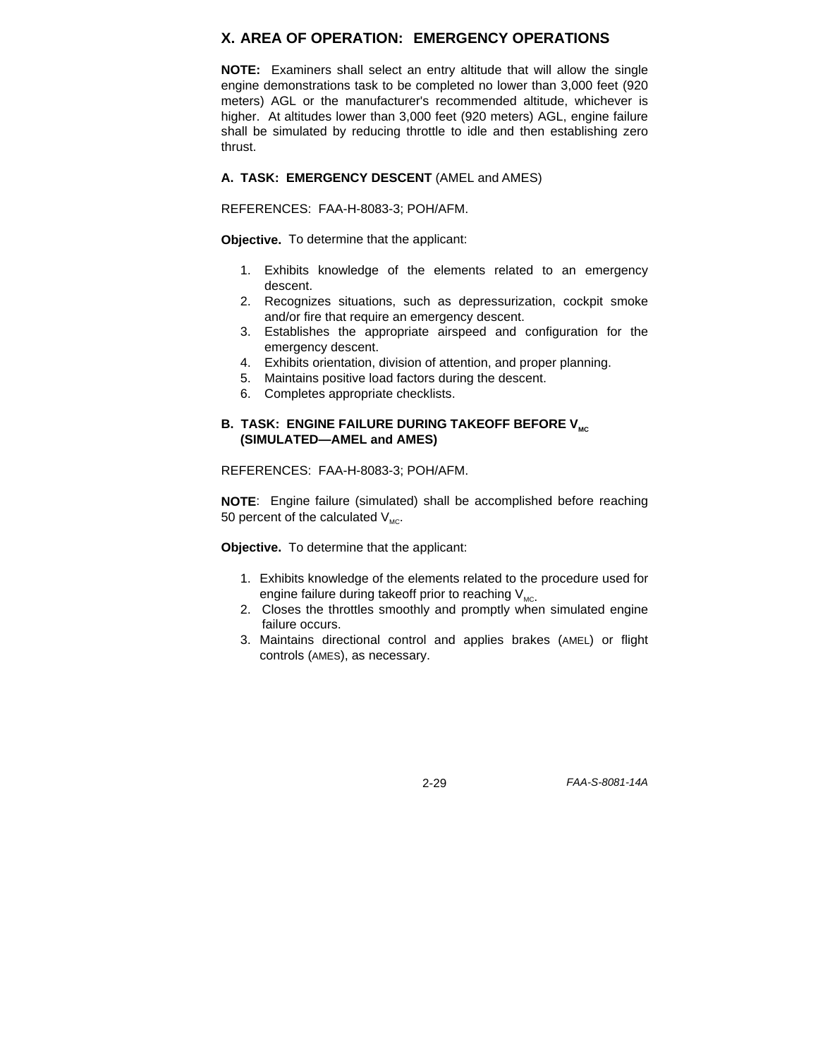## X. AREA OF OPERATION: EMERGENCY OPERATIONS

**NOTE:** Examiners shall select an entry altitude that will allow the single engine demonstrations task to be completed no lower than 3,000 feet (920 meters) AGL or the manufacturer's recommended altitude, whichever is higher. At altitudes lower than 3,000 feet (920 meters) AGL, engine failure shall be simulated by reducing throttle to idle and then establishing zero thrust.

### A. TASK: EMERGENCY DESCENT (AMEL and AMES)

REFERENCES: FAA-H-8083-3; POH/AFM.

**Objective.** To determine that the applicant:

1. Exhibits knowledge of the elements related to an emergency descent.
2. Recognizes situations, such as depressurization, cockpit smoke and/or fire that require an emergency descent.
3. Establishes the appropriate airspeed and configuration for the emergency descent.
4. Exhibits orientation, division of attention, and proper planning.
5. Maintains positive load factors during the descent.
6. Completes appropriate checklists.

### B. TASK: ENGINE FAILURE DURING TAKEOFF BEFORE $V_{MC}$ (SIMULATED—AMEL and AMES)

REFERENCES: FAA-H-8083-3; POH/AFM.

**NOTE**: Engine failure (simulated) shall be accomplished before reaching 50 percent of the calculated $V_{MC}$.

**Objective.** To determine that the applicant:

1. Exhibits knowledge of the elements related to the procedure used for engine failure during takeoff prior to reaching $V_{MC}$.
2. Closes the throttles smoothly and promptly when simulated engine failure occurs.
3. Maintains directional control and applies brakes (AMEL) or flight controls (AMES), as necessary.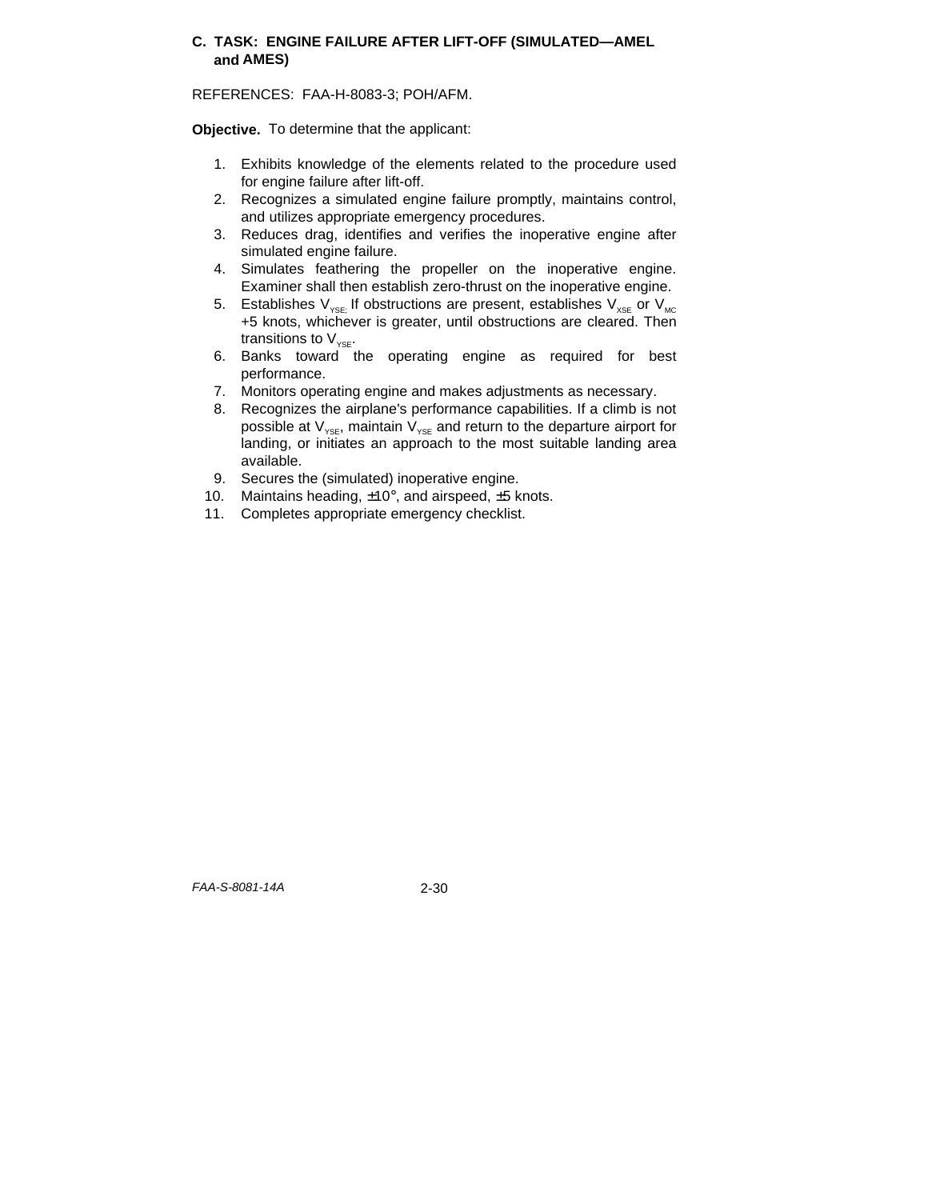### C. TASK: ENGINE FAILURE AFTER LIFT-OFF (SIMULATED—AMEL and AMES)

REFERENCES: FAA-H-8083-3; POH/AFM.

**Objective.** To determine that the applicant:

1. Exhibits knowledge of the elements related to the procedure used for engine failure after lift-off.
2. Recognizes a simulated engine failure promptly, maintains control, and utilizes appropriate emergency procedures.
3. Reduces drag, identifies and verifies the inoperative engine after simulated engine failure.
4. Simulates feathering the propeller on the inoperative engine. Examiner shall then establish zero-thrust on the inoperative engine.
5. Establishes $V_{YSE;}$ If obstructions are present, establishes $V_{XSE}$ or $V_{MC}$ +5 knots, whichever is greater, until obstructions are cleared. Then transitions to $V_{YSE}$.
6. Banks toward the operating engine as required for best performance.
7. Monitors operating engine and makes adjustments as necessary.
8. Recognizes the airplane's performance capabilities. If a climb is not possible at $V_{YSE}$, maintain $V_{YSE}$ and return to the departure airport for landing, or initiates an approach to the most suitable landing area available.
9. Secures the (simulated) inoperative engine.
10. Maintains heading, ±10°, and airspeed, ±5 knots.
11. Completes appropriate emergency checklist.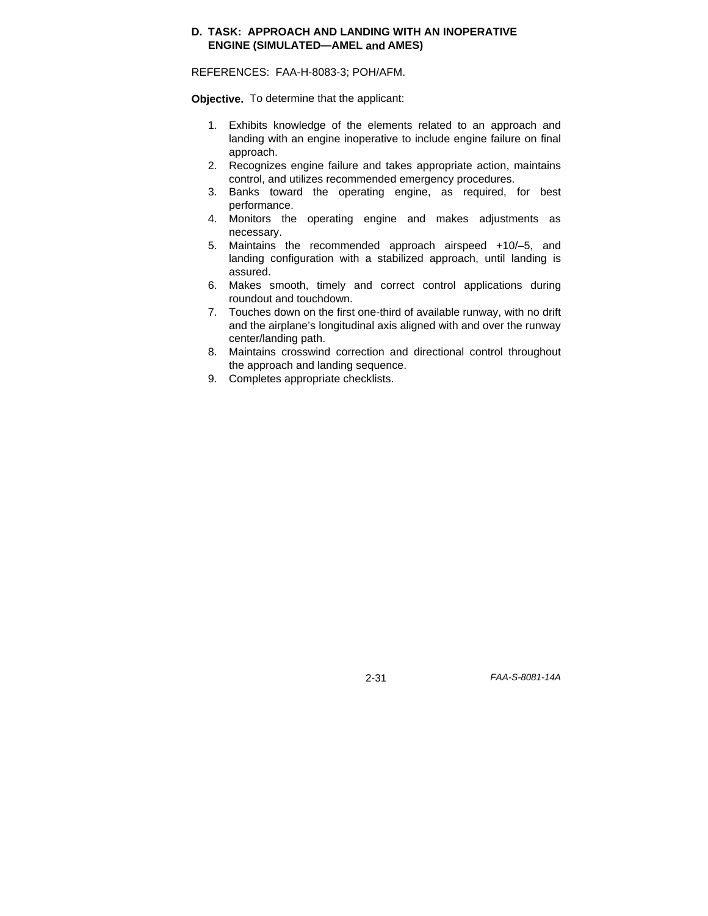### D. TASK: APPROACH AND LANDING WITH AN INOPERATIVE ENGINE (SIMULATED—AMEL and AMES)

REFERENCES: FAA-H-8083-3; POH/AFM.

**Objective.** To determine that the applicant:

1. Exhibits knowledge of the elements related to an approach and landing with an engine inoperative to include engine failure on final approach.
2. Recognizes engine failure and takes appropriate action, maintains control, and utilizes recommended emergency procedures.
3. Banks toward the operating engine, as required, for best performance.
4. Monitors the operating engine and makes adjustments as necessary.
5. Maintains the recommended approach airspeed +10/–5, and landing configuration with a stabilized approach, until landing is assured.
6. Makes smooth, timely and correct control applications during roundout and touchdown.
7. Touches down on the first one-third of available runway, with no drift and the airplane's longitudinal axis aligned with and over the runway center/landing path.
8. Maintains crosswind correction and directional control throughout the approach and landing sequence.
9. Completes appropriate checklists.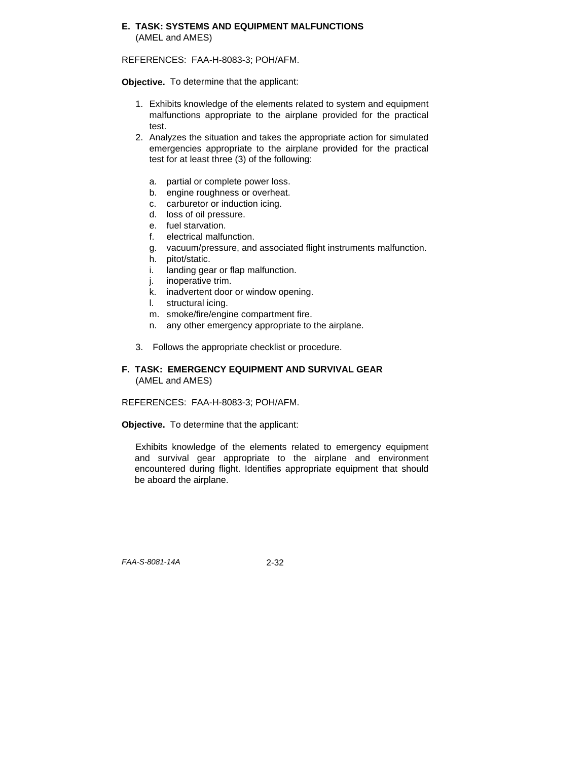**E. TASK: SYSTEMS AND EQUIPMENT MALFUNCTIONS**
(AMEL and AMES)

REFERENCES: FAA-H-8083-3; POH/AFM.

**Objective.** To determine that the applicant:

1. Exhibits knowledge of the elements related to system and equipment malfunctions appropriate to the airplane provided for the practical test.
2. Analyzes the situation and takes the appropriate action for simulated emergencies appropriate to the airplane provided for the practical test for at least three (3) of the following:

   a. partial or complete power loss.
   b. engine roughness or overheat.
   c. carburetor or induction icing.
   d. loss of oil pressure.
   e. fuel starvation.
   f. electrical malfunction.
   g. vacuum/pressure, and associated flight instruments malfunction.
   h. pitot/static.
   i. landing gear or flap malfunction.
   j. inoperative trim.
   k. inadvertent door or window opening.
   l. structural icing.
   m. smoke/fire/engine compartment fire.
   n. any other emergency appropriate to the airplane.

3. Follows the appropriate checklist or procedure.

**F. TASK: EMERGENCY EQUIPMENT AND SURVIVAL GEAR**
(AMEL and AMES)

REFERENCES: FAA-H-8083-3; POH/AFM.

**Objective.** To determine that the applicant:

Exhibits knowledge of the elements related to emergency equipment and survival gear appropriate to the airplane and environment encountered during flight. Identifies appropriate equipment that should be aboard the airplane.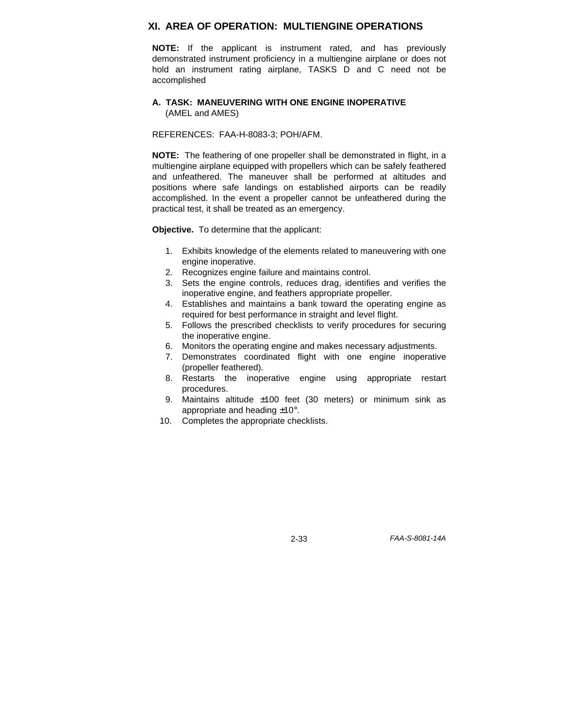## XI. AREA OF OPERATION: MULTIENGINE OPERATIONS

**NOTE:** If the applicant is instrument rated, and has previously demonstrated instrument proficiency in a multiengine airplane or does not hold an instrument rating airplane, TASKS D and C need not be accomplished

### A. TASK: MANEUVERING WITH ONE ENGINE INOPERATIVE (AMEL and AMES)

REFERENCES: FAA-H-8083-3; POH/AFM.

**NOTE:** The feathering of one propeller shall be demonstrated in flight, in a multiengine airplane equipped with propellers which can be safely feathered and unfeathered. The maneuver shall be performed at altitudes and positions where safe landings on established airports can be readily accomplished. In the event a propeller cannot be unfeathered during the practical test, it shall be treated as an emergency.

**Objective.** To determine that the applicant:

1. Exhibits knowledge of the elements related to maneuvering with one engine inoperative.
2. Recognizes engine failure and maintains control.
3. Sets the engine controls, reduces drag, identifies and verifies the inoperative engine, and feathers appropriate propeller.
4. Establishes and maintains a bank toward the operating engine as required for best performance in straight and level flight.
5. Follows the prescribed checklists to verify procedures for securing the inoperative engine.
6. Monitors the operating engine and makes necessary adjustments.
7. Demonstrates coordinated flight with one engine inoperative (propeller feathered).
8. Restarts the inoperative engine using appropriate restart procedures.
9. Maintains altitude ±100 feet (30 meters) or minimum sink as appropriate and heading ±10°.
10. Completes the appropriate checklists.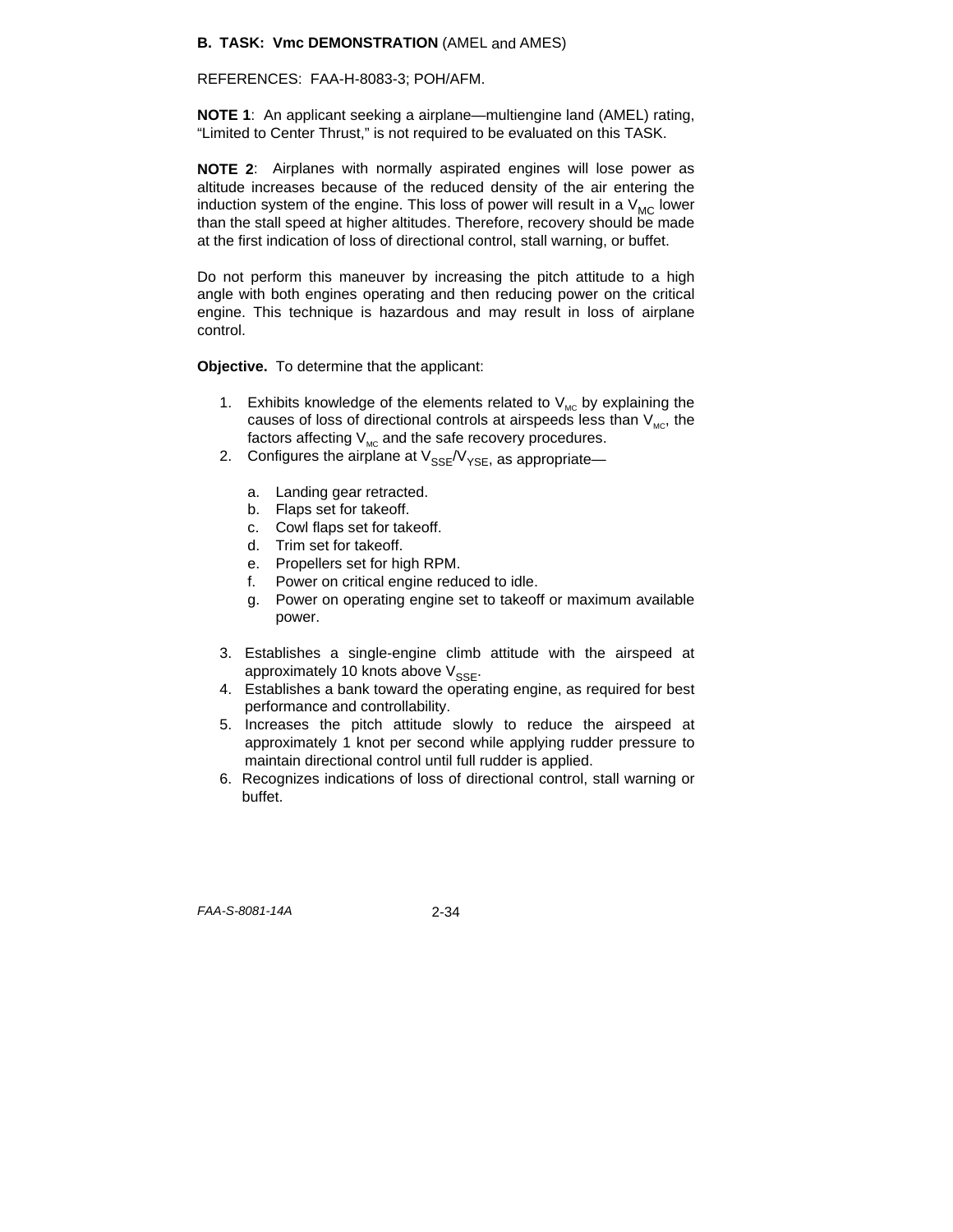**B. TASK: Vmc DEMONSTRATION** (AMEL and AMES)

REFERENCES: FAA-H-8083-3; POH/AFM.

**NOTE 1**: An applicant seeking a airplane—multiengine land (AMEL) rating, “Limited to Center Thrust,” is not required to be evaluated on this TASK.

**NOTE 2**: Airplanes with normally aspirated engines will lose power as altitude increases because of the reduced density of the air entering the induction system of the engine. This loss of power will result in a $V_{MC}$ lower than the stall speed at higher altitudes. Therefore, recovery should be made at the first indication of loss of directional control, stall warning, or buffet.

Do not perform this maneuver by increasing the pitch attitude to a high angle with both engines operating and then reducing power on the critical engine. This technique is hazardous and may result in loss of airplane control.

**Objective.** To determine that the applicant:

1. Exhibits knowledge of the elements related to $V_{MC}$ by explaining the causes of loss of directional controls at airspeeds less than $V_{MC}$, the factors affecting $V_{MC}$ and the safe recovery procedures.
2. Configures the airplane at $V_{SSE}$/$V_{YSE}$, as appropriate—
   a. Landing gear retracted.
   b. Flaps set for takeoff.
   c. Cowl flaps set for takeoff.
   d. Trim set for takeoff.
   e. Propellers set for high RPM.
   f. Power on critical engine reduced to idle.
   g. Power on operating engine set to takeoff or maximum available power.
3. Establishes a single-engine climb attitude with the airspeed at approximately 10 knots above $V_{SSE}$.
4. Establishes a bank toward the operating engine, as required for best performance and controllability.
5. Increases the pitch attitude slowly to reduce the airspeed at approximately 1 knot per second while applying rudder pressure to maintain directional control until full rudder is applied.
6. Recognizes indications of loss of directional control, stall warning or buffet.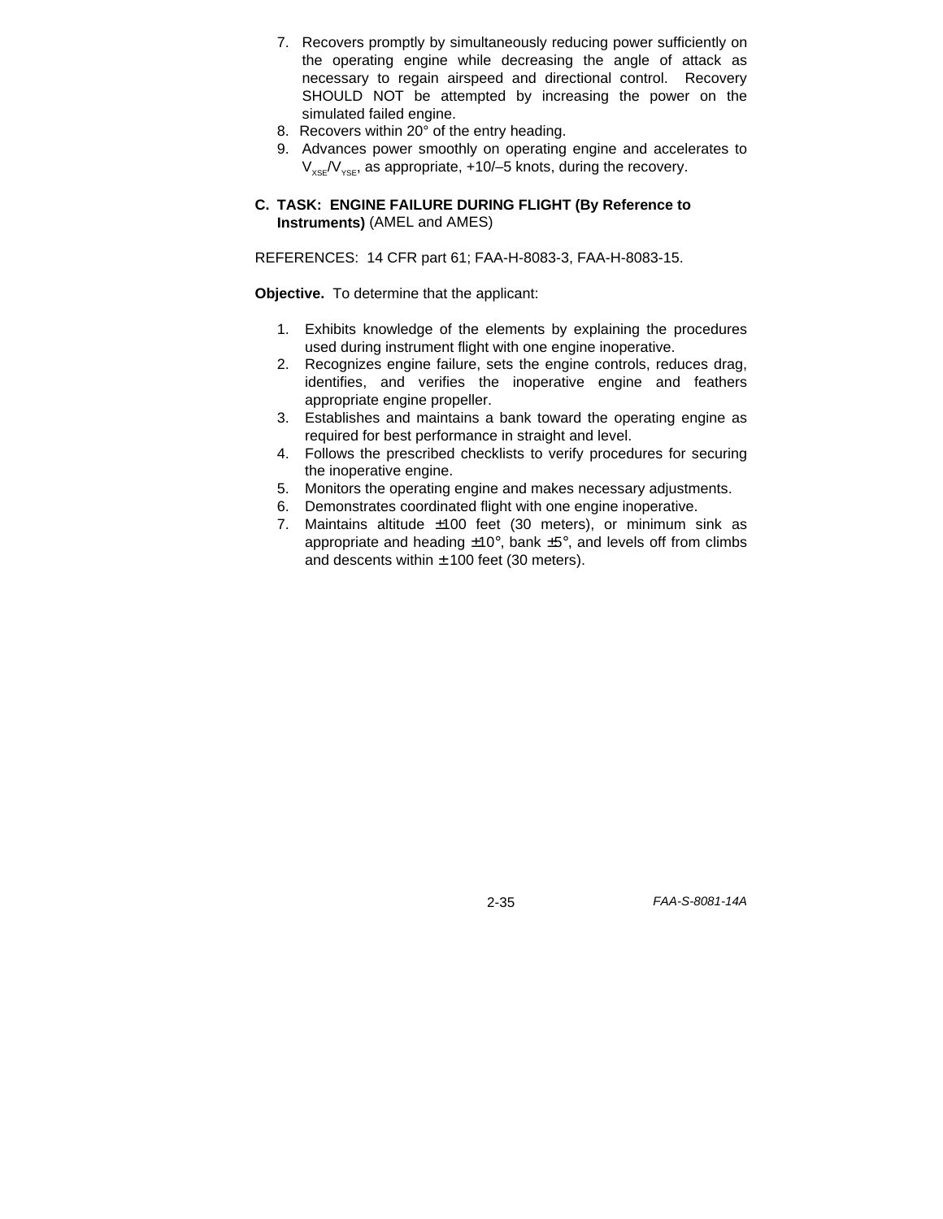7. Recovers promptly by simultaneously reducing power sufficiently on the operating engine while decreasing the angle of attack as necessary to regain airspeed and directional control. Recovery SHOULD NOT be attempted by increasing the power on the simulated failed engine.
8. Recovers within 20° of the entry heading.
9. Advances power smoothly on operating engine and accelerates to $V_{XSE}/V_{YSE}$, as appropriate, +10/–5 knots, during the recovery.

**C. TASK: ENGINE FAILURE DURING FLIGHT (By Reference to Instruments)** (AMEL and AMES)

REFERENCES: 14 CFR part 61; FAA-H-8083-3, FAA-H-8083-15.

**Objective.** To determine that the applicant:

1. Exhibits knowledge of the elements by explaining the procedures used during instrument flight with one engine inoperative.
2. Recognizes engine failure, sets the engine controls, reduces drag, identifies, and verifies the inoperative engine and feathers appropriate engine propeller.
3. Establishes and maintains a bank toward the operating engine as required for best performance in straight and level.
4. Follows the prescribed checklists to verify procedures for securing the inoperative engine.
5. Monitors the operating engine and makes necessary adjustments.
6. Demonstrates coordinated flight with one engine inoperative.
7. Maintains altitude ±100 feet (30 meters), or minimum sink as appropriate and heading ±10°, bank ±5°, and levels off from climbs and descents within ±100 feet (30 meters).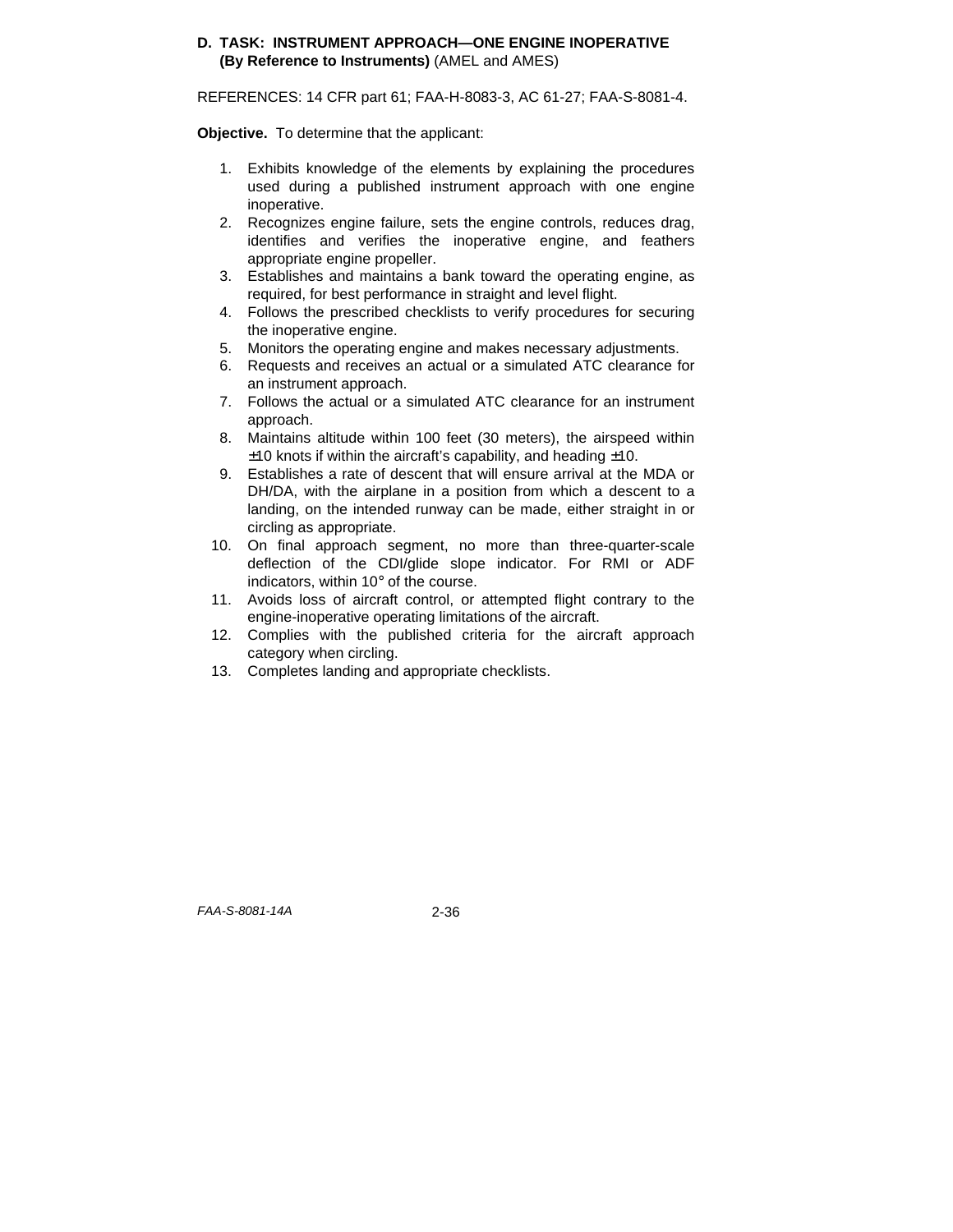**D. TASK: INSTRUMENT APPROACH—ONE ENGINE INOPERATIVE (By Reference to Instruments)** (AMEL and AMES)

REFERENCES: 14 CFR part 61; FAA-H-8083-3, AC 61-27; FAA-S-8081-4.

**Objective.** To determine that the applicant:

1. Exhibits knowledge of the elements by explaining the procedures used during a published instrument approach with one engine inoperative.
2. Recognizes engine failure, sets the engine controls, reduces drag, identifies and verifies the inoperative engine, and feathers appropriate engine propeller.
3. Establishes and maintains a bank toward the operating engine, as required, for best performance in straight and level flight.
4. Follows the prescribed checklists to verify procedures for securing the inoperative engine.
5. Monitors the operating engine and makes necessary adjustments.
6. Requests and receives an actual or a simulated ATC clearance for an instrument approach.
7. Follows the actual or a simulated ATC clearance for an instrument approach.
8. Maintains altitude within 100 feet (30 meters), the airspeed within ±10 knots if within the aircraft's capability, and heading ±10.
9. Establishes a rate of descent that will ensure arrival at the MDA or DH/DA, with the airplane in a position from which a descent to a landing, on the intended runway can be made, either straight in or circling as appropriate.
10. On final approach segment, no more than three-quarter-scale deflection of the CDI/glide slope indicator. For RMI or ADF indicators, within 10° of the course.
11. Avoids loss of aircraft control, or attempted flight contrary to the engine-inoperative operating limitations of the aircraft.
12. Complies with the published criteria for the aircraft approach category when circling.
13. Completes landing and appropriate checklists.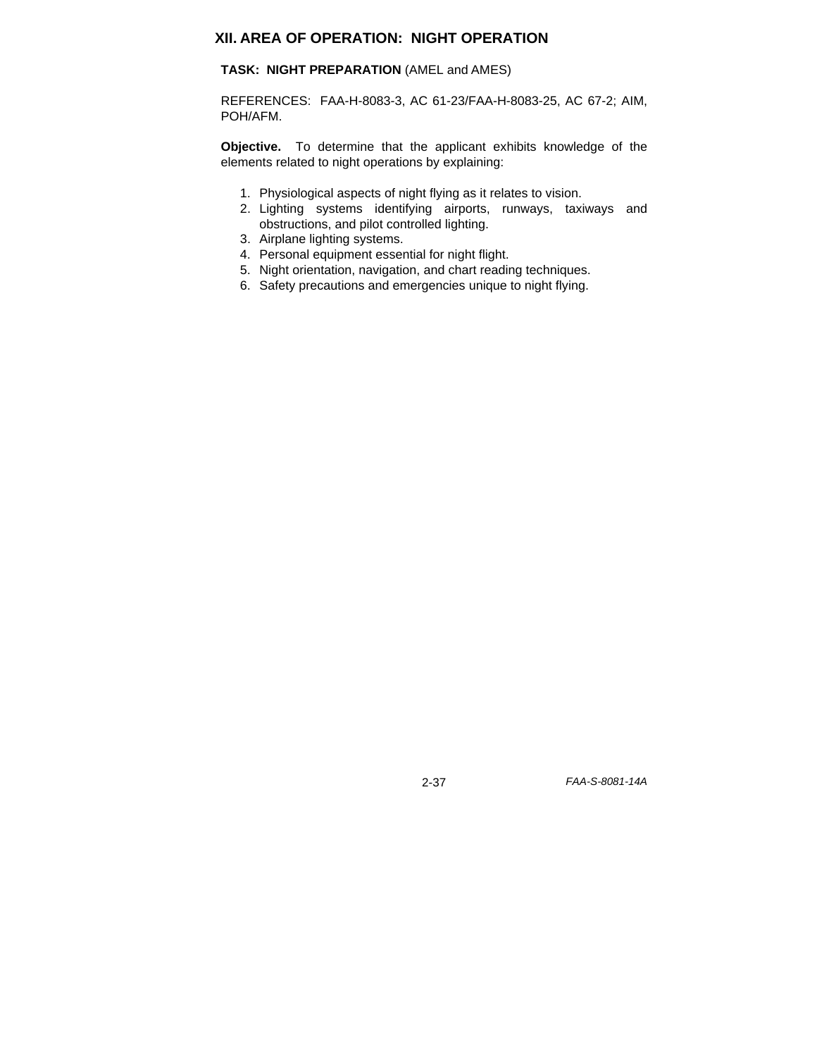## XII. AREA OF OPERATION: NIGHT OPERATION

**TASK: NIGHT PREPARATION** (AMEL and AMES)

REFERENCES: FAA-H-8083-3, AC 61-23/FAA-H-8083-25, AC 67-2; AIM, POH/AFM.

**Objective.** To determine that the applicant exhibits knowledge of the elements related to night operations by explaining:

1. Physiological aspects of night flying as it relates to vision.
2. Lighting systems identifying airports, runways, taxiways and obstructions, and pilot controlled lighting.
3. Airplane lighting systems.
4. Personal equipment essential for night flight.
5. Night orientation, navigation, and chart reading techniques.
6. Safety precautions and emergencies unique to night flying.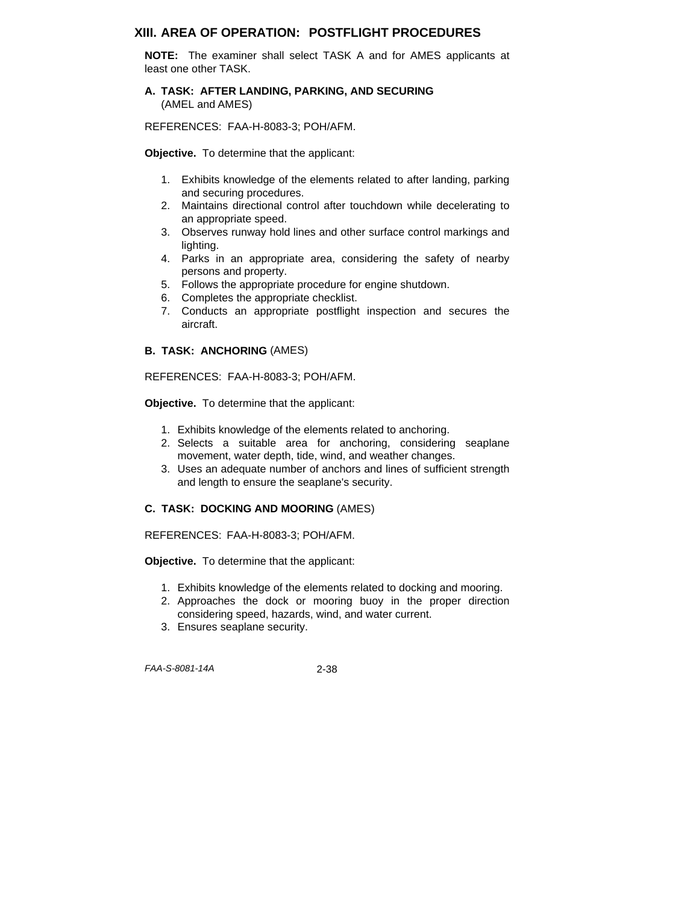## XIII. AREA OF OPERATION: POSTFLIGHT PROCEDURES

**NOTE:** The examiner shall select TASK A and for AMES applicants at least one other TASK.

### A. TASK: AFTER LANDING, PARKING, AND SECURING (AMEL and AMES)

REFERENCES: FAA-H-8083-3; POH/AFM.

**Objective.** To determine that the applicant:

1. Exhibits knowledge of the elements related to after landing, parking and securing procedures.
2. Maintains directional control after touchdown while decelerating to an appropriate speed.
3. Observes runway hold lines and other surface control markings and lighting.
4. Parks in an appropriate area, considering the safety of nearby persons and property.
5. Follows the appropriate procedure for engine shutdown.
6. Completes the appropriate checklist.
7. Conducts an appropriate postflight inspection and secures the aircraft.

### B. TASK: ANCHORING (AMES)

REFERENCES: FAA-H-8083-3; POH/AFM.

**Objective.** To determine that the applicant:

1. Exhibits knowledge of the elements related to anchoring.
2. Selects a suitable area for anchoring, considering seaplane movement, water depth, tide, wind, and weather changes.
3. Uses an adequate number of anchors and lines of sufficient strength and length to ensure the seaplane's security.

### C. TASK: DOCKING AND MOORING (AMES)

REFERENCES: FAA-H-8083-3; POH/AFM.

**Objective.** To determine that the applicant:

1. Exhibits knowledge of the elements related to docking and mooring.
2. Approaches the dock or mooring buoy in the proper direction considering speed, hazards, wind, and water current.
3. Ensures seaplane security.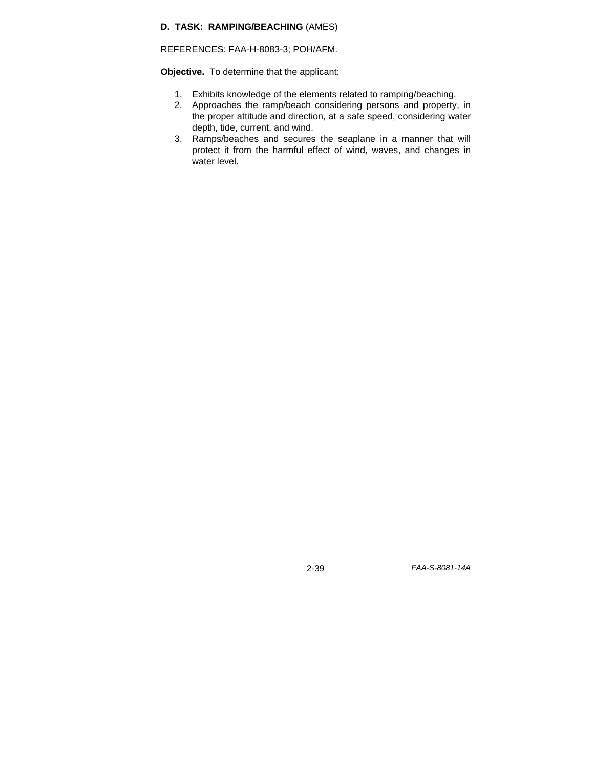### D. TASK: RAMPING/BEACHING (AMES)

REFERENCES: FAA-H-8083-3; POH/AFM.

**Objective.** To determine that the applicant:

1. Exhibits knowledge of the elements related to ramping/beaching.
2. Approaches the ramp/beach considering persons and property, in the proper attitude and direction, at a safe speed, considering water depth, tide, current, and wind.
3. Ramps/beaches and secures the seaplane in a manner that will protect it from the harmful effect of wind, waves, and changes in water level.